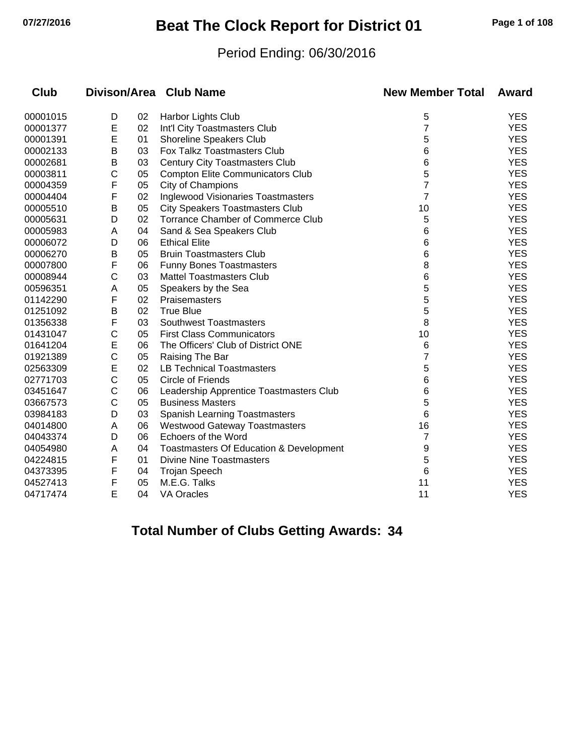# Beat The Clock Report for District 01

Period Ending: 06/30/2016

| Club | Divison/Area | | Club Name | New Member Total | Award |
|---|---|---|---|---|---|
| 00001015 | D | 02 | Harbor Lights Club | 5 | YES |
| 00001377 | E | 02 | Int'l City Toastmasters Club | 7 | YES |
| 00001391 | E | 01 | Shoreline Speakers Club | 5 | YES |
| 00002133 | B | 03 | Fox Talkz Toastmasters Club | 6 | YES |
| 00002681 | B | 03 | Century City Toastmasters Club | 6 | YES |
| 00003811 | C | 05 | Compton Elite Communicators Club | 5 | YES |
| 00004359 | F | 05 | City of Champions | 7 | YES |
| 00004404 | F | 02 | Inglewood Visionaries Toastmasters | 7 | YES |
| 00005510 | B | 05 | City Speakers Toastmasters Club | 10 | YES |
| 00005631 | D | 02 | Torrance Chamber of Commerce Club | 5 | YES |
| 00005983 | A | 04 | Sand & Sea Speakers Club | 6 | YES |
| 00006072 | D | 06 | Ethical Elite | 6 | YES |
| 00006270 | B | 05 | Bruin Toastmasters Club | 6 | YES |
| 00007800 | F | 06 | Funny Bones Toastmasters | 8 | YES |
| 00008944 | C | 03 | Mattel Toastmasters Club | 6 | YES |
| 00596351 | A | 05 | Speakers by the Sea | 5 | YES |
| 01142290 | F | 02 | Praisemasters | 5 | YES |
| 01251092 | B | 02 | True Blue | 5 | YES |
| 01356338 | F | 03 | Southwest Toastmasters | 8 | YES |
| 01431047 | C | 05 | First Class Communicators | 10 | YES |
| 01641204 | E | 06 | The Officers' Club of District ONE | 6 | YES |
| 01921389 | C | 05 | Raising The Bar | 7 | YES |
| 02563309 | E | 02 | LB Technical Toastmasters | 5 | YES |
| 02771703 | C | 05 | Circle of Friends | 6 | YES |
| 03451647 | C | 06 | Leadership Apprentice Toastmasters Club | 6 | YES |
| 03667573 | C | 05 | Business Masters | 5 | YES |
| 03984183 | D | 03 | Spanish Learning Toastmasters | 6 | YES |
| 04014800 | A | 06 | Westwood Gateway Toastmasters | 16 | YES |
| 04043374 | D | 06 | Echoers of the Word | 7 | YES |
| 04054980 | A | 04 | Toastmasters Of Education & Development | 9 | YES |
| 04224815 | F | 01 | Divine Nine Toastmasters | 5 | YES |
| 04373395 | F | 04 | Trojan Speech | 6 | YES |
| 04527413 | F | 05 | M.E.G. Talks | 11 | YES |
| 04717474 | E | 04 | VA Oracles | 11 | YES |

**Total Number of Clubs Getting Awards: 34**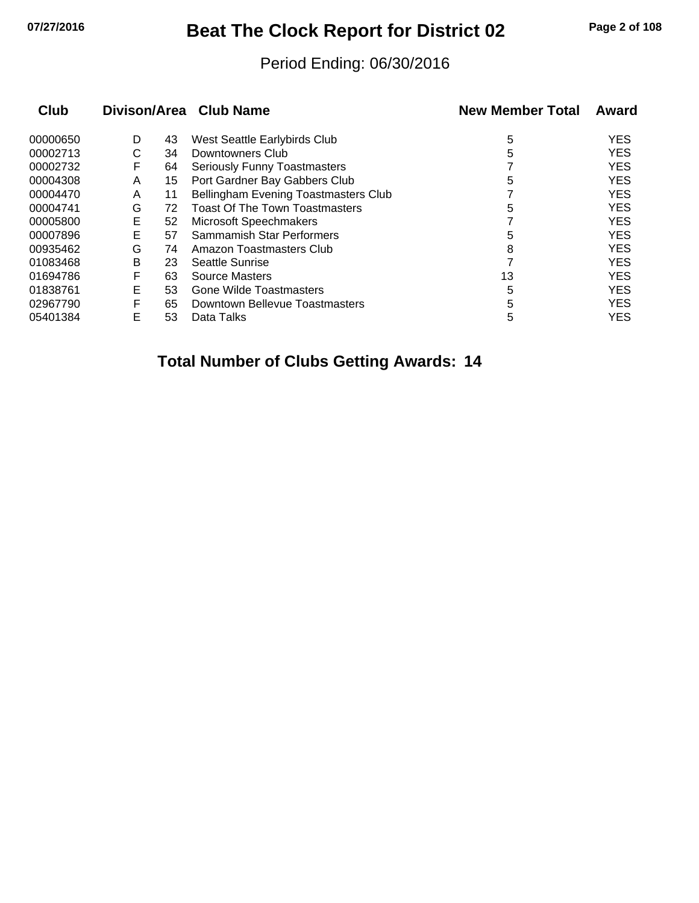# Beat The Clock Report for District 02

Period Ending: 06/30/2016

| Club | Divison | Area | Club Name | New Member Total | Award |
|---|---|---|---|---|---|
| 00000650 | D | 43 | West Seattle Earlybirds Club | 5 | YES |
| 00002713 | C | 34 | Downtowners Club | 5 | YES |
| 00002732 | F | 64 | Seriously Funny Toastmasters | 7 | YES |
| 00004308 | A | 15 | Port Gardner Bay Gabbers Club | 5 | YES |
| 00004470 | A | 11 | Bellingham Evening Toastmasters Club | 7 | YES |
| 00004741 | G | 72 | Toast Of The Town Toastmasters | 5 | YES |
| 00005800 | E | 52 | Microsoft Speechmakers | 7 | YES |
| 00007896 | E | 57 | Sammamish Star Performers | 5 | YES |
| 00935462 | G | 74 | Amazon Toastmasters Club | 8 | YES |
| 01083468 | B | 23 | Seattle Sunrise | 7 | YES |
| 01694786 | F | 63 | Source Masters | 13 | YES |
| 01838761 | E | 53 | Gone Wilde Toastmasters | 5 | YES |
| 02967790 | F | 65 | Downtown Bellevue Toastmasters | 5 | YES |
| 05401384 | E | 53 | Data Talks | 5 | YES |

**Total Number of Clubs Getting Awards: 14**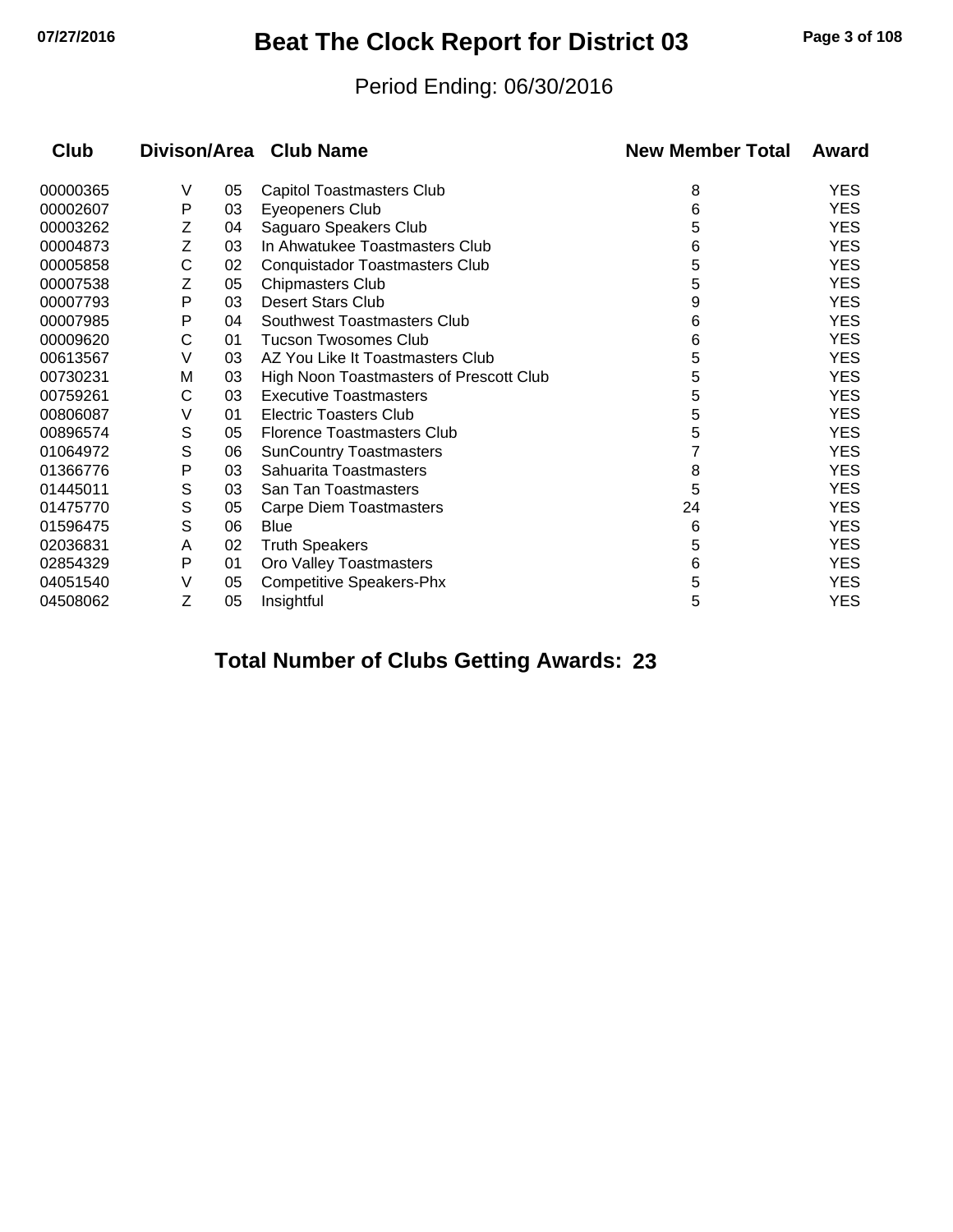# Beat The Clock Report for District 03

Period Ending: 06/30/2016

| Club | Divison/Area | | Club Name | New Member Total | Award |
|---|---|---|---|---|---|
| 00000365 | V | 05 | Capitol Toastmasters Club | 8 | YES |
| 00002607 | P | 03 | Eyeopeners Club | 6 | YES |
| 00003262 | Z | 04 | Saguaro Speakers Club | 5 | YES |
| 00004873 | Z | 03 | In Ahwatukee Toastmasters Club | 6 | YES |
| 00005858 | C | 02 | Conquistador Toastmasters Club | 5 | YES |
| 00007538 | Z | 05 | Chipmasters Club | 5 | YES |
| 00007793 | P | 03 | Desert Stars Club | 9 | YES |
| 00007985 | P | 04 | Southwest Toastmasters Club | 6 | YES |
| 00009620 | C | 01 | Tucson Twosomes Club | 6 | YES |
| 00613567 | V | 03 | AZ You Like It Toastmasters Club | 5 | YES |
| 00730231 | M | 03 | High Noon Toastmasters of Prescott Club | 5 | YES |
| 00759261 | C | 03 | Executive Toastmasters | 5 | YES |
| 00806087 | V | 01 | Electric Toasters Club | 5 | YES |
| 00896574 | S | 05 | Florence Toastmasters Club | 5 | YES |
| 01064972 | S | 06 | SunCountry Toastmasters | 7 | YES |
| 01366776 | P | 03 | Sahuarita Toastmasters | 8 | YES |
| 01445011 | S | 03 | San Tan Toastmasters | 5 | YES |
| 01475770 | S | 05 | Carpe Diem Toastmasters | 24 | YES |
| 01596475 | S | 06 | Blue | 6 | YES |
| 02036831 | A | 02 | Truth Speakers | 5 | YES |
| 02854329 | P | 01 | Oro Valley Toastmasters | 6 | YES |
| 04051540 | V | 05 | Competitive Speakers-Phx | 5 | YES |
| 04508062 | Z | 05 | Insightful | 5 | YES |

**Total Number of Clubs Getting Awards: 23**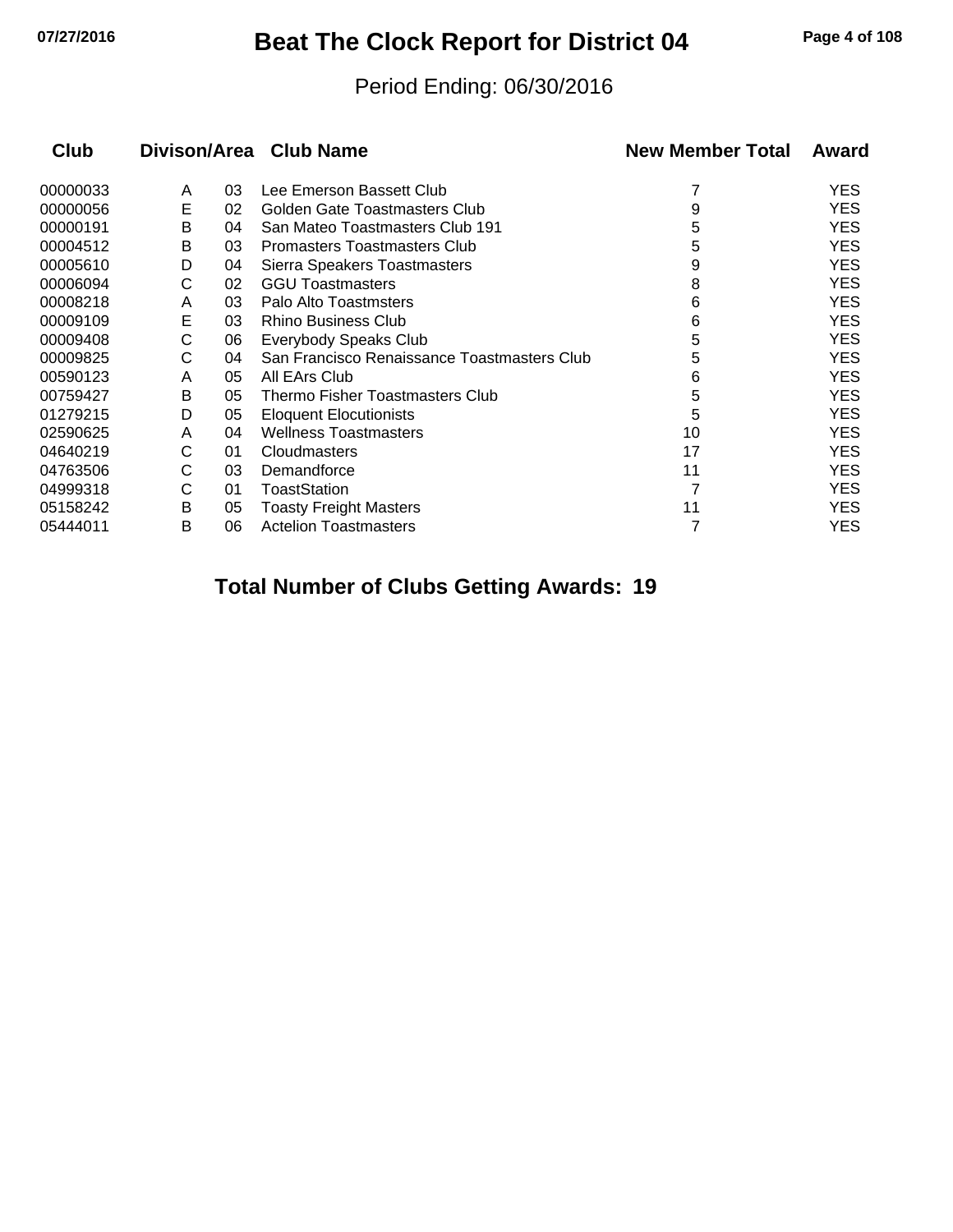# Beat The Clock Report for District 04

Period Ending: 06/30/2016

| Club | Divison/Area | | Club Name | New Member Total | Award |
|---|---|---|---|---|---|
| 00000033 | A | 03 | Lee Emerson Bassett Club | 7 | YES |
| 00000056 | E | 02 | Golden Gate Toastmasters Club | 9 | YES |
| 00000191 | B | 04 | San Mateo Toastmasters Club 191 | 5 | YES |
| 00004512 | B | 03 | Promasters Toastmasters Club | 5 | YES |
| 00005610 | D | 04 | Sierra Speakers Toastmasters | 9 | YES |
| 00006094 | C | 02 | GGU Toastmasters | 8 | YES |
| 00008218 | A | 03 | Palo Alto Toastmsters | 6 | YES |
| 00009109 | E | 03 | Rhino Business Club | 6 | YES |
| 00009408 | C | 06 | Everybody Speaks Club | 5 | YES |
| 00009825 | C | 04 | San Francisco Renaissance Toastmasters Club | 5 | YES |
| 00590123 | A | 05 | All EArs Club | 6 | YES |
| 00759427 | B | 05 | Thermo Fisher Toastmasters Club | 5 | YES |
| 01279215 | D | 05 | Eloquent Elocutionists | 5 | YES |
| 02590625 | A | 04 | Wellness Toastmasters | 10 | YES |
| 04640219 | C | 01 | Cloudmasters | 17 | YES |
| 04763506 | C | 03 | Demandforce | 11 | YES |
| 04999318 | C | 01 | ToastStation | 7 | YES |
| 05158242 | B | 05 | Toasty Freight Masters | 11 | YES |
| 05444011 | B | 06 | Actelion Toastmasters | 7 | YES |

**Total Number of Clubs Getting Awards: 19**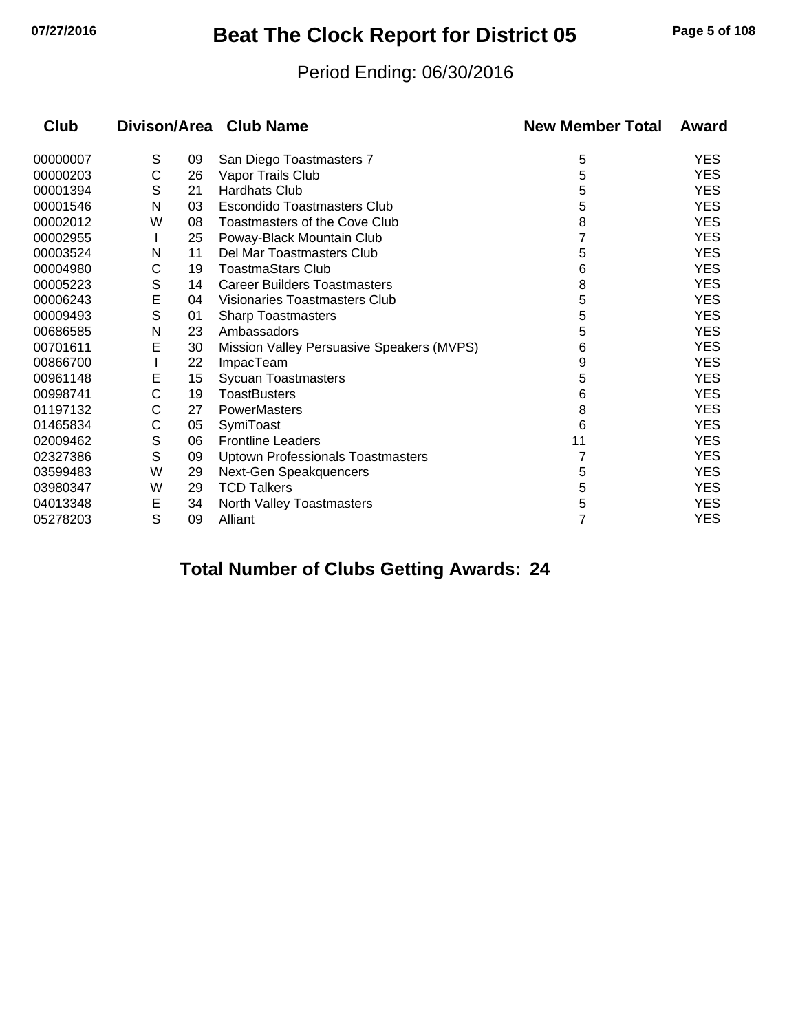# Beat The Clock Report for District 05

Period Ending: 06/30/2016

| Club | Divison/Area | | Club Name | New Member Total | Award |
|---|---|---|---|---|---|
| 00000007 | S | 09 | San Diego Toastmasters 7 | 5 | YES |
| 00000203 | C | 26 | Vapor Trails Club | 5 | YES |
| 00001394 | S | 21 | Hardhats Club | 5 | YES |
| 00001546 | N | 03 | Escondido Toastmasters Club | 5 | YES |
| 00002012 | W | 08 | Toastmasters of the Cove Club | 8 | YES |
| 00002955 | I | 25 | Poway-Black Mountain Club | 7 | YES |
| 00003524 | N | 11 | Del Mar Toastmasters Club | 5 | YES |
| 00004980 | C | 19 | ToastmaStars Club | 6 | YES |
| 00005223 | S | 14 | Career Builders Toastmasters | 8 | YES |
| 00006243 | E | 04 | Visionaries Toastmasters Club | 5 | YES |
| 00009493 | S | 01 | Sharp Toastmasters | 5 | YES |
| 00686585 | N | 23 | Ambassadors | 5 | YES |
| 00701611 | E | 30 | Mission Valley Persuasive Speakers (MVPS) | 6 | YES |
| 00866700 | I | 22 | ImpacTeam | 9 | YES |
| 00961148 | E | 15 | Sycuan Toastmasters | 5 | YES |
| 00998741 | C | 19 | ToastBusters | 6 | YES |
| 01197132 | C | 27 | PowerMasters | 8 | YES |
| 01465834 | C | 05 | SymiToast | 6 | YES |
| 02009462 | S | 06 | Frontline Leaders | 11 | YES |
| 02327386 | S | 09 | Uptown Professionals Toastmasters | 7 | YES |
| 03599483 | W | 29 | Next-Gen Speakquencers | 5 | YES |
| 03980347 | W | 29 | TCD Talkers | 5 | YES |
| 04013348 | E | 34 | North Valley Toastmasters | 5 | YES |
| 05278203 | S | 09 | Alliant | 7 | YES |

**Total Number of Clubs Getting Awards: 24**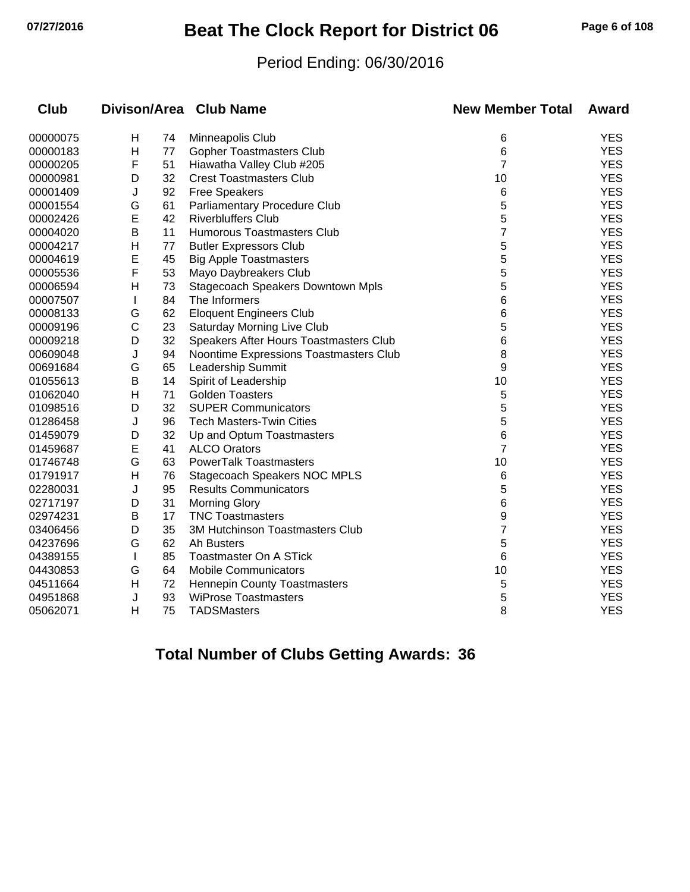# Beat The Clock Report for District 06

Period Ending: 06/30/2016

| Club | Divison | Area | Club Name | New Member Total | Award |
|---|---|---|---|---|---|
| 00000075 | H | 74 | Minneapolis Club | 6 | YES |
| 00000183 | H | 77 | Gopher Toastmasters Club | 6 | YES |
| 00000205 | F | 51 | Hiawatha Valley Club #205 | 7 | YES |
| 00000981 | D | 32 | Crest Toastmasters Club | 10 | YES |
| 00001409 | J | 92 | Free Speakers | 6 | YES |
| 00001554 | G | 61 | Parliamentary Procedure Club | 5 | YES |
| 00002426 | E | 42 | Riverbluffers Club | 5 | YES |
| 00004020 | B | 11 | Humorous Toastmasters Club | 7 | YES |
| 00004217 | H | 77 | Butler Expressors Club | 5 | YES |
| 00004619 | E | 45 | Big Apple Toastmasters | 5 | YES |
| 00005536 | F | 53 | Mayo Daybreakers Club | 5 | YES |
| 00006594 | H | 73 | Stagecoach Speakers Downtown Mpls | 5 | YES |
| 00007507 | I | 84 | The Informers | 6 | YES |
| 00008133 | G | 62 | Eloquent Engineers Club | 6 | YES |
| 00009196 | C | 23 | Saturday Morning Live Club | 5 | YES |
| 00009218 | D | 32 | Speakers After Hours Toastmasters Club | 6 | YES |
| 00609048 | J | 94 | Noontime Expressions Toastmasters Club | 8 | YES |
| 00691684 | G | 65 | Leadership Summit | 9 | YES |
| 01055613 | B | 14 | Spirit of Leadership | 10 | YES |
| 01062040 | H | 71 | Golden Toasters | 5 | YES |
| 01098516 | D | 32 | SUPER Communicators | 5 | YES |
| 01286458 | J | 96 | Tech Masters-Twin Cities | 5 | YES |
| 01459079 | D | 32 | Up and Optum Toastmasters | 6 | YES |
| 01459687 | E | 41 | ALCO Orators | 7 | YES |
| 01746748 | G | 63 | PowerTalk Toastmasters | 10 | YES |
| 01791917 | H | 76 | Stagecoach Speakers NOC MPLS | 6 | YES |
| 02280031 | J | 95 | Results Communicators | 5 | YES |
| 02717197 | D | 31 | Morning Glory | 6 | YES |
| 02974231 | B | 17 | TNC Toastmasters | 9 | YES |
| 03406456 | D | 35 | 3M Hutchinson Toastmasters Club | 7 | YES |
| 04237696 | G | 62 | Ah Busters | 5 | YES |
| 04389155 | I | 85 | Toastmaster On A STick | 6 | YES |
| 04430853 | G | 64 | Mobile Communicators | 10 | YES |
| 04511664 | H | 72 | Hennepin County Toastmasters | 5 | YES |
| 04951868 | J | 93 | WiProse Toastmasters | 5 | YES |
| 05062071 | H | 75 | TADSMasters | 8 | YES |

**Total Number of Clubs Getting Awards: 36**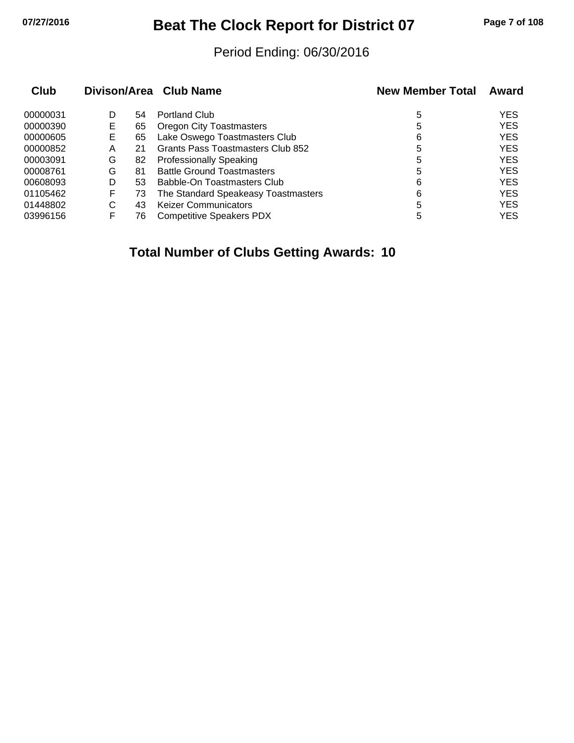# Beat The Clock Report for District 07

Period Ending: 06/30/2016

| Club | Divison/Area | | Club Name | New Member Total | Award |
|---|---|---|---|---|---|
| 00000031 | D | 54 | Portland Club | 5 | YES |
| 00000390 | E | 65 | Oregon City Toastmasters | 5 | YES |
| 00000605 | E | 65 | Lake Oswego Toastmasters Club | 6 | YES |
| 00000852 | A | 21 | Grants Pass Toastmasters Club 852 | 5 | YES |
| 00003091 | G | 82 | Professionally Speaking | 5 | YES |
| 00008761 | G | 81 | Battle Ground Toastmasters | 5 | YES |
| 00608093 | D | 53 | Babble-On Toastmasters Club | 6 | YES |
| 01105462 | F | 73 | The Standard Speakeasy Toastmasters | 6 | YES |
| 01448802 | C | 43 | Keizer Communicators | 5 | YES |
| 03996156 | F | 76 | Competitive Speakers PDX | 5 | YES |

**Total Number of Clubs Getting Awards: 10**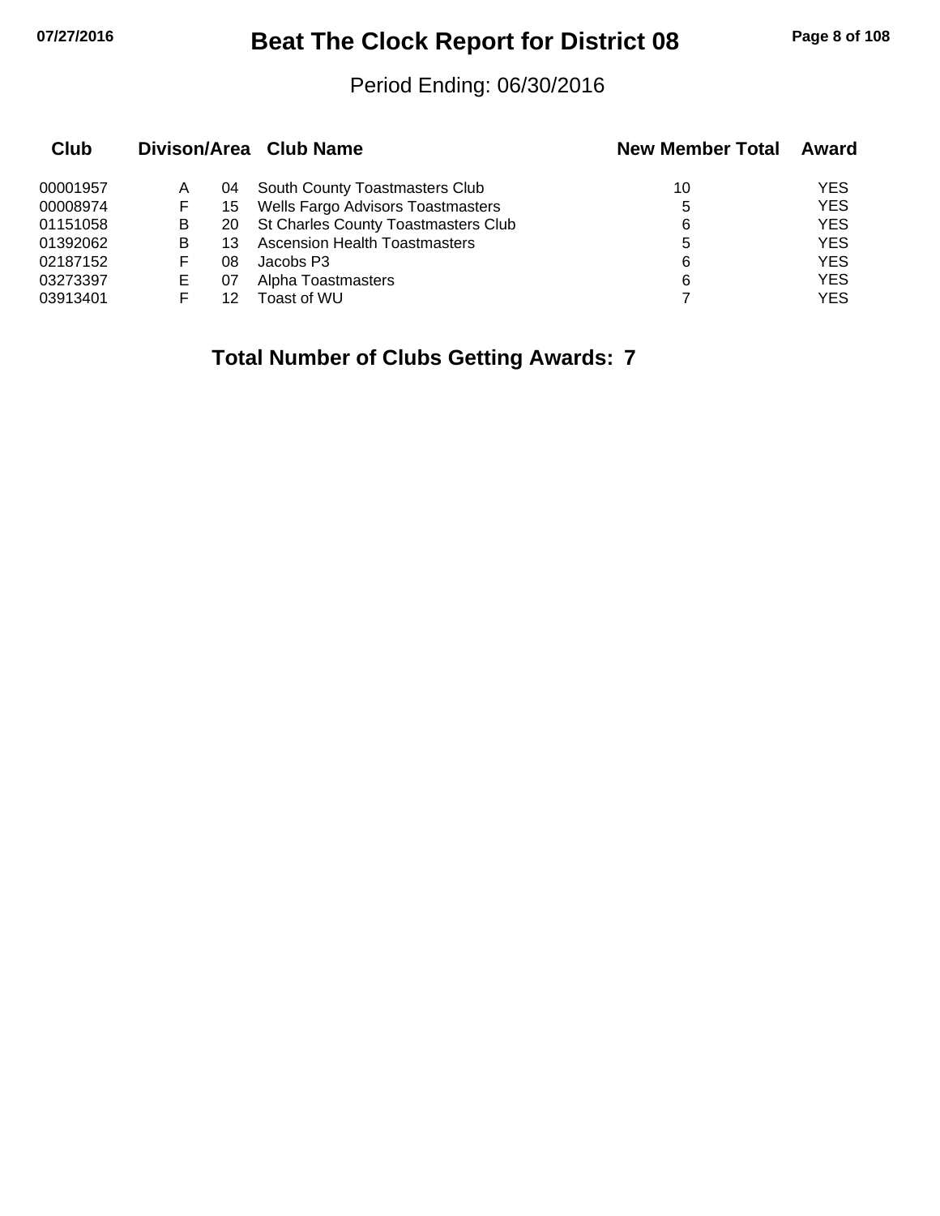# Beat The Clock Report for District 08

Period Ending: 06/30/2016

| Club | Divison/Area | | Club Name | New Member Total | Award |
|---|---|---|---|---|---|
| 00001957 | A | 04 | South County Toastmasters Club | 10 | YES |
| 00008974 | F | 15 | Wells Fargo Advisors Toastmasters | 5 | YES |
| 01151058 | B | 20 | St Charles County Toastmasters Club | 6 | YES |
| 01392062 | B | 13 | Ascension Health Toastmasters | 5 | YES |
| 02187152 | F | 08 | Jacobs P3 | 6 | YES |
| 03273397 | E | 07 | Alpha Toastmasters | 6 | YES |
| 03913401 | F | 12 | Toast of WU | 7 | YES |

**Total Number of Clubs Getting Awards: 7**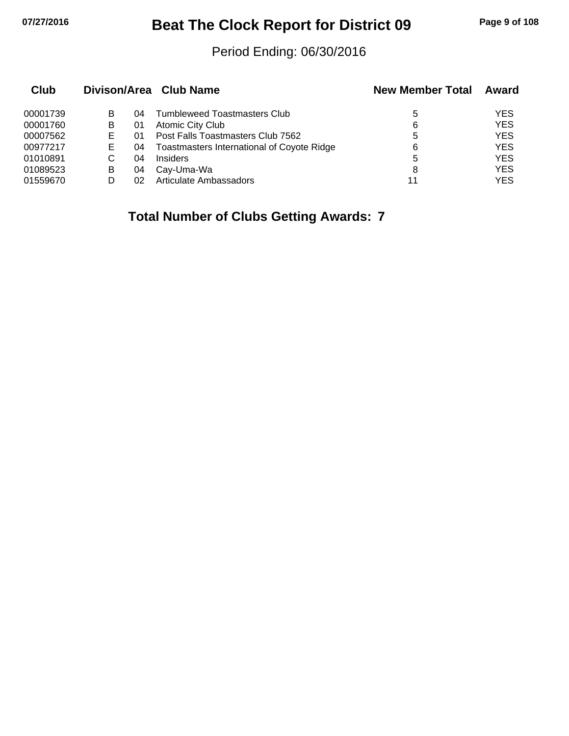# Beat The Clock Report for District 09

Period Ending: 06/30/2016

| Club | Divison/Area | | Club Name | New Member Total | Award |
|---|---|---|---|---|---|
| 00001739 | B | 04 | Tumbleweed Toastmasters Club | 5 | YES |
| 00001760 | B | 01 | Atomic City Club | 6 | YES |
| 00007562 | E | 01 | Post Falls Toastmasters Club 7562 | 5 | YES |
| 00977217 | E | 04 | Toastmasters International of Coyote Ridge | 6 | YES |
| 01010891 | C | 04 | Insiders | 5 | YES |
| 01089523 | B | 04 | Cay-Uma-Wa | 8 | YES |
| 01559670 | D | 02 | Articulate Ambassadors | 11 | YES |

**Total Number of Clubs Getting Awards: 7**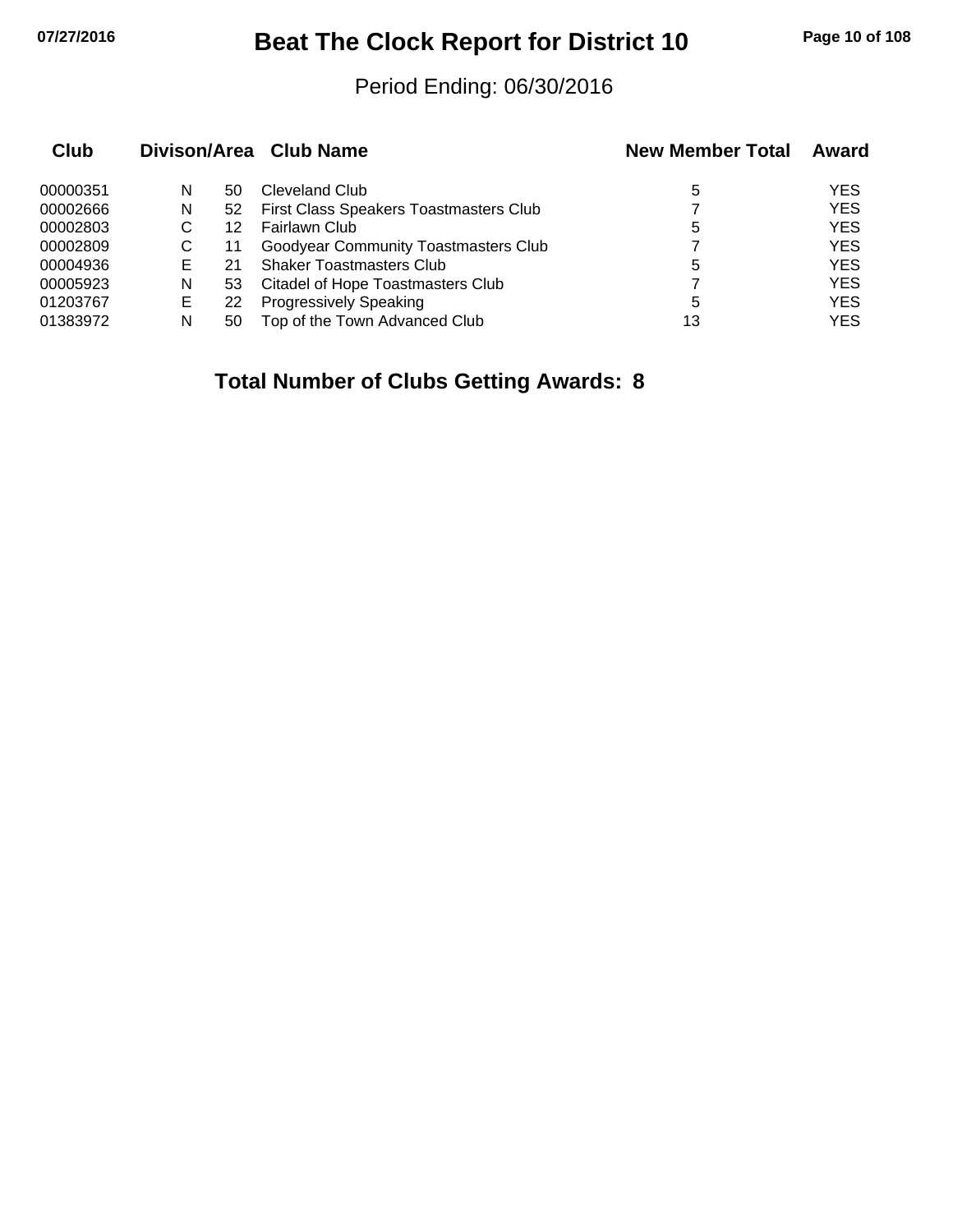# Beat The Clock Report for District 10

Period Ending: 06/30/2016

| Club | Divison/Area | | Club Name | New Member Total | Award |
|---|---|---|---|---|---|
| 00000351 | N | 50 | Cleveland Club | 5 | YES |
| 00002666 | N | 52 | First Class Speakers Toastmasters Club | 7 | YES |
| 00002803 | C | 12 | Fairlawn Club | 5 | YES |
| 00002809 | C | 11 | Goodyear Community Toastmasters Club | 7 | YES |
| 00004936 | E | 21 | Shaker Toastmasters Club | 5 | YES |
| 00005923 | N | 53 | Citadel of Hope Toastmasters Club | 7 | YES |
| 01203767 | E | 22 | Progressively Speaking | 5 | YES |
| 01383972 | N | 50 | Top of the Town Advanced Club | 13 | YES |

**Total Number of Clubs Getting Awards: 8**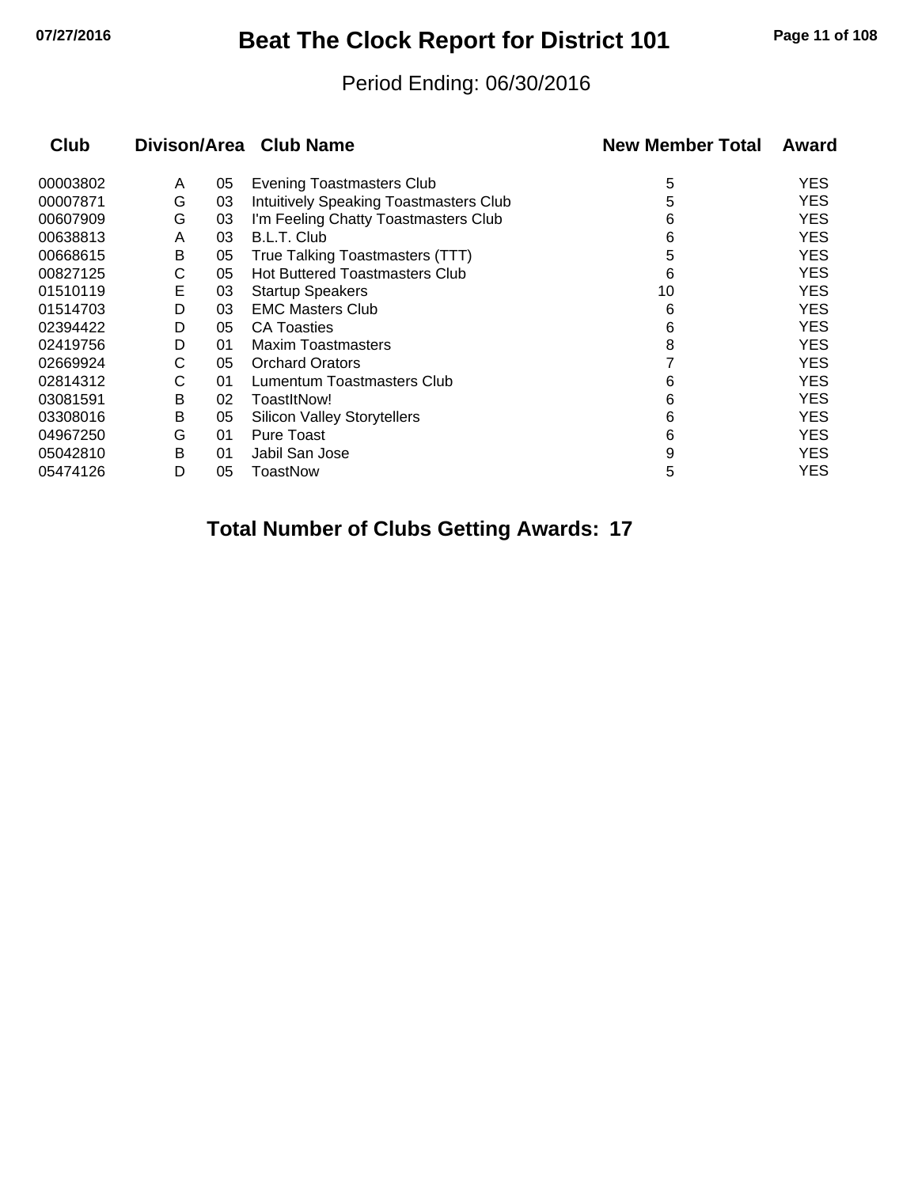# Beat The Clock Report for District 101

Period Ending: 06/30/2016

| Club | Divison/Area | | Club Name | New Member Total | Award |
|---|---|---|---|---|---|
| 00003802 | A | 05 | Evening Toastmasters Club | 5 | YES |
| 00007871 | G | 03 | Intuitively Speaking Toastmasters Club | 5 | YES |
| 00607909 | G | 03 | I'm Feeling Chatty Toastmasters Club | 6 | YES |
| 00638813 | A | 03 | B.L.T. Club | 6 | YES |
| 00668615 | B | 05 | True Talking Toastmasters (TTT) | 5 | YES |
| 00827125 | C | 05 | Hot Buttered Toastmasters Club | 6 | YES |
| 01510119 | E | 03 | Startup Speakers | 10 | YES |
| 01514703 | D | 03 | EMC Masters Club | 6 | YES |
| 02394422 | D | 05 | CA Toasties | 6 | YES |
| 02419756 | D | 01 | Maxim Toastmasters | 8 | YES |
| 02669924 | C | 05 | Orchard Orators | 7 | YES |
| 02814312 | C | 01 | Lumentum Toastmasters Club | 6 | YES |
| 03081591 | B | 02 | ToastItNow! | 6 | YES |
| 03308016 | B | 05 | Silicon Valley Storytellers | 6 | YES |
| 04967250 | G | 01 | Pure Toast | 6 | YES |
| 05042810 | B | 01 | Jabil San Jose | 9 | YES |
| 05474126 | D | 05 | ToastNow | 5 | YES |

**Total Number of Clubs Getting Awards: 17**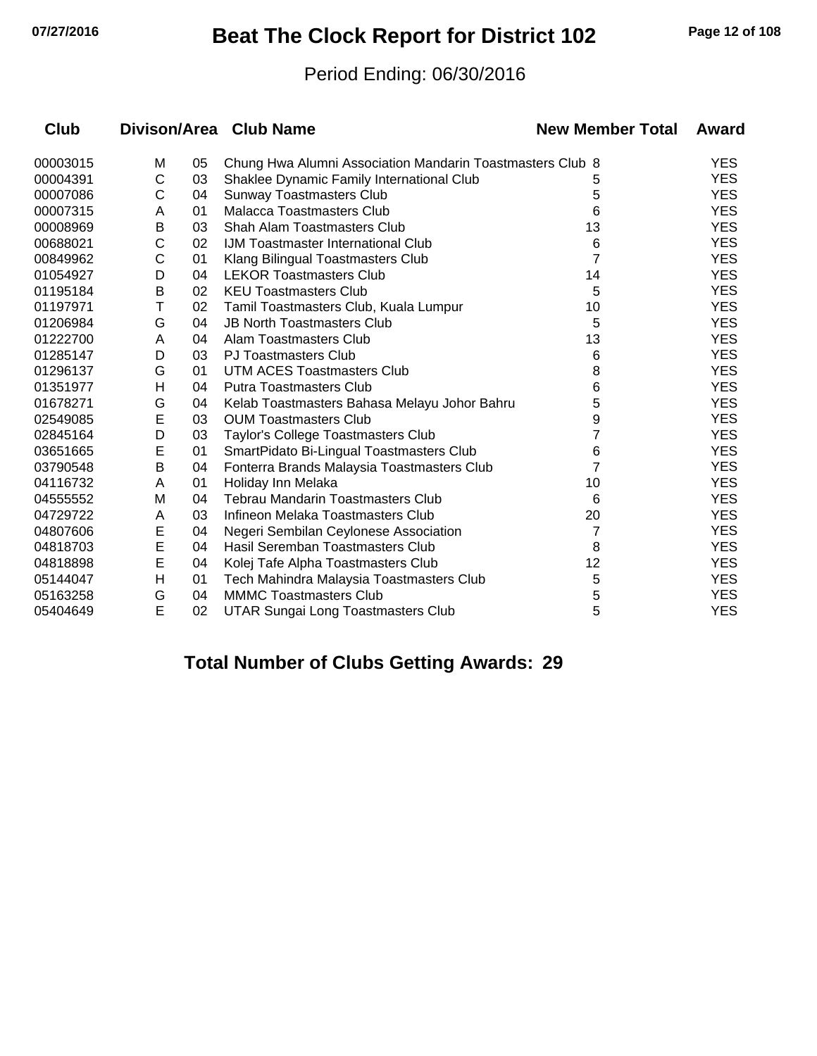# Beat The Clock Report for District 102

Period Ending: 06/30/2016

| Club | Divison/Area | | Club Name | New Member Total | Award |
|---|---|---|---|---|---|
| 00003015 | M | 05 | Chung Hwa Alumni Association Mandarin Toastmasters Club | 8 | YES |
| 00004391 | C | 03 | Shaklee Dynamic Family International Club | 5 | YES |
| 00007086 | C | 04 | Sunway Toastmasters Club | 5 | YES |
| 00007315 | A | 01 | Malacca Toastmasters Club | 6 | YES |
| 00008969 | B | 03 | Shah Alam Toastmasters Club | 13 | YES |
| 00688021 | C | 02 | IJM Toastmaster International Club | 6 | YES |
| 00849962 | C | 01 | Klang Bilingual Toastmasters Club | 7 | YES |
| 01054927 | D | 04 | LEKOR Toastmasters Club | 14 | YES |
| 01195184 | B | 02 | KEU Toastmasters Club | 5 | YES |
| 01197971 | T | 02 | Tamil Toastmasters Club, Kuala Lumpur | 10 | YES |
| 01206984 | G | 04 | JB North Toastmasters Club | 5 | YES |
| 01222700 | A | 04 | Alam Toastmasters Club | 13 | YES |
| 01285147 | D | 03 | PJ Toastmasters Club | 6 | YES |
| 01296137 | G | 01 | UTM ACES Toastmasters Club | 8 | YES |
| 01351977 | H | 04 | Putra Toastmasters Club | 6 | YES |
| 01678271 | G | 04 | Kelab Toastmasters Bahasa Melayu Johor Bahru | 5 | YES |
| 02549085 | E | 03 | OUM Toastmasters Club | 9 | YES |
| 02845164 | D | 03 | Taylor's College Toastmasters Club | 7 | YES |
| 03651665 | E | 01 | SmartPidato Bi-Lingual Toastmasters Club | 6 | YES |
| 03790548 | B | 04 | Fonterra Brands Malaysia Toastmasters Club | 7 | YES |
| 04116732 | A | 01 | Holiday Inn Melaka | 10 | YES |
| 04555552 | M | 04 | Tebrau Mandarin Toastmasters Club | 6 | YES |
| 04729722 | A | 03 | Infineon Melaka Toastmasters Club | 20 | YES |
| 04807606 | E | 04 | Negeri Sembilan Ceylonese Association | 7 | YES |
| 04818703 | E | 04 | Hasil Seremban Toastmasters Club | 8 | YES |
| 04818898 | E | 04 | Kolej Tafe Alpha Toastmasters Club | 12 | YES |
| 05144047 | H | 01 | Tech Mahindra Malaysia Toastmasters Club | 5 | YES |
| 05163258 | G | 04 | MMMC Toastmasters Club | 5 | YES |
| 05404649 | E | 02 | UTAR Sungai Long Toastmasters Club | 5 | YES |

**Total Number of Clubs Getting Awards: 29**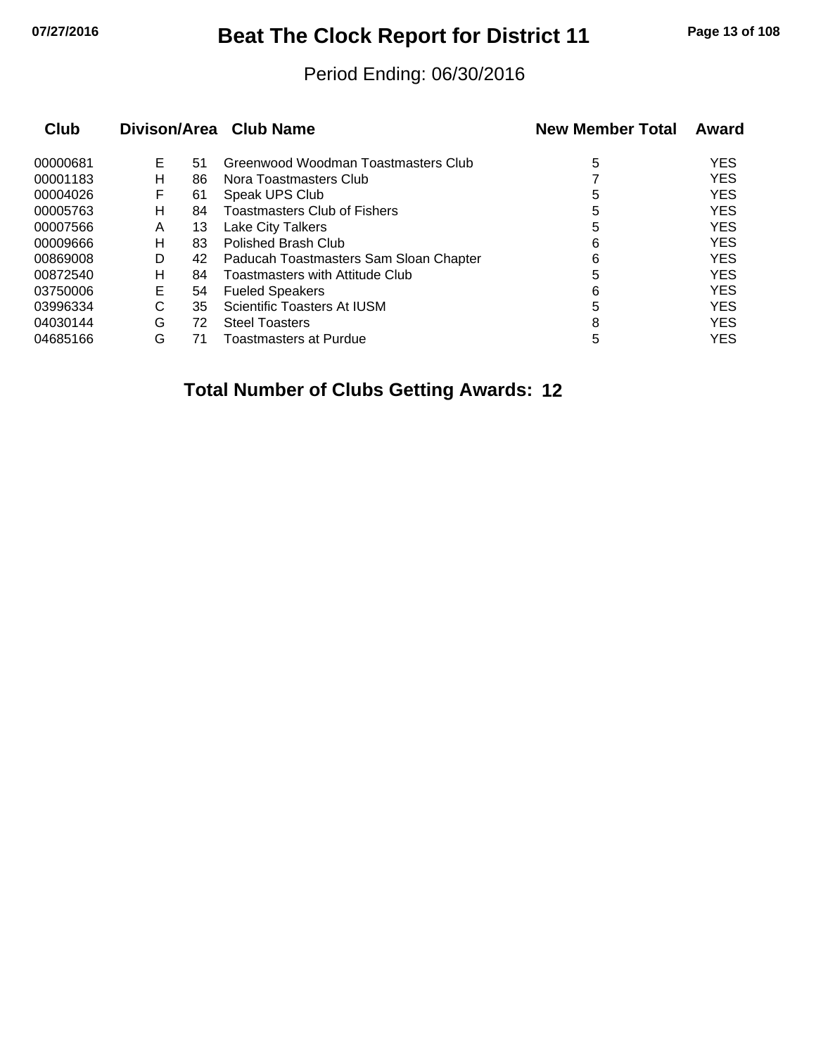# Beat The Clock Report for District 11

Period Ending: 06/30/2016

| Club | Divison | Area | Club Name | New Member Total | Award |
|---|---|---|---|---|---|
| 00000681 | E | 51 | Greenwood Woodman Toastmasters Club | 5 | YES |
| 00001183 | H | 86 | Nora Toastmasters Club | 7 | YES |
| 00004026 | F | 61 | Speak UPS Club | 5 | YES |
| 00005763 | H | 84 | Toastmasters Club of Fishers | 5 | YES |
| 00007566 | A | 13 | Lake City Talkers | 5 | YES |
| 00009666 | H | 83 | Polished Brash Club | 6 | YES |
| 00869008 | D | 42 | Paducah Toastmasters Sam Sloan Chapter | 6 | YES |
| 00872540 | H | 84 | Toastmasters with Attitude Club | 5 | YES |
| 03750006 | E | 54 | Fueled Speakers | 6 | YES |
| 03996334 | C | 35 | Scientific Toasters At IUSM | 5 | YES |
| 04030144 | G | 72 | Steel Toasters | 8 | YES |
| 04685166 | G | 71 | Toastmasters at Purdue | 5 | YES |

**Total Number of Clubs Getting Awards: 12**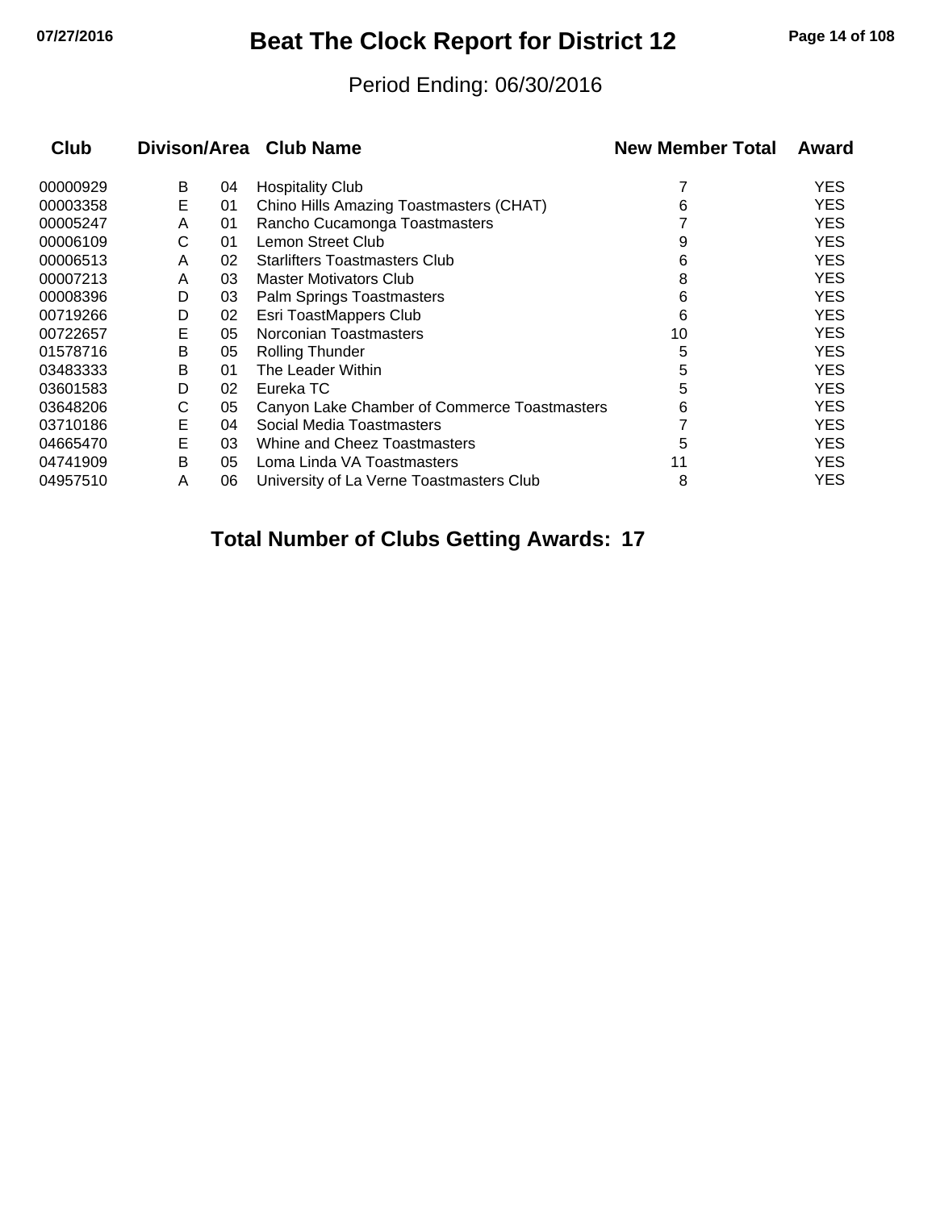# Beat The Clock Report for District 12

Period Ending: 06/30/2016

| Club | Divison/Area | | Club Name | New Member Total | Award |
|---|---|---|---|---|---|
| 00000929 | B | 04 | Hospitality Club | 7 | YES |
| 00003358 | E | 01 | Chino Hills Amazing Toastmasters (CHAT) | 6 | YES |
| 00005247 | A | 01 | Rancho Cucamonga Toastmasters | 7 | YES |
| 00006109 | C | 01 | Lemon Street Club | 9 | YES |
| 00006513 | A | 02 | Starlifters Toastmasters Club | 6 | YES |
| 00007213 | A | 03 | Master Motivators Club | 8 | YES |
| 00008396 | D | 03 | Palm Springs Toastmasters | 6 | YES |
| 00719266 | D | 02 | Esri ToastMappers Club | 6 | YES |
| 00722657 | E | 05 | Norconian Toastmasters | 10 | YES |
| 01578716 | B | 05 | Rolling Thunder | 5 | YES |
| 03483333 | B | 01 | The Leader Within | 5 | YES |
| 03601583 | D | 02 | Eureka TC | 5 | YES |
| 03648206 | C | 05 | Canyon Lake Chamber of Commerce Toastmasters | 6 | YES |
| 03710186 | E | 04 | Social Media Toastmasters | 7 | YES |
| 04665470 | E | 03 | Whine and Cheez Toastmasters | 5 | YES |
| 04741909 | B | 05 | Loma Linda VA Toastmasters | 11 | YES |
| 04957510 | A | 06 | University of La Verne Toastmasters Club | 8 | YES |

**Total Number of Clubs Getting Awards: 17**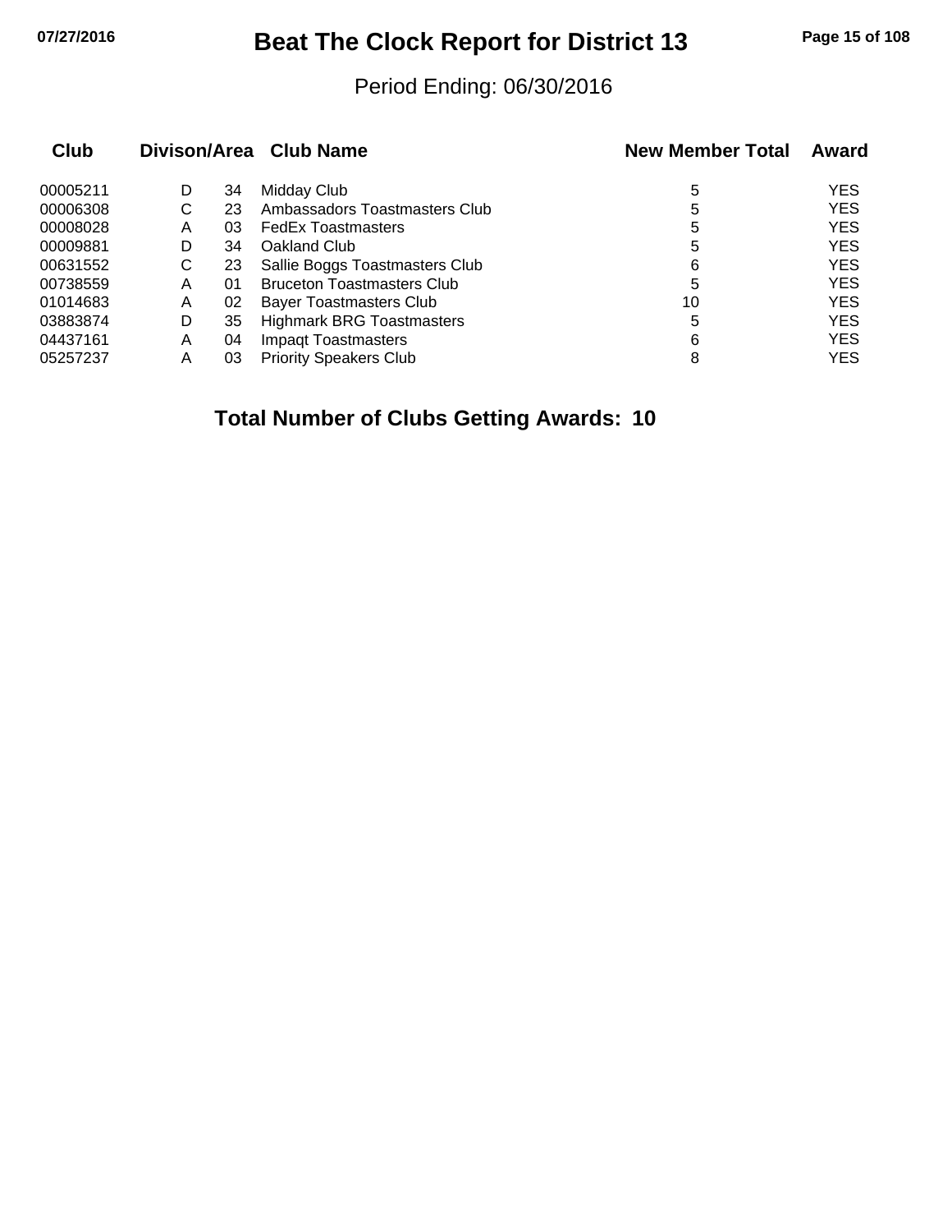# Beat The Clock Report for District 13

Period Ending: 06/30/2016

| Club | Divison/Area | | Club Name | New Member Total | Award |
|---|---|---|---|---|---|
| 00005211 | D | 34 | Midday Club | 5 | YES |
| 00006308 | C | 23 | Ambassadors Toastmasters Club | 5 | YES |
| 00008028 | A | 03 | FedEx Toastmasters | 5 | YES |
| 00009881 | D | 34 | Oakland Club | 5 | YES |
| 00631552 | C | 23 | Sallie Boggs Toastmasters Club | 6 | YES |
| 00738559 | A | 01 | Bruceton Toastmasters Club | 5 | YES |
| 01014683 | A | 02 | Bayer Toastmasters Club | 10 | YES |
| 03883874 | D | 35 | Highmark BRG Toastmasters | 5 | YES |
| 04437161 | A | 04 | Impaqt Toastmasters | 6 | YES |
| 05257237 | A | 03 | Priority Speakers Club | 8 | YES |

**Total Number of Clubs Getting Awards: 10**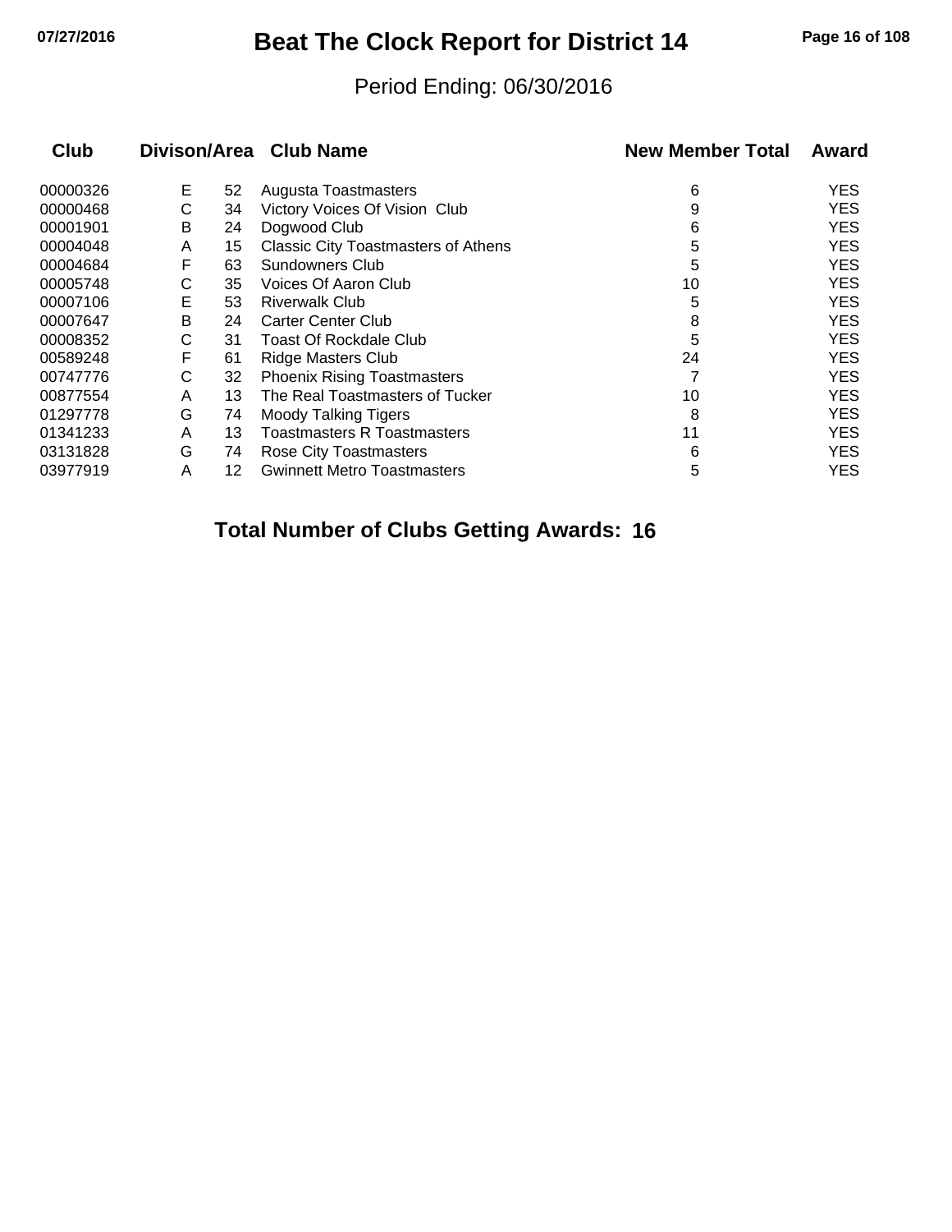# Beat The Clock Report for District 14

Period Ending: 06/30/2016

| Club | Divison/Area | | Club Name | New Member Total | Award |
|---|---|---|---|---|---|
| 00000326 | E | 52 | Augusta Toastmasters | 6 | YES |
| 00000468 | C | 34 | Victory Voices Of Vision  Club | 9 | YES |
| 00001901 | B | 24 | Dogwood Club | 6 | YES |
| 00004048 | A | 15 | Classic City Toastmasters of Athens | 5 | YES |
| 00004684 | F | 63 | Sundowners Club | 5 | YES |
| 00005748 | C | 35 | Voices Of Aaron Club | 10 | YES |
| 00007106 | E | 53 | Riverwalk Club | 5 | YES |
| 00007647 | B | 24 | Carter Center Club | 8 | YES |
| 00008352 | C | 31 | Toast Of Rockdale Club | 5 | YES |
| 00589248 | F | 61 | Ridge Masters Club | 24 | YES |
| 00747776 | C | 32 | Phoenix Rising Toastmasters | 7 | YES |
| 00877554 | A | 13 | The Real Toastmasters of Tucker | 10 | YES |
| 01297778 | G | 74 | Moody Talking Tigers | 8 | YES |
| 01341233 | A | 13 | Toastmasters R Toastmasters | 11 | YES |
| 03131828 | G | 74 | Rose City Toastmasters | 6 | YES |
| 03977919 | A | 12 | Gwinnett Metro Toastmasters | 5 | YES |

**Total Number of Clubs Getting Awards: 16**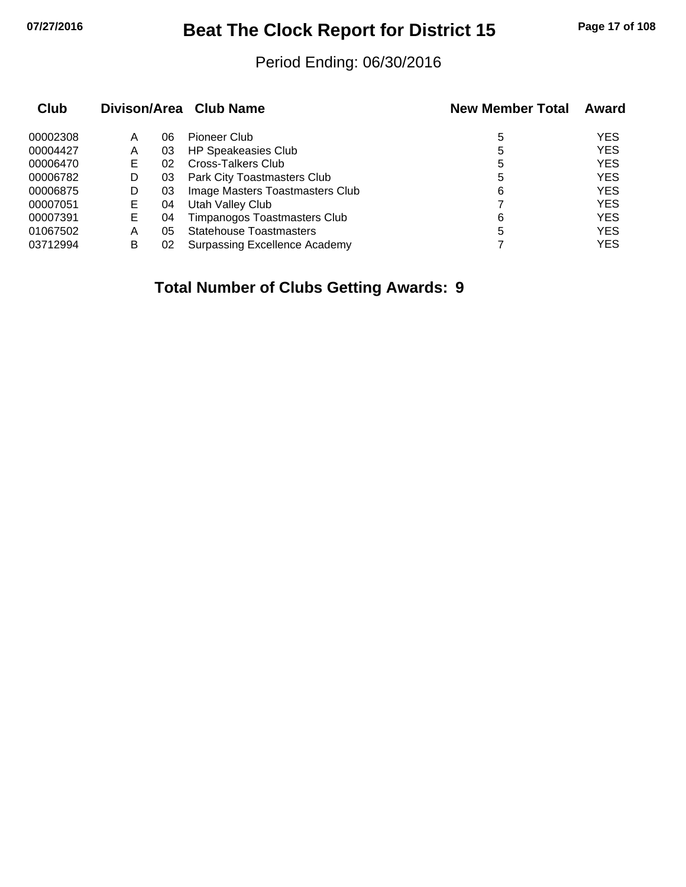# Beat The Clock Report for District 15

Period Ending: 06/30/2016

| Club | Divison/Area | | Club Name | New Member Total | Award |
|---|---|---|---|---|---|
| 00002308 | A | 06 | Pioneer Club | 5 | YES |
| 00004427 | A | 03 | HP Speakeasies Club | 5 | YES |
| 00006470 | E | 02 | Cross-Talkers Club | 5 | YES |
| 00006782 | D | 03 | Park City Toastmasters Club | 5 | YES |
| 00006875 | D | 03 | Image Masters Toastmasters Club | 6 | YES |
| 00007051 | E | 04 | Utah Valley Club | 7 | YES |
| 00007391 | E | 04 | Timpanogos Toastmasters Club | 6 | YES |
| 01067502 | A | 05 | Statehouse Toastmasters | 5 | YES |
| 03712994 | B | 02 | Surpassing Excellence Academy | 7 | YES |

**Total Number of Clubs Getting Awards: 9**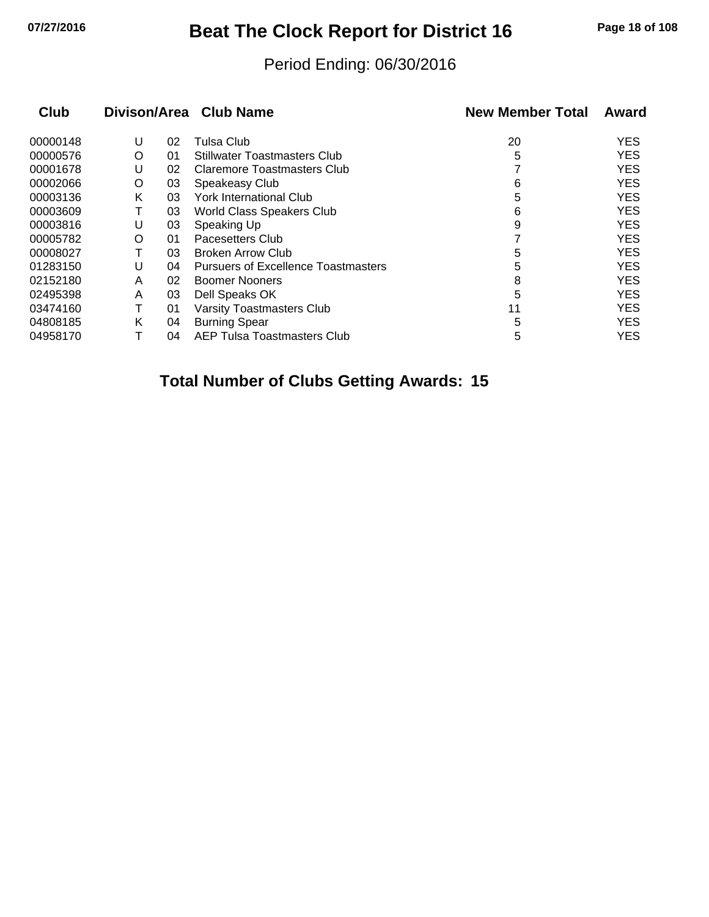# Beat The Clock Report for District 16

Period Ending: 06/30/2016

| Club | Divison | Area | Club Name | New Member Total | Award |
|---|---|---|---|---|---|
| 00000148 | U | 02 | Tulsa Club | 20 | YES |
| 00000576 | O | 01 | Stillwater Toastmasters Club | 5 | YES |
| 00001678 | U | 02 | Claremore Toastmasters Club | 7 | YES |
| 00002066 | O | 03 | Speakeasy Club | 6 | YES |
| 00003136 | K | 03 | York International Club | 5 | YES |
| 00003609 | T | 03 | World Class Speakers Club | 6 | YES |
| 00003816 | U | 03 | Speaking Up | 9 | YES |
| 00005782 | O | 01 | Pacesetters Club | 7 | YES |
| 00008027 | T | 03 | Broken Arrow Club | 5 | YES |
| 01283150 | U | 04 | Pursuers of Excellence Toastmasters | 5 | YES |
| 02152180 | A | 02 | Boomer Nooners | 8 | YES |
| 02495398 | A | 03 | Dell Speaks OK | 5 | YES |
| 03474160 | T | 01 | Varsity Toastmasters Club | 11 | YES |
| 04808185 | K | 04 | Burning Spear | 5 | YES |
| 04958170 | T | 04 | AEP Tulsa Toastmasters Club | 5 | YES |

**Total Number of Clubs Getting Awards: 15**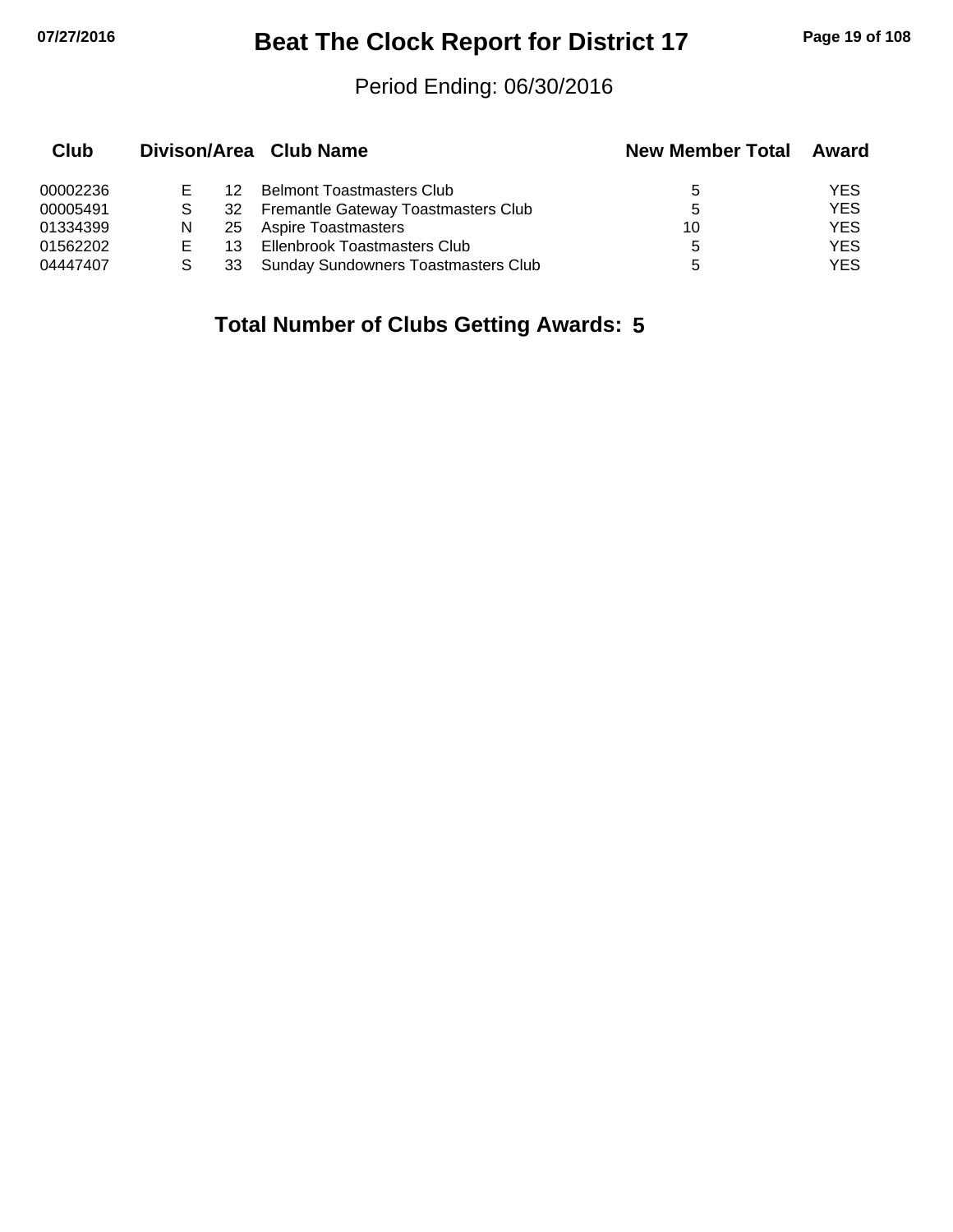# Beat The Clock Report for District 17

Period Ending: 06/30/2016

| Club | Divison/Area | | Club Name | New Member Total | Award |
|---|---|---|---|---|---|
| 00002236 | E | 12 | Belmont Toastmasters Club | 5 | YES |
| 00005491 | S | 32 | Fremantle Gateway Toastmasters Club | 5 | YES |
| 01334399 | N | 25 | Aspire Toastmasters | 10 | YES |
| 01562202 | E | 13 | Ellenbrook Toastmasters Club | 5 | YES |
| 04447407 | S | 33 | Sunday Sundowners Toastmasters Club | 5 | YES |

**Total Number of Clubs Getting Awards: 5**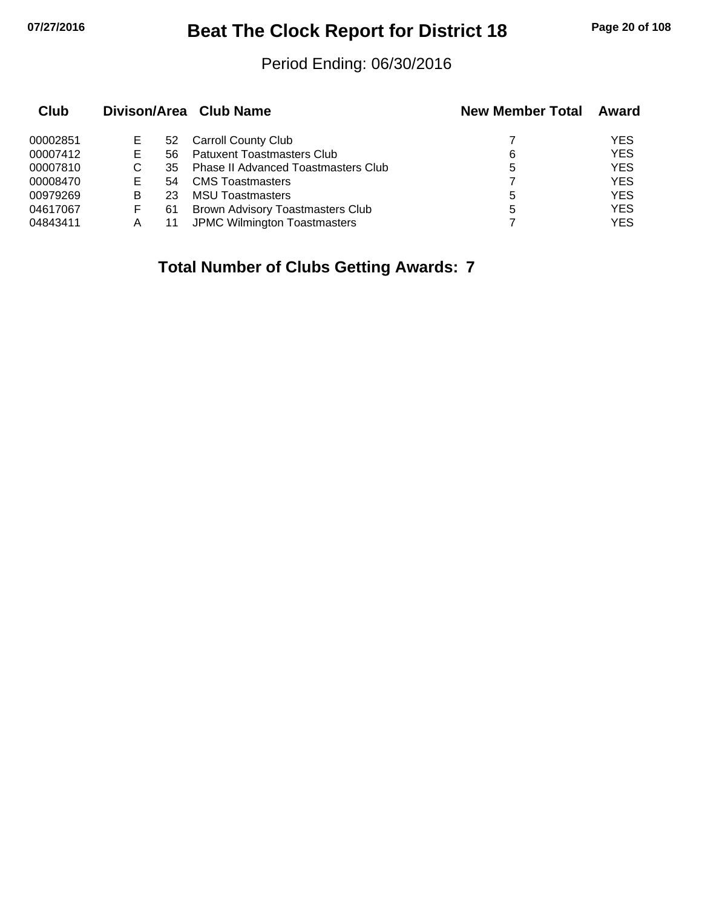# Beat The Clock Report for District 18

Period Ending: 06/30/2016

| Club | Divison/Area | | Club Name | New Member Total | Award |
|---|---|---|---|---|---|
| 00002851 | E | 52 | Carroll County Club | 7 | YES |
| 00007412 | E | 56 | Patuxent Toastmasters Club | 6 | YES |
| 00007810 | C | 35 | Phase II Advanced Toastmasters Club | 5 | YES |
| 00008470 | E | 54 | CMS Toastmasters | 7 | YES |
| 00979269 | B | 23 | MSU Toastmasters | 5 | YES |
| 04617067 | F | 61 | Brown Advisory Toastmasters Club | 5 | YES |
| 04843411 | A | 11 | JPMC Wilmington Toastmasters | 7 | YES |

**Total Number of Clubs Getting Awards: 7**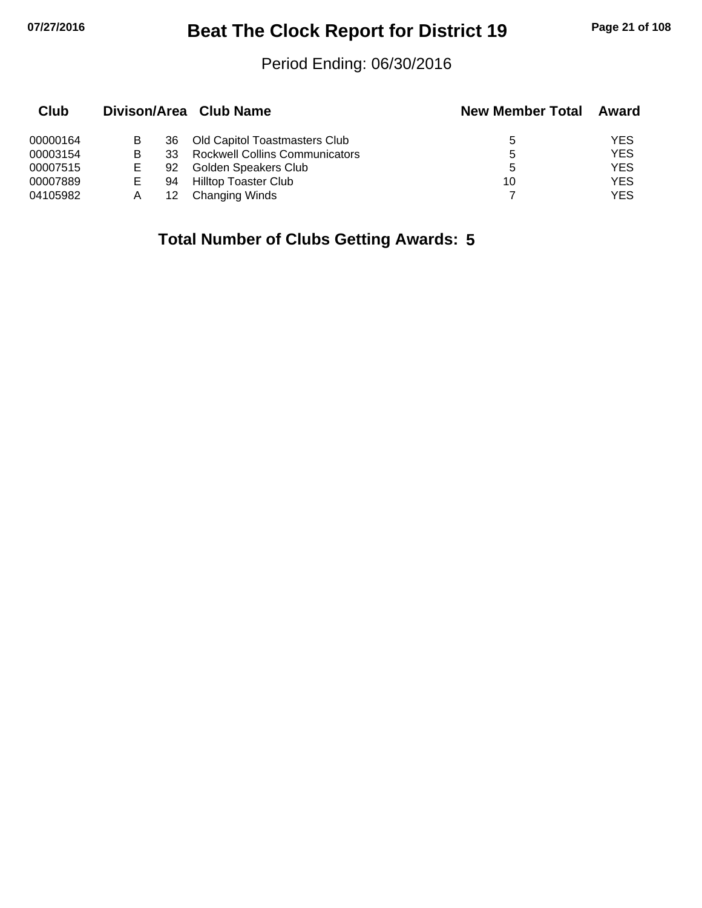# Beat The Clock Report for District 19

Period Ending: 06/30/2016

| Club | Divison/Area | | Club Name | New Member Total | Award |
|---|---|---|---|---|---|
| 00000164 | B | 36 | Old Capitol Toastmasters Club | 5 | YES |
| 00003154 | B | 33 | Rockwell Collins Communicators | 5 | YES |
| 00007515 | E | 92 | Golden Speakers Club | 5 | YES |
| 00007889 | E | 94 | Hilltop Toaster Club | 10 | YES |
| 04105982 | A | 12 | Changing Winds | 7 | YES |

**Total Number of Clubs Getting Awards: 5**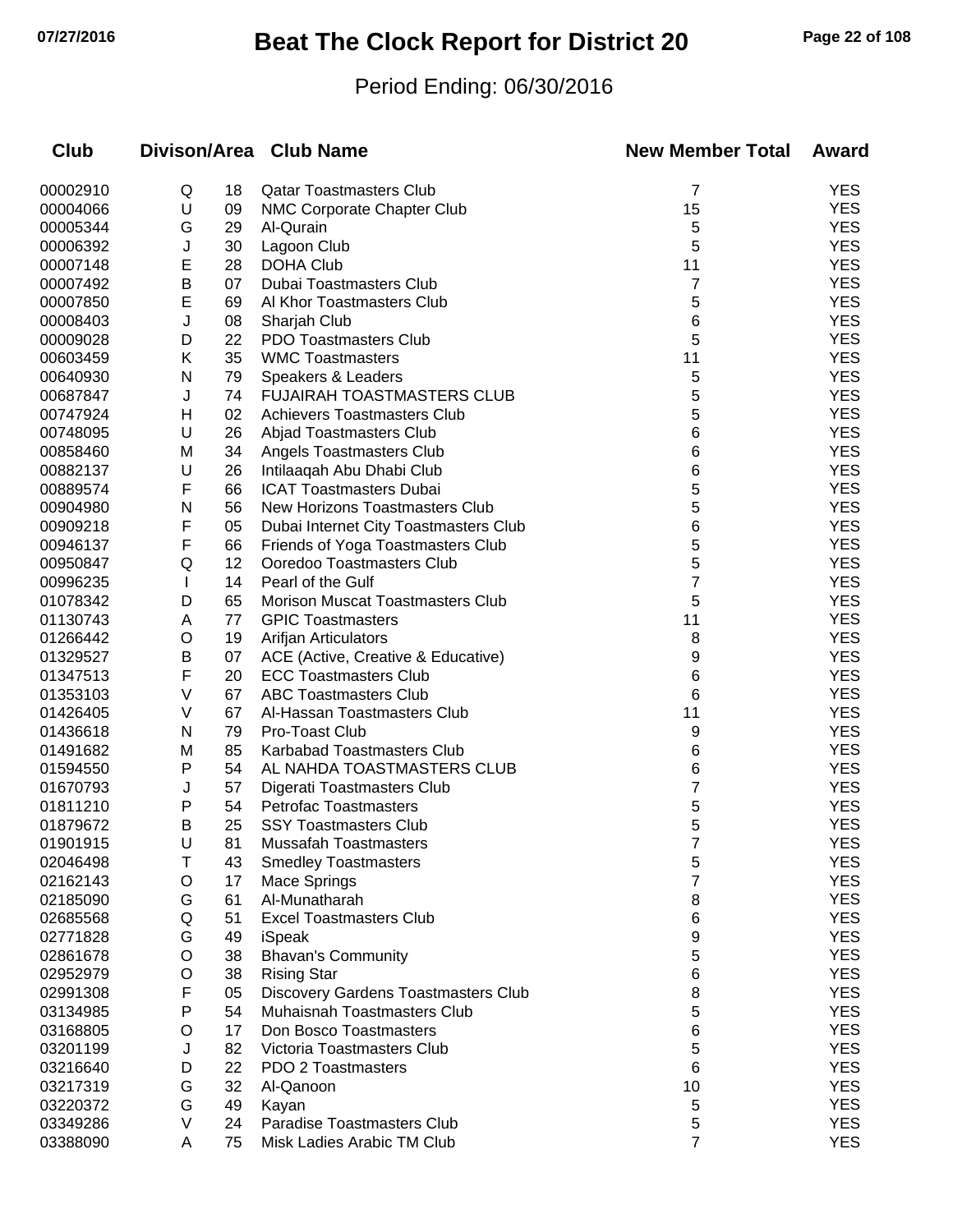# Beat The Clock Report for District 20

Period Ending: 06/30/2016

| Club | Divison/Area | | Club Name | New Member Total | Award |
|---|---|---|---|---|---|
| 00002910 | Q | 18 | Qatar Toastmasters Club | 7 | YES |
| 00004066 | U | 09 | NMC Corporate Chapter Club | 15 | YES |
| 00005344 | G | 29 | Al-Qurain | 5 | YES |
| 00006392 | J | 30 | Lagoon Club | 5 | YES |
| 00007148 | E | 28 | DOHA Club | 11 | YES |
| 00007492 | B | 07 | Dubai Toastmasters Club | 7 | YES |
| 00007850 | E | 69 | Al Khor Toastmasters Club | 5 | YES |
| 00008403 | J | 08 | Sharjah Club | 6 | YES |
| 00009028 | D | 22 | PDO Toastmasters Club | 5 | YES |
| 00603459 | K | 35 | WMC Toastmasters | 11 | YES |
| 00640930 | N | 79 | Speakers & Leaders | 5 | YES |
| 00687847 | J | 74 | FUJAIRAH TOASTMASTERS CLUB | 5 | YES |
| 00747924 | H | 02 | Achievers Toastmasters Club | 5 | YES |
| 00748095 | U | 26 | Abjad Toastmasters Club | 6 | YES |
| 00858460 | M | 34 | Angels Toastmasters Club | 6 | YES |
| 00882137 | U | 26 | Intilaaqah Abu Dhabi Club | 6 | YES |
| 00889574 | F | 66 | ICAT Toastmasters Dubai | 5 | YES |
| 00904980 | N | 56 | New Horizons Toastmasters Club | 5 | YES |
| 00909218 | F | 05 | Dubai Internet City Toastmasters Club | 6 | YES |
| 00946137 | F | 66 | Friends of Yoga Toastmasters Club | 5 | YES |
| 00950847 | Q | 12 | Ooredoo Toastmasters Club | 5 | YES |
| 00996235 | I | 14 | Pearl of the Gulf | 7 | YES |
| 01078342 | D | 65 | Morison Muscat Toastmasters Club | 5 | YES |
| 01130743 | A | 77 | GPIC Toastmasters | 11 | YES |
| 01266442 | O | 19 | Arifjan Articulators | 8 | YES |
| 01329527 | B | 07 | ACE (Active, Creative & Educative) | 9 | YES |
| 01347513 | F | 20 | ECC Toastmasters Club | 6 | YES |
| 01353103 | V | 67 | ABC Toastmasters Club | 6 | YES |
| 01426405 | V | 67 | Al-Hassan Toastmasters Club | 11 | YES |
| 01436618 | N | 79 | Pro-Toast Club | 9 | YES |
| 01491682 | M | 85 | Karbabad Toastmasters Club | 6 | YES |
| 01594550 | P | 54 | AL NAHDA TOASTMASTERS CLUB | 6 | YES |
| 01670793 | J | 57 | Digerati Toastmasters Club | 7 | YES |
| 01811210 | P | 54 | Petrofac Toastmasters | 5 | YES |
| 01879672 | B | 25 | SSY Toastmasters Club | 5 | YES |
| 01901915 | U | 81 | Mussafah Toastmasters | 7 | YES |
| 02046498 | T | 43 | Smedley Toastmasters | 5 | YES |
| 02162143 | O | 17 | Mace Springs | 7 | YES |
| 02185090 | G | 61 | Al-Munatharah | 8 | YES |
| 02685568 | Q | 51 | Excel Toastmasters Club | 6 | YES |
| 02771828 | G | 49 | iSpeak | 9 | YES |
| 02861678 | O | 38 | Bhavan's Community | 5 | YES |
| 02952979 | O | 38 | Rising Star | 6 | YES |
| 02991308 | F | 05 | Discovery Gardens Toastmasters Club | 8 | YES |
| 03134985 | P | 54 | Muhaisnah Toastmasters Club | 5 | YES |
| 03168805 | O | 17 | Don Bosco Toastmasters | 6 | YES |
| 03201199 | J | 82 | Victoria Toastmasters Club | 5 | YES |
| 03216640 | D | 22 | PDO 2 Toastmasters | 6 | YES |
| 03217319 | G | 32 | Al-Qanoon | 10 | YES |
| 03220372 | G | 49 | Kayan | 5 | YES |
| 03349286 | V | 24 | Paradise Toastmasters Club | 5 | YES |
| 03388090 | A | 75 | Misk Ladies Arabic TM Club | 7 | YES |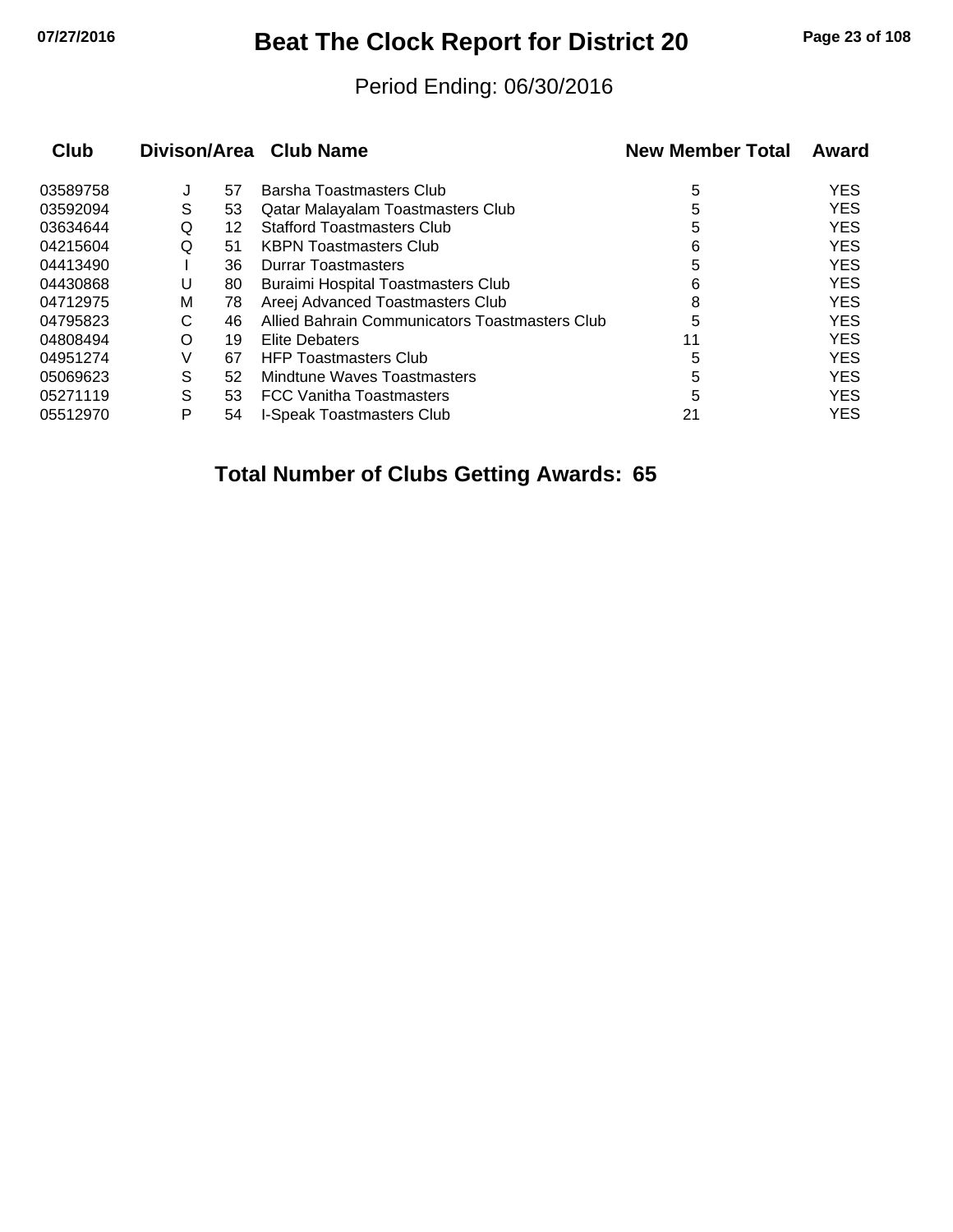# Beat The Clock Report for District 20

Period Ending: 06/30/2016

| Club | Divison/Area | | Club Name | New Member Total | Award |
|---|---|---|---|---|---|
| 03589758 | J | 57 | Barsha Toastmasters Club | 5 | YES |
| 03592094 | S | 53 | Qatar Malayalam Toastmasters Club | 5 | YES |
| 03634644 | Q | 12 | Stafford Toastmasters Club | 5 | YES |
| 04215604 | Q | 51 | KBPN Toastmasters Club | 6 | YES |
| 04413490 | I | 36 | Durrar Toastmasters | 5 | YES |
| 04430868 | U | 80 | Buraimi Hospital Toastmasters Club | 6 | YES |
| 04712975 | M | 78 | Areej Advanced Toastmasters Club | 8 | YES |
| 04795823 | C | 46 | Allied Bahrain Communicators Toastmasters Club | 5 | YES |
| 04808494 | O | 19 | Elite Debaters | 11 | YES |
| 04951274 | V | 67 | HFP Toastmasters Club | 5 | YES |
| 05069623 | S | 52 | Mindtune Waves Toastmasters | 5 | YES |
| 05271119 | S | 53 | FCC Vanitha Toastmasters | 5 | YES |
| 05512970 | P | 54 | I-Speak Toastmasters Club | 21 | YES |

**Total Number of Clubs Getting Awards: 65**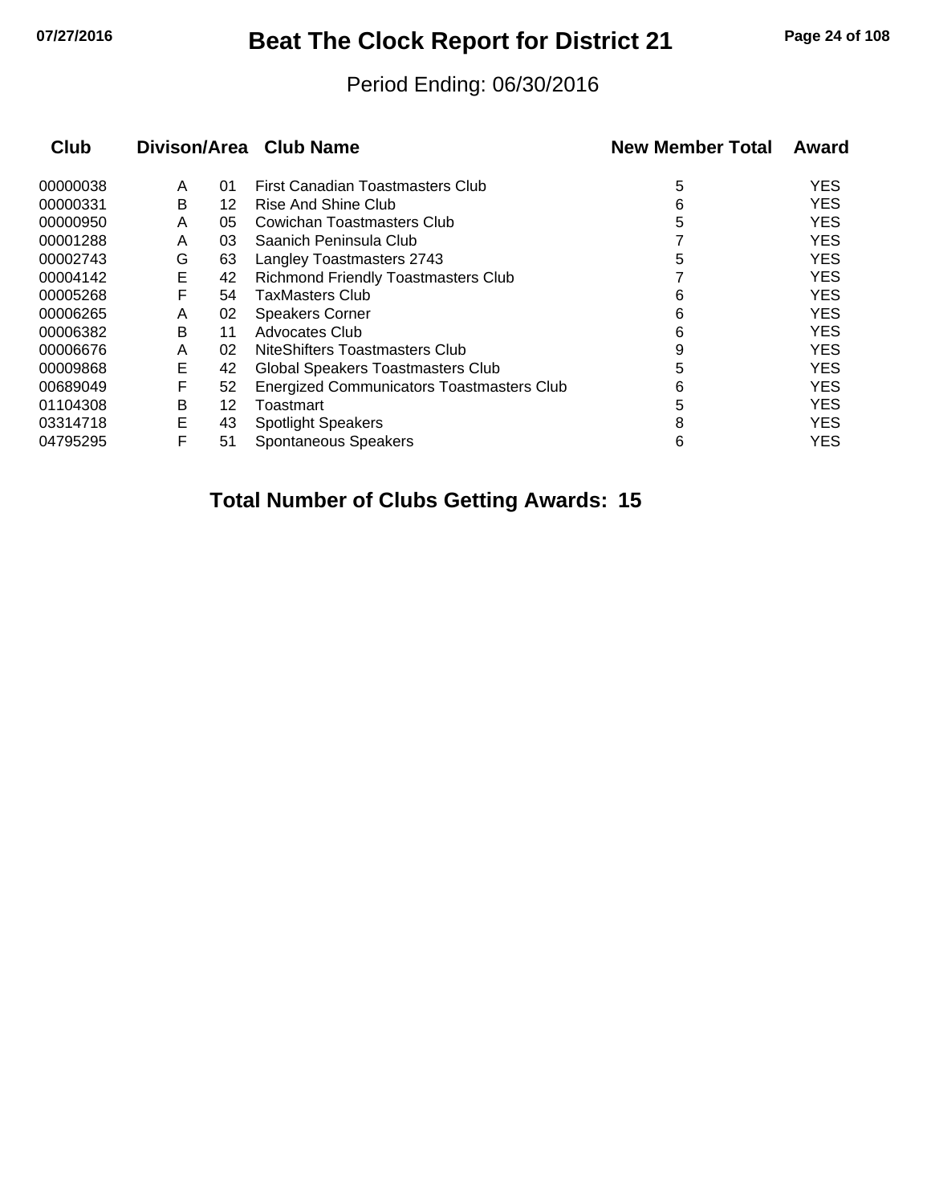# Beat The Clock Report for District 21

Period Ending: 06/30/2016

| Club | Divison/Area | | Club Name | New Member Total | Award |
|---|---|---|---|---|---|
| 00000038 | A | 01 | First Canadian Toastmasters Club | 5 | YES |
| 00000331 | B | 12 | Rise And Shine Club | 6 | YES |
| 00000950 | A | 05 | Cowichan Toastmasters Club | 5 | YES |
| 00001288 | A | 03 | Saanich Peninsula Club | 7 | YES |
| 00002743 | G | 63 | Langley Toastmasters 2743 | 5 | YES |
| 00004142 | E | 42 | Richmond Friendly Toastmasters Club | 7 | YES |
| 00005268 | F | 54 | TaxMasters Club | 6 | YES |
| 00006265 | A | 02 | Speakers Corner | 6 | YES |
| 00006382 | B | 11 | Advocates Club | 6 | YES |
| 00006676 | A | 02 | NiteShifters Toastmasters Club | 9 | YES |
| 00009868 | E | 42 | Global Speakers Toastmasters Club | 5 | YES |
| 00689049 | F | 52 | Energized Communicators Toastmasters Club | 6 | YES |
| 01104308 | B | 12 | Toastmart | 5 | YES |
| 03314718 | E | 43 | Spotlight Speakers | 8 | YES |
| 04795295 | F | 51 | Spontaneous Speakers | 6 | YES |

**Total Number of Clubs Getting Awards: 15**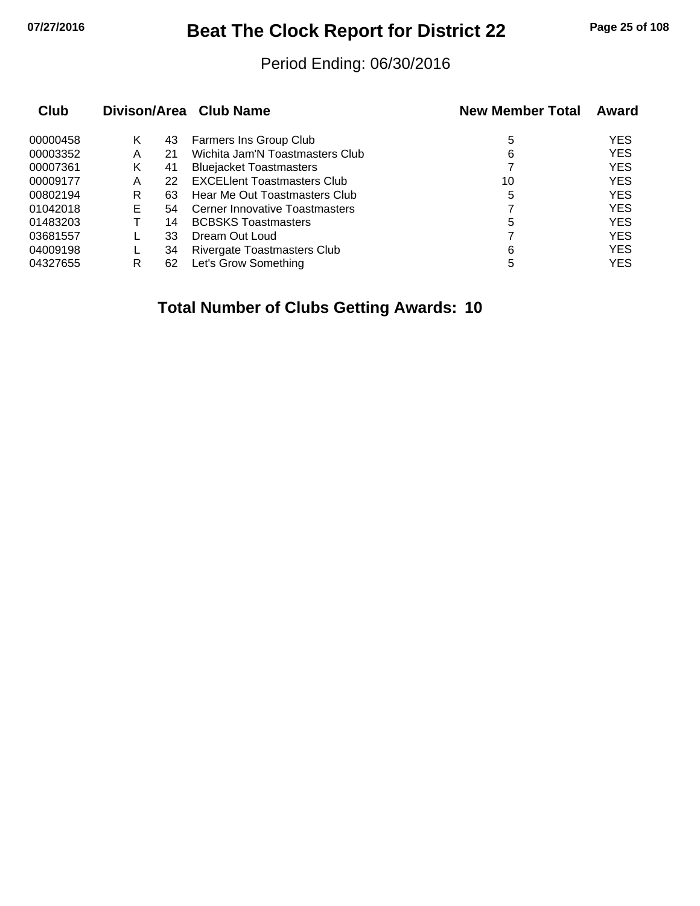# Beat The Clock Report for District 22

Period Ending: 06/30/2016

| Club | Divison/Area | | Club Name | New Member Total | Award |
|---|---|---|---|---|---|
| 00000458 | K | 43 | Farmers Ins Group Club | 5 | YES |
| 00003352 | A | 21 | Wichita Jam'N Toastmasters Club | 6 | YES |
| 00007361 | K | 41 | Bluejacket Toastmasters | 7 | YES |
| 00009177 | A | 22 | EXCELlent Toastmasters Club | 10 | YES |
| 00802194 | R | 63 | Hear Me Out Toastmasters Club | 5 | YES |
| 01042018 | E | 54 | Cerner Innovative Toastmasters | 7 | YES |
| 01483203 | T | 14 | BCBSKS Toastmasters | 5 | YES |
| 03681557 | L | 33 | Dream Out Loud | 7 | YES |
| 04009198 | L | 34 | Rivergate Toastmasters Club | 6 | YES |
| 04327655 | R | 62 | Let's Grow Something | 5 | YES |

**Total Number of Clubs Getting Awards: 10**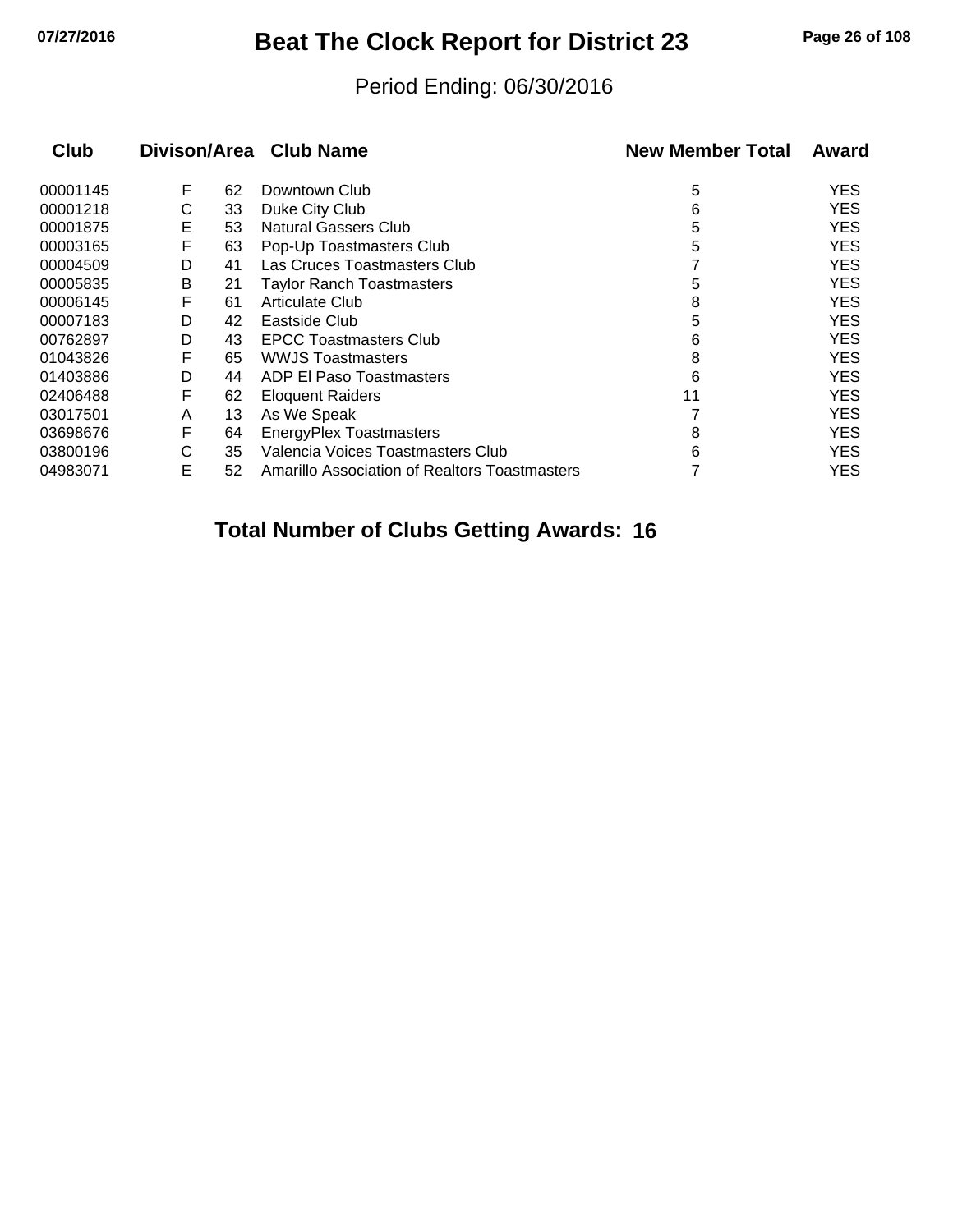# Beat The Clock Report for District 23

Period Ending: 06/30/2016

| Club | Divison/Area | | Club Name | New Member Total | Award |
|---|---|---|---|---|---|
| 00001145 | F | 62 | Downtown Club | 5 | YES |
| 00001218 | C | 33 | Duke City Club | 6 | YES |
| 00001875 | E | 53 | Natural Gassers Club | 5 | YES |
| 00003165 | F | 63 | Pop-Up Toastmasters Club | 5 | YES |
| 00004509 | D | 41 | Las Cruces Toastmasters Club | 7 | YES |
| 00005835 | B | 21 | Taylor Ranch Toastmasters | 5 | YES |
| 00006145 | F | 61 | Articulate Club | 8 | YES |
| 00007183 | D | 42 | Eastside Club | 5 | YES |
| 00762897 | D | 43 | EPCC Toastmasters Club | 6 | YES |
| 01043826 | F | 65 | WWJS Toastmasters | 8 | YES |
| 01403886 | D | 44 | ADP El Paso Toastmasters | 6 | YES |
| 02406488 | F | 62 | Eloquent Raiders | 11 | YES |
| 03017501 | A | 13 | As We Speak | 7 | YES |
| 03698676 | F | 64 | EnergyPlex Toastmasters | 8 | YES |
| 03800196 | C | 35 | Valencia Voices Toastmasters Club | 6 | YES |
| 04983071 | E | 52 | Amarillo Association of Realtors Toastmasters | 7 | YES |

**Total Number of Clubs Getting Awards: 16**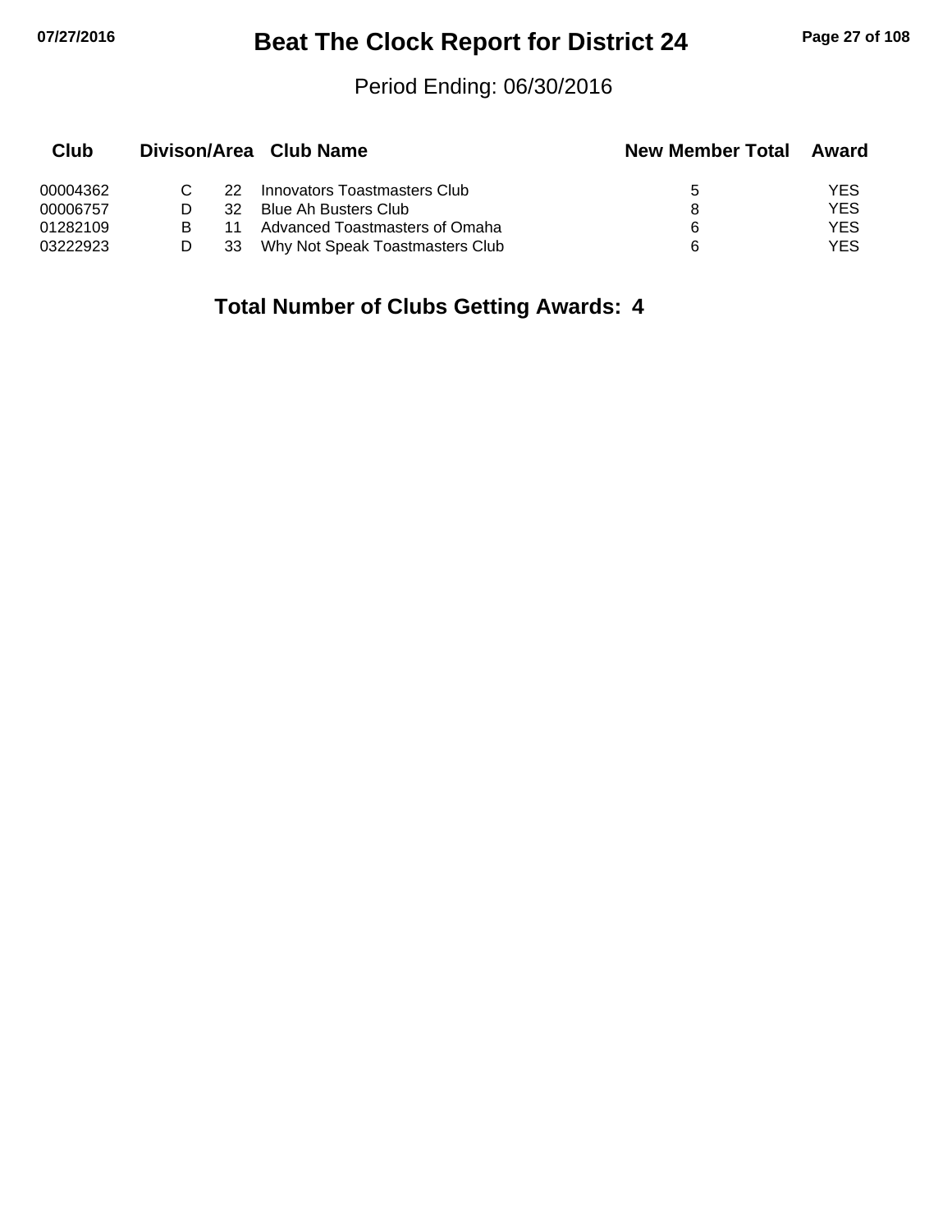# Beat The Clock Report for District 24

Period Ending: 06/30/2016

| Club | Divison/Area | | Club Name | New Member Total | Award |
|---|---|---|---|---|---|
| 00004362 | C | 22 | Innovators Toastmasters Club | 5 | YES |
| 00006757 | D | 32 | Blue Ah Busters Club | 8 | YES |
| 01282109 | B | 11 | Advanced Toastmasters of Omaha | 6 | YES |
| 03222923 | D | 33 | Why Not Speak Toastmasters Club | 6 | YES |

**Total Number of Clubs Getting Awards: 4**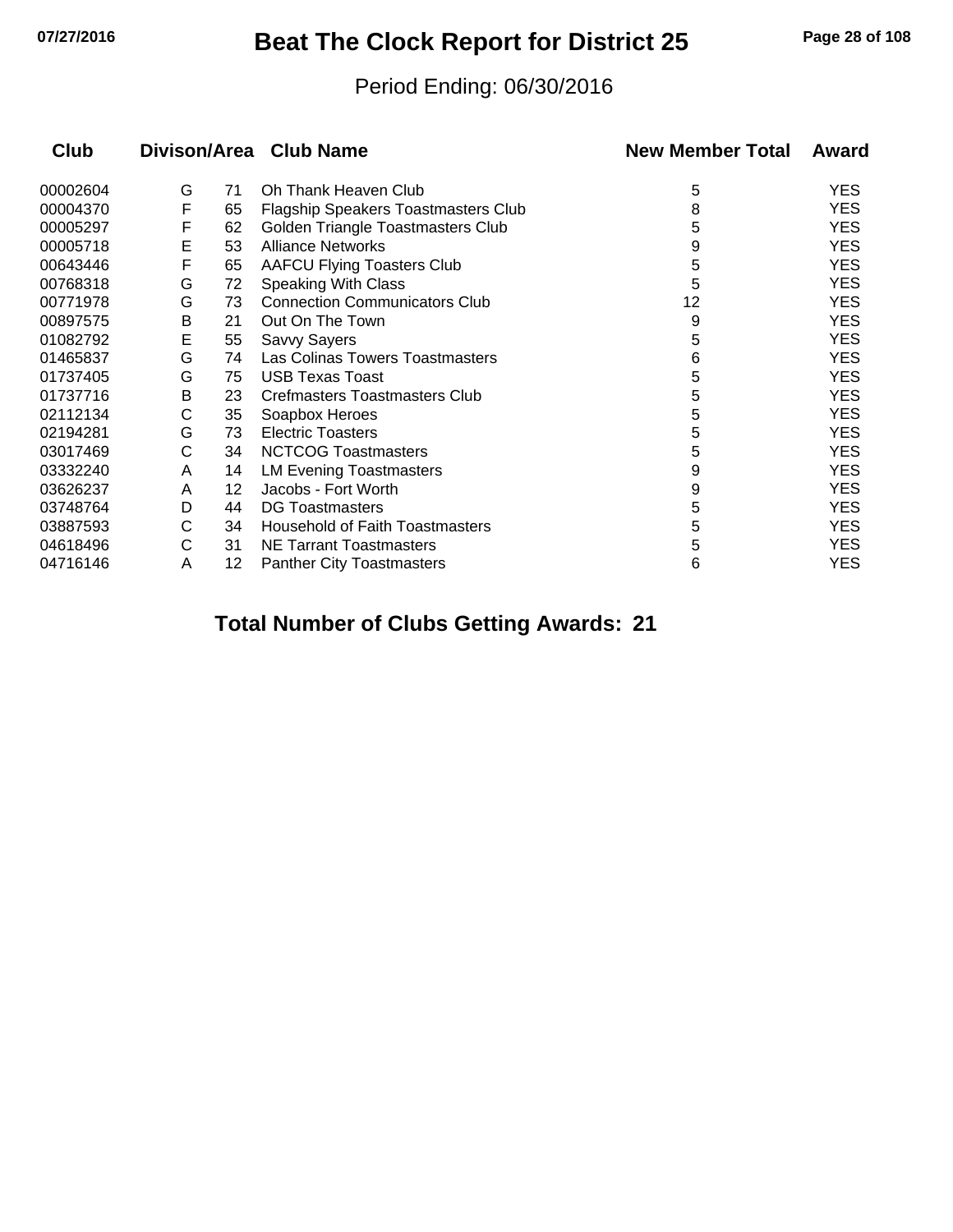# Beat The Clock Report for District 25

Period Ending: 06/30/2016

| Club | Divison/Area | | Club Name | New Member Total | Award |
|---|---|---|---|---|---|
| 00002604 | G | 71 | Oh Thank Heaven Club | 5 | YES |
| 00004370 | F | 65 | Flagship Speakers Toastmasters Club | 8 | YES |
| 00005297 | F | 62 | Golden Triangle Toastmasters Club | 5 | YES |
| 00005718 | E | 53 | Alliance Networks | 9 | YES |
| 00643446 | F | 65 | AAFCU Flying Toasters Club | 5 | YES |
| 00768318 | G | 72 | Speaking With Class | 5 | YES |
| 00771978 | G | 73 | Connection Communicators Club | 12 | YES |
| 00897575 | B | 21 | Out On The Town | 9 | YES |
| 01082792 | E | 55 | Savvy Sayers | 5 | YES |
| 01465837 | G | 74 | Las Colinas Towers Toastmasters | 6 | YES |
| 01737405 | G | 75 | USB Texas Toast | 5 | YES |
| 01737716 | B | 23 | Crefmasters Toastmasters Club | 5 | YES |
| 02112134 | C | 35 | Soapbox Heroes | 5 | YES |
| 02194281 | G | 73 | Electric Toasters | 5 | YES |
| 03017469 | C | 34 | NCTCOG Toastmasters | 5 | YES |
| 03332240 | A | 14 | LM Evening Toastmasters | 9 | YES |
| 03626237 | A | 12 | Jacobs - Fort Worth | 9 | YES |
| 03748764 | D | 44 | DG Toastmasters | 5 | YES |
| 03887593 | C | 34 | Household of Faith Toastmasters | 5 | YES |
| 04618496 | C | 31 | NE Tarrant Toastmasters | 5 | YES |
| 04716146 | A | 12 | Panther City Toastmasters | 6 | YES |

**Total Number of Clubs Getting Awards: 21**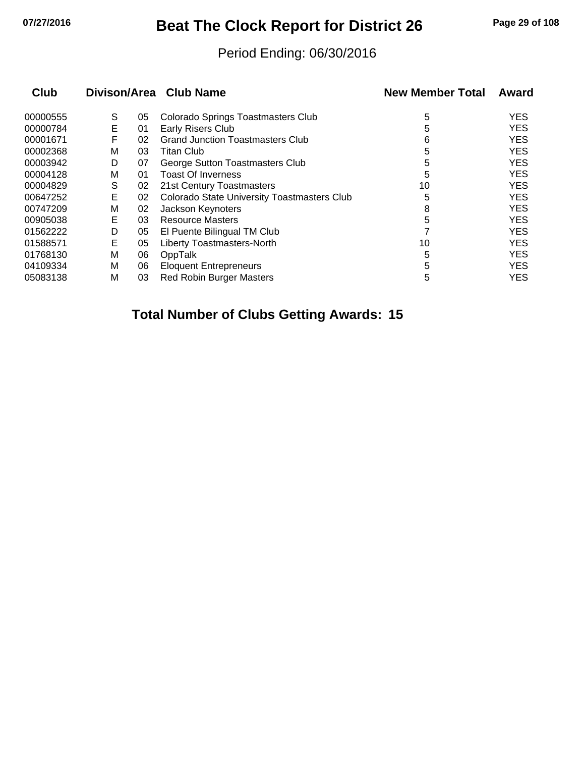# Beat The Clock Report for District 26

Period Ending: 06/30/2016

| Club | Divison/Area | | Club Name | New Member Total | Award |
|---|---|---|---|---|---|
| 00000555 | S | 05 | Colorado Springs Toastmasters Club | 5 | YES |
| 00000784 | E | 01 | Early Risers Club | 5 | YES |
| 00001671 | F | 02 | Grand Junction Toastmasters Club | 6 | YES |
| 00002368 | M | 03 | Titan Club | 5 | YES |
| 00003942 | D | 07 | George Sutton Toastmasters Club | 5 | YES |
| 00004128 | M | 01 | Toast Of Inverness | 5 | YES |
| 00004829 | S | 02 | 21st Century Toastmasters | 10 | YES |
| 00647252 | E | 02 | Colorado State University Toastmasters Club | 5 | YES |
| 00747209 | M | 02 | Jackson Keynoters | 8 | YES |
| 00905038 | E | 03 | Resource Masters | 5 | YES |
| 01562222 | D | 05 | El Puente Bilingual TM Club | 7 | YES |
| 01588571 | E | 05 | Liberty Toastmasters-North | 10 | YES |
| 01768130 | M | 06 | OppTalk | 5 | YES |
| 04109334 | M | 06 | Eloquent Entrepreneurs | 5 | YES |
| 05083138 | M | 03 | Red Robin Burger Masters | 5 | YES |

**Total Number of Clubs Getting Awards: 15**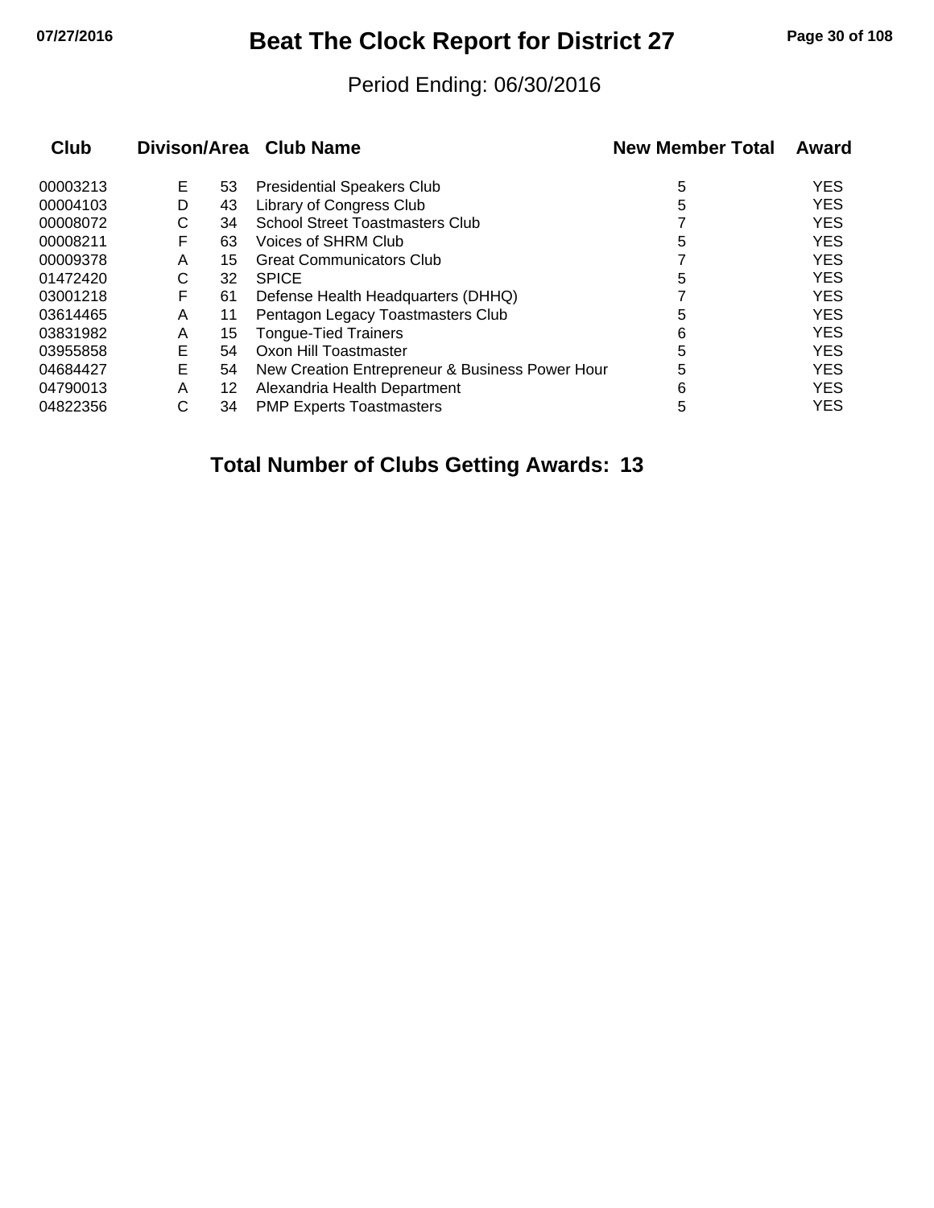# Beat The Clock Report for District 27

Period Ending: 06/30/2016

| Club | Divison/Area | | Club Name | New Member Total | Award |
|---|---|---|---|---|---|
| 00003213 | E | 53 | Presidential Speakers Club | 5 | YES |
| 00004103 | D | 43 | Library of Congress Club | 5 | YES |
| 00008072 | C | 34 | School Street Toastmasters Club | 7 | YES |
| 00008211 | F | 63 | Voices of SHRM Club | 5 | YES |
| 00009378 | A | 15 | Great Communicators Club | 7 | YES |
| 01472420 | C | 32 | SPICE | 5 | YES |
| 03001218 | F | 61 | Defense Health Headquarters (DHHQ) | 7 | YES |
| 03614465 | A | 11 | Pentagon Legacy Toastmasters Club | 5 | YES |
| 03831982 | A | 15 | Tongue-Tied Trainers | 6 | YES |
| 03955858 | E | 54 | Oxon Hill Toastmaster | 5 | YES |
| 04684427 | E | 54 | New Creation Entrepreneur & Business Power Hour | 5 | YES |
| 04790013 | A | 12 | Alexandria Health Department | 6 | YES |
| 04822356 | C | 34 | PMP Experts Toastmasters | 5 | YES |

**Total Number of Clubs Getting Awards: 13**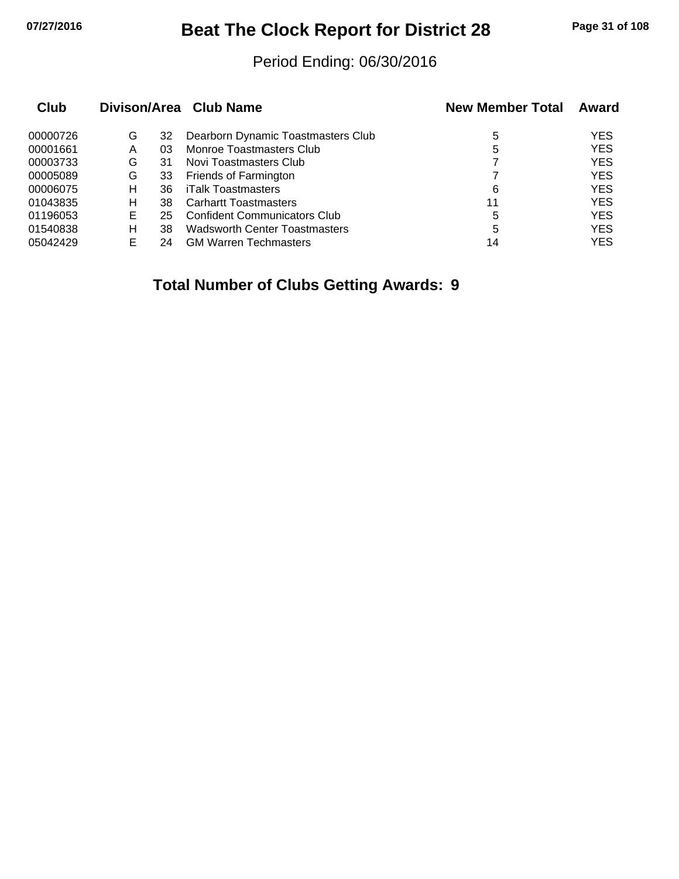# Beat The Clock Report for District 28

Period Ending: 06/30/2016

| Club | Divison/Area | | Club Name | New Member Total | Award |
|---|---|---|---|---|---|
| 00000726 | G | 32 | Dearborn Dynamic Toastmasters Club | 5 | YES |
| 00001661 | A | 03 | Monroe Toastmasters Club | 5 | YES |
| 00003733 | G | 31 | Novi Toastmasters Club | 7 | YES |
| 00005089 | G | 33 | Friends of Farmington | 7 | YES |
| 00006075 | H | 36 | iTalk Toastmasters | 6 | YES |
| 01043835 | H | 38 | Carhartt Toastmasters | 11 | YES |
| 01196053 | E | 25 | Confident Communicators Club | 5 | YES |
| 01540838 | H | 38 | Wadsworth Center Toastmasters | 5 | YES |
| 05042429 | E | 24 | GM Warren Techmasters | 14 | YES |

**Total Number of Clubs Getting Awards: 9**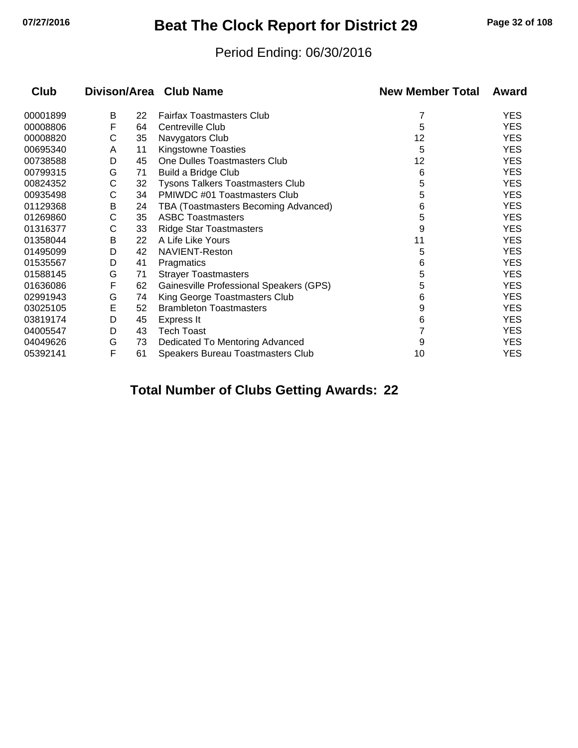# Beat The Clock Report for District 29

Period Ending: 06/30/2016

| Club | Divison/Area | | Club Name | New Member Total | Award |
|---|---|---|---|---|---|
| 00001899 | B | 22 | Fairfax Toastmasters Club | 7 | YES |
| 00008806 | F | 64 | Centreville Club | 5 | YES |
| 00008820 | C | 35 | Navygators Club | 12 | YES |
| 00695340 | A | 11 | Kingstowne Toasties | 5 | YES |
| 00738588 | D | 45 | One Dulles Toastmasters Club | 12 | YES |
| 00799315 | G | 71 | Build a Bridge Club | 6 | YES |
| 00824352 | C | 32 | Tysons Talkers Toastmasters Club | 5 | YES |
| 00935498 | C | 34 | PMIWDC #01 Toastmasters Club | 5 | YES |
| 01129368 | B | 24 | TBA (Toastmasters Becoming Advanced) | 6 | YES |
| 01269860 | C | 35 | ASBC Toastmasters | 5 | YES |
| 01316377 | C | 33 | Ridge Star Toastmasters | 9 | YES |
| 01358044 | B | 22 | A Life Like Yours | 11 | YES |
| 01495099 | D | 42 | NAVIENT-Reston | 5 | YES |
| 01535567 | D | 41 | Pragmatics | 6 | YES |
| 01588145 | G | 71 | Strayer Toastmasters | 5 | YES |
| 01636086 | F | 62 | Gainesville Professional Speakers (GPS) | 5 | YES |
| 02991943 | G | 74 | King George Toastmasters Club | 6 | YES |
| 03025105 | E | 52 | Brambleton Toastmasters | 9 | YES |
| 03819174 | D | 45 | Express It | 6 | YES |
| 04005547 | D | 43 | Tech Toast | 7 | YES |
| 04049626 | G | 73 | Dedicated To Mentoring Advanced | 9 | YES |
| 05392141 | F | 61 | Speakers Bureau Toastmasters Club | 10 | YES |

**Total Number of Clubs Getting Awards: 22**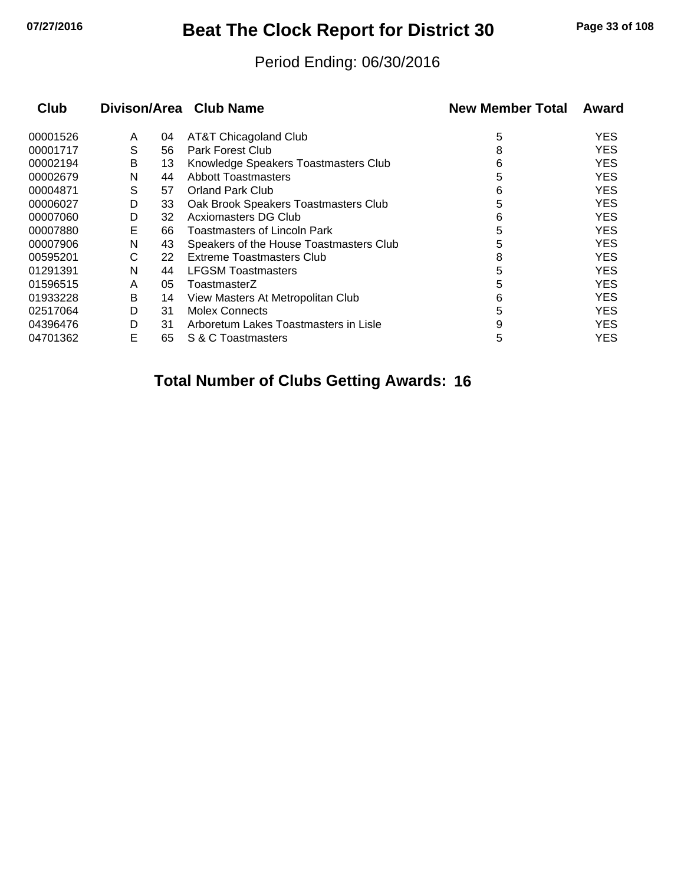# Beat The Clock Report for District 30

Period Ending: 06/30/2016

| Club | Divison/Area | | Club Name | New Member Total | Award |
|---|---|---|---|---|---|
| 00001526 | A | 04 | AT&T Chicagoland Club | 5 | YES |
| 00001717 | S | 56 | Park Forest Club | 8 | YES |
| 00002194 | B | 13 | Knowledge Speakers Toastmasters Club | 6 | YES |
| 00002679 | N | 44 | Abbott Toastmasters | 5 | YES |
| 00004871 | S | 57 | Orland Park Club | 6 | YES |
| 00006027 | D | 33 | Oak Brook Speakers Toastmasters Club | 5 | YES |
| 00007060 | D | 32 | Acxiomasters DG Club | 6 | YES |
| 00007880 | E | 66 | Toastmasters of Lincoln Park | 5 | YES |
| 00007906 | N | 43 | Speakers of the House Toastmasters Club | 5 | YES |
| 00595201 | C | 22 | Extreme Toastmasters Club | 8 | YES |
| 01291391 | N | 44 | LFGSM Toastmasters | 5 | YES |
| 01596515 | A | 05 | ToastmasterZ | 5 | YES |
| 01933228 | B | 14 | View Masters At Metropolitan Club | 6 | YES |
| 02517064 | D | 31 | Molex Connects | 5 | YES |
| 04396476 | D | 31 | Arboretum Lakes Toastmasters in Lisle | 9 | YES |
| 04701362 | E | 65 | S & C Toastmasters | 5 | YES |

**Total Number of Clubs Getting Awards: 16**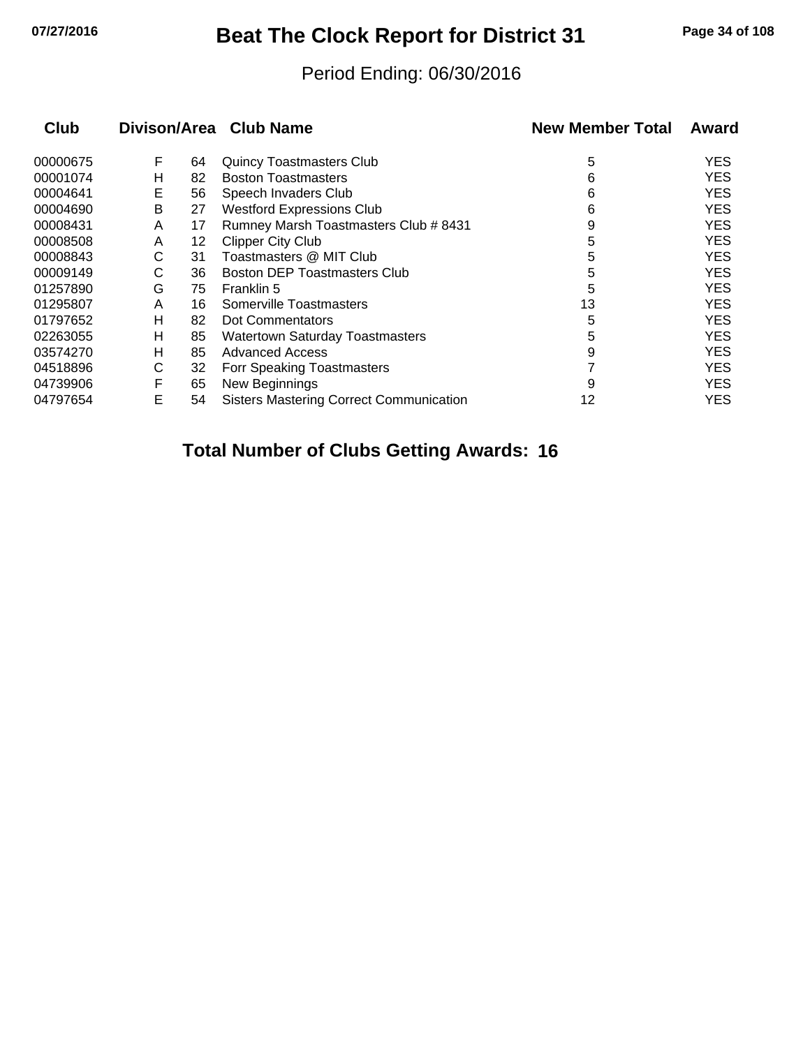# Beat The Clock Report for District 31

Period Ending: 06/30/2016

| Club | Divison/Area | | Club Name | New Member Total | Award |
|---|---|---|---|---|---|
| 00000675 | F | 64 | Quincy Toastmasters Club | 5 | YES |
| 00001074 | H | 82 | Boston Toastmasters | 6 | YES |
| 00004641 | E | 56 | Speech Invaders Club | 6 | YES |
| 00004690 | B | 27 | Westford Expressions Club | 6 | YES |
| 00008431 | A | 17 | Rumney Marsh Toastmasters Club # 8431 | 9 | YES |
| 00008508 | A | 12 | Clipper City Club | 5 | YES |
| 00008843 | C | 31 | Toastmasters @ MIT Club | 5 | YES |
| 00009149 | C | 36 | Boston DEP Toastmasters Club | 5 | YES |
| 01257890 | G | 75 | Franklin 5 | 5 | YES |
| 01295807 | A | 16 | Somerville Toastmasters | 13 | YES |
| 01797652 | H | 82 | Dot Commentators | 5 | YES |
| 02263055 | H | 85 | Watertown Saturday Toastmasters | 5 | YES |
| 03574270 | H | 85 | Advanced Access | 9 | YES |
| 04518896 | C | 32 | Forr Speaking Toastmasters | 7 | YES |
| 04739906 | F | 65 | New Beginnings | 9 | YES |
| 04797654 | E | 54 | Sisters Mastering Correct Communication | 12 | YES |

**Total Number of Clubs Getting Awards: 16**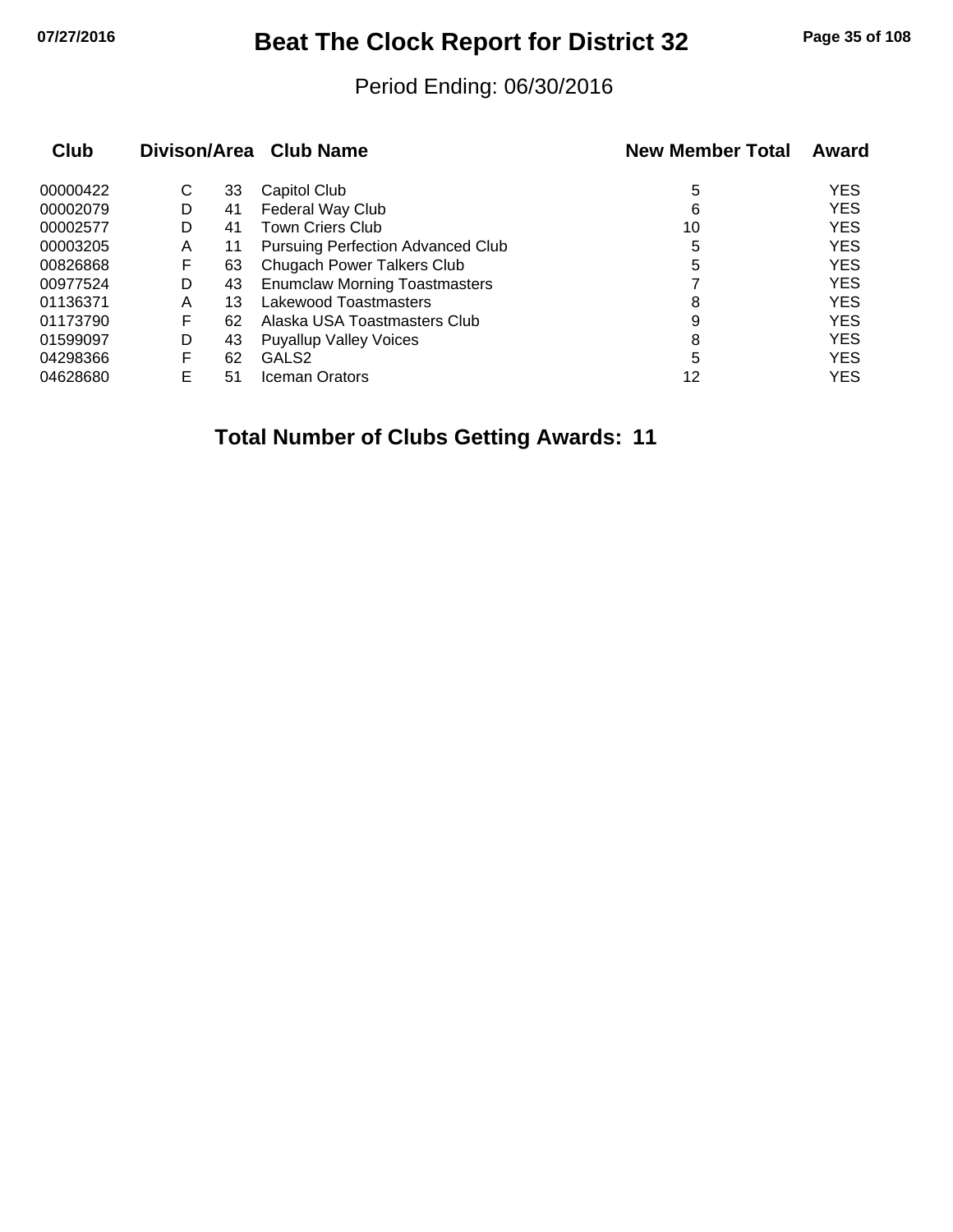# Beat The Clock Report for District 32

Period Ending: 06/30/2016

| Club | Divison | Area | Club Name | New Member Total | Award |
|---|---|---|---|---|---|
| 00000422 | C | 33 | Capitol Club | 5 | YES |
| 00002079 | D | 41 | Federal Way Club | 6 | YES |
| 00002577 | D | 41 | Town Criers Club | 10 | YES |
| 00003205 | A | 11 | Pursuing Perfection Advanced Club | 5 | YES |
| 00826868 | F | 63 | Chugach Power Talkers Club | 5 | YES |
| 00977524 | D | 43 | Enumclaw Morning Toastmasters | 7 | YES |
| 01136371 | A | 13 | Lakewood Toastmasters | 8 | YES |
| 01173790 | F | 62 | Alaska USA Toastmasters Club | 9 | YES |
| 01599097 | D | 43 | Puyallup Valley Voices | 8 | YES |
| 04298366 | F | 62 | GALS2 | 5 | YES |
| 04628680 | E | 51 | Iceman Orators | 12 | YES |

**Total Number of Clubs Getting Awards: 11**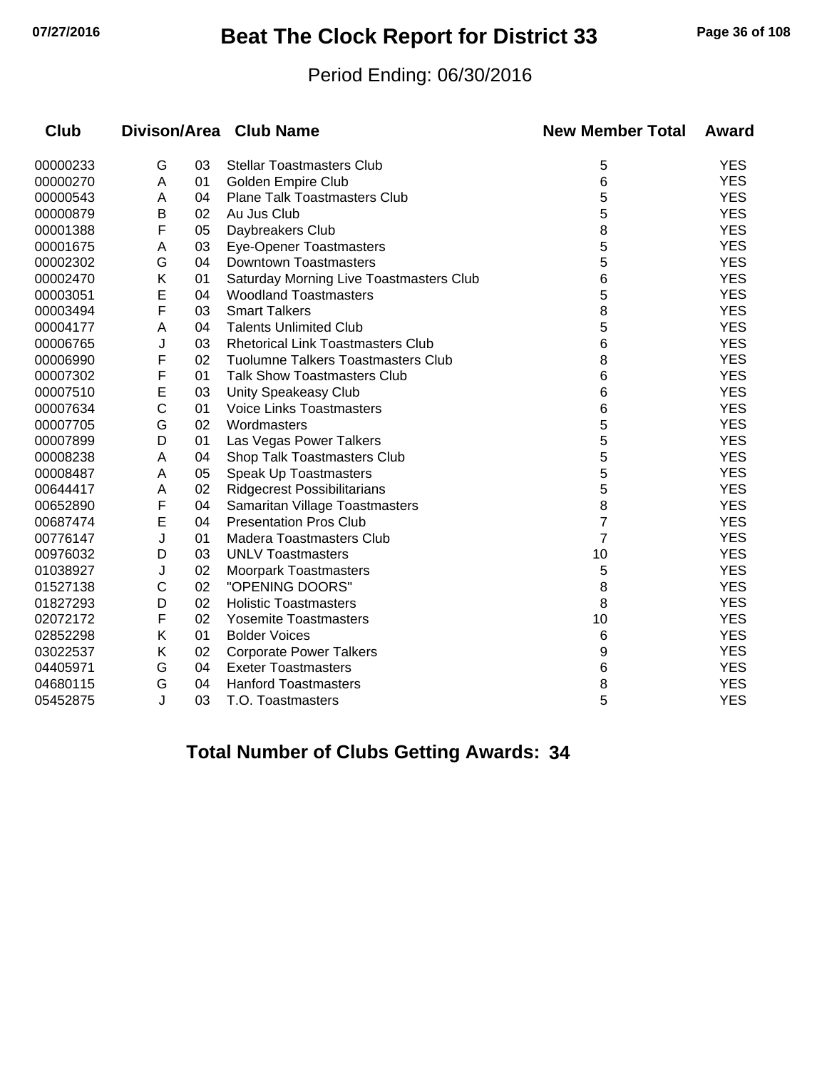# Beat The Clock Report for District 33

Period Ending: 06/30/2016

| Club | Divison/Area | | Club Name | New Member Total | Award |
|---|---|---|---|---|---|
| 00000233 | G | 03 | Stellar Toastmasters Club | 5 | YES |
| 00000270 | A | 01 | Golden Empire Club | 6 | YES |
| 00000543 | A | 04 | Plane Talk Toastmasters Club | 5 | YES |
| 00000879 | B | 02 | Au Jus Club | 5 | YES |
| 00001388 | F | 05 | Daybreakers Club | 8 | YES |
| 00001675 | A | 03 | Eye-Opener Toastmasters | 5 | YES |
| 00002302 | G | 04 | Downtown Toastmasters | 5 | YES |
| 00002470 | K | 01 | Saturday Morning Live Toastmasters Club | 6 | YES |
| 00003051 | E | 04 | Woodland Toastmasters | 5 | YES |
| 00003494 | F | 03 | Smart Talkers | 8 | YES |
| 00004177 | A | 04 | Talents Unlimited Club | 5 | YES |
| 00006765 | J | 03 | Rhetorical Link Toastmasters Club | 6 | YES |
| 00006990 | F | 02 | Tuolumne Talkers Toastmasters Club | 8 | YES |
| 00007302 | F | 01 | Talk Show Toastmasters Club | 6 | YES |
| 00007510 | E | 03 | Unity Speakeasy Club | 6 | YES |
| 00007634 | C | 01 | Voice Links Toastmasters | 6 | YES |
| 00007705 | G | 02 | Wordmasters | 5 | YES |
| 00007899 | D | 01 | Las Vegas Power Talkers | 5 | YES |
| 00008238 | A | 04 | Shop Talk Toastmasters Club | 5 | YES |
| 00008487 | A | 05 | Speak Up Toastmasters | 5 | YES |
| 00644417 | A | 02 | Ridgecrest Possibilitarians | 5 | YES |
| 00652890 | F | 04 | Samaritan Village Toastmasters | 8 | YES |
| 00687474 | E | 04 | Presentation Pros Club | 7 | YES |
| 00776147 | J | 01 | Madera Toastmasters Club | 7 | YES |
| 00976032 | D | 03 | UNLV Toastmasters | 10 | YES |
| 01038927 | J | 02 | Moorpark Toastmasters | 5 | YES |
| 01527138 | C | 02 | "OPENING DOORS" | 8 | YES |
| 01827293 | D | 02 | Holistic Toastmasters | 8 | YES |
| 02072172 | F | 02 | Yosemite Toastmasters | 10 | YES |
| 02852298 | K | 01 | Bolder Voices | 6 | YES |
| 03022537 | K | 02 | Corporate Power Talkers | 9 | YES |
| 04405971 | G | 04 | Exeter Toastmasters | 6 | YES |
| 04680115 | G | 04 | Hanford Toastmasters | 8 | YES |
| 05452875 | J | 03 | T.O. Toastmasters | 5 | YES |

**Total Number of Clubs Getting Awards: 34**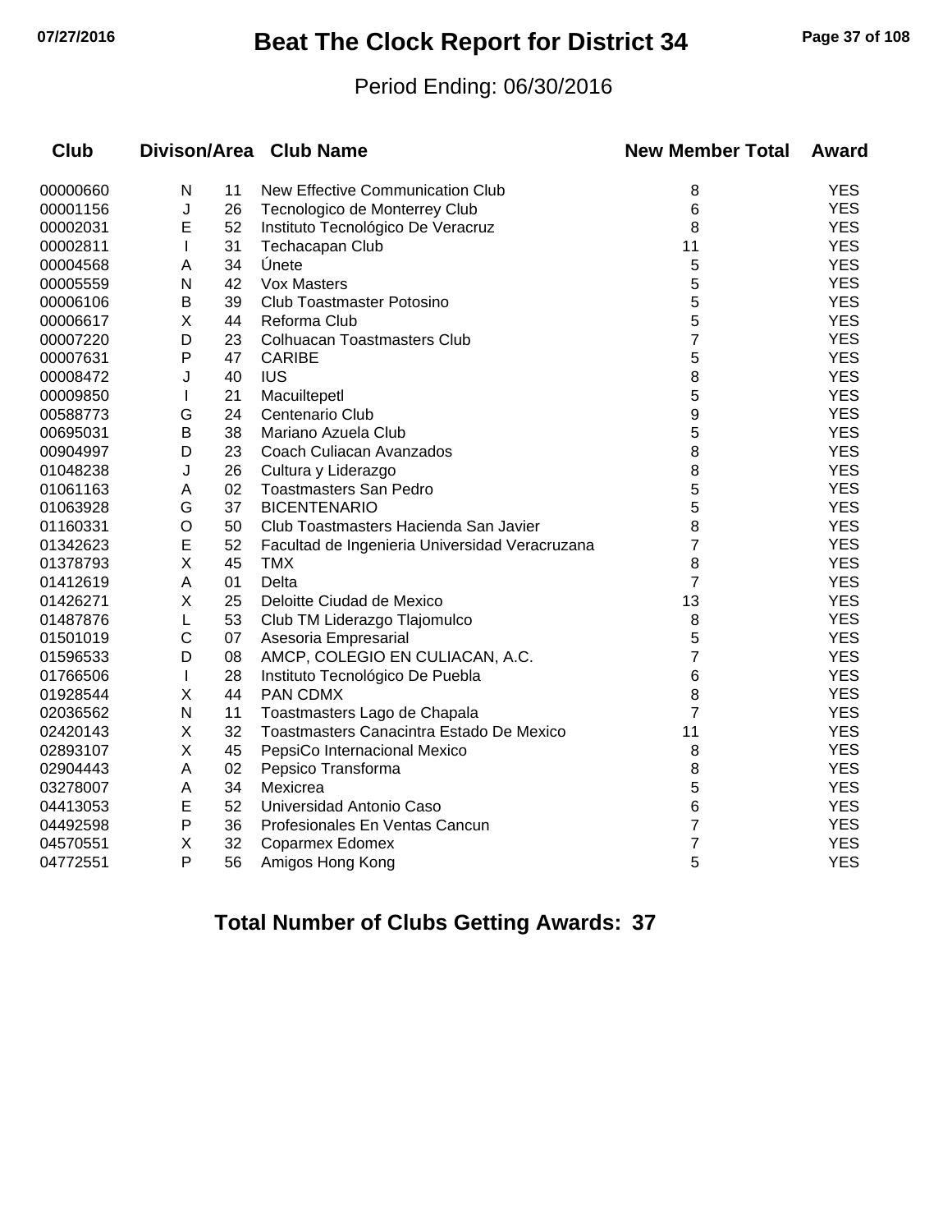# Beat The Clock Report for District 34

Period Ending: 06/30/2016

| Club | Divison/Area | | Club Name | New Member Total | Award |
|---|---|---|---|---|---|
| 00000660 | N | 11 | New Effective Communication Club | 8 | YES |
| 00001156 | J | 26 | Tecnologico de Monterrey Club | 6 | YES |
| 00002031 | E | 52 | Instituto Tecnológico De Veracruz | 8 | YES |
| 00002811 | I | 31 | Techacapan Club | 11 | YES |
| 00004568 | A | 34 | Únete | 5 | YES |
| 00005559 | N | 42 | Vox Masters | 5 | YES |
| 00006106 | B | 39 | Club Toastmaster Potosino | 5 | YES |
| 00006617 | X | 44 | Reforma Club | 5 | YES |
| 00007220 | D | 23 | Colhuacan Toastmasters Club | 7 | YES |
| 00007631 | P | 47 | CARIBE | 5 | YES |
| 00008472 | J | 40 | IUS | 8 | YES |
| 00009850 | I | 21 | Macuiltepetl | 5 | YES |
| 00588773 | G | 24 | Centenario Club | 9 | YES |
| 00695031 | B | 38 | Mariano Azuela Club | 5 | YES |
| 00904997 | D | 23 | Coach Culiacan Avanzados | 8 | YES |
| 01048238 | J | 26 | Cultura y Liderazgo | 8 | YES |
| 01061163 | A | 02 | Toastmasters San Pedro | 5 | YES |
| 01063928 | G | 37 | BICENTENARIO | 5 | YES |
| 01160331 | O | 50 | Club Toastmasters Hacienda San Javier | 8 | YES |
| 01342623 | E | 52 | Facultad de Ingenieria Universidad Veracruzana | 7 | YES |
| 01378793 | X | 45 | TMX | 8 | YES |
| 01412619 | A | 01 | Delta | 7 | YES |
| 01426271 | X | 25 | Deloitte Ciudad de Mexico | 13 | YES |
| 01487876 | L | 53 | Club TM Liderazgo Tlajomulco | 8 | YES |
| 01501019 | C | 07 | Asesoria Empresarial | 5 | YES |
| 01596533 | D | 08 | AMCP, COLEGIO EN CULIACAN, A.C. | 7 | YES |
| 01766506 | I | 28 | Instituto Tecnológico De Puebla | 6 | YES |
| 01928544 | X | 44 | PAN CDMX | 8 | YES |
| 02036562 | N | 11 | Toastmasters Lago de Chapala | 7 | YES |
| 02420143 | X | 32 | Toastmasters Canacintra Estado De Mexico | 11 | YES |
| 02893107 | X | 45 | PepsiCo Internacional Mexico | 8 | YES |
| 02904443 | A | 02 | Pepsico Transforma | 8 | YES |
| 03278007 | A | 34 | Mexicrea | 5 | YES |
| 04413053 | E | 52 | Universidad Antonio Caso | 6 | YES |
| 04492598 | P | 36 | Profesionales En Ventas Cancun | 7 | YES |
| 04570551 | X | 32 | Coparmex Edomex | 7 | YES |
| 04772551 | P | 56 | Amigos Hong Kong | 5 | YES |

**Total Number of Clubs Getting Awards: 37**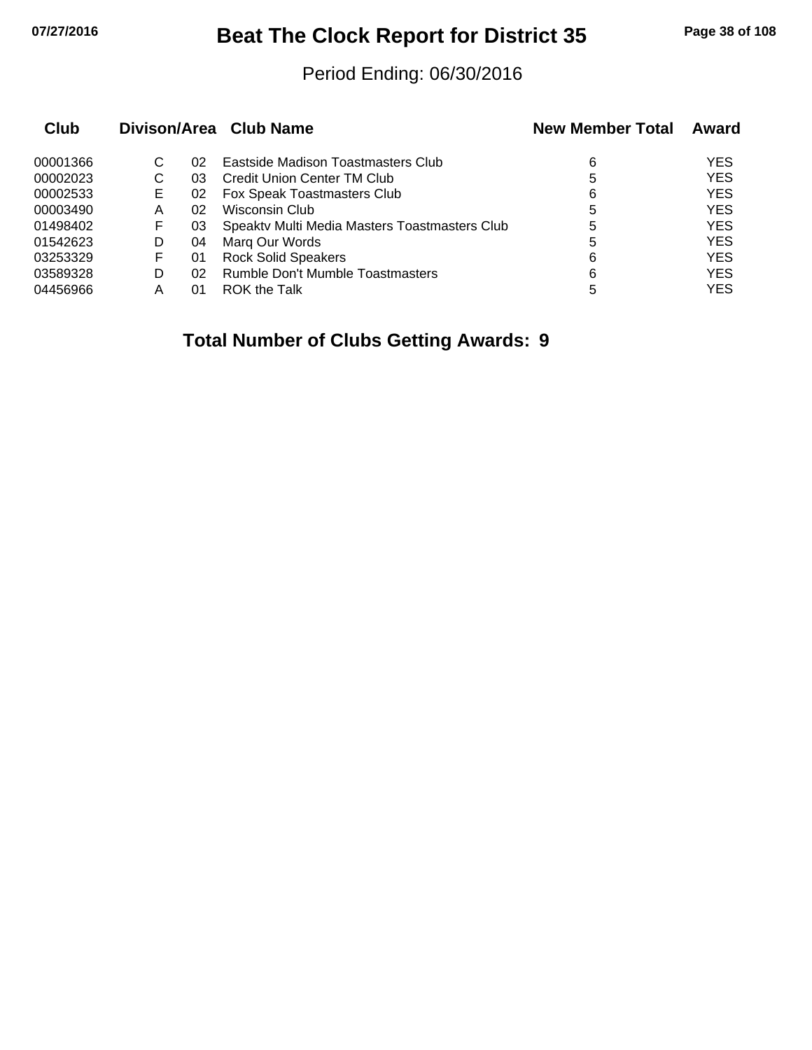# Beat The Clock Report for District 35

Period Ending: 06/30/2016

| Club | Divison/Area | | Club Name | New Member Total | Award |
|---|---|---|---|---|---|
| 00001366 | C | 02 | Eastside Madison Toastmasters Club | 6 | YES |
| 00002023 | C | 03 | Credit Union Center TM Club | 5 | YES |
| 00002533 | E | 02 | Fox Speak Toastmasters Club | 6 | YES |
| 00003490 | A | 02 | Wisconsin Club | 5 | YES |
| 01498402 | F | 03 | Speaktv Multi Media Masters Toastmasters Club | 5 | YES |
| 01542623 | D | 04 | Marq Our Words | 5 | YES |
| 03253329 | F | 01 | Rock Solid Speakers | 6 | YES |
| 03589328 | D | 02 | Rumble Don't Mumble Toastmasters | 6 | YES |
| 04456966 | A | 01 | ROK the Talk | 5 | YES |

**Total Number of Clubs Getting Awards: 9**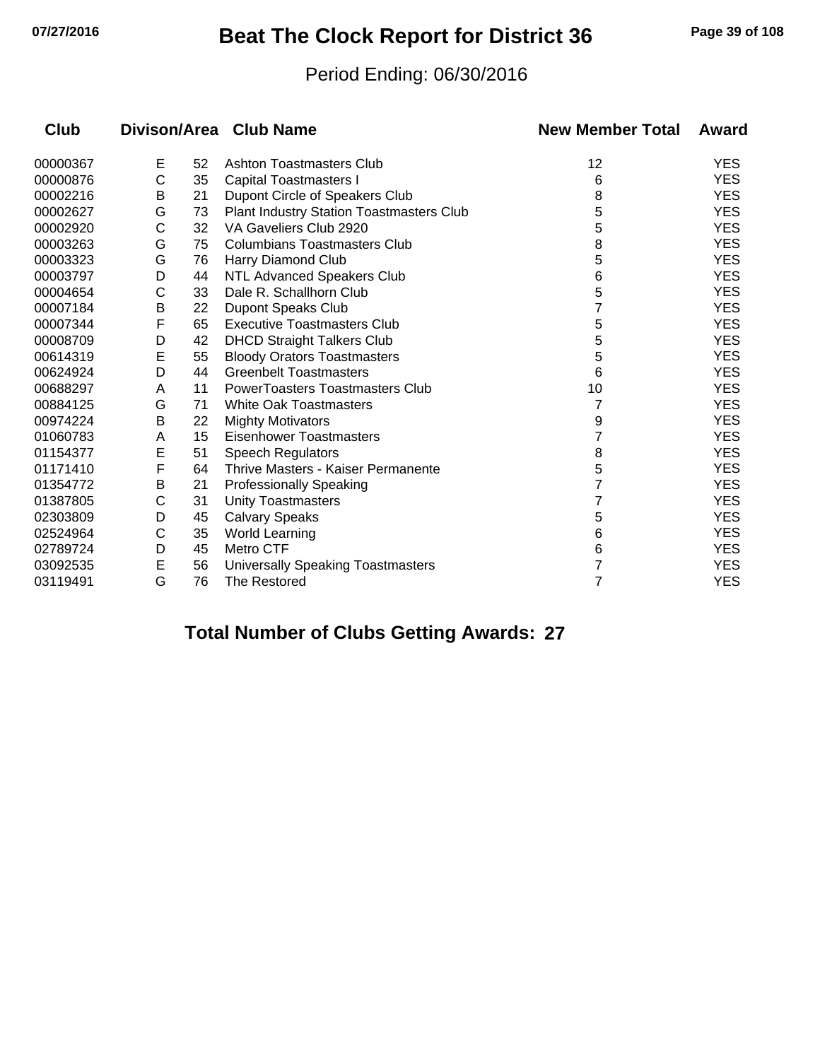# Beat The Clock Report for District 36

Period Ending: 06/30/2016

| Club | Divison/Area | | Club Name | New Member Total | Award |
|---|---|---|---|---|---|
| 00000367 | E | 52 | Ashton Toastmasters Club | 12 | YES |
| 00000876 | C | 35 | Capital Toastmasters I | 6 | YES |
| 00002216 | B | 21 | Dupont Circle of Speakers Club | 8 | YES |
| 00002627 | G | 73 | Plant Industry Station Toastmasters Club | 5 | YES |
| 00002920 | C | 32 | VA Gaveliers Club 2920 | 5 | YES |
| 00003263 | G | 75 | Columbians Toastmasters Club | 8 | YES |
| 00003323 | G | 76 | Harry Diamond Club | 5 | YES |
| 00003797 | D | 44 | NTL Advanced Speakers Club | 6 | YES |
| 00004654 | C | 33 | Dale R. Schallhorn Club | 5 | YES |
| 00007184 | B | 22 | Dupont Speaks Club | 7 | YES |
| 00007344 | F | 65 | Executive Toastmasters Club | 5 | YES |
| 00008709 | D | 42 | DHCD Straight Talkers Club | 5 | YES |
| 00614319 | E | 55 | Bloody Orators Toastmasters | 5 | YES |
| 00624924 | D | 44 | Greenbelt Toastmasters | 6 | YES |
| 00688297 | A | 11 | PowerToasters Toastmasters Club | 10 | YES |
| 00884125 | G | 71 | White Oak Toastmasters | 7 | YES |
| 00974224 | B | 22 | Mighty Motivators | 9 | YES |
| 01060783 | A | 15 | Eisenhower Toastmasters | 7 | YES |
| 01154377 | E | 51 | Speech Regulators | 8 | YES |
| 01171410 | F | 64 | Thrive Masters - Kaiser Permanente | 5 | YES |
| 01354772 | B | 21 | Professionally Speaking | 7 | YES |
| 01387805 | C | 31 | Unity Toastmasters | 7 | YES |
| 02303809 | D | 45 | Calvary Speaks | 5 | YES |
| 02524964 | C | 35 | World Learning | 6 | YES |
| 02789724 | D | 45 | Metro CTF | 6 | YES |
| 03092535 | E | 56 | Universally Speaking Toastmasters | 7 | YES |
| 03119491 | G | 76 | The Restored | 7 | YES |

**Total Number of Clubs Getting Awards: 27**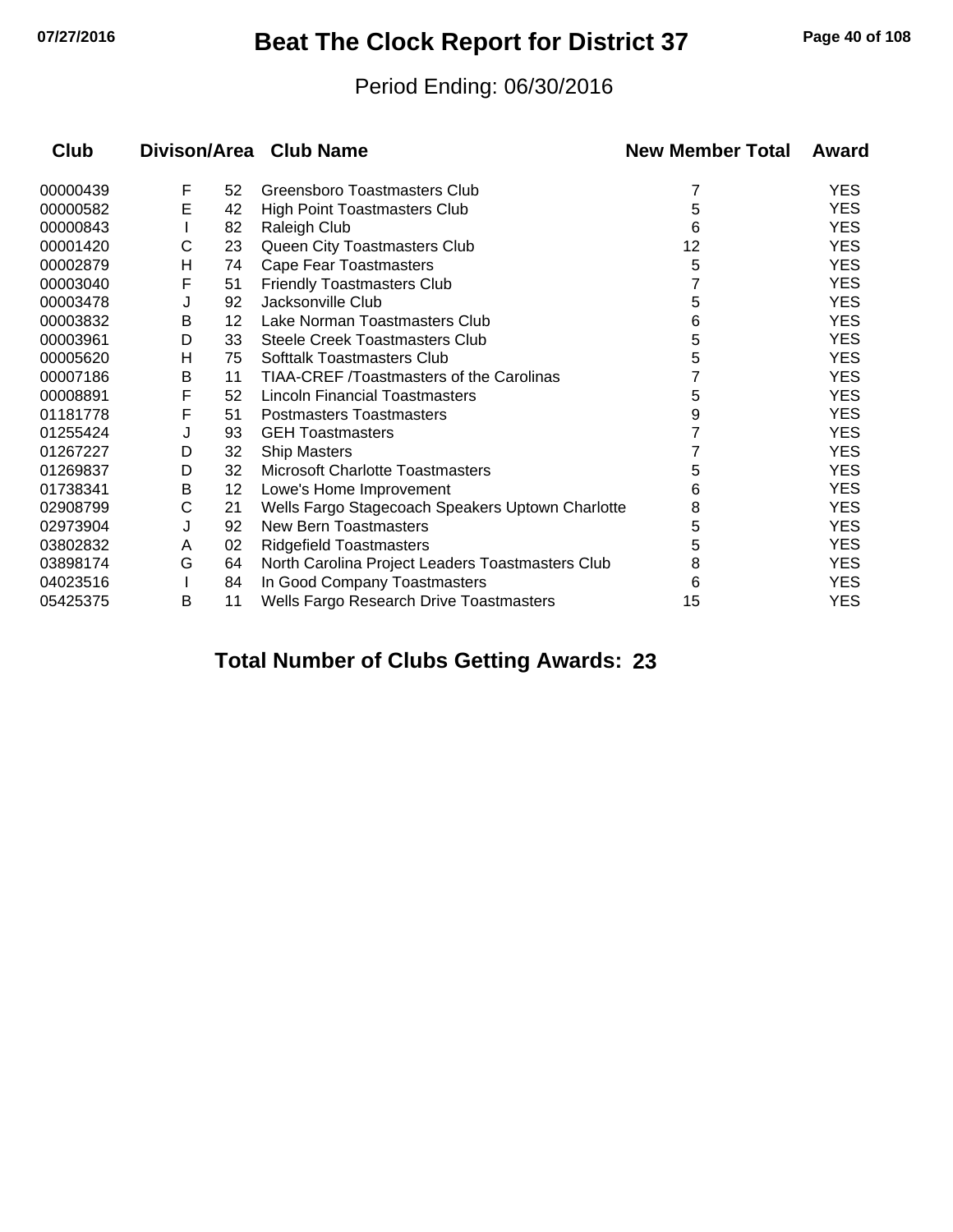# Beat The Clock Report for District 37

Period Ending: 06/30/2016

| Club | Divison | Area | Club Name | New Member Total | Award |
|---|---|---|---|---|---|
| 00000439 | F | 52 | Greensboro Toastmasters Club | 7 | YES |
| 00000582 | E | 42 | High Point Toastmasters Club | 5 | YES |
| 00000843 | I | 82 | Raleigh Club | 6 | YES |
| 00001420 | C | 23 | Queen City Toastmasters Club | 12 | YES |
| 00002879 | H | 74 | Cape Fear Toastmasters | 5 | YES |
| 00003040 | F | 51 | Friendly Toastmasters Club | 7 | YES |
| 00003478 | J | 92 | Jacksonville Club | 5 | YES |
| 00003832 | B | 12 | Lake Norman Toastmasters Club | 6 | YES |
| 00003961 | D | 33 | Steele Creek Toastmasters Club | 5 | YES |
| 00005620 | H | 75 | Softtalk Toastmasters Club | 5 | YES |
| 00007186 | B | 11 | TIAA-CREF /Toastmasters of the Carolinas | 7 | YES |
| 00008891 | F | 52 | Lincoln Financial Toastmasters | 5 | YES |
| 01181778 | F | 51 | Postmasters Toastmasters | 9 | YES |
| 01255424 | J | 93 | GEH Toastmasters | 7 | YES |
| 01267227 | D | 32 | Ship Masters | 7 | YES |
| 01269837 | D | 32 | Microsoft Charlotte Toastmasters | 5 | YES |
| 01738341 | B | 12 | Lowe's Home Improvement | 6 | YES |
| 02908799 | C | 21 | Wells Fargo Stagecoach Speakers Uptown Charlotte | 8 | YES |
| 02973904 | J | 92 | New Bern Toastmasters | 5 | YES |
| 03802832 | A | 02 | Ridgefield Toastmasters | 5 | YES |
| 03898174 | G | 64 | North Carolina Project Leaders Toastmasters Club | 8 | YES |
| 04023516 | I | 84 | In Good Company Toastmasters | 6 | YES |
| 05425375 | B | 11 | Wells Fargo Research Drive Toastmasters | 15 | YES |

**Total Number of Clubs Getting Awards: 23**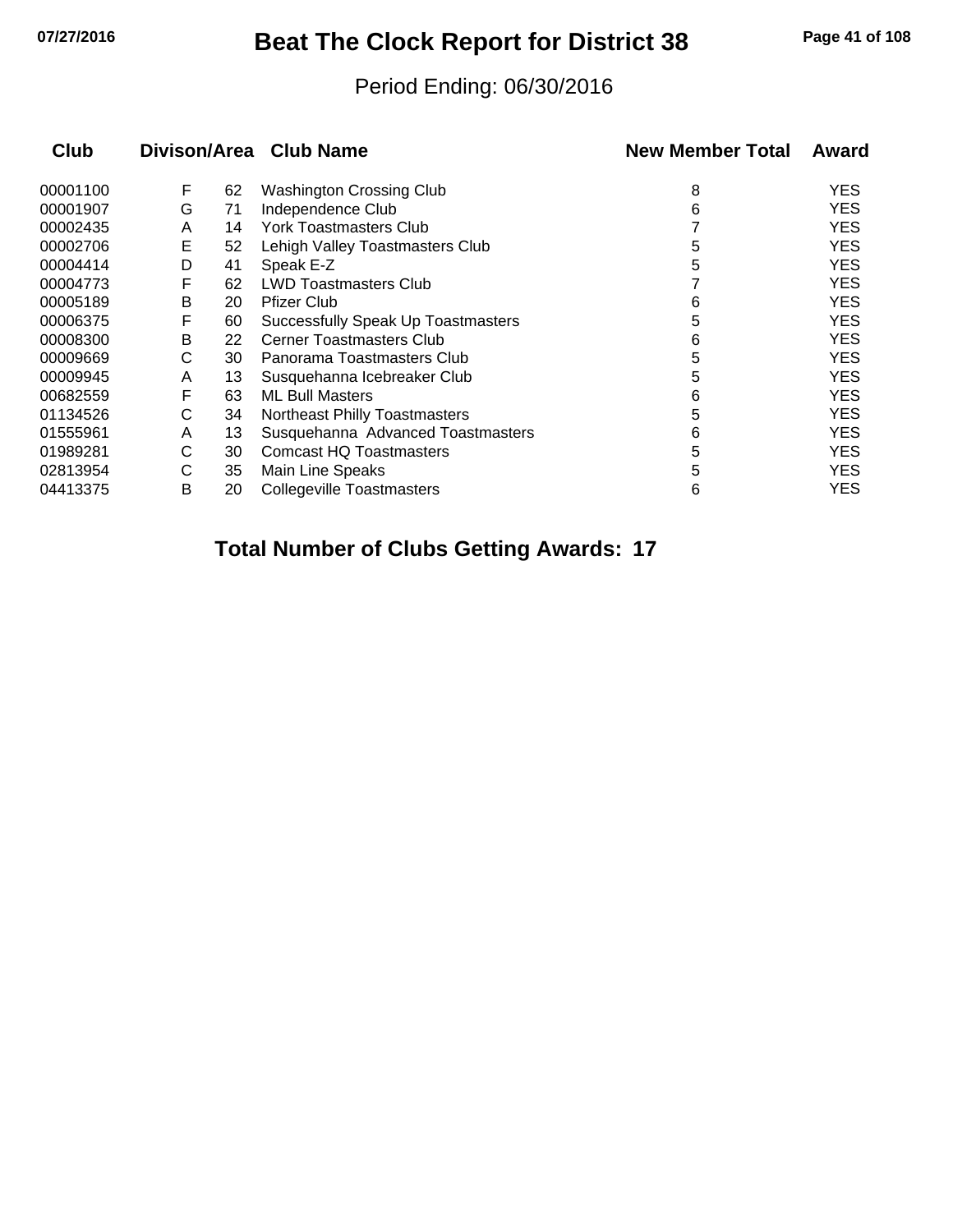# Beat The Clock Report for District 38

Period Ending: 06/30/2016

| Club | Divison/Area | | Club Name | New Member Total | Award |
|---|---|---|---|---|---|
| 00001100 | F | 62 | Washington Crossing Club | 8 | YES |
| 00001907 | G | 71 | Independence Club | 6 | YES |
| 00002435 | A | 14 | York Toastmasters Club | 7 | YES |
| 00002706 | E | 52 | Lehigh Valley Toastmasters Club | 5 | YES |
| 00004414 | D | 41 | Speak E-Z | 5 | YES |
| 00004773 | F | 62 | LWD Toastmasters Club | 7 | YES |
| 00005189 | B | 20 | Pfizer Club | 6 | YES |
| 00006375 | F | 60 | Successfully Speak Up Toastmasters | 5 | YES |
| 00008300 | B | 22 | Cerner Toastmasters Club | 6 | YES |
| 00009669 | C | 30 | Panorama Toastmasters Club | 5 | YES |
| 00009945 | A | 13 | Susquehanna Icebreaker Club | 5 | YES |
| 00682559 | F | 63 | ML Bull Masters | 6 | YES |
| 01134526 | C | 34 | Northeast Philly Toastmasters | 5 | YES |
| 01555961 | A | 13 | Susquehanna Advanced Toastmasters | 6 | YES |
| 01989281 | C | 30 | Comcast HQ Toastmasters | 5 | YES |
| 02813954 | C | 35 | Main Line Speaks | 5 | YES |
| 04413375 | B | 20 | Collegeville Toastmasters | 6 | YES |

**Total Number of Clubs Getting Awards: 17**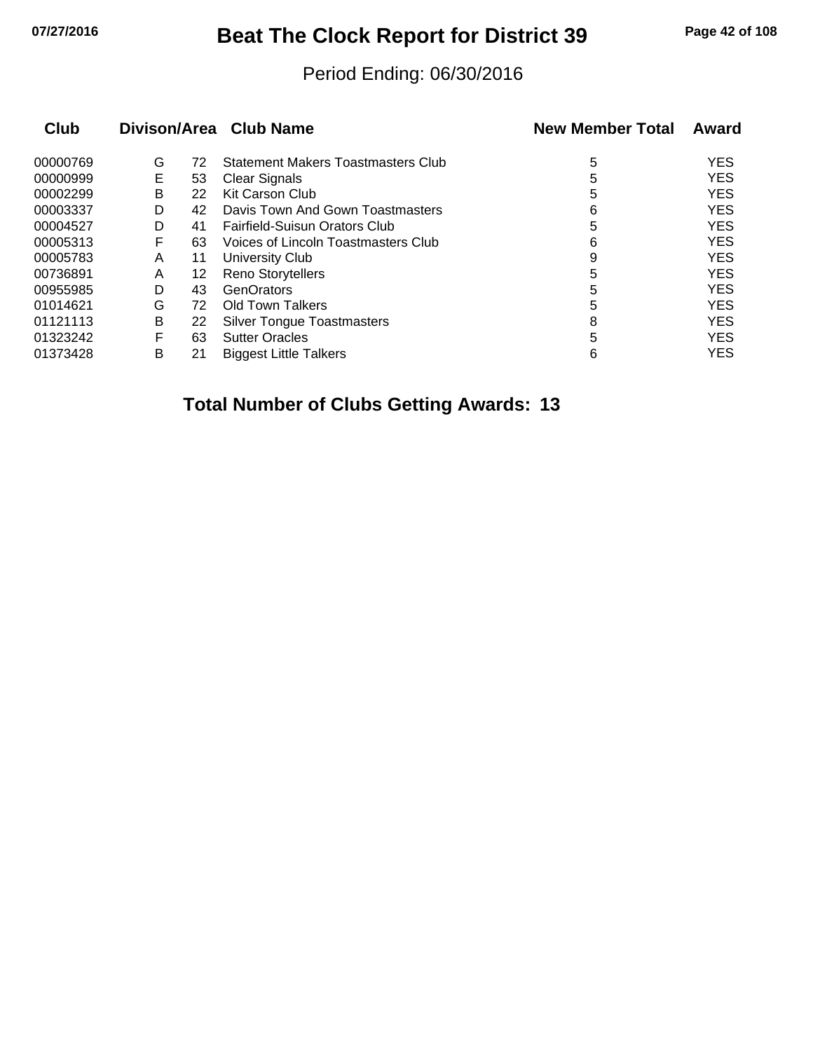# Beat The Clock Report for District 39

Period Ending: 06/30/2016

| Club | Divison/Area | | Club Name | New Member Total | Award |
|---|---|---|---|---|---|
| 00000769 | G | 72 | Statement Makers Toastmasters Club | 5 | YES |
| 00000999 | E | 53 | Clear Signals | 5 | YES |
| 00002299 | B | 22 | Kit Carson Club | 5 | YES |
| 00003337 | D | 42 | Davis Town And Gown Toastmasters | 6 | YES |
| 00004527 | D | 41 | Fairfield-Suisun Orators Club | 5 | YES |
| 00005313 | F | 63 | Voices of Lincoln Toastmasters Club | 6 | YES |
| 00005783 | A | 11 | University Club | 9 | YES |
| 00736891 | A | 12 | Reno Storytellers | 5 | YES |
| 00955985 | D | 43 | GenOrators | 5 | YES |
| 01014621 | G | 72 | Old Town Talkers | 5 | YES |
| 01121113 | B | 22 | Silver Tongue Toastmasters | 8 | YES |
| 01323242 | F | 63 | Sutter Oracles | 5 | YES |
| 01373428 | B | 21 | Biggest Little Talkers | 6 | YES |

**Total Number of Clubs Getting Awards: 13**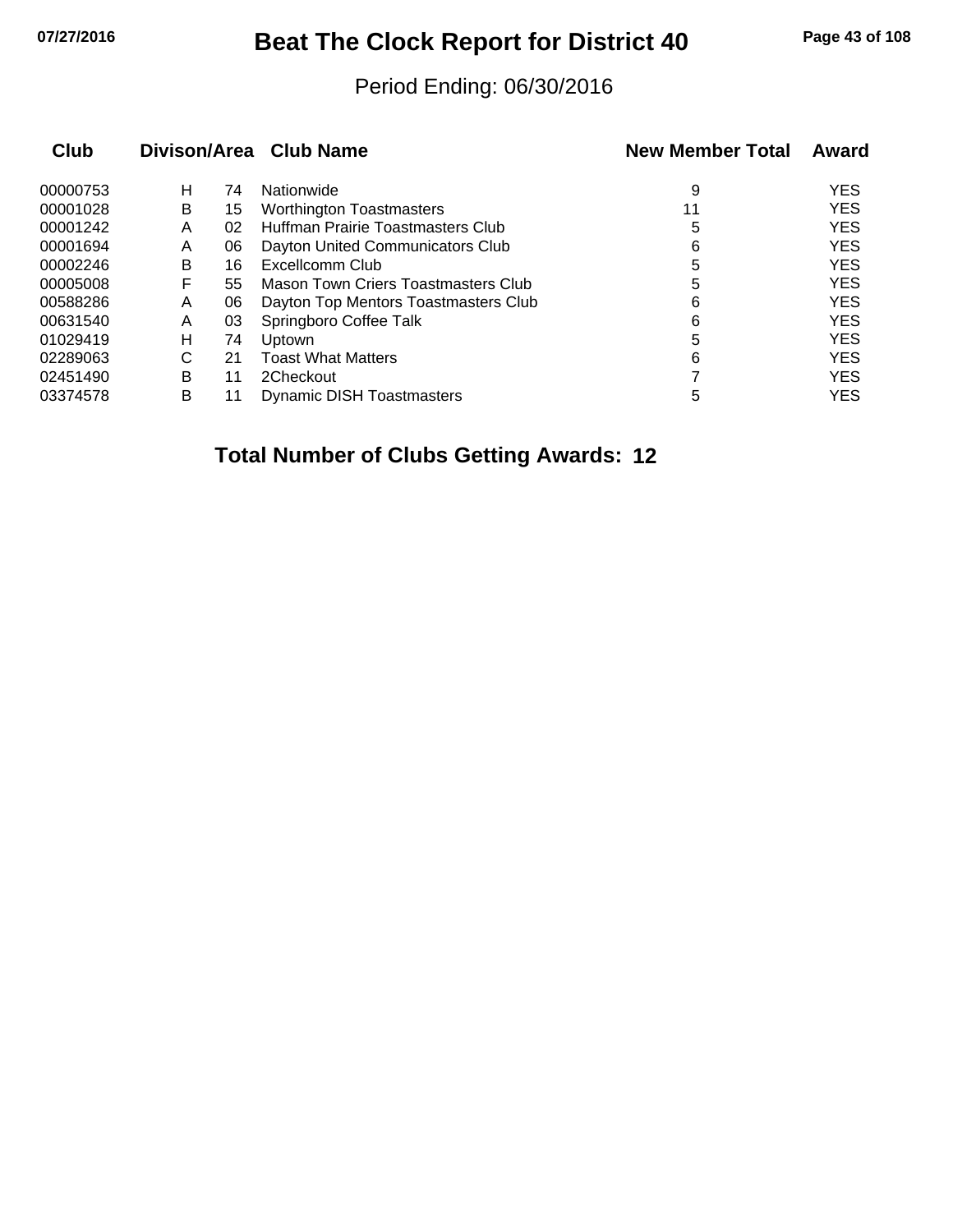# Beat The Clock Report for District 40

Period Ending: 06/30/2016

| Club | Divison | Area | Club Name | New Member Total | Award |
|---|---|---|---|---|---|
| 00000753 | H | 74 | Nationwide | 9 | YES |
| 00001028 | B | 15 | Worthington Toastmasters | 11 | YES |
| 00001242 | A | 02 | Huffman Prairie Toastmasters Club | 5 | YES |
| 00001694 | A | 06 | Dayton United Communicators Club | 6 | YES |
| 00002246 | B | 16 | Excellcomm Club | 5 | YES |
| 00005008 | F | 55 | Mason Town Criers Toastmasters Club | 5 | YES |
| 00588286 | A | 06 | Dayton Top Mentors Toastmasters Club | 6 | YES |
| 00631540 | A | 03 | Springboro Coffee Talk | 6 | YES |
| 01029419 | H | 74 | Uptown | 5 | YES |
| 02289063 | C | 21 | Toast What Matters | 6 | YES |
| 02451490 | B | 11 | 2Checkout | 7 | YES |
| 03374578 | B | 11 | Dynamic DISH Toastmasters | 5 | YES |

**Total Number of Clubs Getting Awards: 12**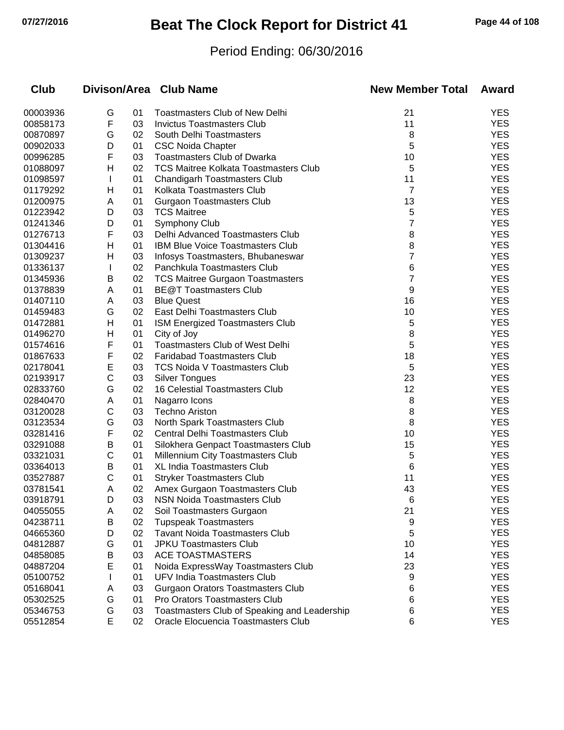# Beat The Clock Report for District 41

Period Ending: 06/30/2016

| Club | Divison/Area | | Club Name | New Member Total | Award |
|---|---|---|---|---|---|
| 00003936 | G | 01 | Toastmasters Club of New Delhi | 21 | YES |
| 00858173 | F | 03 | Invictus Toastmasters Club | 11 | YES |
| 00870897 | G | 02 | South Delhi Toastmasters | 8 | YES |
| 00902033 | D | 01 | CSC Noida Chapter | 5 | YES |
| 00996285 | F | 03 | Toastmasters Club of Dwarka | 10 | YES |
| 01088097 | H | 02 | TCS Maitree Kolkata Toastmasters Club | 5 | YES |
| 01098597 | I | 01 | Chandigarh Toastmasters Club | 11 | YES |
| 01179292 | H | 01 | Kolkata Toastmasters Club | 7 | YES |
| 01200975 | A | 01 | Gurgaon Toastmasters Club | 13 | YES |
| 01223942 | D | 03 | TCS Maitree | 5 | YES |
| 01241346 | D | 01 | Symphony Club | 7 | YES |
| 01276713 | F | 03 | Delhi Advanced Toastmasters Club | 8 | YES |
| 01304416 | H | 01 | IBM Blue Voice Toastmasters Club | 8 | YES |
| 01309237 | H | 03 | Infosys Toastmasters, Bhubaneswar | 7 | YES |
| 01336137 | I | 02 | Panchkula Toastmasters Club | 6 | YES |
| 01345936 | B | 02 | TCS Maitree Gurgaon Toastmasters | 7 | YES |
| 01378839 | A | 01 | BE@T Toastmasters Club | 9 | YES |
| 01407110 | A | 03 | Blue Quest | 16 | YES |
| 01459483 | G | 02 | East Delhi Toastmasters Club | 10 | YES |
| 01472881 | H | 01 | ISM Energized Toastmasters Club | 5 | YES |
| 01496270 | H | 01 | City of Joy | 8 | YES |
| 01574616 | F | 01 | Toastmasters Club of West Delhi | 5 | YES |
| 01867633 | F | 02 | Faridabad Toastmasters Club | 18 | YES |
| 02178041 | E | 03 | TCS Noida V Toastmasters Club | 5 | YES |
| 02193917 | C | 03 | Silver Tongues | 23 | YES |
| 02833760 | G | 02 | 16 Celestial Toastmasters Club | 12 | YES |
| 02840470 | A | 01 | Nagarro Icons | 8 | YES |
| 03120028 | C | 03 | Techno Ariston | 8 | YES |
| 03123534 | G | 03 | North Spark Toastmasters Club | 8 | YES |
| 03281416 | F | 02 | Central Delhi Toastmasters Club | 10 | YES |
| 03291088 | B | 01 | Silokhera Genpact Toastmasters Club | 15 | YES |
| 03321031 | C | 01 | Millennium City Toastmasters Club | 5 | YES |
| 03364013 | B | 01 | XL India Toastmasters Club | 6 | YES |
| 03527887 | C | 01 | Stryker Toastmasters Club | 11 | YES |
| 03781541 | A | 02 | Amex Gurgaon Toastmasters Club | 43 | YES |
| 03918791 | D | 03 | NSN Noida Toastmasters Club | 6 | YES |
| 04055055 | A | 02 | Soil Toastmasters Gurgaon | 21 | YES |
| 04238711 | B | 02 | Tupspeak Toastmasters | 9 | YES |
| 04665360 | D | 02 | Tavant Noida Toastmasters Club | 5 | YES |
| 04812887 | G | 01 | JPKU Toastmasters Club | 10 | YES |
| 04858085 | B | 03 | ACE TOASTMASTERS | 14 | YES |
| 04887204 | E | 01 | Noida ExpressWay Toastmasters Club | 23 | YES |
| 05100752 | I | 01 | UFV India Toastmasters Club | 9 | YES |
| 05168041 | A | 03 | Gurgaon Orators Toastmasters Club | 6 | YES |
| 05302525 | G | 01 | Pro Orators Toastmasters Club | 6 | YES |
| 05346753 | G | 03 | Toastmasters Club of Speaking and Leadership | 6 | YES |
| 05512854 | E | 02 | Oracle Elocuencia Toastmasters Club | 6 | YES |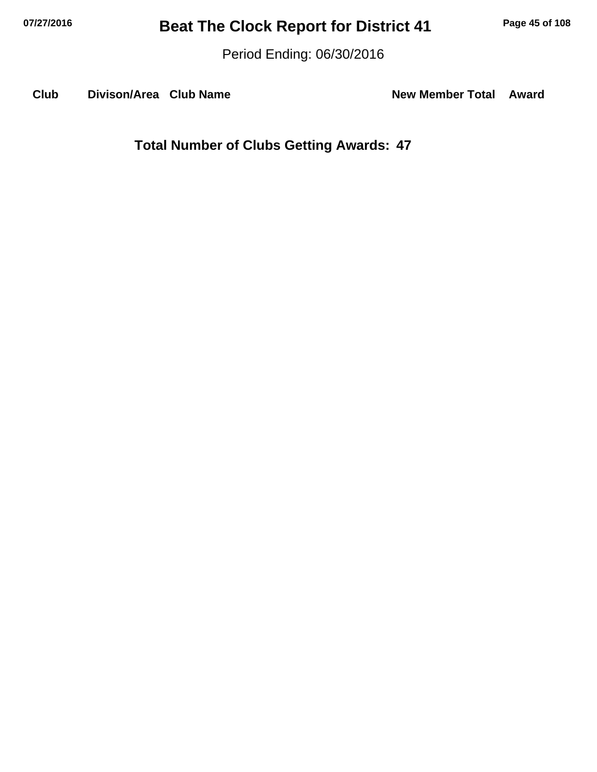# Beat The Clock Report for District 41

Period Ending: 06/30/2016

| Club | Divison/Area | Club Name | New Member Total | Award |
|---|---|---|---|---|

**Total Number of Clubs Getting Awards: 47**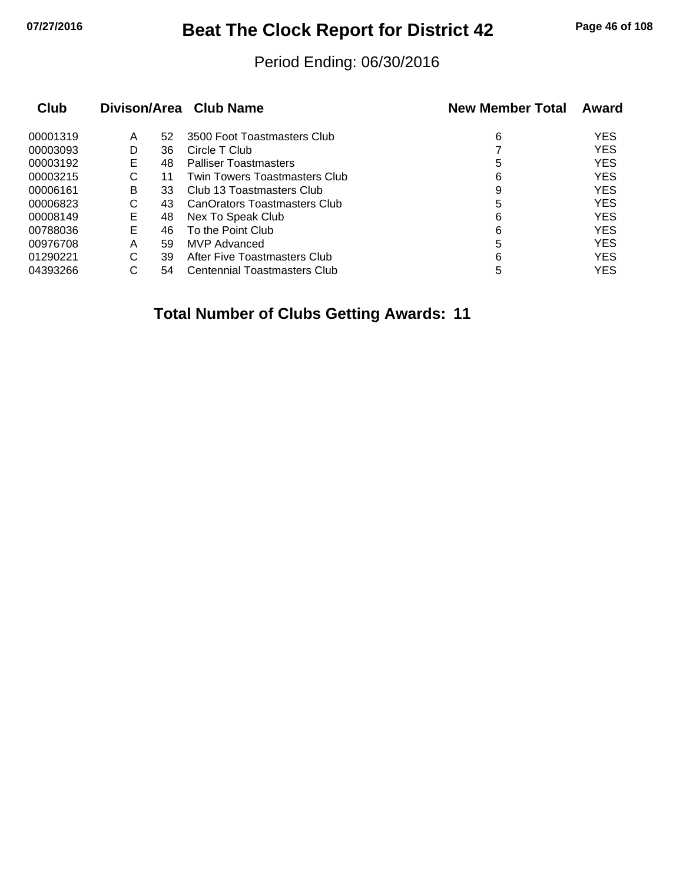# Beat The Clock Report for District 42

Period Ending: 06/30/2016

| Club | Divison/Area | | Club Name | New Member Total | Award |
|---|---|---|---|---|---|
| 00001319 | A | 52 | 3500 Foot Toastmasters Club | 6 | YES |
| 00003093 | D | 36 | Circle T Club | 7 | YES |
| 00003192 | E | 48 | Palliser Toastmasters | 5 | YES |
| 00003215 | C | 11 | Twin Towers Toastmasters Club | 6 | YES |
| 00006161 | B | 33 | Club 13 Toastmasters Club | 9 | YES |
| 00006823 | C | 43 | CanOrators Toastmasters Club | 5 | YES |
| 00008149 | E | 48 | Nex To Speak Club | 6 | YES |
| 00788036 | E | 46 | To the Point Club | 6 | YES |
| 00976708 | A | 59 | MVP Advanced | 5 | YES |
| 01290221 | C | 39 | After Five Toastmasters Club | 6 | YES |
| 04393266 | C | 54 | Centennial Toastmasters Club | 5 | YES |

**Total Number of Clubs Getting Awards: 11**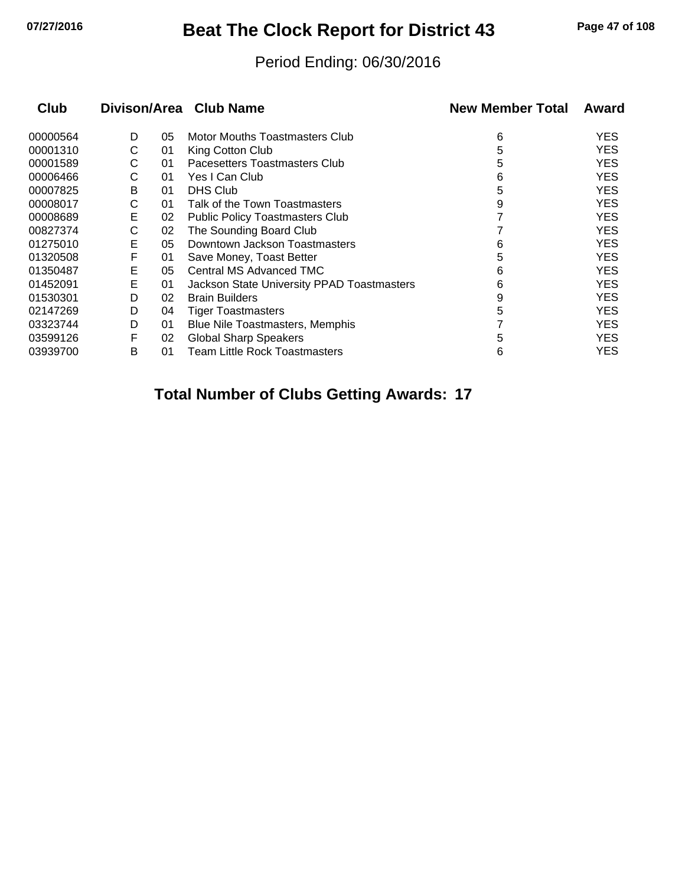# Beat The Clock Report for District 43

Period Ending: 06/30/2016

| Club | Divison/Area | | Club Name | New Member Total | Award |
|---|---|---|---|---|---|
| 00000564 | D | 05 | Motor Mouths Toastmasters Club | 6 | YES |
| 00001310 | C | 01 | King Cotton Club | 5 | YES |
| 00001589 | C | 01 | Pacesetters Toastmasters Club | 5 | YES |
| 00006466 | C | 01 | Yes I Can Club | 6 | YES |
| 00007825 | B | 01 | DHS Club | 5 | YES |
| 00008017 | C | 01 | Talk of the Town Toastmasters | 9 | YES |
| 00008689 | E | 02 | Public Policy Toastmasters Club | 7 | YES |
| 00827374 | C | 02 | The Sounding Board Club | 7 | YES |
| 01275010 | E | 05 | Downtown Jackson Toastmasters | 6 | YES |
| 01320508 | F | 01 | Save Money, Toast Better | 5 | YES |
| 01350487 | E | 05 | Central MS Advanced TMC | 6 | YES |
| 01452091 | E | 01 | Jackson State University PPAD Toastmasters | 6 | YES |
| 01530301 | D | 02 | Brain Builders | 9 | YES |
| 02147269 | D | 04 | Tiger Toastmasters | 5 | YES |
| 03323744 | D | 01 | Blue Nile Toastmasters, Memphis | 7 | YES |
| 03599126 | F | 02 | Global Sharp Speakers | 5 | YES |
| 03939700 | B | 01 | Team Little Rock Toastmasters | 6 | YES |

**Total Number of Clubs Getting Awards: 17**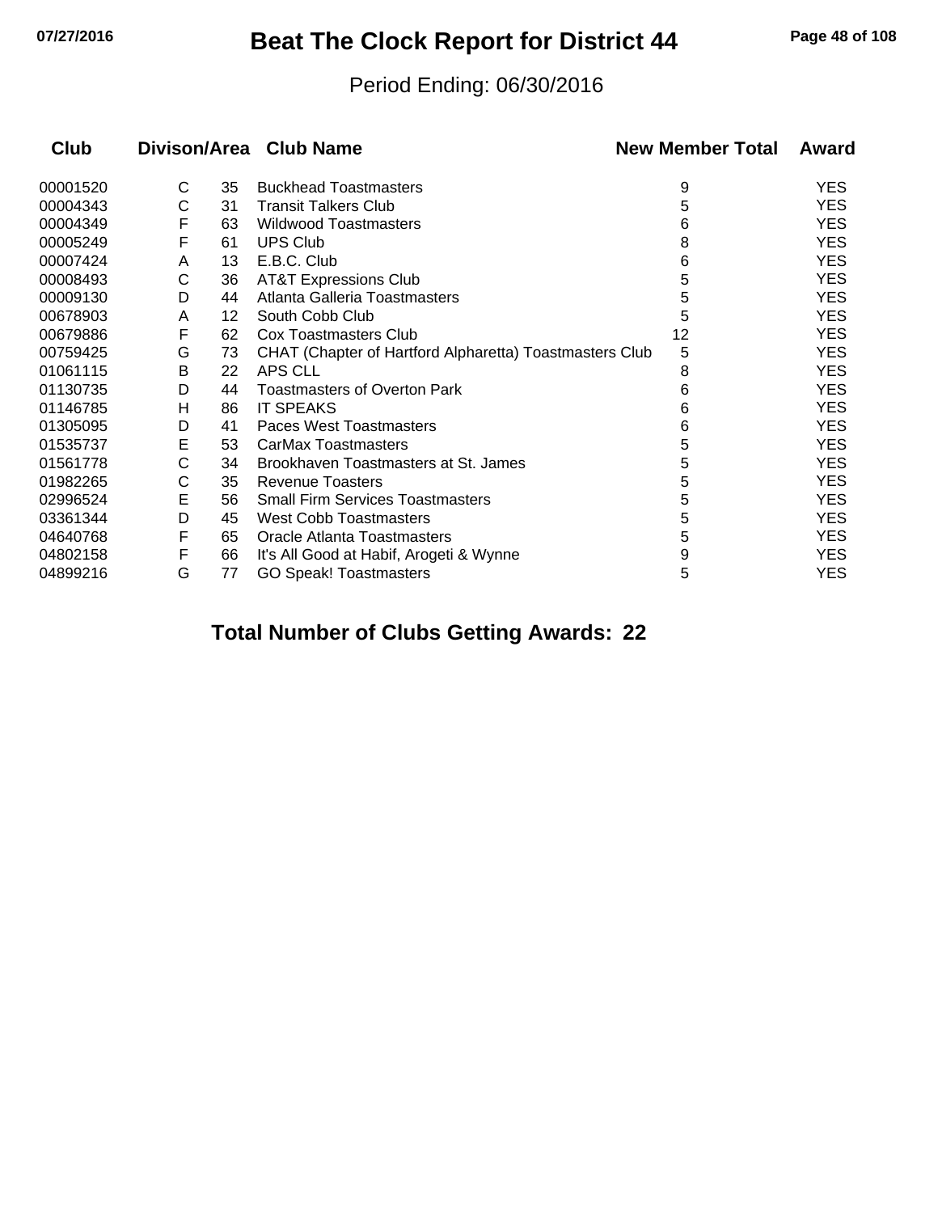# Beat The Clock Report for District 44

Period Ending: 06/30/2016

| Club | Divison/Area | | Club Name | New Member Total | Award |
|---|---|---|---|---|---|
| 00001520 | C | 35 | Buckhead Toastmasters | 9 | YES |
| 00004343 | C | 31 | Transit Talkers Club | 5 | YES |
| 00004349 | F | 63 | Wildwood Toastmasters | 6 | YES |
| 00005249 | F | 61 | UPS Club | 8 | YES |
| 00007424 | A | 13 | E.B.C. Club | 6 | YES |
| 00008493 | C | 36 | AT&T Expressions Club | 5 | YES |
| 00009130 | D | 44 | Atlanta Galleria Toastmasters | 5 | YES |
| 00678903 | A | 12 | South Cobb Club | 5 | YES |
| 00679886 | F | 62 | Cox Toastmasters Club | 12 | YES |
| 00759425 | G | 73 | CHAT (Chapter of Hartford Alpharetta) Toastmasters Club | 5 | YES |
| 01061115 | B | 22 | APS CLL | 8 | YES |
| 01130735 | D | 44 | Toastmasters of Overton Park | 6 | YES |
| 01146785 | H | 86 | IT SPEAKS | 6 | YES |
| 01305095 | D | 41 | Paces West Toastmasters | 6 | YES |
| 01535737 | E | 53 | CarMax Toastmasters | 5 | YES |
| 01561778 | C | 34 | Brookhaven Toastmasters at St. James | 5 | YES |
| 01982265 | C | 35 | Revenue Toasters | 5 | YES |
| 02996524 | E | 56 | Small Firm Services Toastmasters | 5 | YES |
| 03361344 | D | 45 | West Cobb Toastmasters | 5 | YES |
| 04640768 | F | 65 | Oracle Atlanta Toastmasters | 5 | YES |
| 04802158 | F | 66 | It's All Good at Habif, Arogeti & Wynne | 9 | YES |
| 04899216 | G | 77 | GO Speak! Toastmasters | 5 | YES |

**Total Number of Clubs Getting Awards: 22**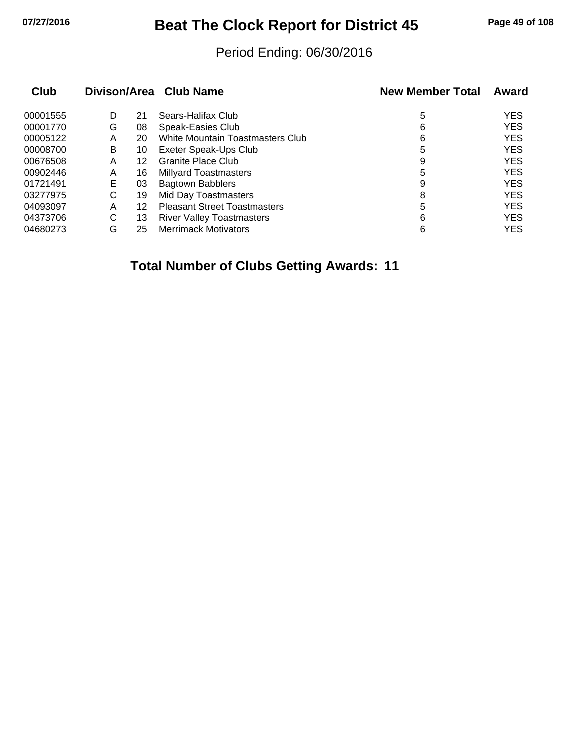# Beat The Clock Report for District 45

Period Ending: 06/30/2016

| Club | Divison/Area | | Club Name | New Member Total | Award |
|---|---|---|---|---|---|
| 00001555 | D | 21 | Sears-Halifax Club | 5 | YES |
| 00001770 | G | 08 | Speak-Easies Club | 6 | YES |
| 00005122 | A | 20 | White Mountain Toastmasters Club | 6 | YES |
| 00008700 | B | 10 | Exeter Speak-Ups Club | 5 | YES |
| 00676508 | A | 12 | Granite Place Club | 9 | YES |
| 00902446 | A | 16 | Millyard Toastmasters | 5 | YES |
| 01721491 | E | 03 | Bagtown Babblers | 9 | YES |
| 03277975 | C | 19 | Mid Day Toastmasters | 8 | YES |
| 04093097 | A | 12 | Pleasant Street Toastmasters | 5 | YES |
| 04373706 | C | 13 | River Valley Toastmasters | 6 | YES |
| 04680273 | G | 25 | Merrimack Motivators | 6 | YES |

**Total Number of Clubs Getting Awards: 11**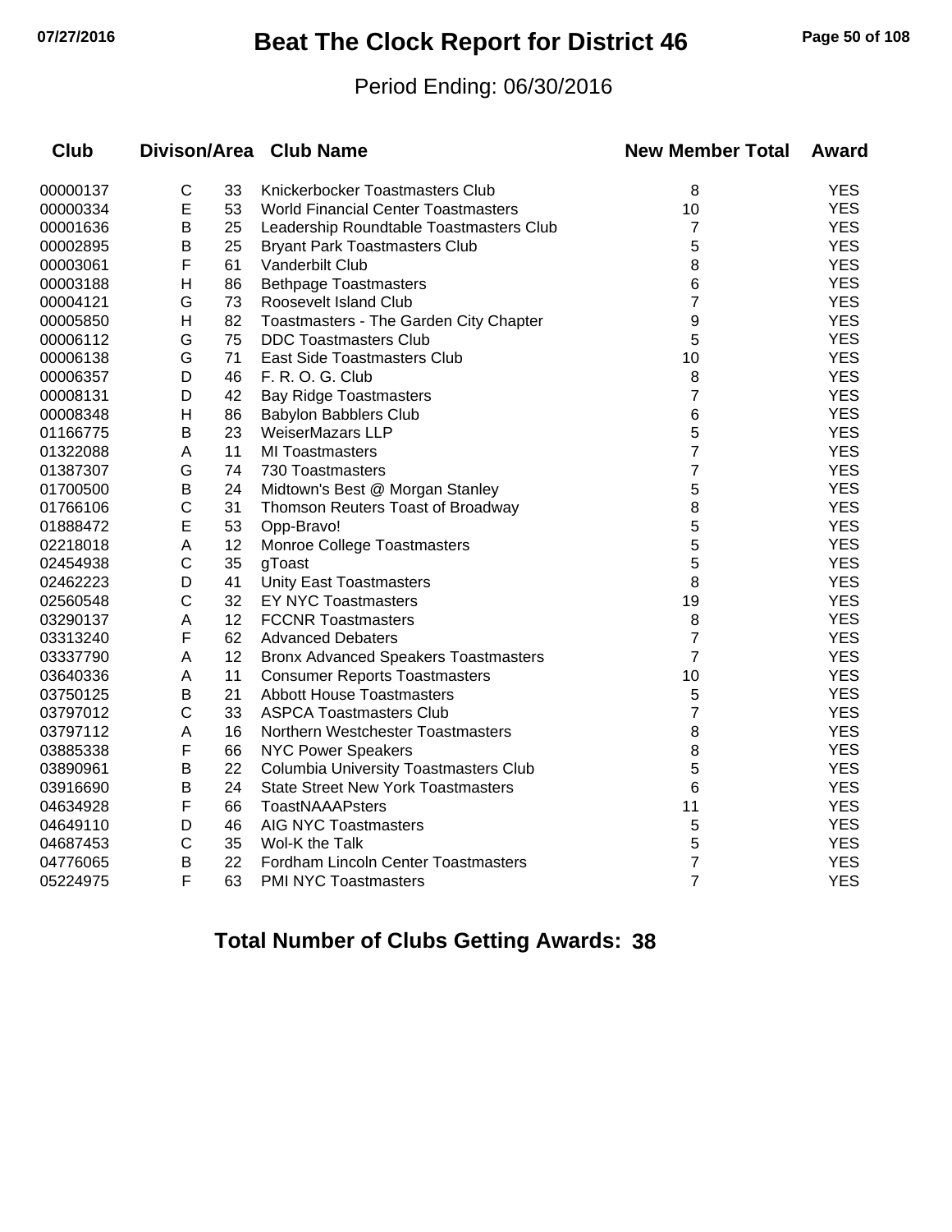# Beat The Clock Report for District 46

Period Ending: 06/30/2016

| Club | Divison/Area | | Club Name | New Member Total | Award |
|---|---|---|---|---|---|
| 00000137 | C | 33 | Knickerbocker Toastmasters Club | 8 | YES |
| 00000334 | E | 53 | World Financial Center Toastmasters | 10 | YES |
| 00001636 | B | 25 | Leadership Roundtable Toastmasters Club | 7 | YES |
| 00002895 | B | 25 | Bryant Park Toastmasters Club | 5 | YES |
| 00003061 | F | 61 | Vanderbilt Club | 8 | YES |
| 00003188 | H | 86 | Bethpage Toastmasters | 6 | YES |
| 00004121 | G | 73 | Roosevelt Island Club | 7 | YES |
| 00005850 | H | 82 | Toastmasters - The Garden City Chapter | 9 | YES |
| 00006112 | G | 75 | DDC Toastmasters Club | 5 | YES |
| 00006138 | G | 71 | East Side Toastmasters Club | 10 | YES |
| 00006357 | D | 46 | F. R. O. G. Club | 8 | YES |
| 00008131 | D | 42 | Bay Ridge Toastmasters | 7 | YES |
| 00008348 | H | 86 | Babylon Babblers Club | 6 | YES |
| 01166775 | B | 23 | WeiserMazars LLP | 5 | YES |
| 01322088 | A | 11 | MI Toastmasters | 7 | YES |
| 01387307 | G | 74 | 730 Toastmasters | 7 | YES |
| 01700500 | B | 24 | Midtown's Best @ Morgan Stanley | 5 | YES |
| 01766106 | C | 31 | Thomson Reuters Toast of Broadway | 8 | YES |
| 01888472 | E | 53 | Opp-Bravo! | 5 | YES |
| 02218018 | A | 12 | Monroe College Toastmasters | 5 | YES |
| 02454938 | C | 35 | gToast | 5 | YES |
| 02462223 | D | 41 | Unity East Toastmasters | 8 | YES |
| 02560548 | C | 32 | EY NYC Toastmasters | 19 | YES |
| 03290137 | A | 12 | FCCNR Toastmasters | 8 | YES |
| 03313240 | F | 62 | Advanced Debaters | 7 | YES |
| 03337790 | A | 12 | Bronx Advanced Speakers Toastmasters | 7 | YES |
| 03640336 | A | 11 | Consumer Reports Toastmasters | 10 | YES |
| 03750125 | B | 21 | Abbott House Toastmasters | 5 | YES |
| 03797012 | C | 33 | ASPCA Toastmasters Club | 7 | YES |
| 03797112 | A | 16 | Northern Westchester Toastmasters | 8 | YES |
| 03885338 | F | 66 | NYC Power Speakers | 8 | YES |
| 03890961 | B | 22 | Columbia University Toastmasters Club | 5 | YES |
| 03916690 | B | 24 | State Street New York Toastmasters | 6 | YES |
| 04634928 | F | 66 | ToastNAAAPsters | 11 | YES |
| 04649110 | D | 46 | AIG NYC Toastmasters | 5 | YES |
| 04687453 | C | 35 | Wol-K the Talk | 5 | YES |
| 04776065 | B | 22 | Fordham Lincoln Center Toastmasters | 7 | YES |
| 05224975 | F | 63 | PMI NYC Toastmasters | 7 | YES |

**Total Number of Clubs Getting Awards: 38**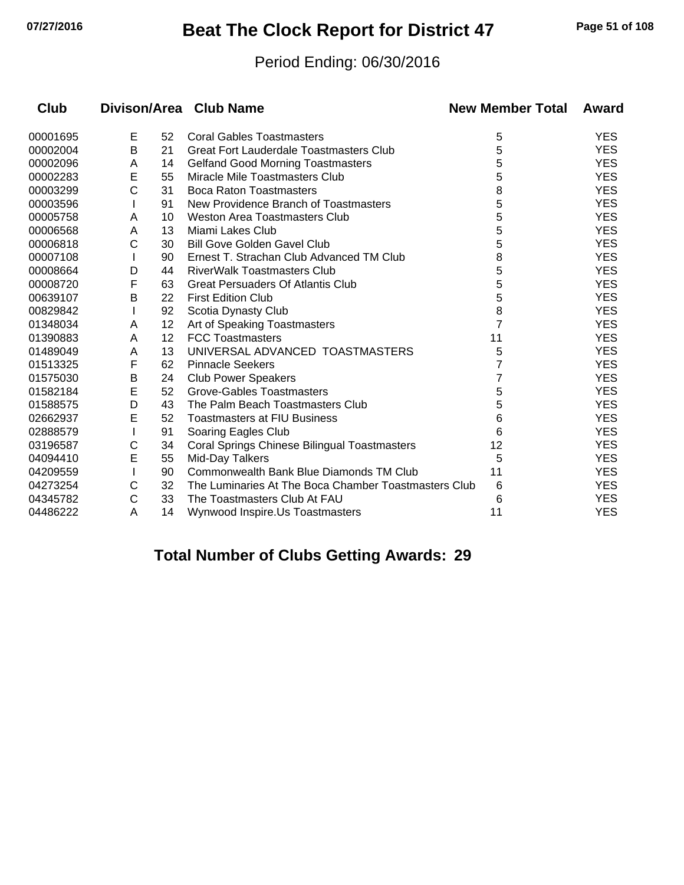# Beat The Clock Report for District 47

Period Ending: 06/30/2016

| Club | Divison/Area | | Club Name | New Member Total | Award |
|---|---|---|---|---|---|
| 00001695 | E | 52 | Coral Gables Toastmasters | 5 | YES |
| 00002004 | B | 21 | Great Fort Lauderdale Toastmasters Club | 5 | YES |
| 00002096 | A | 14 | Gelfand Good Morning Toastmasters | 5 | YES |
| 00002283 | E | 55 | Miracle Mile Toastmasters Club | 5 | YES |
| 00003299 | C | 31 | Boca Raton Toastmasters | 8 | YES |
| 00003596 | I | 91 | New Providence Branch of Toastmasters | 5 | YES |
| 00005758 | A | 10 | Weston Area Toastmasters Club | 5 | YES |
| 00006568 | A | 13 | Miami Lakes Club | 5 | YES |
| 00006818 | C | 30 | Bill Gove Golden Gavel Club | 5 | YES |
| 00007108 | I | 90 | Ernest T. Strachan Club Advanced TM Club | 8 | YES |
| 00008664 | D | 44 | RiverWalk Toastmasters Club | 5 | YES |
| 00008720 | F | 63 | Great Persuaders Of Atlantis Club | 5 | YES |
| 00639107 | B | 22 | First Edition Club | 5 | YES |
| 00829842 | I | 92 | Scotia Dynasty Club | 8 | YES |
| 01348034 | A | 12 | Art of Speaking Toastmasters | 7 | YES |
| 01390883 | A | 12 | FCC Toastmasters | 11 | YES |
| 01489049 | A | 13 | UNIVERSAL ADVANCED TOASTMASTERS | 5 | YES |
| 01513325 | F | 62 | Pinnacle Seekers | 7 | YES |
| 01575030 | B | 24 | Club Power Speakers | 7 | YES |
| 01582184 | E | 52 | Grove-Gables Toastmasters | 5 | YES |
| 01588575 | D | 43 | The Palm Beach Toastmasters Club | 5 | YES |
| 02662937 | E | 52 | Toastmasters at FIU Business | 6 | YES |
| 02888579 | I | 91 | Soaring Eagles Club | 6 | YES |
| 03196587 | C | 34 | Coral Springs Chinese Bilingual Toastmasters | 12 | YES |
| 04094410 | E | 55 | Mid-Day Talkers | 5 | YES |
| 04209559 | I | 90 | Commonwealth Bank Blue Diamonds TM Club | 11 | YES |
| 04273254 | C | 32 | The Luminaries At The Boca Chamber Toastmasters Club | 6 | YES |
| 04345782 | C | 33 | The Toastmasters Club At FAU | 6 | YES |
| 04486222 | A | 14 | Wynwood Inspire.Us Toastmasters | 11 | YES |

## Total Number of Clubs Getting Awards: 29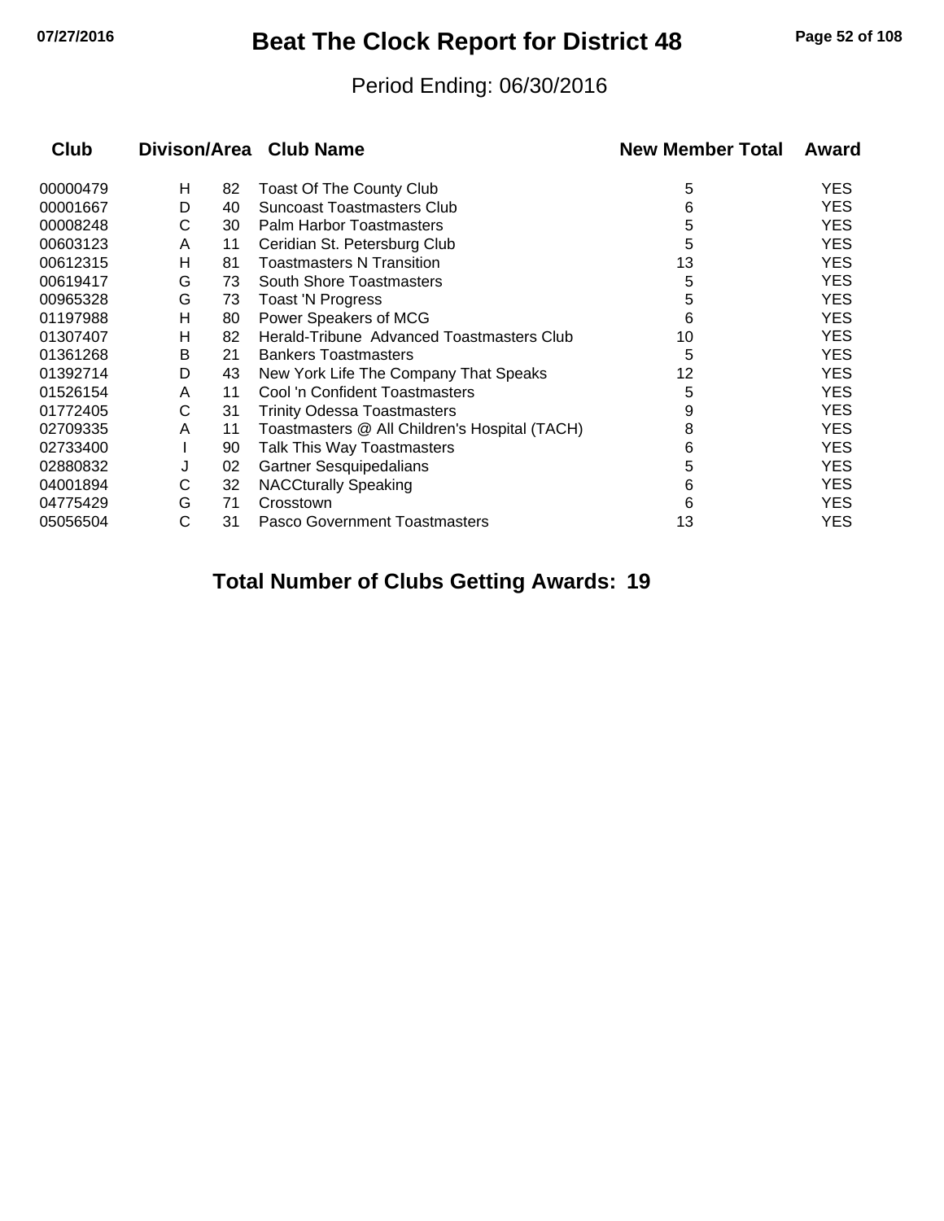# Beat The Clock Report for District 48

Period Ending: 06/30/2016

| Club | Divison/Area | | Club Name | New Member Total | Award |
|---|---|---|---|---|---|
| 00000479 | H | 82 | Toast Of The County Club | 5 | YES |
| 00001667 | D | 40 | Suncoast Toastmasters Club | 6 | YES |
| 00008248 | C | 30 | Palm Harbor Toastmasters | 5 | YES |
| 00603123 | A | 11 | Ceridian St. Petersburg Club | 5 | YES |
| 00612315 | H | 81 | Toastmasters N Transition | 13 | YES |
| 00619417 | G | 73 | South Shore Toastmasters | 5 | YES |
| 00965328 | G | 73 | Toast 'N Progress | 5 | YES |
| 01197988 | H | 80 | Power Speakers of MCG | 6 | YES |
| 01307407 | H | 82 | Herald-Tribune Advanced Toastmasters Club | 10 | YES |
| 01361268 | B | 21 | Bankers Toastmasters | 5 | YES |
| 01392714 | D | 43 | New York Life The Company That Speaks | 12 | YES |
| 01526154 | A | 11 | Cool 'n Confident Toastmasters | 5 | YES |
| 01772405 | C | 31 | Trinity Odessa Toastmasters | 9 | YES |
| 02709335 | A | 11 | Toastmasters @ All Children's Hospital (TACH) | 8 | YES |
| 02733400 | I | 90 | Talk This Way Toastmasters | 6 | YES |
| 02880832 | J | 02 | Gartner Sesquipedalians | 5 | YES |
| 04001894 | C | 32 | NACCturally Speaking | 6 | YES |
| 04775429 | G | 71 | Crosstown | 6 | YES |
| 05056504 | C | 31 | Pasco Government Toastmasters | 13 | YES |

**Total Number of Clubs Getting Awards: 19**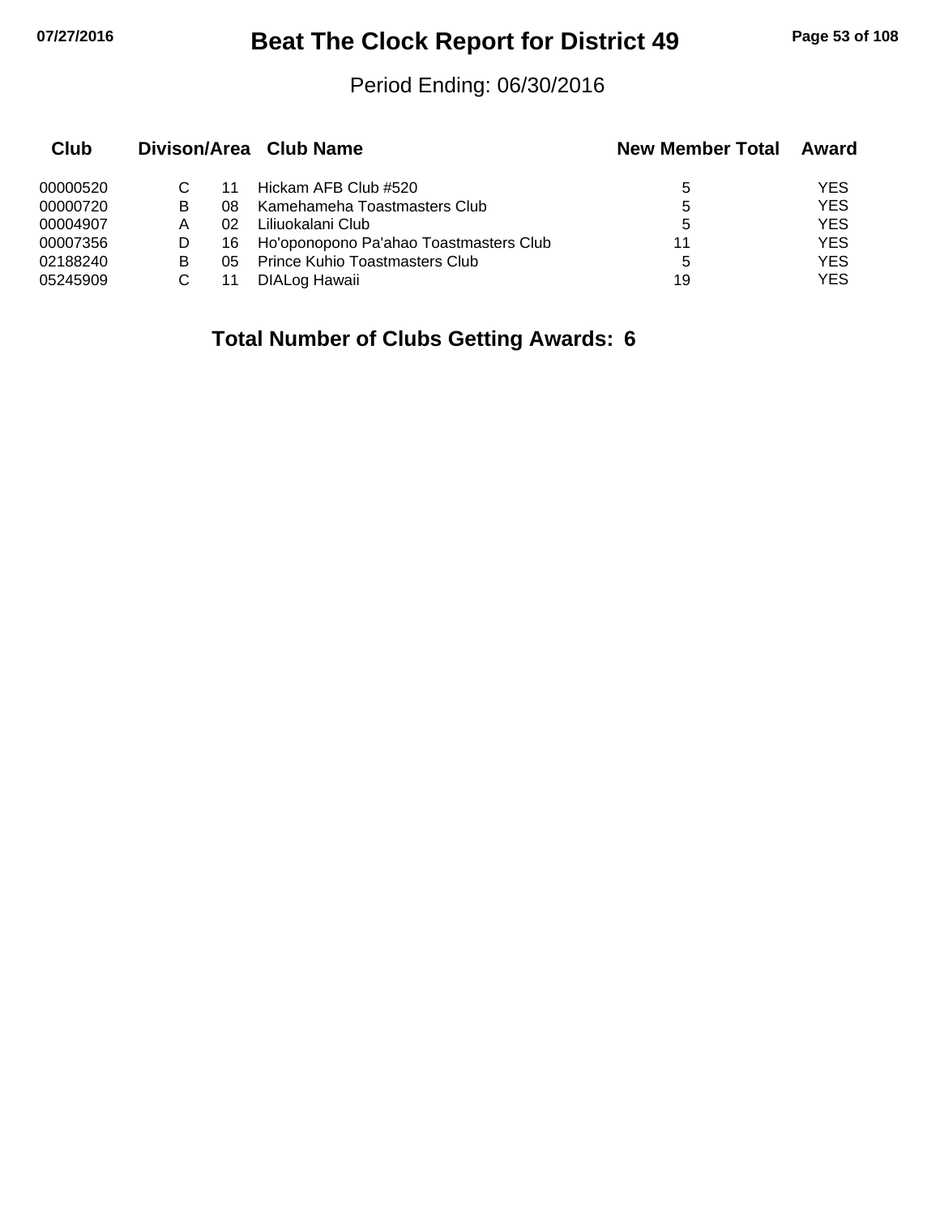# Beat The Clock Report for District 49

Period Ending: 06/30/2016

| Club | Divison/Area | | Club Name | New Member Total | Award |
|---|---|---|---|---|---|
| 00000520 | C | 11 | Hickam AFB Club #520 | 5 | YES |
| 00000720 | B | 08 | Kamehameha Toastmasters Club | 5 | YES |
| 00004907 | A | 02 | Liliuokalani Club | 5 | YES |
| 00007356 | D | 16 | Ho'oponopono Pa'ahao Toastmasters Club | 11 | YES |
| 02188240 | B | 05 | Prince Kuhio Toastmasters Club | 5 | YES |
| 05245909 | C | 11 | DIALog Hawaii | 19 | YES |

**Total Number of Clubs Getting Awards: 6**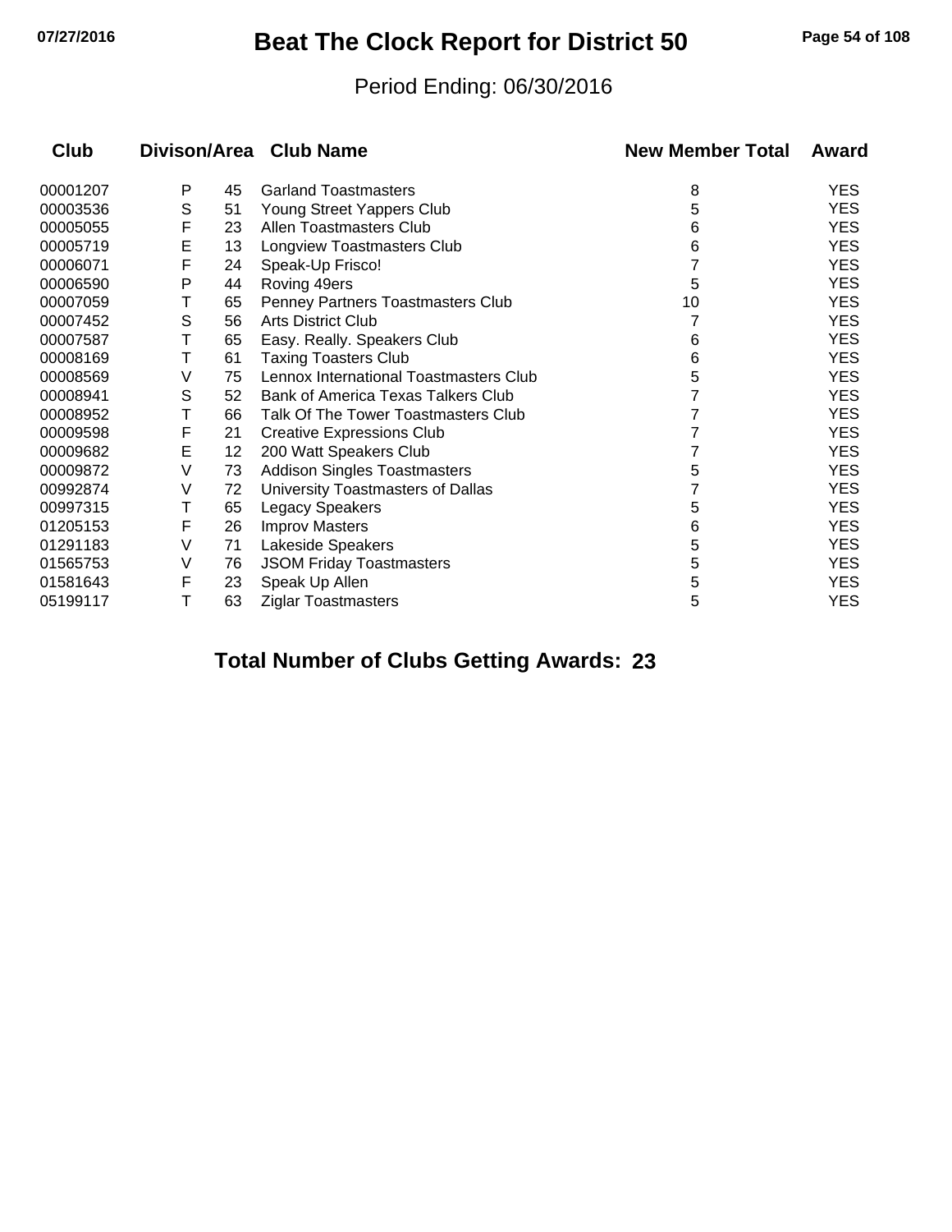# Beat The Clock Report for District 50

Period Ending: 06/30/2016

| Club | Divison/Area | | Club Name | New Member Total | Award |
|---|---|---|---|---|---|
| 00001207 | P | 45 | Garland Toastmasters | 8 | YES |
| 00003536 | S | 51 | Young Street Yappers Club | 5 | YES |
| 00005055 | F | 23 | Allen Toastmasters Club | 6 | YES |
| 00005719 | E | 13 | Longview Toastmasters Club | 6 | YES |
| 00006071 | F | 24 | Speak-Up Frisco! | 7 | YES |
| 00006590 | P | 44 | Roving 49ers | 5 | YES |
| 00007059 | T | 65 | Penney Partners Toastmasters Club | 10 | YES |
| 00007452 | S | 56 | Arts District Club | 7 | YES |
| 00007587 | T | 65 | Easy. Really. Speakers Club | 6 | YES |
| 00008169 | T | 61 | Taxing Toasters Club | 6 | YES |
| 00008569 | V | 75 | Lennox International Toastmasters Club | 5 | YES |
| 00008941 | S | 52 | Bank of America Texas Talkers Club | 7 | YES |
| 00008952 | T | 66 | Talk Of The Tower Toastmasters Club | 7 | YES |
| 00009598 | F | 21 | Creative Expressions Club | 7 | YES |
| 00009682 | E | 12 | 200 Watt Speakers Club | 7 | YES |
| 00009872 | V | 73 | Addison Singles Toastmasters | 5 | YES |
| 00992874 | V | 72 | University Toastmasters of Dallas | 7 | YES |
| 00997315 | T | 65 | Legacy Speakers | 5 | YES |
| 01205153 | F | 26 | Improv Masters | 6 | YES |
| 01291183 | V | 71 | Lakeside Speakers | 5 | YES |
| 01565753 | V | 76 | JSOM Friday Toastmasters | 5 | YES |
| 01581643 | F | 23 | Speak Up Allen | 5 | YES |
| 05199117 | T | 63 | Ziglar Toastmasters | 5 | YES |

**Total Number of Clubs Getting Awards: 23**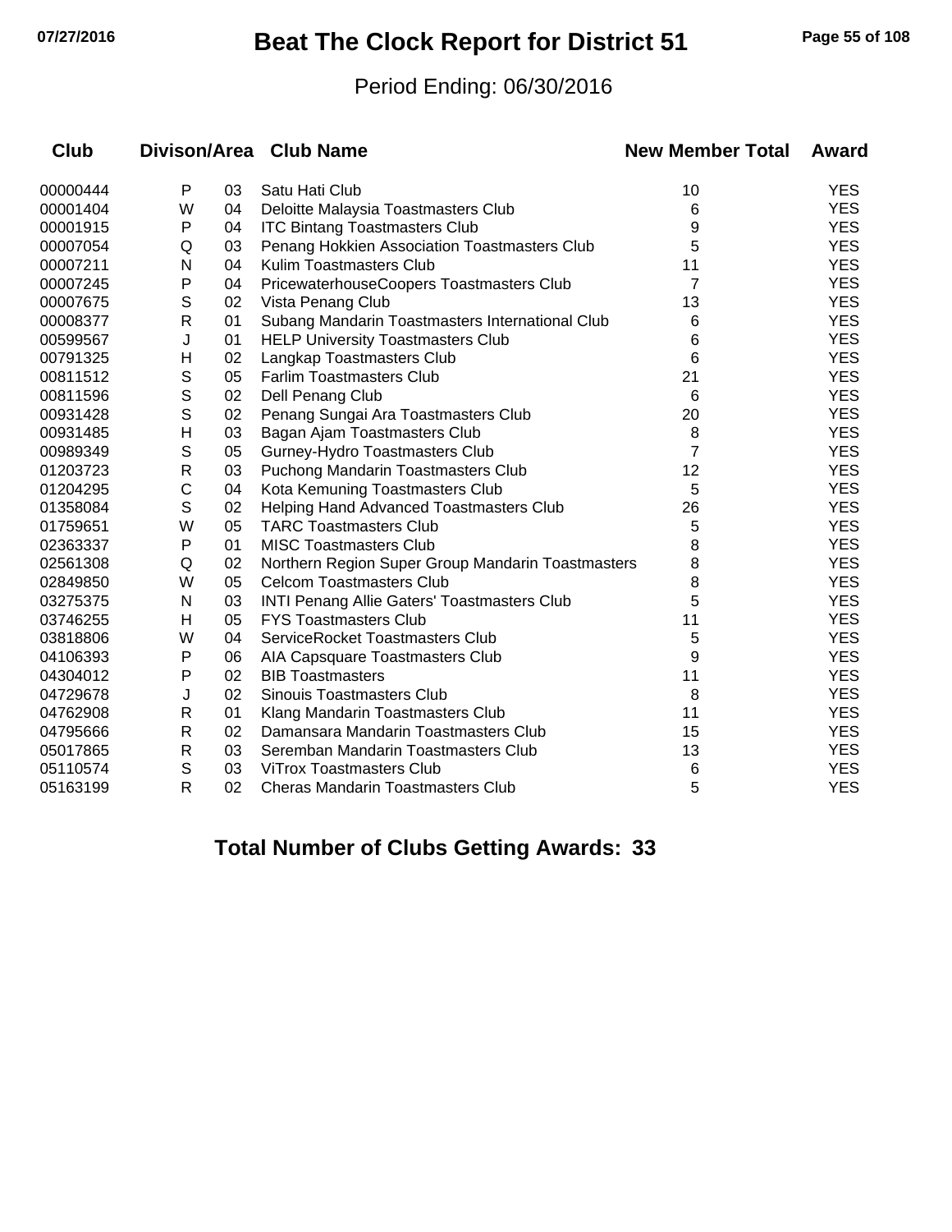# Beat The Clock Report for District 51

Period Ending: 06/30/2016

| Club | Divison/Area | | Club Name | New Member Total | Award |
|---|---|---|---|---|---|
| 00000444 | P | 03 | Satu Hati Club | 10 | YES |
| 00001404 | W | 04 | Deloitte Malaysia Toastmasters Club | 6 | YES |
| 00001915 | P | 04 | ITC Bintang Toastmasters Club | 9 | YES |
| 00007054 | Q | 03 | Penang Hokkien Association Toastmasters Club | 5 | YES |
| 00007211 | N | 04 | Kulim Toastmasters Club | 11 | YES |
| 00007245 | P | 04 | PricewaterhouseCoopers Toastmasters Club | 7 | YES |
| 00007675 | S | 02 | Vista Penang Club | 13 | YES |
| 00008377 | R | 01 | Subang Mandarin Toastmasters International Club | 6 | YES |
| 00599567 | J | 01 | HELP University Toastmasters Club | 6 | YES |
| 00791325 | H | 02 | Langkap Toastmasters Club | 6 | YES |
| 00811512 | S | 05 | Farlim Toastmasters Club | 21 | YES |
| 00811596 | S | 02 | Dell Penang Club | 6 | YES |
| 00931428 | S | 02 | Penang Sungai Ara Toastmasters Club | 20 | YES |
| 00931485 | H | 03 | Bagan Ajam Toastmasters Club | 8 | YES |
| 00989349 | S | 05 | Gurney-Hydro Toastmasters Club | 7 | YES |
| 01203723 | R | 03 | Puchong Mandarin Toastmasters Club | 12 | YES |
| 01204295 | C | 04 | Kota Kemuning Toastmasters Club | 5 | YES |
| 01358084 | S | 02 | Helping Hand Advanced Toastmasters Club | 26 | YES |
| 01759651 | W | 05 | TARC Toastmasters Club | 5 | YES |
| 02363337 | P | 01 | MISC Toastmasters Club | 8 | YES |
| 02561308 | Q | 02 | Northern Region Super Group Mandarin Toastmasters | 8 | YES |
| 02849850 | W | 05 | Celcom Toastmasters Club | 8 | YES |
| 03275375 | N | 03 | INTI Penang Allie Gaters' Toastmasters Club | 5 | YES |
| 03746255 | H | 05 | FYS Toastmasters Club | 11 | YES |
| 03818806 | W | 04 | ServiceRocket Toastmasters Club | 5 | YES |
| 04106393 | P | 06 | AIA Capsquare Toastmasters Club | 9 | YES |
| 04304012 | P | 02 | BIB Toastmasters | 11 | YES |
| 04729678 | J | 02 | Sinouis Toastmasters Club | 8 | YES |
| 04762908 | R | 01 | Klang Mandarin Toastmasters Club | 11 | YES |
| 04795666 | R | 02 | Damansara Mandarin Toastmasters Club | 15 | YES |
| 05017865 | R | 03 | Seremban Mandarin Toastmasters Club | 13 | YES |
| 05110574 | S | 03 | ViTrox Toastmasters Club | 6 | YES |
| 05163199 | R | 02 | Cheras Mandarin Toastmasters Club | 5 | YES |

**Total Number of Clubs Getting Awards: 33**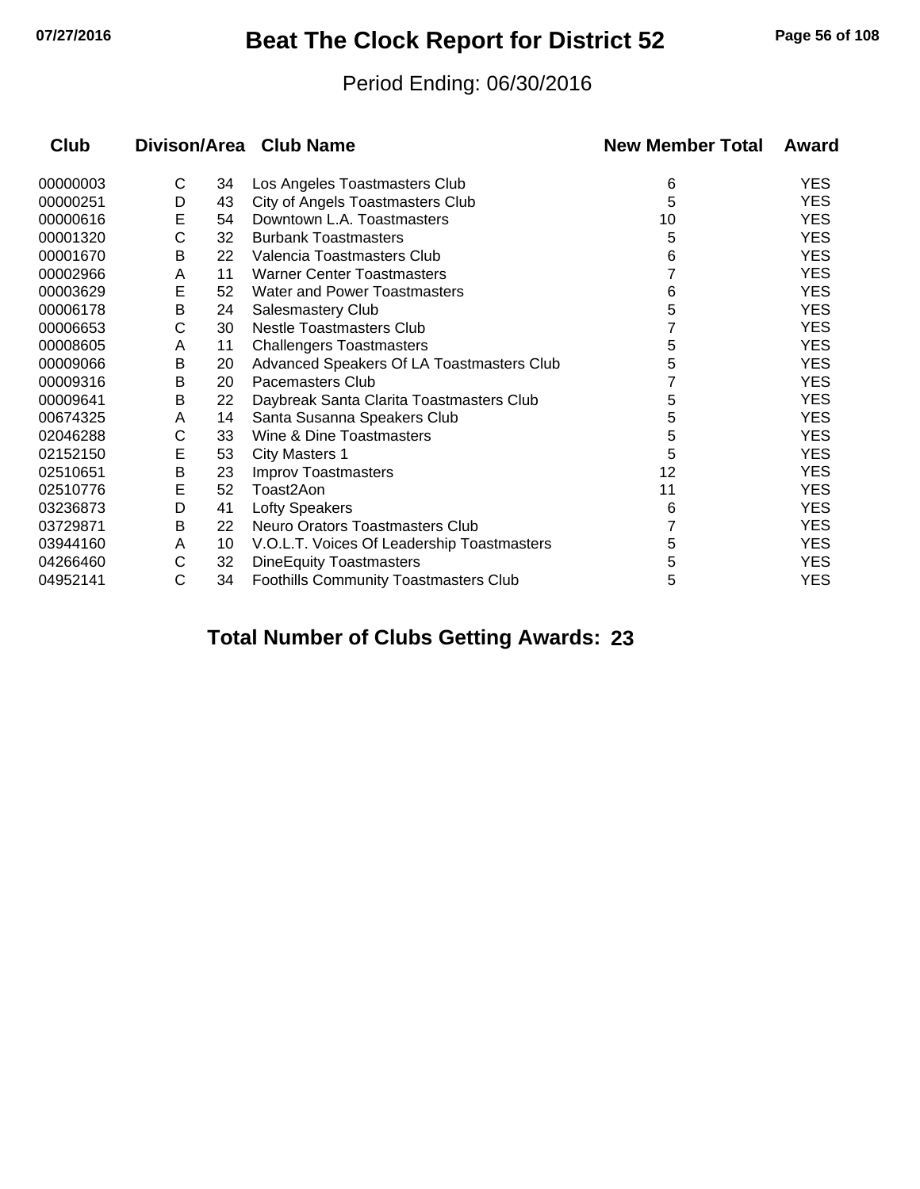# Beat The Clock Report for District 52

Period Ending: 06/30/2016

| Club | Divison/Area | | Club Name | New Member Total | Award |
|---|---|---|---|---|---|
| 00000003 | C | 34 | Los Angeles Toastmasters Club | 6 | YES |
| 00000251 | D | 43 | City of Angels Toastmasters Club | 5 | YES |
| 00000616 | E | 54 | Downtown L.A. Toastmasters | 10 | YES |
| 00001320 | C | 32 | Burbank Toastmasters | 5 | YES |
| 00001670 | B | 22 | Valencia Toastmasters Club | 6 | YES |
| 00002966 | A | 11 | Warner Center Toastmasters | 7 | YES |
| 00003629 | E | 52 | Water and Power Toastmasters | 6 | YES |
| 00006178 | B | 24 | Salesmastery Club | 5 | YES |
| 00006653 | C | 30 | Nestle Toastmasters Club | 7 | YES |
| 00008605 | A | 11 | Challengers Toastmasters | 5 | YES |
| 00009066 | B | 20 | Advanced Speakers Of LA Toastmasters Club | 5 | YES |
| 00009316 | B | 20 | Pacemasters Club | 7 | YES |
| 00009641 | B | 22 | Daybreak Santa Clarita Toastmasters Club | 5 | YES |
| 00674325 | A | 14 | Santa Susanna Speakers Club | 5 | YES |
| 02046288 | C | 33 | Wine & Dine Toastmasters | 5 | YES |
| 02152150 | E | 53 | City Masters 1 | 5 | YES |
| 02510651 | B | 23 | Improv Toastmasters | 12 | YES |
| 02510776 | E | 52 | Toast2Aon | 11 | YES |
| 03236873 | D | 41 | Lofty Speakers | 6 | YES |
| 03729871 | B | 22 | Neuro Orators Toastmasters Club | 7 | YES |
| 03944160 | A | 10 | V.O.L.T. Voices Of Leadership Toastmasters | 5 | YES |
| 04266460 | C | 32 | DineEquity Toastmasters | 5 | YES |
| 04952141 | C | 34 | Foothills Community Toastmasters Club | 5 | YES |

**Total Number of Clubs Getting Awards: 23**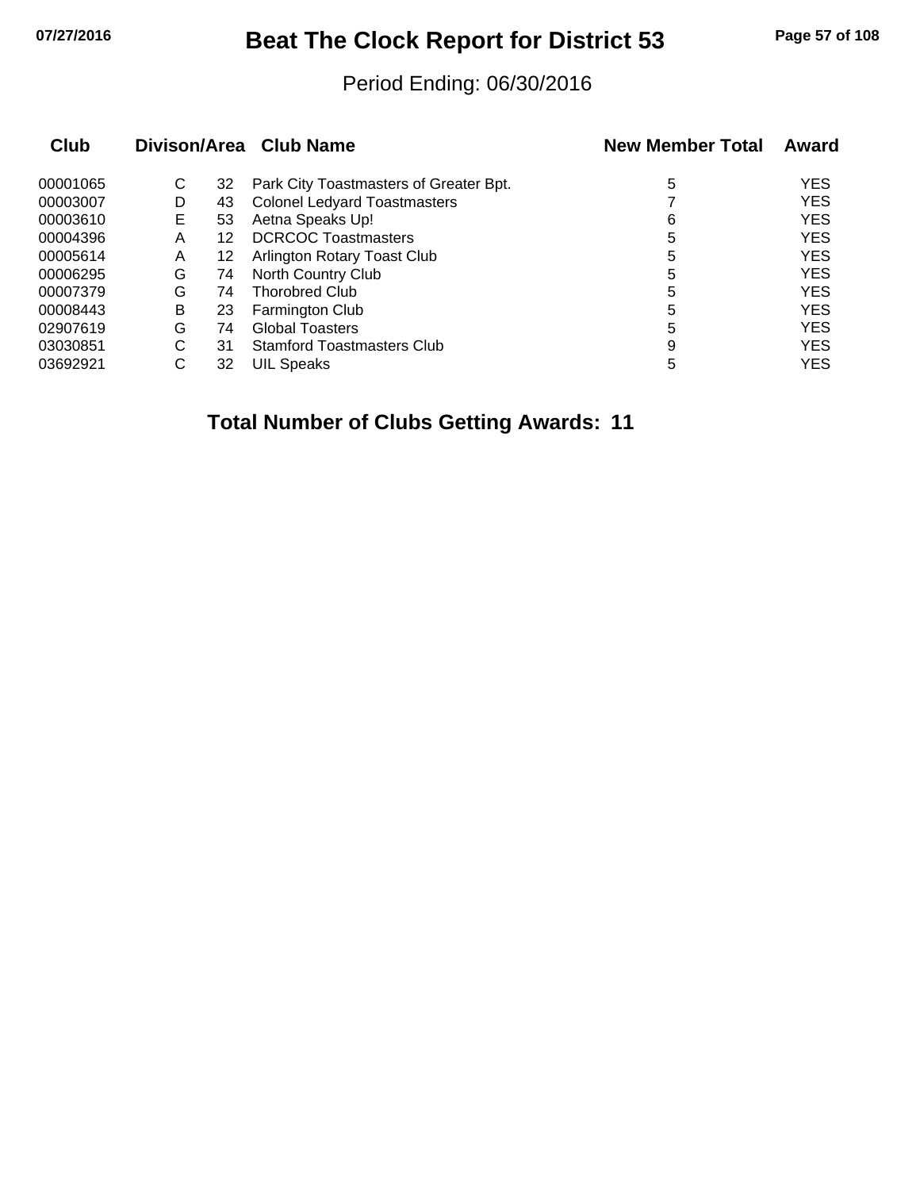# Beat The Clock Report for District 53

Period Ending: 06/30/2016

| Club | Divison/Area | | Club Name | New Member Total | Award |
|---|---|---|---|---|---|
| 00001065 | C | 32 | Park City Toastmasters of Greater Bpt. | 5 | YES |
| 00003007 | D | 43 | Colonel Ledyard Toastmasters | 7 | YES |
| 00003610 | E | 53 | Aetna Speaks Up! | 6 | YES |
| 00004396 | A | 12 | DCRCOC Toastmasters | 5 | YES |
| 00005614 | A | 12 | Arlington Rotary Toast Club | 5 | YES |
| 00006295 | G | 74 | North Country Club | 5 | YES |
| 00007379 | G | 74 | Thorobred Club | 5 | YES |
| 00008443 | B | 23 | Farmington Club | 5 | YES |
| 02907619 | G | 74 | Global Toasters | 5 | YES |
| 03030851 | C | 31 | Stamford Toastmasters Club | 9 | YES |
| 03692921 | C | 32 | UIL Speaks | 5 | YES |

**Total Number of Clubs Getting Awards: 11**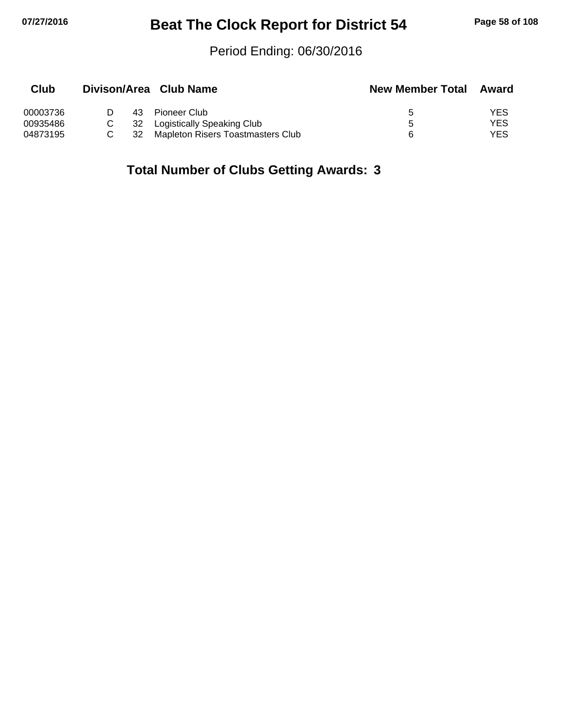# Beat The Clock Report for District 54

Period Ending: 06/30/2016

| Club | Divison/Area | | Club Name | New Member Total | Award |
|---|---|---|---|---|---|
| 00003736 | D | 43 | Pioneer Club | 5 | YES |
| 00935486 | C | 32 | Logistically Speaking Club | 5 | YES |
| 04873195 | C | 32 | Mapleton Risers Toastmasters Club | 6 | YES |

**Total Number of Clubs Getting Awards: 3**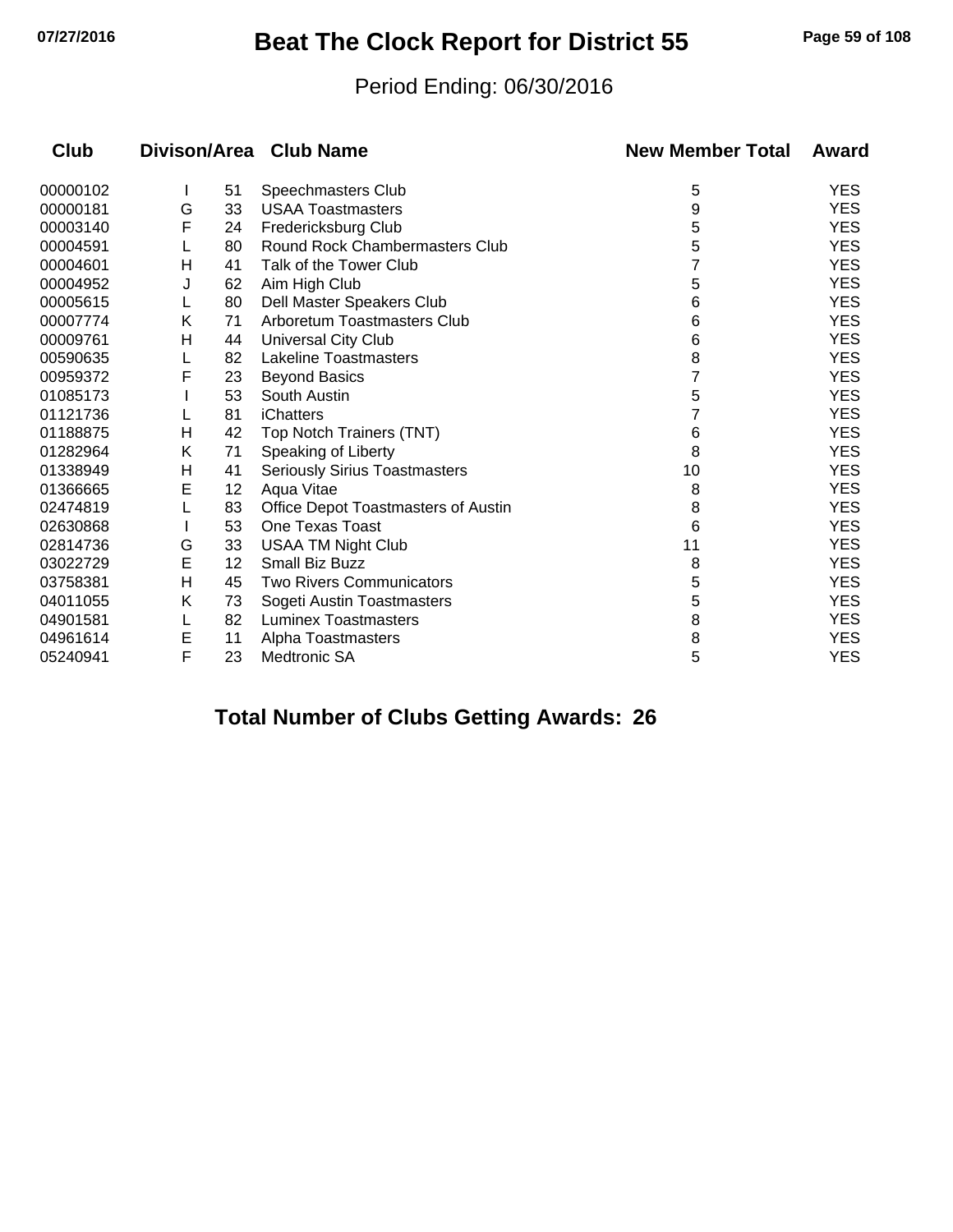# Beat The Clock Report for District 55

Period Ending: 06/30/2016

| Club | Divison/Area | | Club Name | New Member Total | Award |
|---|---|---|---|---|---|
| 00000102 | I | 51 | Speechmasters Club | 5 | YES |
| 00000181 | G | 33 | USAA Toastmasters | 9 | YES |
| 00003140 | F | 24 | Fredericksburg Club | 5 | YES |
| 00004591 | L | 80 | Round Rock Chambermasters Club | 5 | YES |
| 00004601 | H | 41 | Talk of the Tower Club | 7 | YES |
| 00004952 | J | 62 | Aim High Club | 5 | YES |
| 00005615 | L | 80 | Dell Master Speakers Club | 6 | YES |
| 00007774 | K | 71 | Arboretum Toastmasters Club | 6 | YES |
| 00009761 | H | 44 | Universal City Club | 6 | YES |
| 00590635 | L | 82 | Lakeline Toastmasters | 8 | YES |
| 00959372 | F | 23 | Beyond Basics | 7 | YES |
| 01085173 | I | 53 | South Austin | 5 | YES |
| 01121736 | L | 81 | iChatters | 7 | YES |
| 01188875 | H | 42 | Top Notch Trainers (TNT) | 6 | YES |
| 01282964 | K | 71 | Speaking of Liberty | 8 | YES |
| 01338949 | H | 41 | Seriously Sirius Toastmasters | 10 | YES |
| 01366665 | E | 12 | Aqua Vitae | 8 | YES |
| 02474819 | L | 83 | Office Depot Toastmasters of Austin | 8 | YES |
| 02630868 | I | 53 | One Texas Toast | 6 | YES |
| 02814736 | G | 33 | USAA TM Night Club | 11 | YES |
| 03022729 | E | 12 | Small Biz Buzz | 8 | YES |
| 03758381 | H | 45 | Two Rivers Communicators | 5 | YES |
| 04011055 | K | 73 | Sogeti Austin Toastmasters | 5 | YES |
| 04901581 | L | 82 | Luminex Toastmasters | 8 | YES |
| 04961614 | E | 11 | Alpha Toastmasters | 8 | YES |
| 05240941 | F | 23 | Medtronic SA | 5 | YES |

**Total Number of Clubs Getting Awards: 26**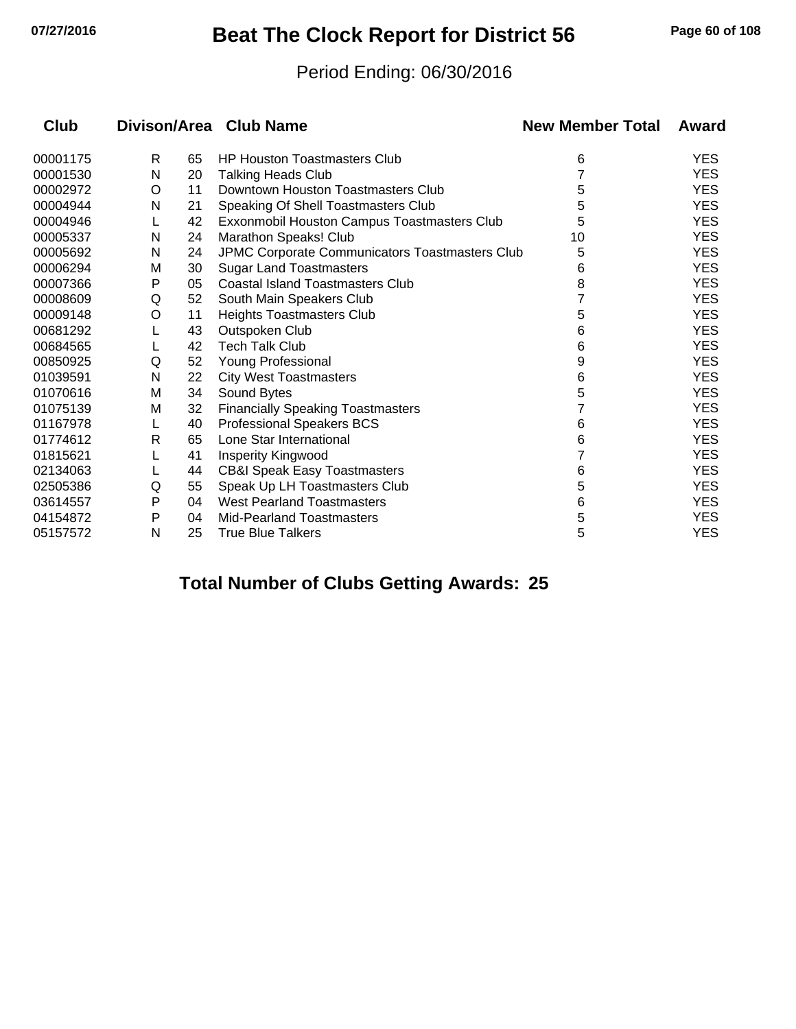# Beat The Clock Report for District 56

Period Ending: 06/30/2016

| Club | Divison/Area | | Club Name | New Member Total | Award |
|---|---|---|---|---|---|
| 00001175 | R | 65 | HP Houston Toastmasters Club | 6 | YES |
| 00001530 | N | 20 | Talking Heads Club | 7 | YES |
| 00002972 | O | 11 | Downtown Houston Toastmasters Club | 5 | YES |
| 00004944 | N | 21 | Speaking Of Shell Toastmasters Club | 5 | YES |
| 00004946 | L | 42 | Exxonmobil Houston Campus Toastmasters Club | 5 | YES |
| 00005337 | N | 24 | Marathon Speaks! Club | 10 | YES |
| 00005692 | N | 24 | JPMC Corporate Communicators Toastmasters Club | 5 | YES |
| 00006294 | M | 30 | Sugar Land Toastmasters | 6 | YES |
| 00007366 | P | 05 | Coastal Island Toastmasters Club | 8 | YES |
| 00008609 | Q | 52 | South Main Speakers Club | 7 | YES |
| 00009148 | O | 11 | Heights Toastmasters Club | 5 | YES |
| 00681292 | L | 43 | Outspoken Club | 6 | YES |
| 00684565 | L | 42 | Tech Talk Club | 6 | YES |
| 00850925 | Q | 52 | Young Professional | 9 | YES |
| 01039591 | N | 22 | City West Toastmasters | 6 | YES |
| 01070616 | M | 34 | Sound Bytes | 5 | YES |
| 01075139 | M | 32 | Financially Speaking Toastmasters | 7 | YES |
| 01167978 | L | 40 | Professional Speakers BCS | 6 | YES |
| 01774612 | R | 65 | Lone Star International | 6 | YES |
| 01815621 | L | 41 | Insperity Kingwood | 7 | YES |
| 02134063 | L | 44 | CB&I Speak Easy Toastmasters | 6 | YES |
| 02505386 | Q | 55 | Speak Up LH Toastmasters Club | 5 | YES |
| 03614557 | P | 04 | West Pearland Toastmasters | 6 | YES |
| 04154872 | P | 04 | Mid-Pearland Toastmasters | 5 | YES |
| 05157572 | N | 25 | True Blue Talkers | 5 | YES |

**Total Number of Clubs Getting Awards: 25**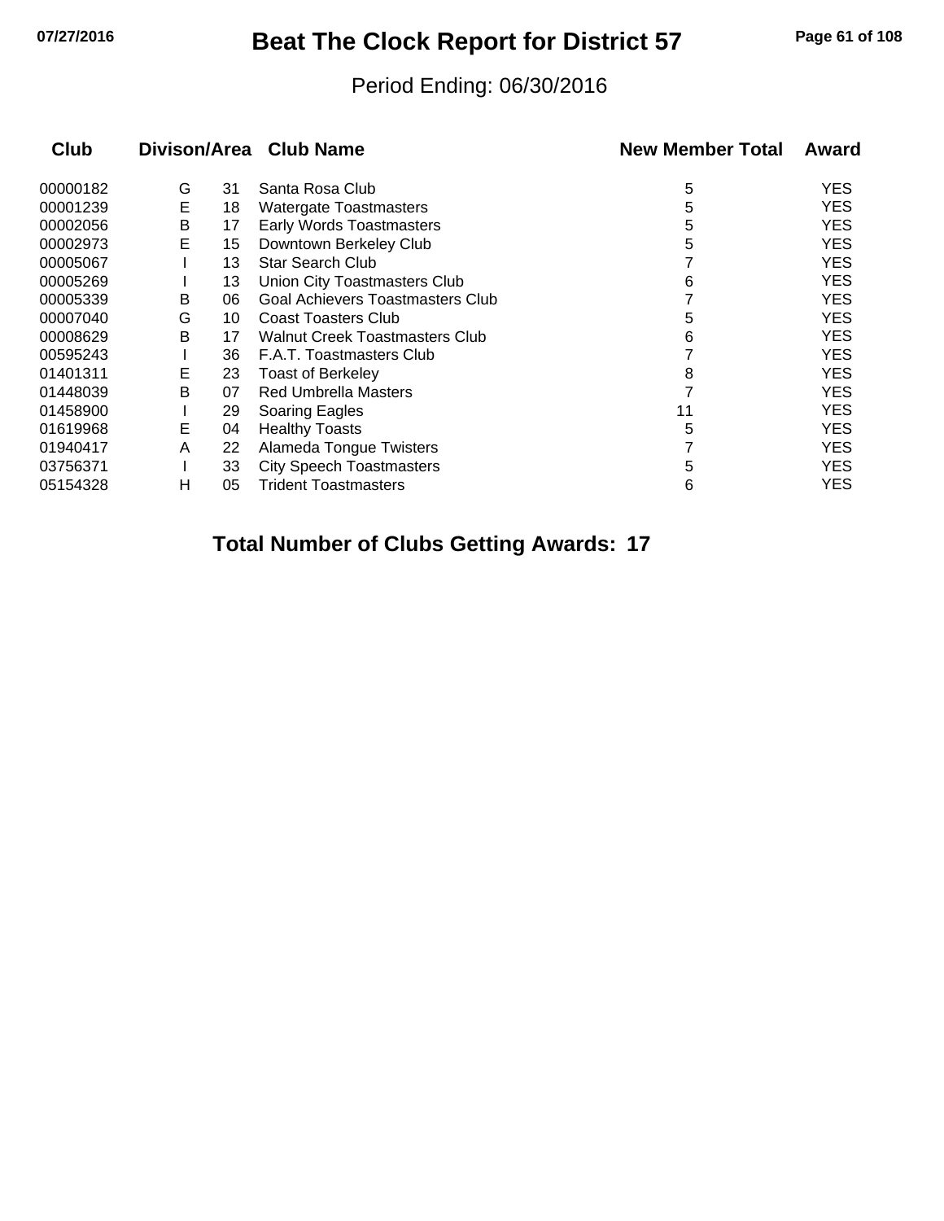# Beat The Clock Report for District 57

Period Ending: 06/30/2016

| Club | Divison/Area | | Club Name | New Member Total | Award |
|---|---|---|---|---|---|
| 00000182 | G | 31 | Santa Rosa Club | 5 | YES |
| 00001239 | E | 18 | Watergate Toastmasters | 5 | YES |
| 00002056 | B | 17 | Early Words Toastmasters | 5 | YES |
| 00002973 | E | 15 | Downtown Berkeley Club | 5 | YES |
| 00005067 | I | 13 | Star Search Club | 7 | YES |
| 00005269 | I | 13 | Union City Toastmasters Club | 6 | YES |
| 00005339 | B | 06 | Goal Achievers Toastmasters Club | 7 | YES |
| 00007040 | G | 10 | Coast Toasters Club | 5 | YES |
| 00008629 | B | 17 | Walnut Creek Toastmasters Club | 6 | YES |
| 00595243 | I | 36 | F.A.T. Toastmasters Club | 7 | YES |
| 01401311 | E | 23 | Toast of Berkeley | 8 | YES |
| 01448039 | B | 07 | Red Umbrella Masters | 7 | YES |
| 01458900 | I | 29 | Soaring Eagles | 11 | YES |
| 01619968 | E | 04 | Healthy Toasts | 5 | YES |
| 01940417 | A | 22 | Alameda Tongue Twisters | 7 | YES |
| 03756371 | I | 33 | City Speech Toastmasters | 5 | YES |
| 05154328 | H | 05 | Trident Toastmasters | 6 | YES |

**Total Number of Clubs Getting Awards: 17**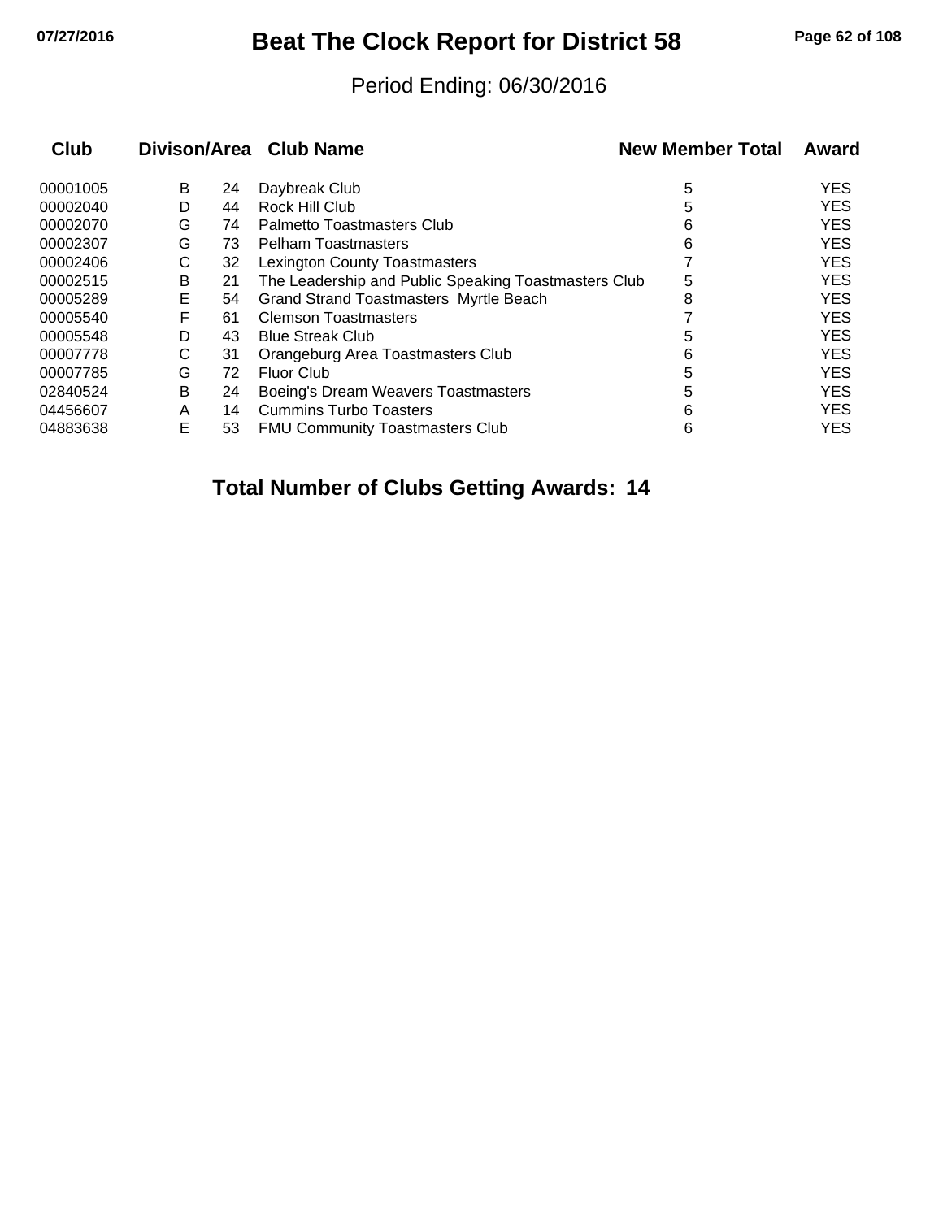# Beat The Clock Report for District 58

Period Ending: 06/30/2016

| Club | Divison | Area | Club Name | New Member Total | Award |
|---|---|---|---|---|---|
| 00001005 | B | 24 | Daybreak Club | 5 | YES |
| 00002040 | D | 44 | Rock Hill Club | 5 | YES |
| 00002070 | G | 74 | Palmetto Toastmasters Club | 6 | YES |
| 00002307 | G | 73 | Pelham Toastmasters | 6 | YES |
| 00002406 | C | 32 | Lexington County Toastmasters | 7 | YES |
| 00002515 | B | 21 | The Leadership and Public Speaking Toastmasters Club | 5 | YES |
| 00005289 | E | 54 | Grand Strand Toastmasters Myrtle Beach | 8 | YES |
| 00005540 | F | 61 | Clemson Toastmasters | 7 | YES |
| 00005548 | D | 43 | Blue Streak Club | 5 | YES |
| 00007778 | C | 31 | Orangeburg Area Toastmasters Club | 6 | YES |
| 00007785 | G | 72 | Fluor Club | 5 | YES |
| 02840524 | B | 24 | Boeing's Dream Weavers Toastmasters | 5 | YES |
| 04456607 | A | 14 | Cummins Turbo Toasters | 6 | YES |
| 04883638 | E | 53 | FMU Community Toastmasters Club | 6 | YES |

**Total Number of Clubs Getting Awards: 14**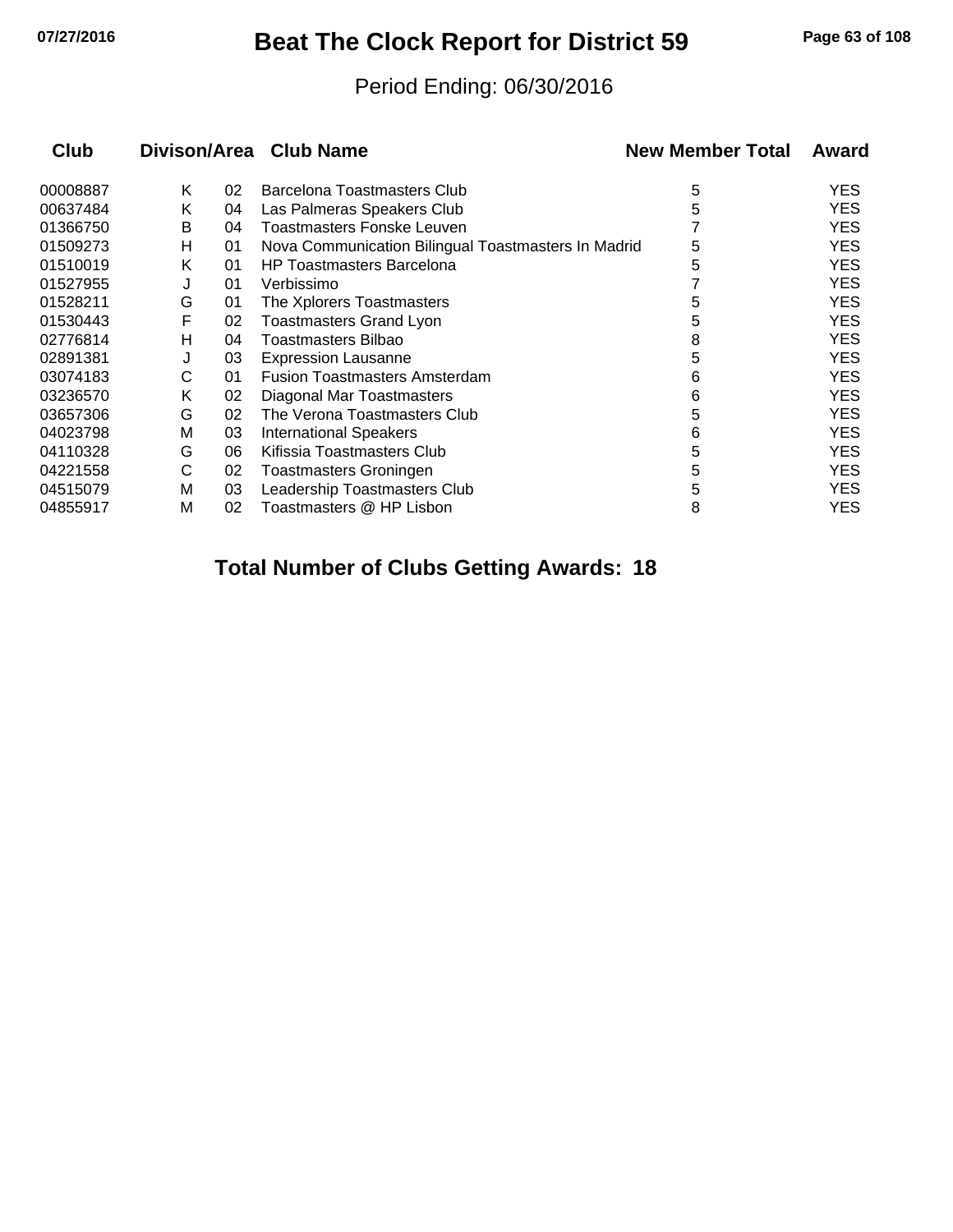# Beat The Clock Report for District 59

Period Ending: 06/30/2016

| Club | Divison/Area | | Club Name | New Member Total | Award |
|---|---|---|---|---|---|
| 00008887 | K | 02 | Barcelona Toastmasters Club | 5 | YES |
| 00637484 | K | 04 | Las Palmeras Speakers Club | 5 | YES |
| 01366750 | B | 04 | Toastmasters Fonske Leuven | 7 | YES |
| 01509273 | H | 01 | Nova Communication Bilingual Toastmasters In Madrid | 5 | YES |
| 01510019 | K | 01 | HP Toastmasters Barcelona | 5 | YES |
| 01527955 | J | 01 | Verbissimo | 7 | YES |
| 01528211 | G | 01 | The Xplorers Toastmasters | 5 | YES |
| 01530443 | F | 02 | Toastmasters Grand Lyon | 5 | YES |
| 02776814 | H | 04 | Toastmasters Bilbao | 8 | YES |
| 02891381 | J | 03 | Expression Lausanne | 5 | YES |
| 03074183 | C | 01 | Fusion Toastmasters Amsterdam | 6 | YES |
| 03236570 | K | 02 | Diagonal Mar Toastmasters | 6 | YES |
| 03657306 | G | 02 | The Verona Toastmasters Club | 5 | YES |
| 04023798 | M | 03 | International Speakers | 6 | YES |
| 04110328 | G | 06 | Kifissia Toastmasters Club | 5 | YES |
| 04221558 | C | 02 | Toastmasters Groningen | 5 | YES |
| 04515079 | M | 03 | Leadership Toastmasters Club | 5 | YES |
| 04855917 | M | 02 | Toastmasters @ HP Lisbon | 8 | YES |

**Total Number of Clubs Getting Awards: 18**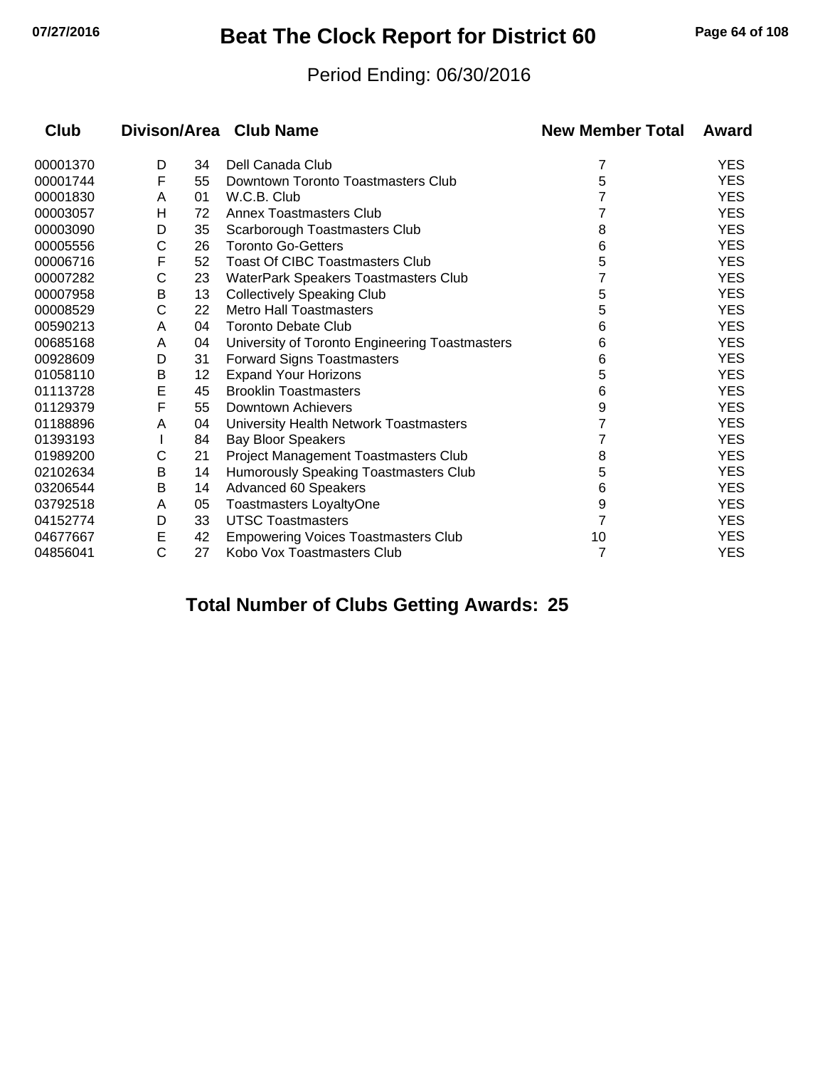# Beat The Clock Report for District 60

Period Ending: 06/30/2016

| Club | Divison/Area | | Club Name | New Member Total | Award |
|---|---|---|---|---|---|
| 00001370 | D | 34 | Dell Canada Club | 7 | YES |
| 00001744 | F | 55 | Downtown Toronto Toastmasters Club | 5 | YES |
| 00001830 | A | 01 | W.C.B. Club | 7 | YES |
| 00003057 | H | 72 | Annex Toastmasters Club | 7 | YES |
| 00003090 | D | 35 | Scarborough Toastmasters Club | 8 | YES |
| 00005556 | C | 26 | Toronto Go-Getters | 6 | YES |
| 00006716 | F | 52 | Toast Of CIBC Toastmasters Club | 5 | YES |
| 00007282 | C | 23 | WaterPark Speakers Toastmasters Club | 7 | YES |
| 00007958 | B | 13 | Collectively Speaking Club | 5 | YES |
| 00008529 | C | 22 | Metro Hall Toastmasters | 5 | YES |
| 00590213 | A | 04 | Toronto Debate Club | 6 | YES |
| 00685168 | A | 04 | University of Toronto Engineering Toastmasters | 6 | YES |
| 00928609 | D | 31 | Forward Signs Toastmasters | 6 | YES |
| 01058110 | B | 12 | Expand Your Horizons | 5 | YES |
| 01113728 | E | 45 | Brooklin Toastmasters | 6 | YES |
| 01129379 | F | 55 | Downtown Achievers | 9 | YES |
| 01188896 | A | 04 | University Health Network Toastmasters | 7 | YES |
| 01393193 | I | 84 | Bay Bloor Speakers | 7 | YES |
| 01989200 | C | 21 | Project Management Toastmasters Club | 8 | YES |
| 02102634 | B | 14 | Humorously Speaking Toastmasters Club | 5 | YES |
| 03206544 | B | 14 | Advanced 60 Speakers | 6 | YES |
| 03792518 | A | 05 | Toastmasters LoyaltyOne | 9 | YES |
| 04152774 | D | 33 | UTSC Toastmasters | 7 | YES |
| 04677667 | E | 42 | Empowering Voices Toastmasters Club | 10 | YES |
| 04856041 | C | 27 | Kobo Vox Toastmasters Club | 7 | YES |

**Total Number of Clubs Getting Awards: 25**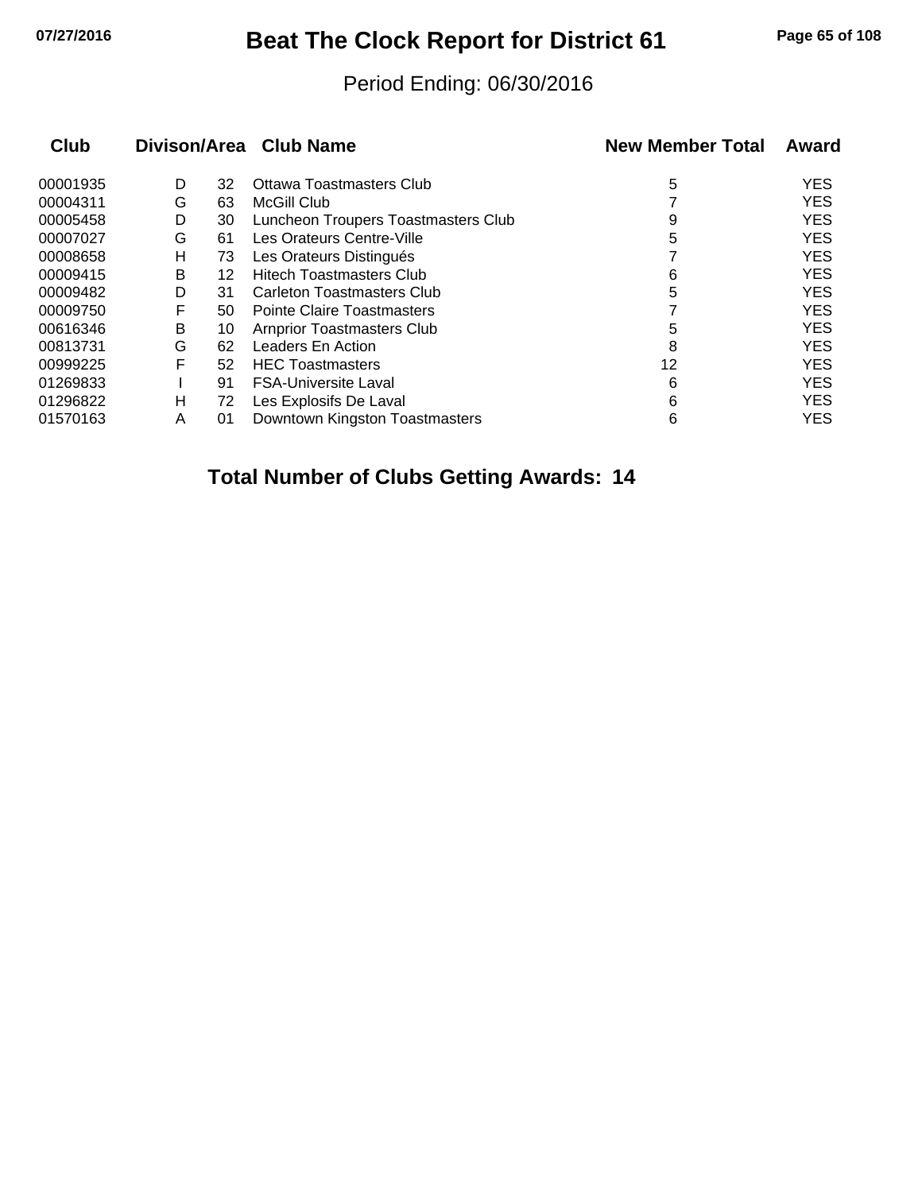# Beat The Clock Report for District 61

Period Ending: 06/30/2016

| Club | Divison/Area | | Club Name | New Member Total | Award |
|---|---|---|---|---|---|
| 00001935 | D | 32 | Ottawa Toastmasters Club | 5 | YES |
| 00004311 | G | 63 | McGill Club | 7 | YES |
| 00005458 | D | 30 | Luncheon Troupers Toastmasters Club | 9 | YES |
| 00007027 | G | 61 | Les Orateurs Centre-Ville | 5 | YES |
| 00008658 | H | 73 | Les Orateurs Distingués | 7 | YES |
| 00009415 | B | 12 | Hitech Toastmasters Club | 6 | YES |
| 00009482 | D | 31 | Carleton Toastmasters Club | 5 | YES |
| 00009750 | F | 50 | Pointe Claire Toastmasters | 7 | YES |
| 00616346 | B | 10 | Arnprior Toastmasters Club | 5 | YES |
| 00813731 | G | 62 | Leaders En Action | 8 | YES |
| 00999225 | F | 52 | HEC Toastmasters | 12 | YES |
| 01269833 | I | 91 | FSA-Universite Laval | 6 | YES |
| 01296822 | H | 72 | Les Explosifs De Laval | 6 | YES |
| 01570163 | A | 01 | Downtown Kingston Toastmasters | 6 | YES |

**Total Number of Clubs Getting Awards: 14**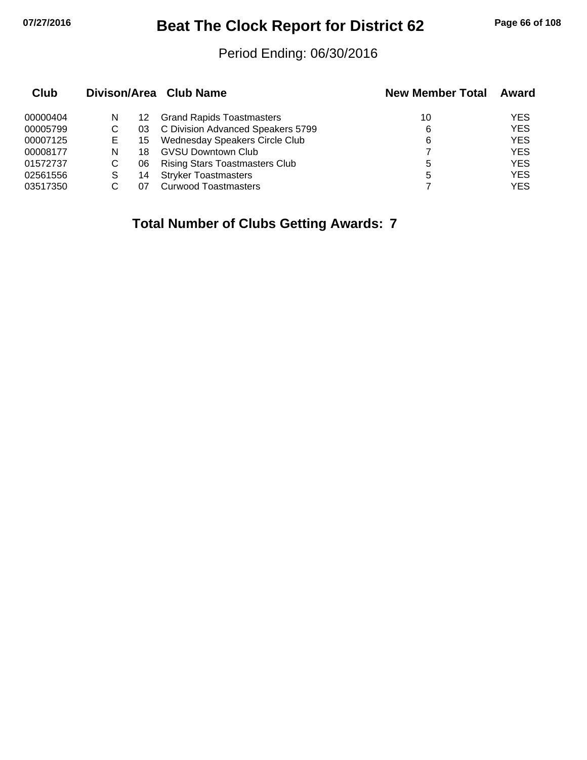# Beat The Clock Report for District 62

Period Ending: 06/30/2016

| Club | Divison/Area | | Club Name | New Member Total | Award |
|---|---|---|---|---|---|
| 00000404 | N | 12 | Grand Rapids Toastmasters | 10 | YES |
| 00005799 | C | 03 | C Division Advanced Speakers 5799 | 6 | YES |
| 00007125 | E | 15 | Wednesday Speakers Circle Club | 6 | YES |
| 00008177 | N | 18 | GVSU Downtown Club | 7 | YES |
| 01572737 | C | 06 | Rising Stars Toastmasters Club | 5 | YES |
| 02561556 | S | 14 | Stryker Toastmasters | 5 | YES |
| 03517350 | C | 07 | Curwood Toastmasters | 7 | YES |

**Total Number of Clubs Getting Awards: 7**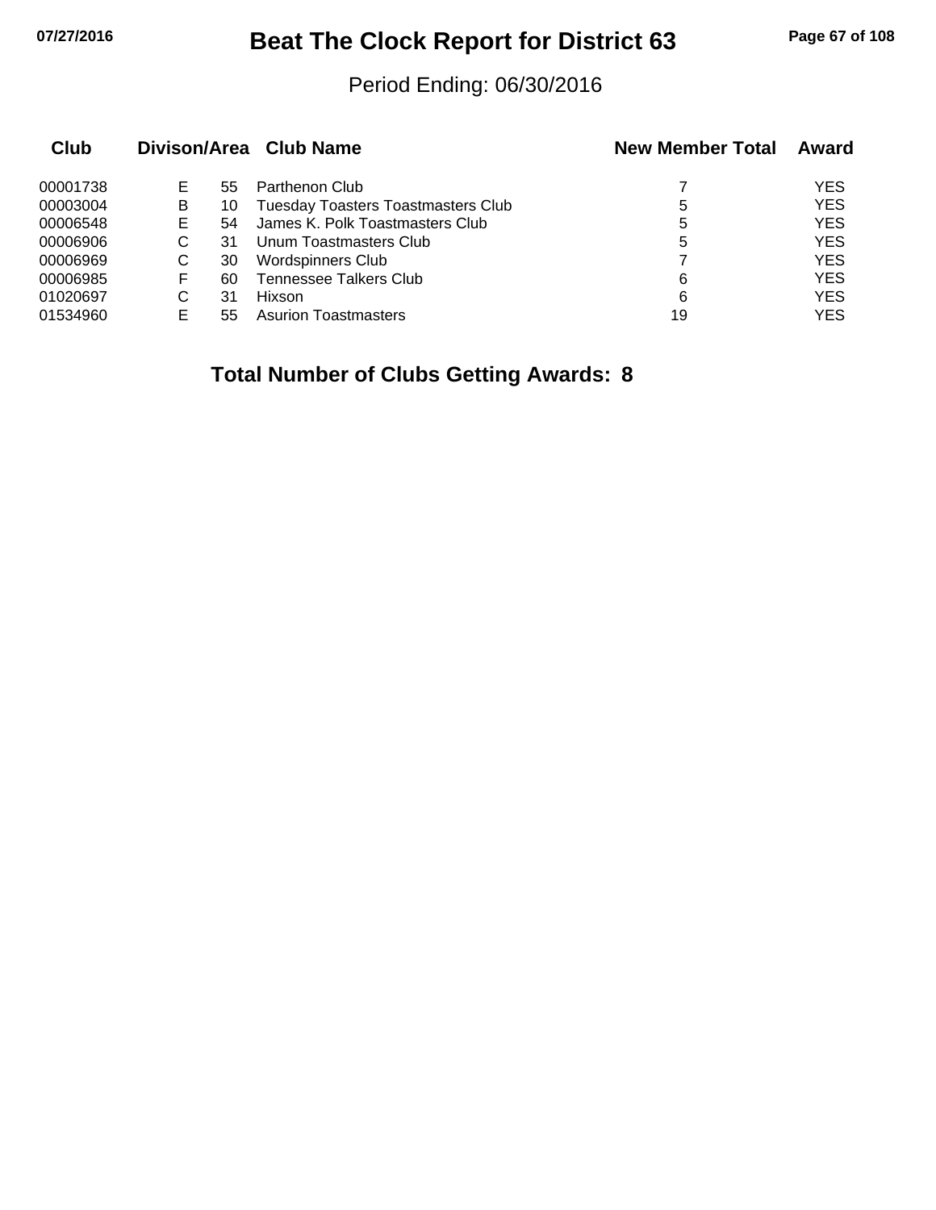# Beat The Clock Report for District 63

Period Ending: 06/30/2016

| Club | Divison/Area | | Club Name | New Member Total | Award |
|---|---|---|---|---|---|
| 00001738 | E | 55 | Parthenon Club | 7 | YES |
| 00003004 | B | 10 | Tuesday Toasters Toastmasters Club | 5 | YES |
| 00006548 | E | 54 | James K. Polk Toastmasters Club | 5 | YES |
| 00006906 | C | 31 | Unum Toastmasters Club | 5 | YES |
| 00006969 | C | 30 | Wordspinners Club | 7 | YES |
| 00006985 | F | 60 | Tennessee Talkers Club | 6 | YES |
| 01020697 | C | 31 | Hixson | 6 | YES |
| 01534960 | E | 55 | Asurion Toastmasters | 19 | YES |

**Total Number of Clubs Getting Awards: 8**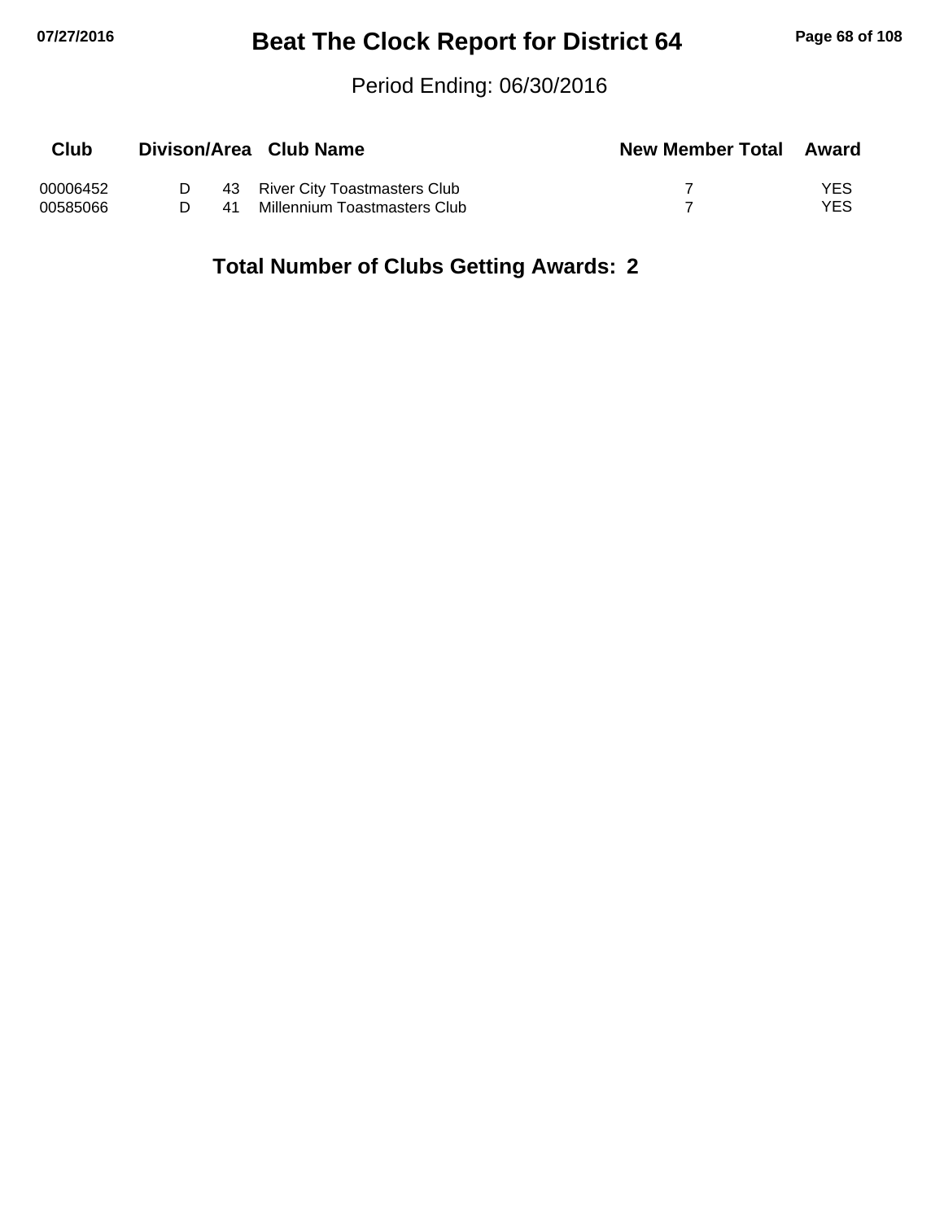# Beat The Clock Report for District 64

Period Ending: 06/30/2016

| Club | Divison/Area | | Club Name | New Member Total | Award |
|---|---|---|---|---|---|
| 00006452 | D | 43 | River City Toastmasters Club | 7 | YES |
| 00585066 | D | 41 | Millennium Toastmasters Club | 7 | YES |

**Total Number of Clubs Getting Awards: 2**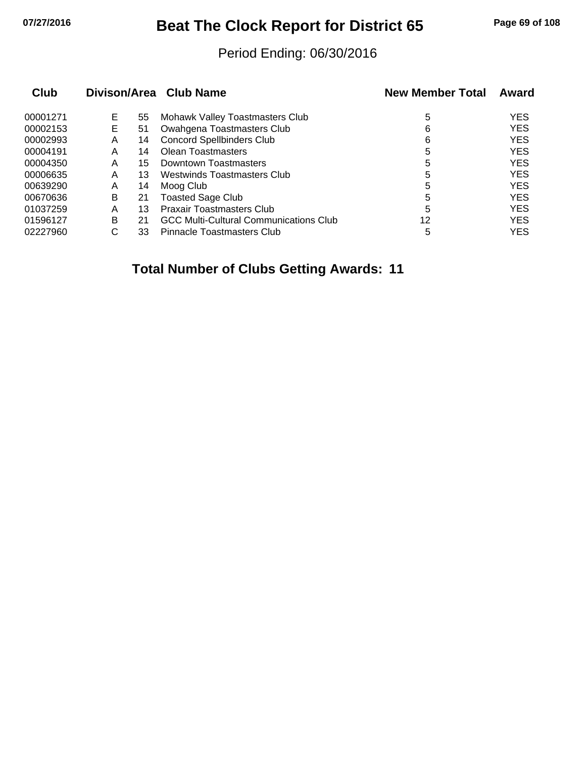# Beat The Clock Report for District 65

Period Ending: 06/30/2016

| Club | Divison/Area | | Club Name | New Member Total | Award |
|---|---|---|---|---|---|
| 00001271 | E | 55 | Mohawk Valley Toastmasters Club | 5 | YES |
| 00002153 | E | 51 | Owahgena Toastmasters Club | 6 | YES |
| 00002993 | A | 14 | Concord Spellbinders Club | 6 | YES |
| 00004191 | A | 14 | Olean Toastmasters | 5 | YES |
| 00004350 | A | 15 | Downtown Toastmasters | 5 | YES |
| 00006635 | A | 13 | Westwinds Toastmasters Club | 5 | YES |
| 00639290 | A | 14 | Moog Club | 5 | YES |
| 00670636 | B | 21 | Toasted Sage Club | 5 | YES |
| 01037259 | A | 13 | Praxair Toastmasters Club | 5 | YES |
| 01596127 | B | 21 | GCC Multi-Cultural Communications Club | 12 | YES |
| 02227960 | C | 33 | Pinnacle Toastmasters Club | 5 | YES |

**Total Number of Clubs Getting Awards: 11**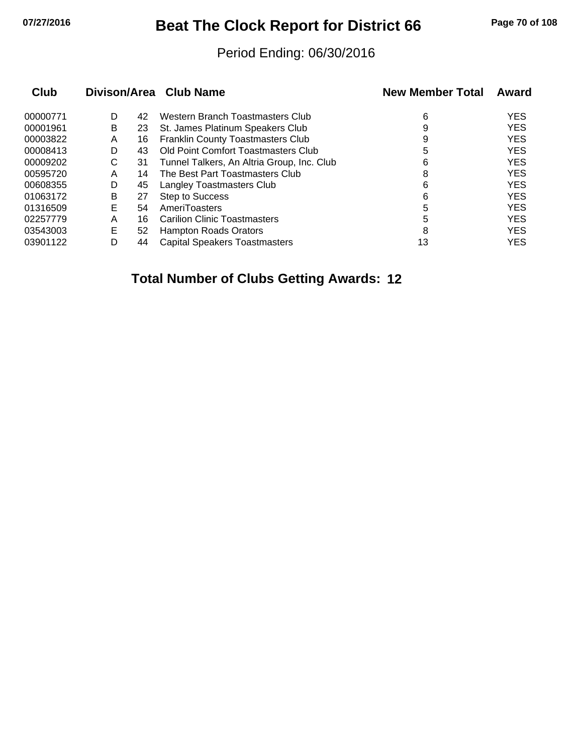# Beat The Clock Report for District 66

Period Ending: 06/30/2016

| Club | Divison/Area | | Club Name | New Member Total | Award |
|---|---|---|---|---|---|
| 00000771 | D | 42 | Western Branch Toastmasters Club | 6 | YES |
| 00001961 | B | 23 | St. James Platinum Speakers Club | 9 | YES |
| 00003822 | A | 16 | Franklin County Toastmasters Club | 9 | YES |
| 00008413 | D | 43 | Old Point Comfort Toastmasters Club | 5 | YES |
| 00009202 | C | 31 | Tunnel Talkers, An Altria Group, Inc. Club | 6 | YES |
| 00595720 | A | 14 | The Best Part Toastmasters Club | 8 | YES |
| 00608355 | D | 45 | Langley Toastmasters Club | 6 | YES |
| 01063172 | B | 27 | Step to Success | 6 | YES |
| 01316509 | E | 54 | AmeriToasters | 5 | YES |
| 02257779 | A | 16 | Carilion Clinic Toastmasters | 5 | YES |
| 03543003 | E | 52 | Hampton Roads Orators | 8 | YES |
| 03901122 | D | 44 | Capital Speakers Toastmasters | 13 | YES |

**Total Number of Clubs Getting Awards: 12**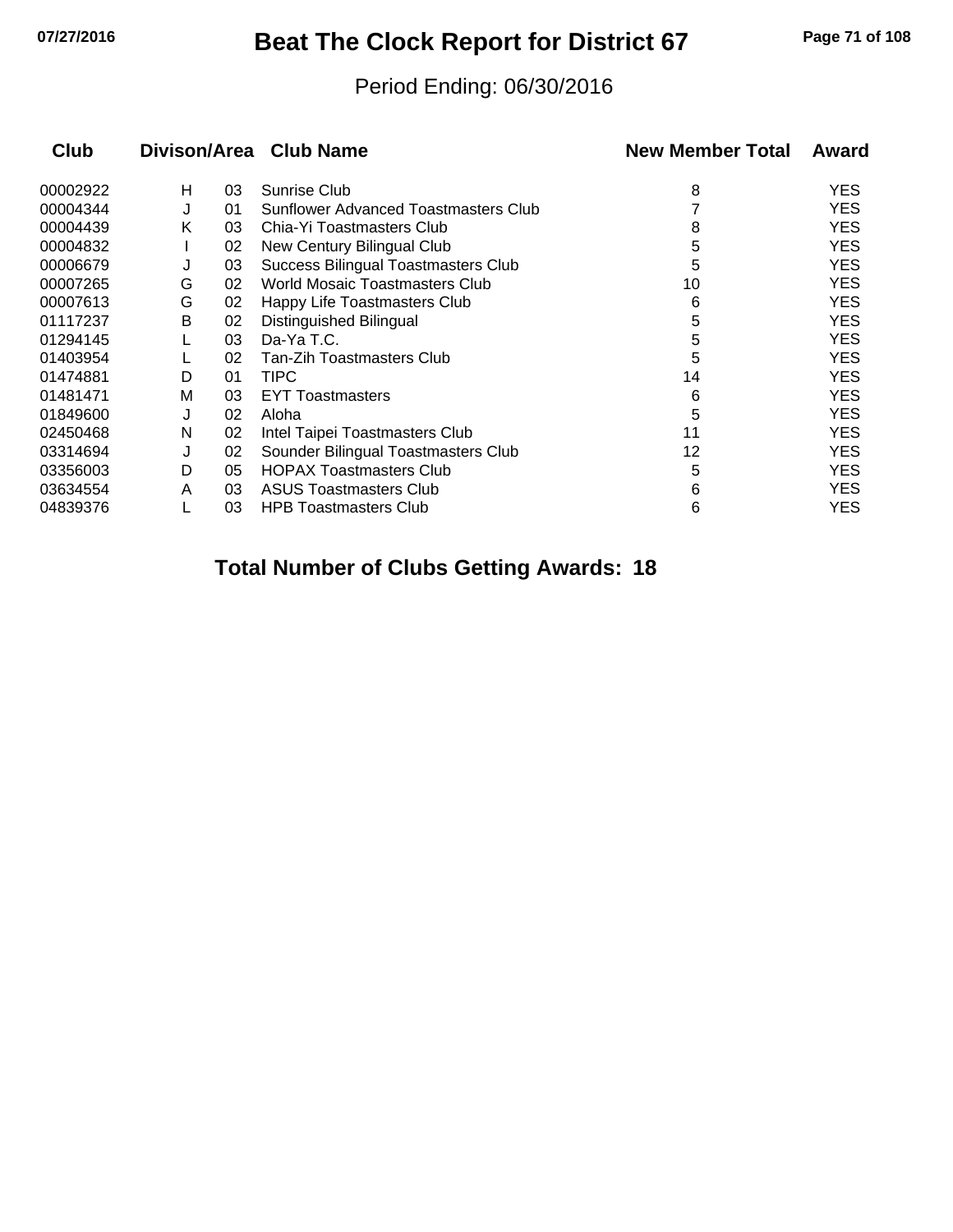# Beat The Clock Report for District 67

Period Ending: 06/30/2016

| Club | Divison/Area | | Club Name | New Member Total | Award |
|---|---|---|---|---|---|
| 00002922 | H | 03 | Sunrise Club | 8 | YES |
| 00004344 | J | 01 | Sunflower Advanced Toastmasters Club | 7 | YES |
| 00004439 | K | 03 | Chia-Yi Toastmasters Club | 8 | YES |
| 00004832 | I | 02 | New Century Bilingual Club | 5 | YES |
| 00006679 | J | 03 | Success Bilingual Toastmasters Club | 5 | YES |
| 00007265 | G | 02 | World Mosaic Toastmasters Club | 10 | YES |
| 00007613 | G | 02 | Happy Life Toastmasters Club | 6 | YES |
| 01117237 | B | 02 | Distinguished Bilingual | 5 | YES |
| 01294145 | L | 03 | Da-Ya T.C. | 5 | YES |
| 01403954 | L | 02 | Tan-Zih Toastmasters Club | 5 | YES |
| 01474881 | D | 01 | TIPC | 14 | YES |
| 01481471 | M | 03 | EYT Toastmasters | 6 | YES |
| 01849600 | J | 02 | Aloha | 5 | YES |
| 02450468 | N | 02 | Intel Taipei Toastmasters Club | 11 | YES |
| 03314694 | J | 02 | Sounder Bilingual Toastmasters Club | 12 | YES |
| 03356003 | D | 05 | HOPAX Toastmasters Club | 5 | YES |
| 03634554 | A | 03 | ASUS Toastmasters Club | 6 | YES |
| 04839376 | L | 03 | HPB Toastmasters Club | 6 | YES |

**Total Number of Clubs Getting Awards: 18**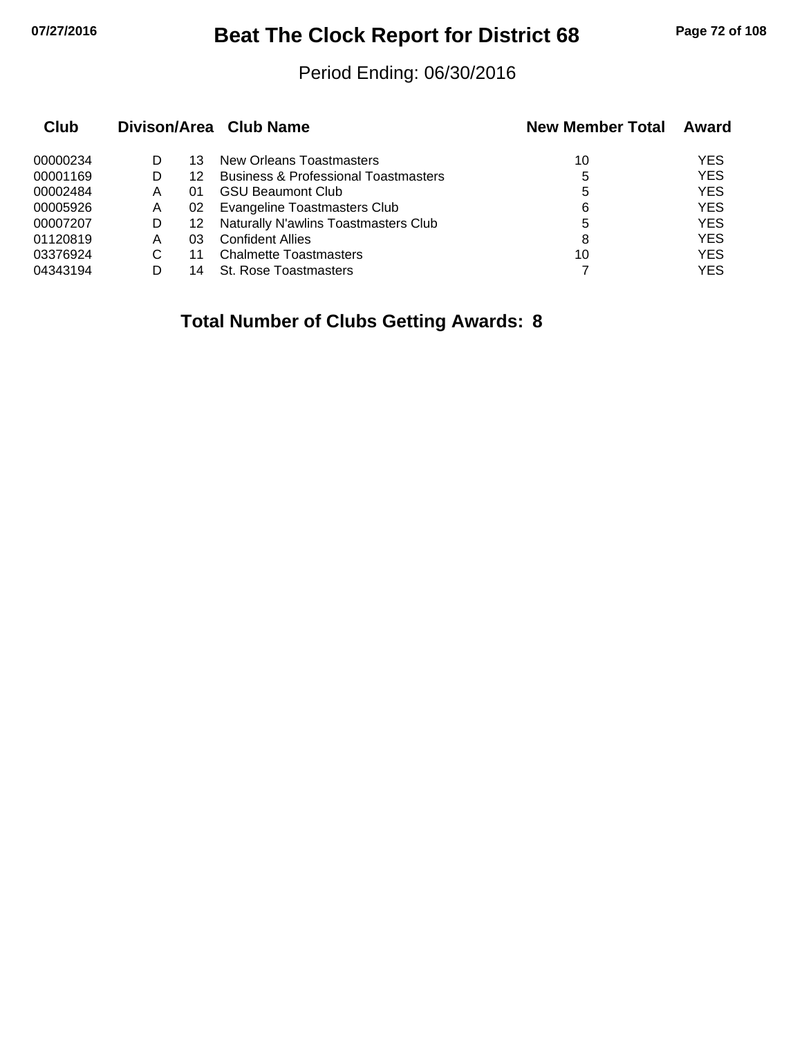# Beat The Clock Report for District 68

Period Ending: 06/30/2016

| Club | Divison/Area | | Club Name | New Member Total | Award |
|---|---|---|---|---|---|
| 00000234 | D | 13 | New Orleans Toastmasters | 10 | YES |
| 00001169 | D | 12 | Business & Professional Toastmasters | 5 | YES |
| 00002484 | A | 01 | GSU Beaumont Club | 5 | YES |
| 00005926 | A | 02 | Evangeline Toastmasters Club | 6 | YES |
| 00007207 | D | 12 | Naturally N'awlins Toastmasters Club | 5 | YES |
| 01120819 | A | 03 | Confident Allies | 8 | YES |
| 03376924 | C | 11 | Chalmette Toastmasters | 10 | YES |
| 04343194 | D | 14 | St. Rose Toastmasters | 7 | YES |

**Total Number of Clubs Getting Awards: 8**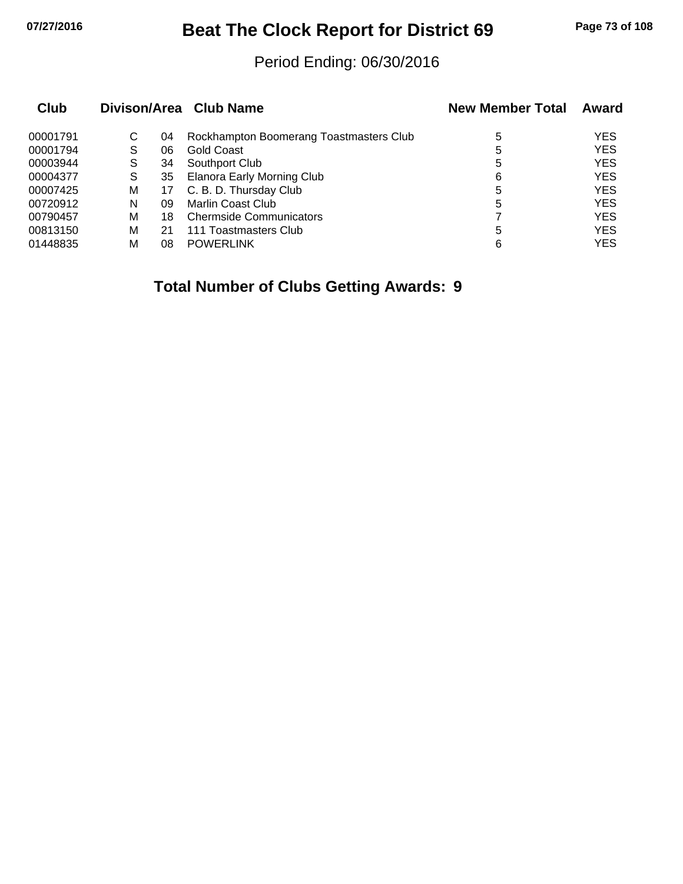# Beat The Clock Report for District 69

Period Ending: 06/30/2016

| Club | Divison/Area | | Club Name | New Member Total | Award |
|---|---|---|---|---|---|
| 00001791 | C | 04 | Rockhampton Boomerang Toastmasters Club | 5 | YES |
| 00001794 | S | 06 | Gold Coast | 5 | YES |
| 00003944 | S | 34 | Southport Club | 5 | YES |
| 00004377 | S | 35 | Elanora Early Morning Club | 6 | YES |
| 00007425 | M | 17 | C. B. D. Thursday Club | 5 | YES |
| 00720912 | N | 09 | Marlin Coast Club | 5 | YES |
| 00790457 | M | 18 | Chermside Communicators | 7 | YES |
| 00813150 | M | 21 | 111 Toastmasters Club | 5 | YES |
| 01448835 | M | 08 | POWERLINK | 6 | YES |

**Total Number of Clubs Getting Awards: 9**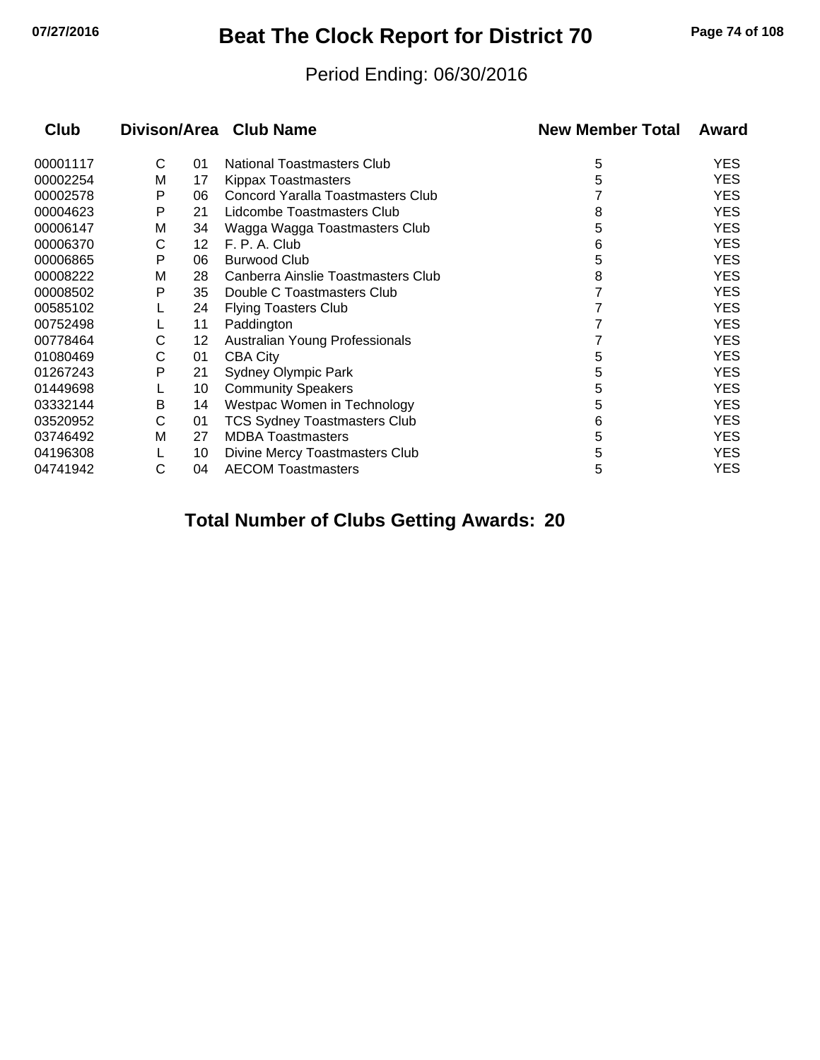# Beat The Clock Report for District 70

Period Ending: 06/30/2016

| Club | Divison | Area | Club Name | New Member Total | Award |
|---|---|---|---|---|---|
| 00001117 | C | 01 | National Toastmasters Club | 5 | YES |
| 00002254 | M | 17 | Kippax Toastmasters | 5 | YES |
| 00002578 | P | 06 | Concord Yaralla Toastmasters Club | 7 | YES |
| 00004623 | P | 21 | Lidcombe Toastmasters Club | 8 | YES |
| 00006147 | M | 34 | Wagga Wagga Toastmasters Club | 5 | YES |
| 00006370 | C | 12 | F. P. A. Club | 6 | YES |
| 00006865 | P | 06 | Burwood Club | 5 | YES |
| 00008222 | M | 28 | Canberra Ainslie Toastmasters Club | 8 | YES |
| 00008502 | P | 35 | Double C Toastmasters Club | 7 | YES |
| 00585102 | L | 24 | Flying Toasters Club | 7 | YES |
| 00752498 | L | 11 | Paddington | 7 | YES |
| 00778464 | C | 12 | Australian Young Professionals | 7 | YES |
| 01080469 | C | 01 | CBA City | 5 | YES |
| 01267243 | P | 21 | Sydney Olympic Park | 5 | YES |
| 01449698 | L | 10 | Community Speakers | 5 | YES |
| 03332144 | B | 14 | Westpac Women in Technology | 5 | YES |
| 03520952 | C | 01 | TCS Sydney Toastmasters Club | 6 | YES |
| 03746492 | M | 27 | MDBA Toastmasters | 5 | YES |
| 04196308 | L | 10 | Divine Mercy Toastmasters Club | 5 | YES |
| 04741942 | C | 04 | AECOM Toastmasters | 5 | YES |

**Total Number of Clubs Getting Awards: 20**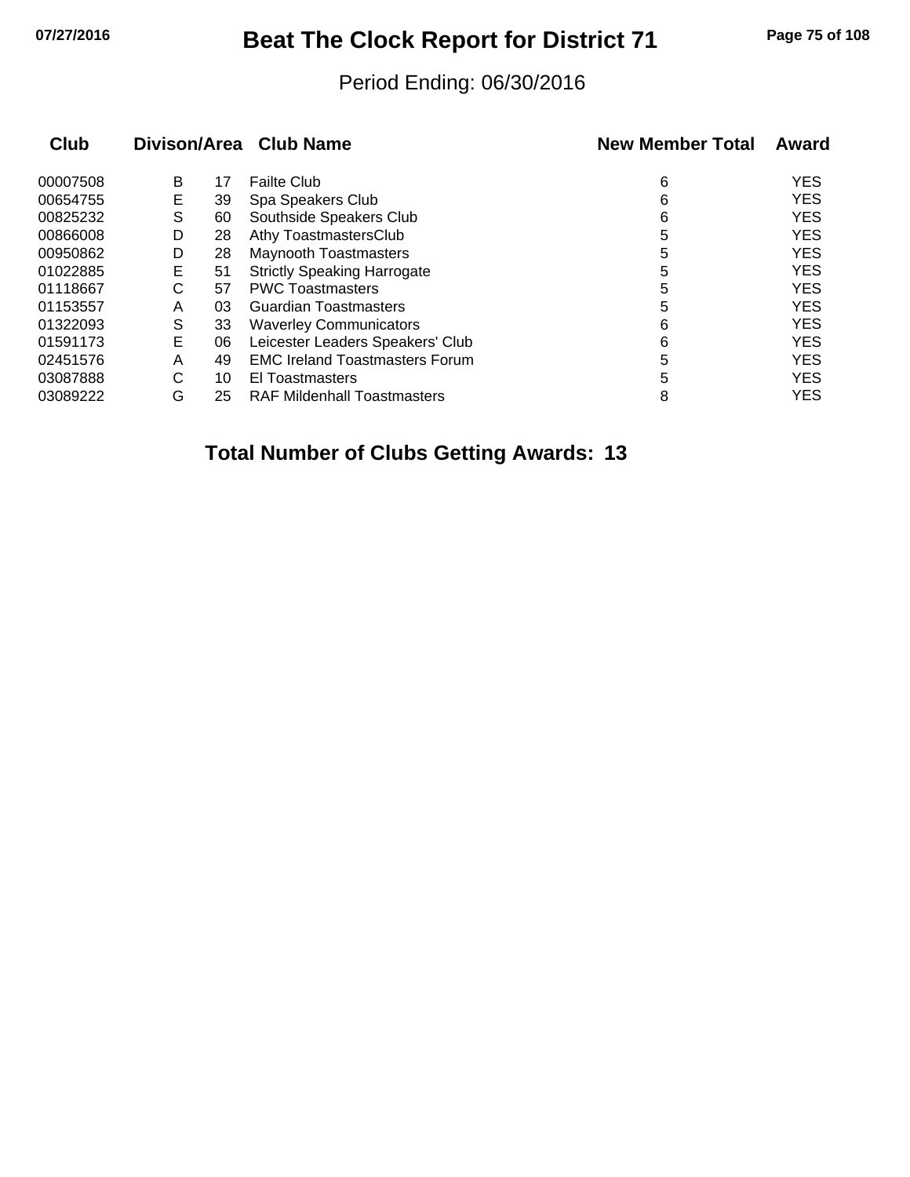# Beat The Clock Report for District 71

Period Ending: 06/30/2016

| Club | Divison/Area | | Club Name | New Member Total | Award |
|---|---|---|---|---|---|
| 00007508 | B | 17 | Failte Club | 6 | YES |
| 00654755 | E | 39 | Spa Speakers Club | 6 | YES |
| 00825232 | S | 60 | Southside Speakers Club | 6 | YES |
| 00866008 | D | 28 | Athy ToastmastersClub | 5 | YES |
| 00950862 | D | 28 | Maynooth Toastmasters | 5 | YES |
| 01022885 | E | 51 | Strictly Speaking Harrogate | 5 | YES |
| 01118667 | C | 57 | PWC Toastmasters | 5 | YES |
| 01153557 | A | 03 | Guardian Toastmasters | 5 | YES |
| 01322093 | S | 33 | Waverley Communicators | 6 | YES |
| 01591173 | E | 06 | Leicester Leaders Speakers' Club | 6 | YES |
| 02451576 | A | 49 | EMC Ireland Toastmasters Forum | 5 | YES |
| 03087888 | C | 10 | El Toastmasters | 5 | YES |
| 03089222 | G | 25 | RAF Mildenhall Toastmasters | 8 | YES |

**Total Number of Clubs Getting Awards: 13**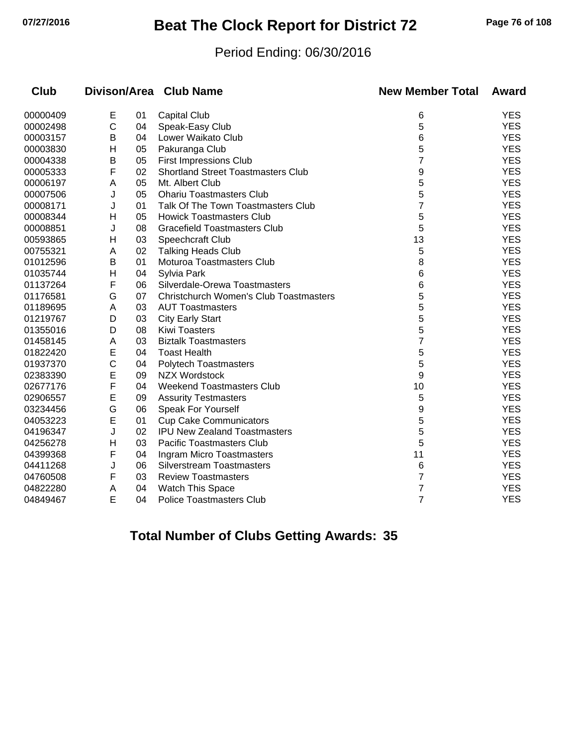# Beat The Clock Report for District 72

Period Ending: 06/30/2016

| Club | Divison/Area | | Club Name | New Member Total | Award |
|---|---|---|---|---|---|
| 00000409 | E | 01 | Capital Club | 6 | YES |
| 00002498 | C | 04 | Speak-Easy Club | 5 | YES |
| 00003157 | B | 04 | Lower Waikato Club | 6 | YES |
| 00003830 | H | 05 | Pakuranga Club | 5 | YES |
| 00004338 | B | 05 | First Impressions Club | 7 | YES |
| 00005333 | F | 02 | Shortland Street Toastmasters Club | 9 | YES |
| 00006197 | A | 05 | Mt. Albert Club | 5 | YES |
| 00007506 | J | 05 | Ohariu Toastmasters Club | 5 | YES |
| 00008171 | J | 01 | Talk Of The Town Toastmasters Club | 7 | YES |
| 00008344 | H | 05 | Howick Toastmasters Club | 5 | YES |
| 00008851 | J | 08 | Gracefield Toastmasters Club | 5 | YES |
| 00593865 | H | 03 | Speechcraft Club | 13 | YES |
| 00755321 | A | 02 | Talking Heads Club | 5 | YES |
| 01012596 | B | 01 | Moturoa Toastmasters Club | 8 | YES |
| 01035744 | H | 04 | Sylvia Park | 6 | YES |
| 01137264 | F | 06 | Silverdale-Orewa Toastmasters | 6 | YES |
| 01176581 | G | 07 | Christchurch Women's Club Toastmasters | 5 | YES |
| 01189695 | A | 03 | AUT Toastmasters | 5 | YES |
| 01219767 | D | 03 | City Early Start | 5 | YES |
| 01355016 | D | 08 | Kiwi Toasters | 5 | YES |
| 01458145 | A | 03 | Biztalk Toastmasters | 7 | YES |
| 01822420 | E | 04 | Toast Health | 5 | YES |
| 01937370 | C | 04 | Polytech Toastmasters | 5 | YES |
| 02383390 | E | 09 | NZX Wordstock | 9 | YES |
| 02677176 | F | 04 | Weekend Toastmasters Club | 10 | YES |
| 02906557 | E | 09 | Assurity Testmasters | 5 | YES |
| 03234456 | G | 06 | Speak For Yourself | 9 | YES |
| 04053223 | E | 01 | Cup Cake Communicators | 5 | YES |
| 04196347 | J | 02 | IPU New Zealand Toastmasters | 5 | YES |
| 04256278 | H | 03 | Pacific Toastmasters Club | 5 | YES |
| 04399368 | F | 04 | Ingram Micro Toastmasters | 11 | YES |
| 04411268 | J | 06 | Silverstream Toastmasters | 6 | YES |
| 04760508 | F | 03 | Review Toastmasters | 7 | YES |
| 04822280 | A | 04 | Watch This Space | 7 | YES |
| 04849467 | E | 04 | Police Toastmasters Club | 7 | YES |

**Total Number of Clubs Getting Awards: 35**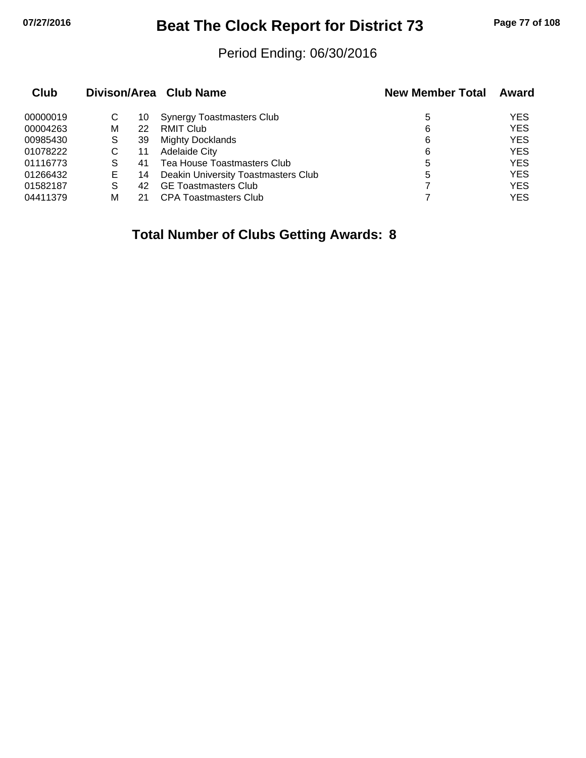# Beat The Clock Report for District 73

Period Ending: 06/30/2016

| Club | Divison | Area | Club Name | New Member Total | Award |
|---|---|---|---|---|---|
| 00000019 | C | 10 | Synergy Toastmasters Club | 5 | YES |
| 00004263 | M | 22 | RMIT Club | 6 | YES |
| 00985430 | S | 39 | Mighty Docklands | 6 | YES |
| 01078222 | C | 11 | Adelaide City | 6 | YES |
| 01116773 | S | 41 | Tea House Toastmasters Club | 5 | YES |
| 01266432 | E | 14 | Deakin University Toastmasters Club | 5 | YES |
| 01582187 | S | 42 | GE Toastmasters Club | 7 | YES |
| 04411379 | M | 21 | CPA Toastmasters Club | 7 | YES |

**Total Number of Clubs Getting Awards: 8**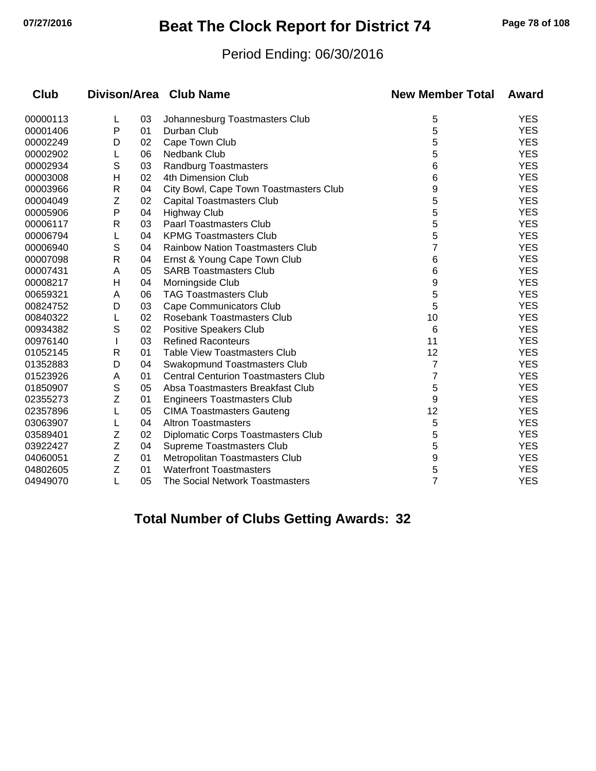# Beat The Clock Report for District 74

Period Ending: 06/30/2016

| Club | Divison/Area | | Club Name | New Member Total | Award |
|---|---|---|---|---|---|
| 00000113 | L | 03 | Johannesburg Toastmasters Club | 5 | YES |
| 00001406 | P | 01 | Durban Club | 5 | YES |
| 00002249 | D | 02 | Cape Town Club | 5 | YES |
| 00002902 | L | 06 | Nedbank Club | 5 | YES |
| 00002934 | S | 03 | Randburg Toastmasters | 6 | YES |
| 00003008 | H | 02 | 4th Dimension Club | 6 | YES |
| 00003966 | R | 04 | City Bowl, Cape Town Toastmasters Club | 9 | YES |
| 00004049 | Z | 02 | Capital Toastmasters Club | 5 | YES |
| 00005906 | P | 04 | Highway Club | 5 | YES |
| 00006117 | R | 03 | Paarl Toastmasters Club | 5 | YES |
| 00006794 | L | 04 | KPMG Toastmasters Club | 5 | YES |
| 00006940 | S | 04 | Rainbow Nation Toastmasters Club | 7 | YES |
| 00007098 | R | 04 | Ernst & Young Cape Town Club | 6 | YES |
| 00007431 | A | 05 | SARB Toastmasters Club | 6 | YES |
| 00008217 | H | 04 | Morningside Club | 9 | YES |
| 00659321 | A | 06 | TAG Toastmasters Club | 5 | YES |
| 00824752 | D | 03 | Cape Communicators Club | 5 | YES |
| 00840322 | L | 02 | Rosebank Toastmasters Club | 10 | YES |
| 00934382 | S | 02 | Positive Speakers Club | 6 | YES |
| 00976140 | I | 03 | Refined Raconteurs | 11 | YES |
| 01052145 | R | 01 | Table View Toastmasters Club | 12 | YES |
| 01352883 | D | 04 | Swakopmund Toastmasters Club | 7 | YES |
| 01523926 | A | 01 | Central Centurion Toastmasters Club | 7 | YES |
| 01850907 | S | 05 | Absa Toastmasters Breakfast Club | 5 | YES |
| 02355273 | Z | 01 | Engineers Toastmasters Club | 9 | YES |
| 02357896 | L | 05 | CIMA Toastmasters Gauteng | 12 | YES |
| 03063907 | L | 04 | Altron Toastmasters | 5 | YES |
| 03589401 | Z | 02 | Diplomatic Corps Toastmasters Club | 5 | YES |
| 03922427 | Z | 04 | Supreme Toastmasters Club | 5 | YES |
| 04060051 | Z | 01 | Metropolitan Toastmasters Club | 9 | YES |
| 04802605 | Z | 01 | Waterfront Toastmasters | 5 | YES |
| 04949070 | L | 05 | The Social Network Toastmasters | 7 | YES |

**Total Number of Clubs Getting Awards: 32**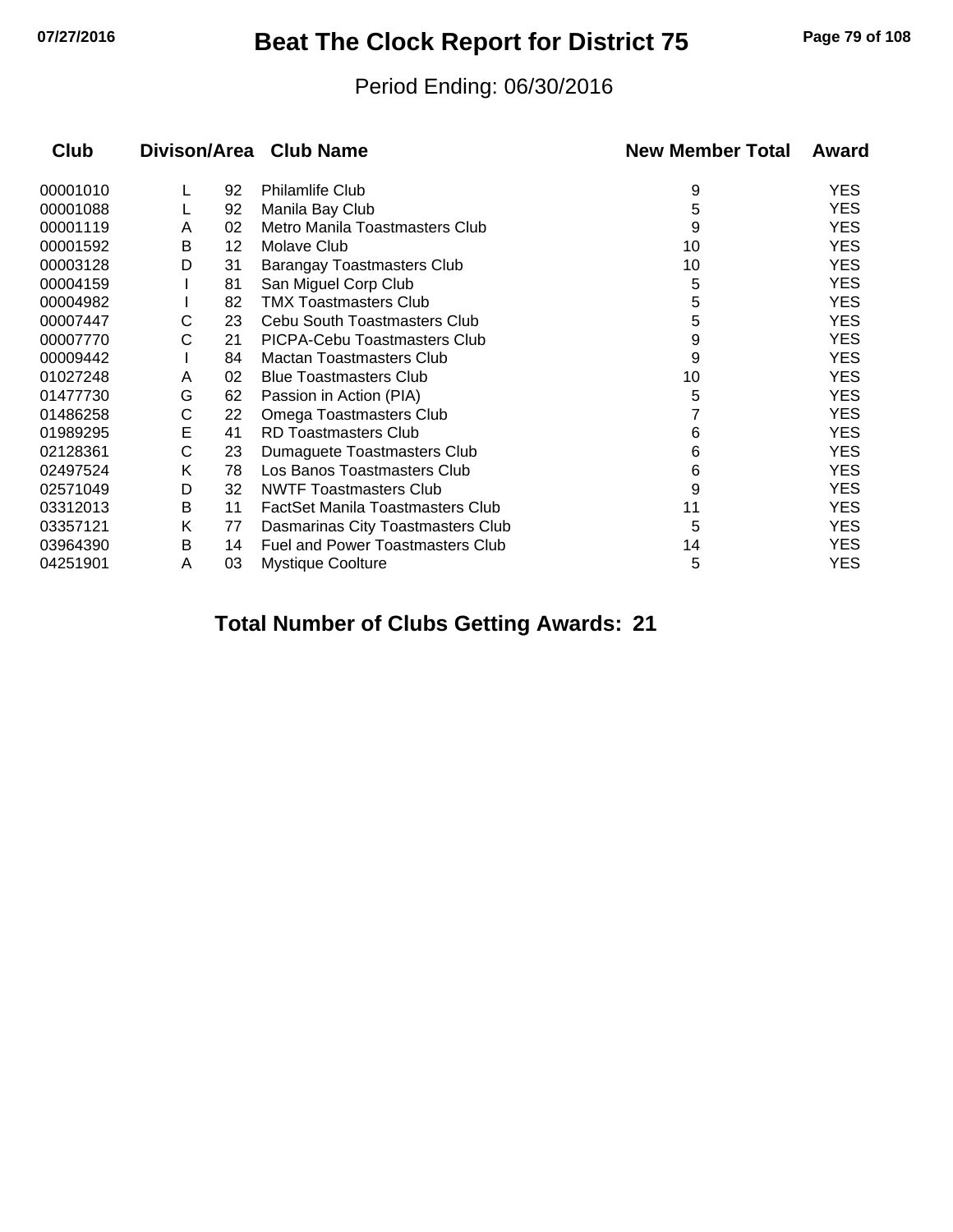# Beat The Clock Report for District 75

Period Ending: 06/30/2016

| Club | Divison/Area | | Club Name | New Member Total | Award |
|---|---|---|---|---|---|
| 00001010 | L | 92 | Philamlife Club | 9 | YES |
| 00001088 | L | 92 | Manila Bay Club | 5 | YES |
| 00001119 | A | 02 | Metro Manila Toastmasters Club | 9 | YES |
| 00001592 | B | 12 | Molave Club | 10 | YES |
| 00003128 | D | 31 | Barangay Toastmasters Club | 10 | YES |
| 00004159 | I | 81 | San Miguel Corp Club | 5 | YES |
| 00004982 | I | 82 | TMX Toastmasters Club | 5 | YES |
| 00007447 | C | 23 | Cebu South Toastmasters Club | 5 | YES |
| 00007770 | C | 21 | PICPA-Cebu Toastmasters Club | 9 | YES |
| 00009442 | I | 84 | Mactan Toastmasters Club | 9 | YES |
| 01027248 | A | 02 | Blue Toastmasters Club | 10 | YES |
| 01477730 | G | 62 | Passion in Action (PIA) | 5 | YES |
| 01486258 | C | 22 | Omega Toastmasters Club | 7 | YES |
| 01989295 | E | 41 | RD Toastmasters Club | 6 | YES |
| 02128361 | C | 23 | Dumaguete Toastmasters Club | 6 | YES |
| 02497524 | K | 78 | Los Banos Toastmasters Club | 6 | YES |
| 02571049 | D | 32 | NWTF Toastmasters Club | 9 | YES |
| 03312013 | B | 11 | FactSet Manila Toastmasters Club | 11 | YES |
| 03357121 | K | 77 | Dasmarinas City Toastmasters Club | 5 | YES |
| 03964390 | B | 14 | Fuel and Power Toastmasters Club | 14 | YES |
| 04251901 | A | 03 | Mystique Coolture | 5 | YES |

**Total Number of Clubs Getting Awards: 21**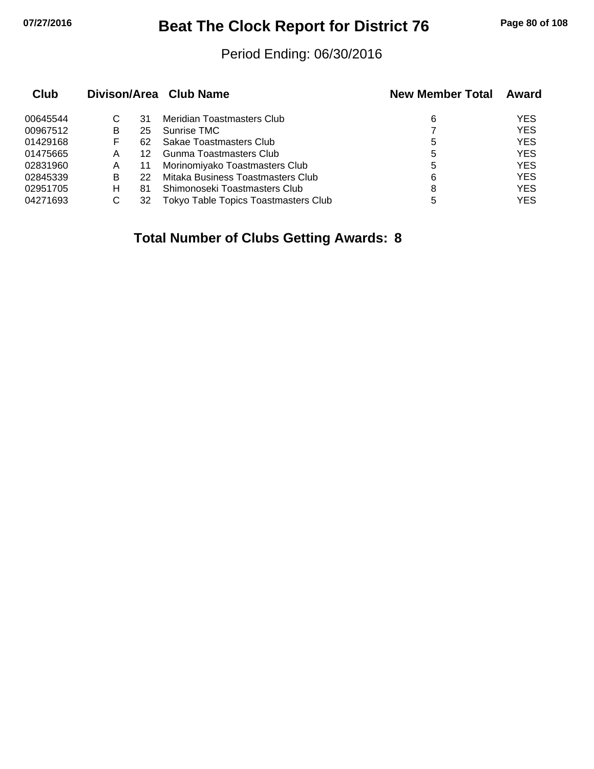# Beat The Clock Report for District 76

Period Ending: 06/30/2016

| Club | Divison/Area | | Club Name | New Member Total | Award |
|---|---|---|---|---|---|
| 00645544 | C | 31 | Meridian Toastmasters Club | 6 | YES |
| 00967512 | B | 25 | Sunrise TMC | 7 | YES |
| 01429168 | F | 62 | Sakae Toastmasters Club | 5 | YES |
| 01475665 | A | 12 | Gunma Toastmasters Club | 5 | YES |
| 02831960 | A | 11 | Morinomiyako Toastmasters Club | 5 | YES |
| 02845339 | B | 22 | Mitaka Business Toastmasters Club | 6 | YES |
| 02951705 | H | 81 | Shimonoseki Toastmasters Club | 8 | YES |
| 04271693 | C | 32 | Tokyo Table Topics Toastmasters Club | 5 | YES |

**Total Number of Clubs Getting Awards: 8**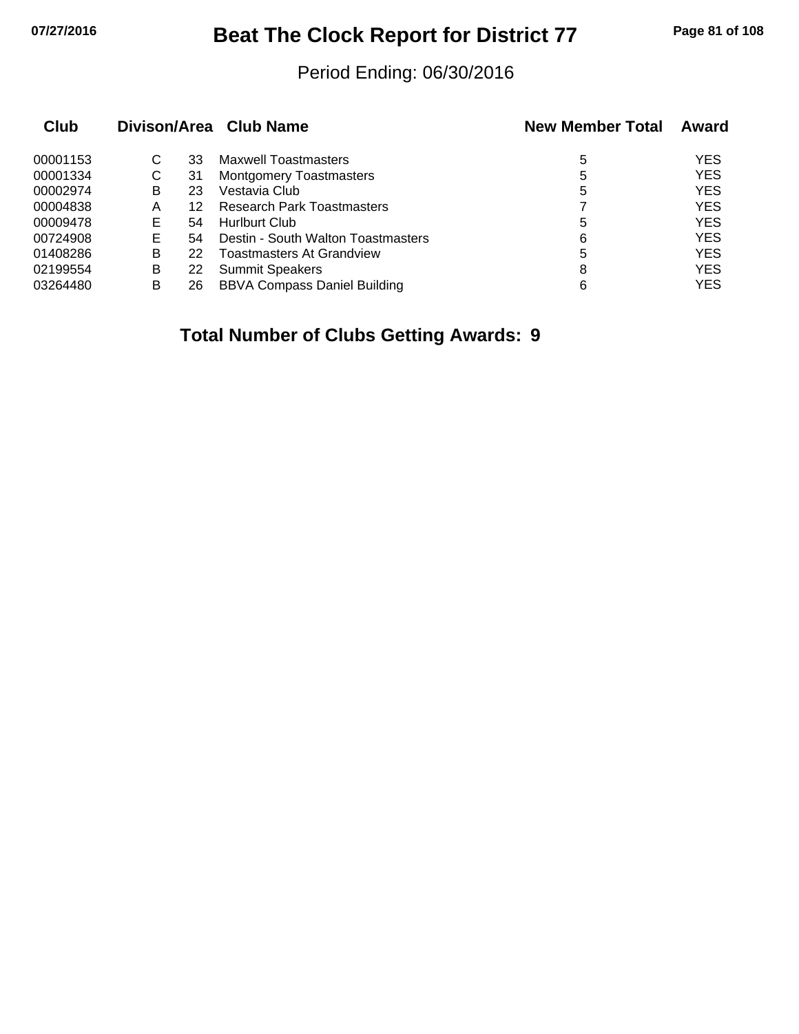# Beat The Clock Report for District 77

Period Ending: 06/30/2016

| Club | Divison/Area | | Club Name | New Member Total | Award |
|---|---|---|---|---|---|
| 00001153 | C | 33 | Maxwell Toastmasters | 5 | YES |
| 00001334 | C | 31 | Montgomery Toastmasters | 5 | YES |
| 00002974 | B | 23 | Vestavia Club | 5 | YES |
| 00004838 | A | 12 | Research Park Toastmasters | 7 | YES |
| 00009478 | E | 54 | Hurlburt Club | 5 | YES |
| 00724908 | E | 54 | Destin - South Walton Toastmasters | 6 | YES |
| 01408286 | B | 22 | Toastmasters At Grandview | 5 | YES |
| 02199554 | B | 22 | Summit Speakers | 8 | YES |
| 03264480 | B | 26 | BBVA Compass Daniel Building | 6 | YES |

**Total Number of Clubs Getting Awards: 9**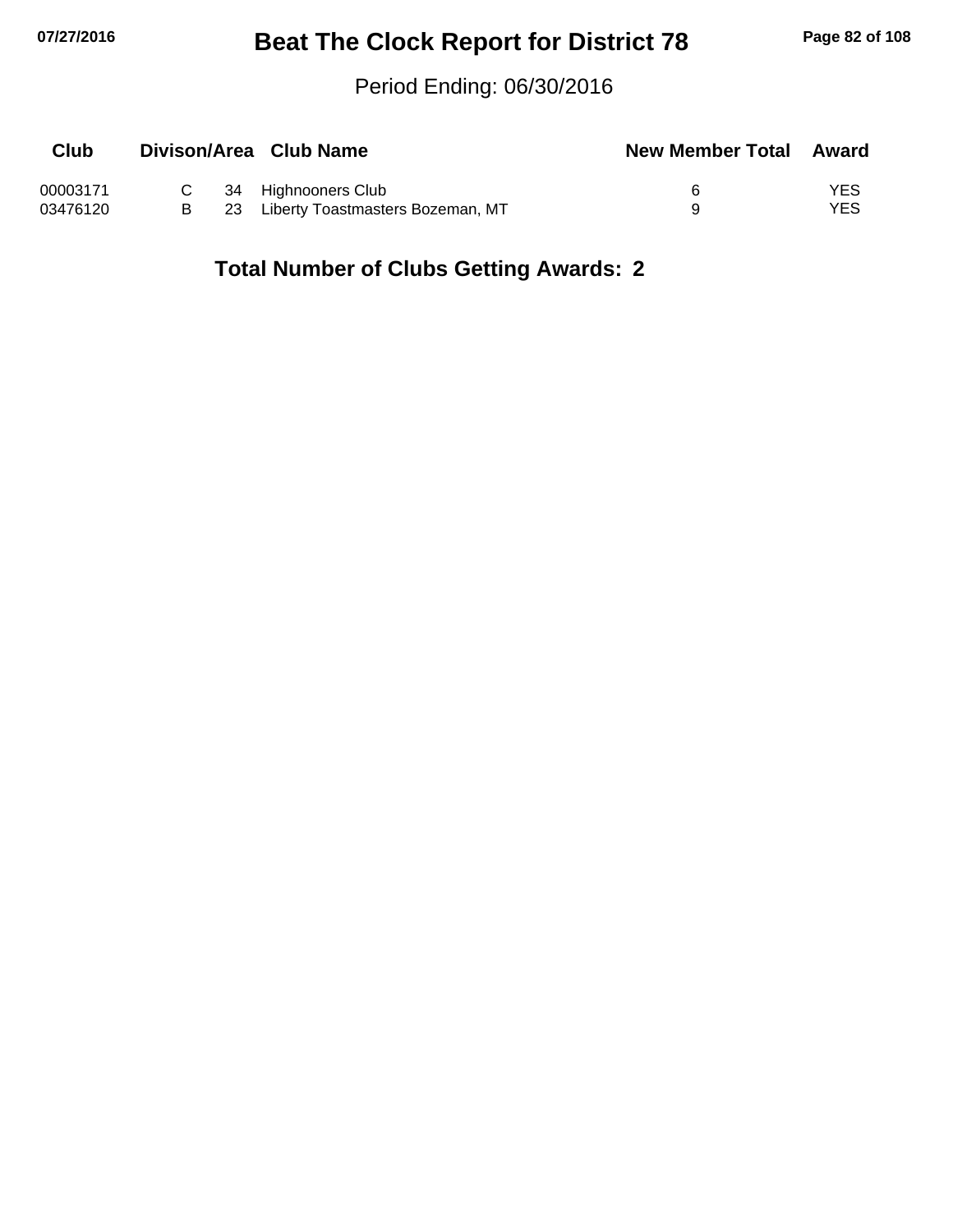# Beat The Clock Report for District 78

Period Ending: 06/30/2016

| Club | Divison/Area | | Club Name | New Member Total | Award |
|---|---|---|---|---|---|
| 00003171 | C | 34 | Highnooners Club | 6 | YES |
| 03476120 | B | 23 | Liberty Toastmasters Bozeman, MT | 9 | YES |

**Total Number of Clubs Getting Awards: 2**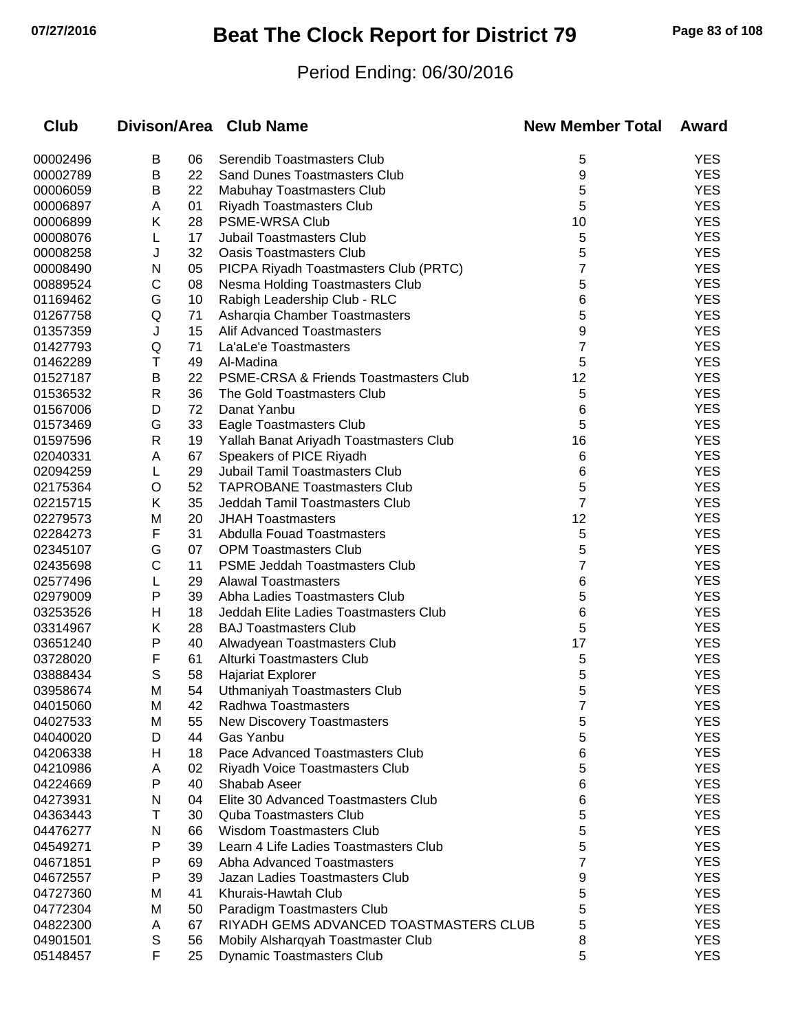# Beat The Clock Report for District 79

Period Ending: 06/30/2016

| Club | Divison/Area | | Club Name | New Member Total | Award |
|---|---|---|---|---|---|
| 00002496 | B | 06 | Serendib Toastmasters Club | 5 | YES |
| 00002789 | B | 22 | Sand Dunes Toastmasters Club | 9 | YES |
| 00006059 | B | 22 | Mabuhay Toastmasters Club | 5 | YES |
| 00006897 | A | 01 | Riyadh Toastmasters Club | 5 | YES |
| 00006899 | K | 28 | PSME-WRSA Club | 10 | YES |
| 00008076 | L | 17 | Jubail Toastmasters Club | 5 | YES |
| 00008258 | J | 32 | Oasis Toastmasters Club | 5 | YES |
| 00008490 | N | 05 | PICPA Riyadh Toastmasters Club (PRTC) | 7 | YES |
| 00889524 | C | 08 | Nesma Holding Toastmasters Club | 5 | YES |
| 01169462 | G | 10 | Rabigh Leadership Club - RLC | 6 | YES |
| 01267758 | Q | 71 | Asharqia Chamber Toastmasters | 5 | YES |
| 01357359 | J | 15 | Alif Advanced Toastmasters | 9 | YES |
| 01427793 | Q | 71 | La'aLe'e Toastmasters | 7 | YES |
| 01462289 | T | 49 | Al-Madina | 5 | YES |
| 01527187 | B | 22 | PSME-CRSA & Friends Toastmasters Club | 12 | YES |
| 01536532 | R | 36 | The Gold Toastmasters Club | 5 | YES |
| 01567006 | D | 72 | Danat Yanbu | 6 | YES |
| 01573469 | G | 33 | Eagle Toastmasters Club | 5 | YES |
| 01597596 | R | 19 | Yallah Banat Ariyadh Toastmasters Club | 16 | YES |
| 02040331 | A | 67 | Speakers of PICE Riyadh | 6 | YES |
| 02094259 | L | 29 | Jubail Tamil Toastmasters Club | 6 | YES |
| 02175364 | O | 52 | TAPROBANE Toastmasters Club | 5 | YES |
| 02215715 | K | 35 | Jeddah Tamil Toastmasters Club | 7 | YES |
| 02279573 | M | 20 | JHAH Toastmasters | 12 | YES |
| 02284273 | F | 31 | Abdulla Fouad Toastmasters | 5 | YES |
| 02345107 | G | 07 | OPM Toastmasters Club | 5 | YES |
| 02435698 | C | 11 | PSME Jeddah Toastmasters Club | 7 | YES |
| 02577496 | L | 29 | Alawal Toastmasters | 6 | YES |
| 02979009 | P | 39 | Abha Ladies Toastmasters Club | 5 | YES |
| 03253526 | H | 18 | Jeddah Elite Ladies Toastmasters Club | 6 | YES |
| 03314967 | K | 28 | BAJ Toastmasters Club | 5 | YES |
| 03651240 | P | 40 | Alwadyean Toastmasters Club | 17 | YES |
| 03728020 | F | 61 | Alturki Toastmasters Club | 5 | YES |
| 03888434 | S | 58 | Hajariat Explorer | 5 | YES |
| 03958674 | M | 54 | Uthmaniyah Toastmasters Club | 5 | YES |
| 04015060 | M | 42 | Radhwa Toastmasters | 7 | YES |
| 04027533 | M | 55 | New Discovery Toastmasters | 5 | YES |
| 04040020 | D | 44 | Gas Yanbu | 5 | YES |
| 04206338 | H | 18 | Pace Advanced Toastmasters Club | 6 | YES |
| 04210986 | A | 02 | Riyadh Voice Toastmasters Club | 5 | YES |
| 04224669 | P | 40 | Shabab Aseer | 6 | YES |
| 04273931 | N | 04 | Elite 30 Advanced Toastmasters Club | 6 | YES |
| 04363443 | T | 30 | Quba Toastmasters Club | 5 | YES |
| 04476277 | N | 66 | Wisdom Toastmasters Club | 5 | YES |
| 04549271 | P | 39 | Learn 4 Life Ladies Toastmasters Club | 5 | YES |
| 04671851 | P | 69 | Abha Advanced Toastmasters | 7 | YES |
| 04672557 | P | 39 | Jazan Ladies Toastmasters Club | 9 | YES |
| 04727360 | M | 41 | Khurais-Hawtah Club | 5 | YES |
| 04772304 | M | 50 | Paradigm Toastmasters Club | 5 | YES |
| 04822300 | A | 67 | RIYADH GEMS ADVANCED TOASTMASTERS CLUB | 5 | YES |
| 04901501 | S | 56 | Mobily Alsharqyah Toastmaster Club | 8 | YES |
| 05148457 | F | 25 | Dynamic Toastmasters Club | 5 | YES |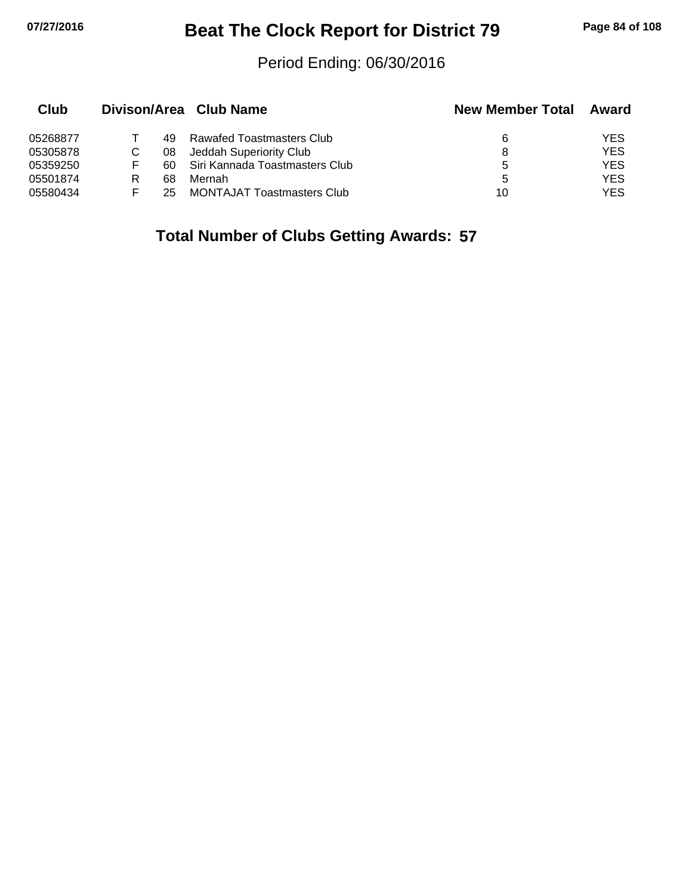# Beat The Clock Report for District 79

Period Ending: 06/30/2016

| Club | Divison/Area | | Club Name | New Member Total | Award |
|---|---|---|---|---|---|
| 05268877 | T | 49 | Rawafed Toastmasters Club | 6 | YES |
| 05305878 | C | 08 | Jeddah Superiority Club | 8 | YES |
| 05359250 | F | 60 | Siri Kannada Toastmasters Club | 5 | YES |
| 05501874 | R | 68 | Mernah | 5 | YES |
| 05580434 | F | 25 | MONTAJAT Toastmasters Club | 10 | YES |

**Total Number of Clubs Getting Awards: 57**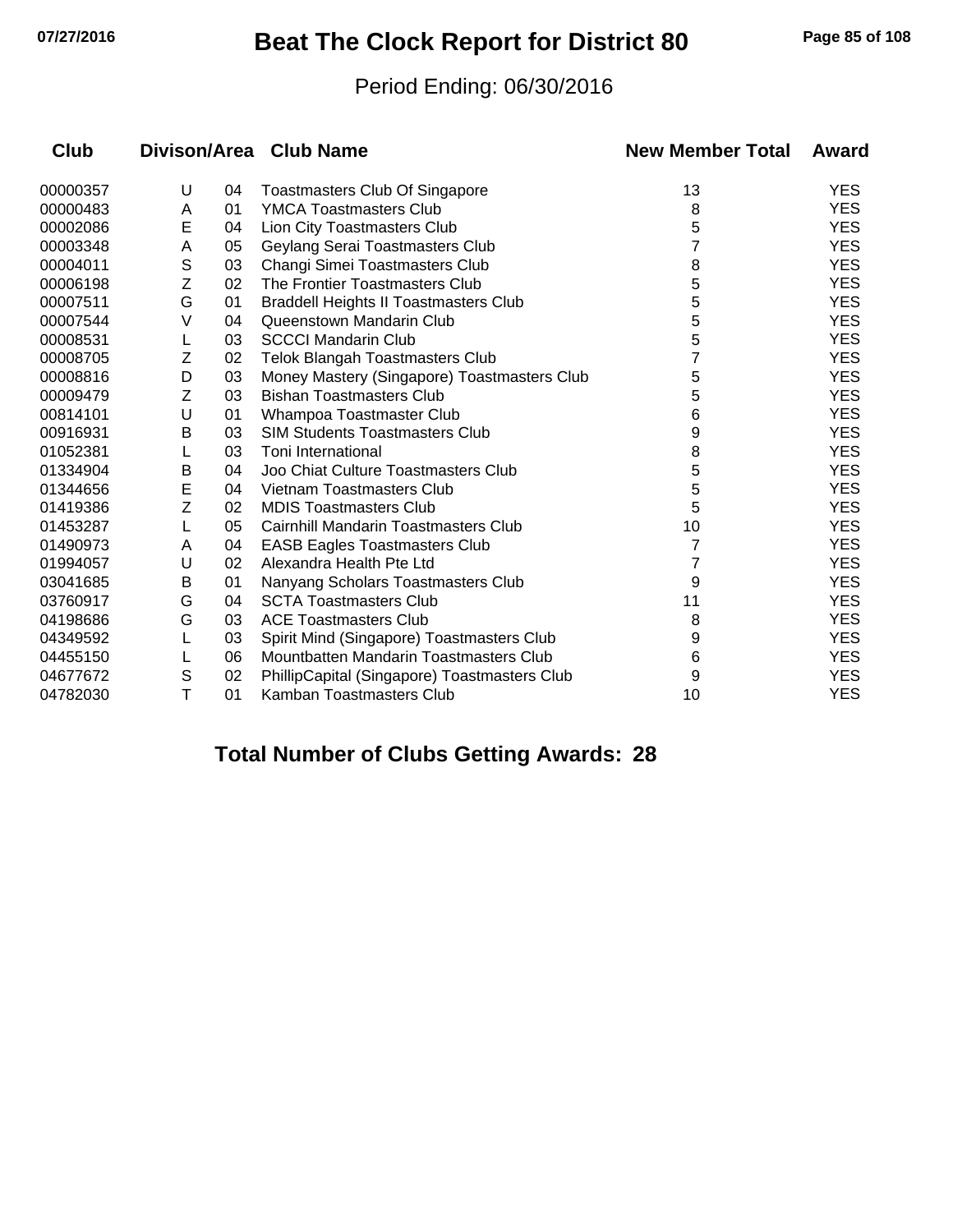# Beat The Clock Report for District 80

Period Ending: 06/30/2016

| Club | Divison/Area | | Club Name | New Member Total | Award |
|---|---|---|---|---|---|
| 00000357 | U | 04 | Toastmasters Club Of Singapore | 13 | YES |
| 00000483 | A | 01 | YMCA Toastmasters Club | 8 | YES |
| 00002086 | E | 04 | Lion City Toastmasters Club | 5 | YES |
| 00003348 | A | 05 | Geylang Serai Toastmasters Club | 7 | YES |
| 00004011 | S | 03 | Changi Simei Toastmasters Club | 8 | YES |
| 00006198 | Z | 02 | The Frontier Toastmasters Club | 5 | YES |
| 00007511 | G | 01 | Braddell Heights II Toastmasters Club | 5 | YES |
| 00007544 | V | 04 | Queenstown Mandarin Club | 5 | YES |
| 00008531 | L | 03 | SCCCI Mandarin Club | 5 | YES |
| 00008705 | Z | 02 | Telok Blangah Toastmasters Club | 7 | YES |
| 00008816 | D | 03 | Money Mastery (Singapore) Toastmasters Club | 5 | YES |
| 00009479 | Z | 03 | Bishan Toastmasters Club | 5 | YES |
| 00814101 | U | 01 | Whampoa Toastmaster Club | 6 | YES |
| 00916931 | B | 03 | SIM Students Toastmasters Club | 9 | YES |
| 01052381 | L | 03 | Toni International | 8 | YES |
| 01334904 | B | 04 | Joo Chiat Culture Toastmasters Club | 5 | YES |
| 01344656 | E | 04 | Vietnam Toastmasters Club | 5 | YES |
| 01419386 | Z | 02 | MDIS Toastmasters Club | 5 | YES |
| 01453287 | L | 05 | Cairnhill Mandarin Toastmasters Club | 10 | YES |
| 01490973 | A | 04 | EASB Eagles Toastmasters Club | 7 | YES |
| 01994057 | U | 02 | Alexandra Health Pte Ltd | 7 | YES |
| 03041685 | B | 01 | Nanyang Scholars Toastmasters Club | 9 | YES |
| 03760917 | G | 04 | SCTA Toastmasters Club | 11 | YES |
| 04198686 | G | 03 | ACE Toastmasters Club | 8 | YES |
| 04349592 | L | 03 | Spirit Mind (Singapore) Toastmasters Club | 9 | YES |
| 04455150 | L | 06 | Mountbatten Mandarin Toastmasters Club | 6 | YES |
| 04677672 | S | 02 | PhillipCapital (Singapore) Toastmasters Club | 9 | YES |
| 04782030 | T | 01 | Kamban Toastmasters Club | 10 | YES |

**Total Number of Clubs Getting Awards: 28**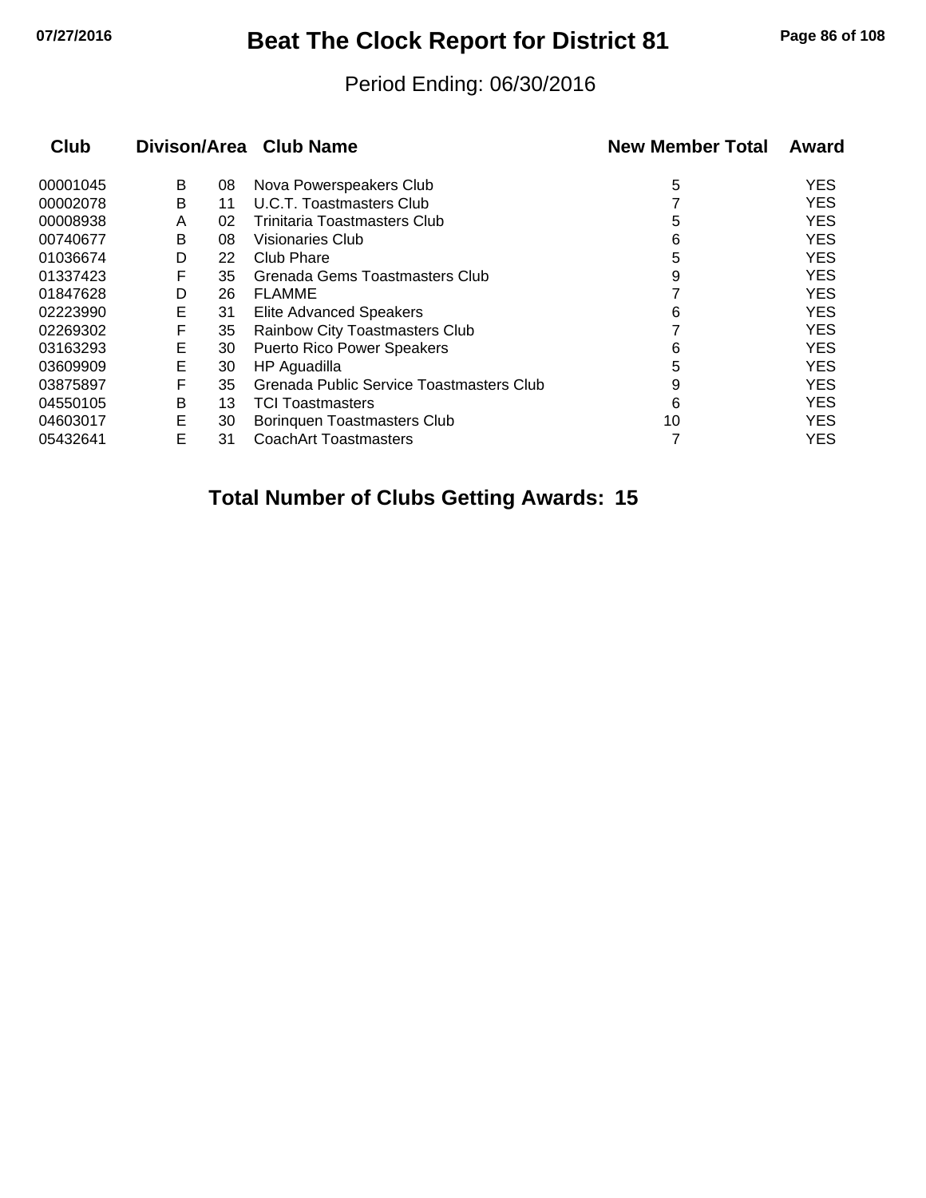# Beat The Clock Report for District 81

Period Ending: 06/30/2016

| Club | Divison/Area | | Club Name | New Member Total | Award |
|---|---|---|---|---|---|
| 00001045 | B | 08 | Nova Powerspeakers Club | 5 | YES |
| 00002078 | B | 11 | U.C.T. Toastmasters Club | 7 | YES |
| 00008938 | A | 02 | Trinitaria Toastmasters Club | 5 | YES |
| 00740677 | B | 08 | Visionaries Club | 6 | YES |
| 01036674 | D | 22 | Club Phare | 5 | YES |
| 01337423 | F | 35 | Grenada Gems Toastmasters Club | 9 | YES |
| 01847628 | D | 26 | FLAMME | 7 | YES |
| 02223990 | E | 31 | Elite Advanced Speakers | 6 | YES |
| 02269302 | F | 35 | Rainbow City Toastmasters Club | 7 | YES |
| 03163293 | E | 30 | Puerto Rico Power Speakers | 6 | YES |
| 03609909 | E | 30 | HP Aguadilla | 5 | YES |
| 03875897 | F | 35 | Grenada Public Service Toastmasters Club | 9 | YES |
| 04550105 | B | 13 | TCI Toastmasters | 6 | YES |
| 04603017 | E | 30 | Borinquen Toastmasters Club | 10 | YES |
| 05432641 | E | 31 | CoachArt Toastmasters | 7 | YES |

**Total Number of Clubs Getting Awards: 15**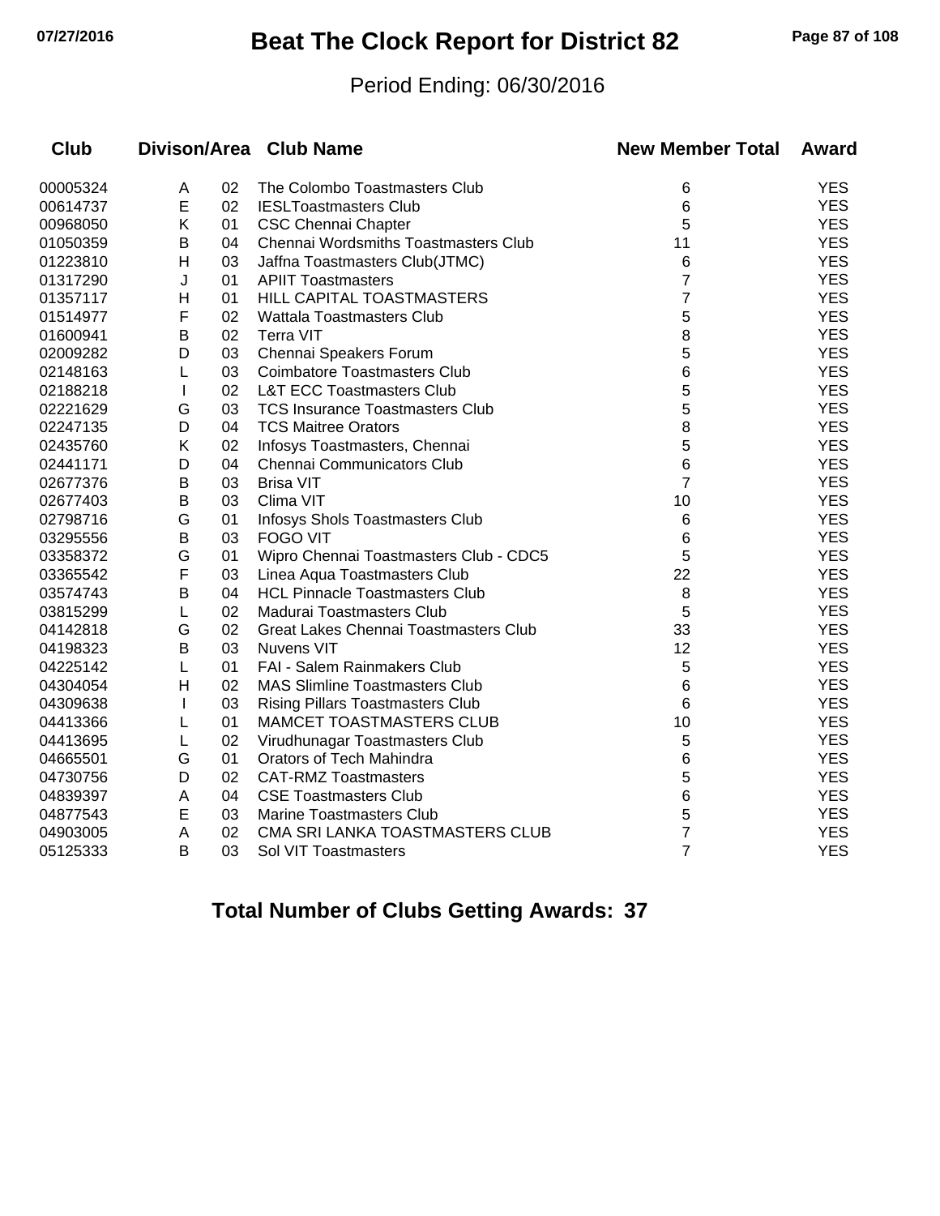# Beat The Clock Report for District 82

Period Ending: 06/30/2016

| Club | Divison/Area | | Club Name | New Member Total | Award |
|---|---|---|---|---|---|
| 00005324 | A | 02 | The Colombo Toastmasters Club | 6 | YES |
| 00614737 | E | 02 | IESLToastmasters Club | 6 | YES |
| 00968050 | K | 01 | CSC Chennai Chapter | 5 | YES |
| 01050359 | B | 04 | Chennai Wordsmiths Toastmasters Club | 11 | YES |
| 01223810 | H | 03 | Jaffna Toastmasters Club(JTMC) | 6 | YES |
| 01317290 | J | 01 | APIIT Toastmasters | 7 | YES |
| 01357117 | H | 01 | HILL CAPITAL TOASTMASTERS | 7 | YES |
| 01514977 | F | 02 | Wattala Toastmasters Club | 5 | YES |
| 01600941 | B | 02 | Terra VIT | 8 | YES |
| 02009282 | D | 03 | Chennai Speakers Forum | 5 | YES |
| 02148163 | L | 03 | Coimbatore Toastmasters Club | 6 | YES |
| 02188218 | I | 02 | L&T ECC Toastmasters Club | 5 | YES |
| 02221629 | G | 03 | TCS Insurance Toastmasters Club | 5 | YES |
| 02247135 | D | 04 | TCS Maitree Orators | 8 | YES |
| 02435760 | K | 02 | Infosys Toastmasters, Chennai | 5 | YES |
| 02441171 | D | 04 | Chennai Communicators Club | 6 | YES |
| 02677376 | B | 03 | Brisa VIT | 7 | YES |
| 02677403 | B | 03 | Clima VIT | 10 | YES |
| 02798716 | G | 01 | Infosys Shols Toastmasters Club | 6 | YES |
| 03295556 | B | 03 | FOGO VIT | 6 | YES |
| 03358372 | G | 01 | Wipro Chennai Toastmasters Club - CDC5 | 5 | YES |
| 03365542 | F | 03 | Linea Aqua Toastmasters Club | 22 | YES |
| 03574743 | B | 04 | HCL Pinnacle Toastmasters Club | 8 | YES |
| 03815299 | L | 02 | Madurai Toastmasters Club | 5 | YES |
| 04142818 | G | 02 | Great Lakes Chennai Toastmasters Club | 33 | YES |
| 04198323 | B | 03 | Nuvens VIT | 12 | YES |
| 04225142 | L | 01 | FAI - Salem Rainmakers Club | 5 | YES |
| 04304054 | H | 02 | MAS Slimline Toastmasters Club | 6 | YES |
| 04309638 | I | 03 | Rising Pillars Toastmasters Club | 6 | YES |
| 04413366 | L | 01 | MAMCET TOASTMASTERS CLUB | 10 | YES |
| 04413695 | L | 02 | Virudhunagar Toastmasters Club | 5 | YES |
| 04665501 | G | 01 | Orators of Tech Mahindra | 6 | YES |
| 04730756 | D | 02 | CAT-RMZ Toastmasters | 5 | YES |
| 04839397 | A | 04 | CSE Toastmasters Club | 6 | YES |
| 04877543 | E | 03 | Marine Toastmasters Club | 5 | YES |
| 04903005 | A | 02 | CMA SRI LANKA TOASTMASTERS CLUB | 7 | YES |
| 05125333 | B | 03 | Sol VIT Toastmasters | 7 | YES |

## Total Number of Clubs Getting Awards: 37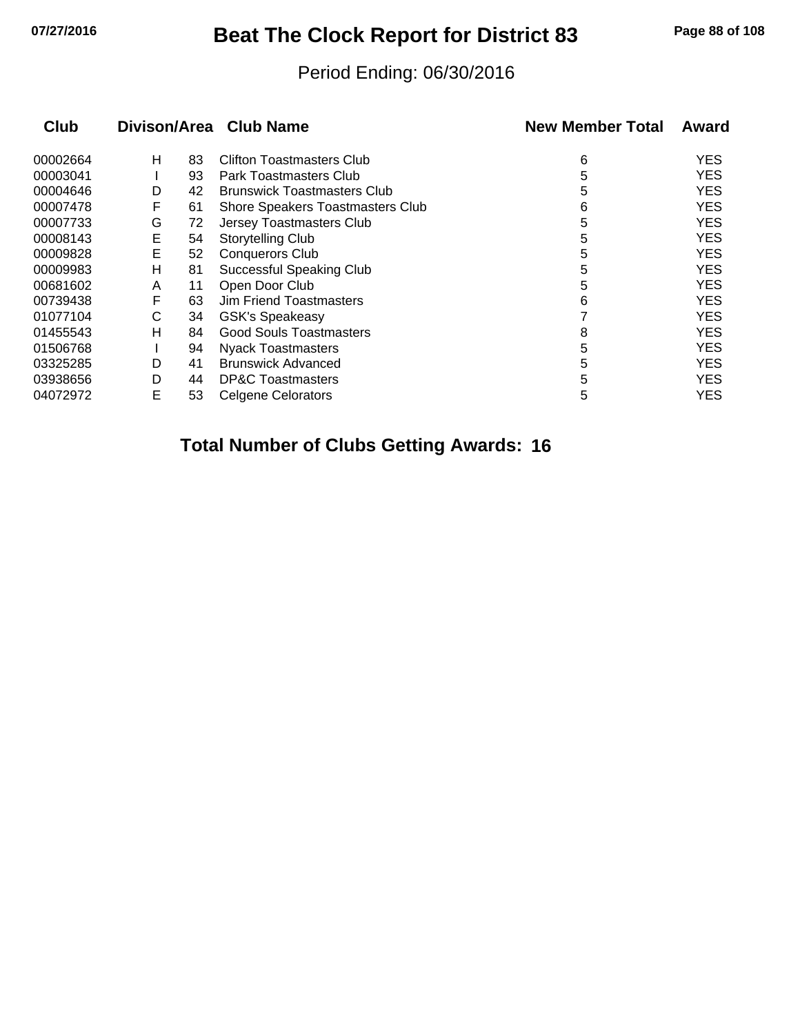# Beat The Clock Report for District 83

Period Ending: 06/30/2016

| Club | Divison/Area | | Club Name | New Member Total | Award |
|---|---|---|---|---|---|
| 00002664 | H | 83 | Clifton Toastmasters Club | 6 | YES |
| 00003041 | I | 93 | Park Toastmasters Club | 5 | YES |
| 00004646 | D | 42 | Brunswick Toastmasters Club | 5 | YES |
| 00007478 | F | 61 | Shore Speakers Toastmasters Club | 6 | YES |
| 00007733 | G | 72 | Jersey Toastmasters Club | 5 | YES |
| 00008143 | E | 54 | Storytelling Club | 5 | YES |
| 00009828 | E | 52 | Conquerors Club | 5 | YES |
| 00009983 | H | 81 | Successful Speaking Club | 5 | YES |
| 00681602 | A | 11 | Open Door Club | 5 | YES |
| 00739438 | F | 63 | Jim Friend Toastmasters | 6 | YES |
| 01077104 | C | 34 | GSK's Speakeasy | 7 | YES |
| 01455543 | H | 84 | Good Souls Toastmasters | 8 | YES |
| 01506768 | I | 94 | Nyack Toastmasters | 5 | YES |
| 03325285 | D | 41 | Brunswick Advanced | 5 | YES |
| 03938656 | D | 44 | DP&C Toastmasters | 5 | YES |
| 04072972 | E | 53 | Celgene Celorators | 5 | YES |

**Total Number of Clubs Getting Awards: 16**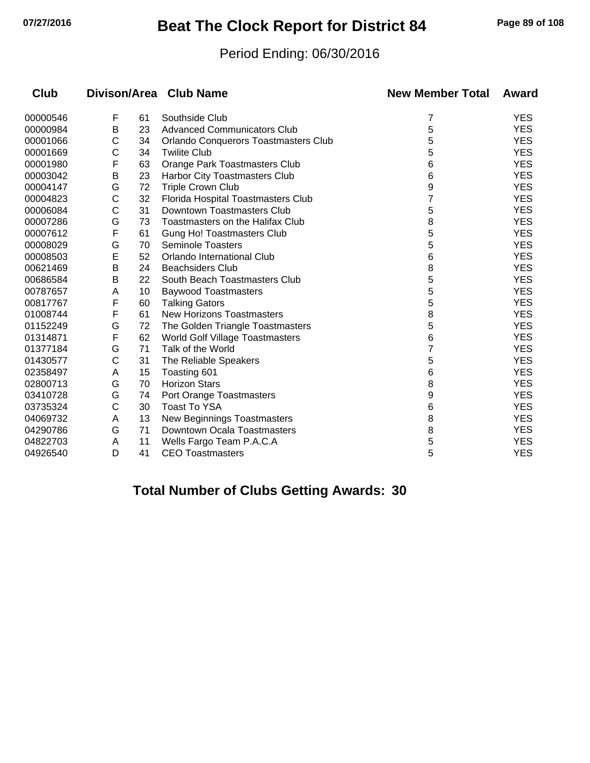# Beat The Clock Report for District 84

Period Ending: 06/30/2016

| Club | Divison/Area | | Club Name | New Member Total | Award |
|---|---|---|---|---|---|
| 00000546 | F | 61 | Southside Club | 7 | YES |
| 00000984 | B | 23 | Advanced Communicators Club | 5 | YES |
| 00001066 | C | 34 | Orlando Conquerors Toastmasters Club | 5 | YES |
| 00001669 | C | 34 | Twilite Club | 5 | YES |
| 00001980 | F | 63 | Orange Park Toastmasters Club | 6 | YES |
| 00003042 | B | 23 | Harbor City Toastmasters Club | 6 | YES |
| 00004147 | G | 72 | Triple Crown Club | 9 | YES |
| 00004823 | C | 32 | Florida Hospital Toastmasters Club | 7 | YES |
| 00006084 | C | 31 | Downtown Toastmasters Club | 5 | YES |
| 00007286 | G | 73 | Toastmasters on the Halifax Club | 8 | YES |
| 00007612 | F | 61 | Gung Ho! Toastmasters Club | 5 | YES |
| 00008029 | G | 70 | Seminole Toasters | 5 | YES |
| 00008503 | E | 52 | Orlando International Club | 6 | YES |
| 00621469 | B | 24 | Beachsiders Club | 8 | YES |
| 00686584 | B | 22 | South Beach Toastmasters Club | 5 | YES |
| 00787657 | A | 10 | Baywood Toastmasters | 5 | YES |
| 00817767 | F | 60 | Talking Gators | 5 | YES |
| 01008744 | F | 61 | New Horizons Toastmasters | 8 | YES |
| 01152249 | G | 72 | The Golden Triangle Toastmasters | 5 | YES |
| 01314871 | F | 62 | World Golf Village Toastmasters | 6 | YES |
| 01377184 | G | 71 | Talk of the World | 7 | YES |
| 01430577 | C | 31 | The Reliable Speakers | 5 | YES |
| 02358497 | A | 15 | Toasting 601 | 6 | YES |
| 02800713 | G | 70 | Horizon Stars | 8 | YES |
| 03410728 | G | 74 | Port Orange Toastmasters | 9 | YES |
| 03735324 | C | 30 | Toast To YSA | 6 | YES |
| 04069732 | A | 13 | New Beginnings Toastmasters | 8 | YES |
| 04290786 | G | 71 | Downtown Ocala Toastmasters | 8 | YES |
| 04822703 | A | 11 | Wells Fargo Team P.A.C.A | 5 | YES |
| 04926540 | D | 41 | CEO Toastmasters | 5 | YES |

**Total Number of Clubs Getting Awards: 30**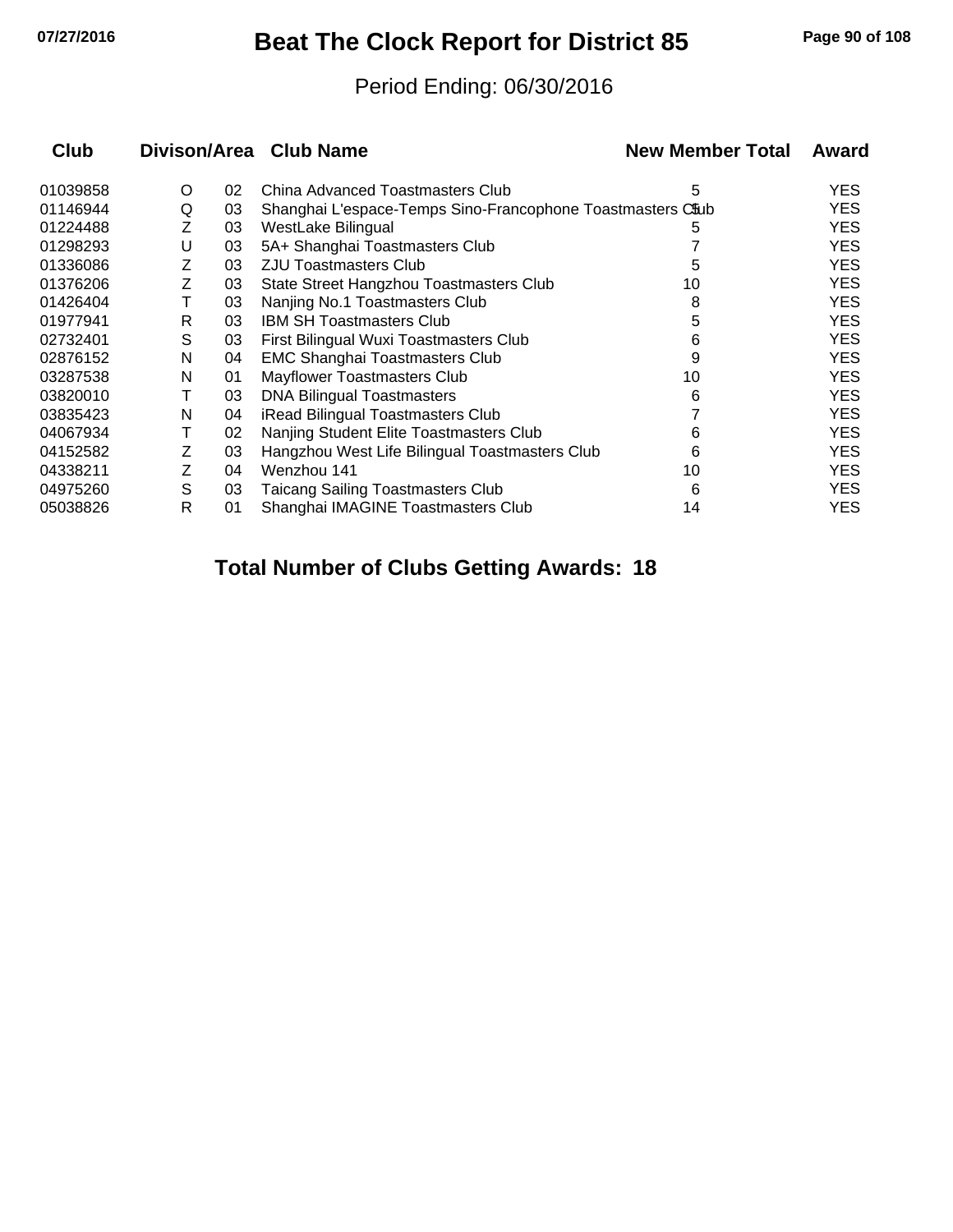# Beat The Clock Report for District 85

Period Ending: 06/30/2016

| Club | Divison/Area | | Club Name | New Member Total | Award |
|---|---|---|---|---|---|
| 01039858 | O | 02 | China Advanced Toastmasters Club | 5 | YES |
| 01146944 | Q | 03 | Shanghai L'espace-Temps Sino-Francophone Toastmasters Club | 5 | YES |
| 01224488 | Z | 03 | WestLake Bilingual | 5 | YES |
| 01298293 | U | 03 | 5A+ Shanghai Toastmasters Club | 7 | YES |
| 01336086 | Z | 03 | ZJU Toastmasters Club | 5 | YES |
| 01376206 | Z | 03 | State Street Hangzhou Toastmasters Club | 10 | YES |
| 01426404 | T | 03 | Nanjing No.1 Toastmasters Club | 8 | YES |
| 01977941 | R | 03 | IBM SH Toastmasters Club | 5 | YES |
| 02732401 | S | 03 | First Bilingual Wuxi Toastmasters Club | 6 | YES |
| 02876152 | N | 04 | EMC Shanghai Toastmasters Club | 9 | YES |
| 03287538 | N | 01 | Mayflower Toastmasters Club | 10 | YES |
| 03820010 | T | 03 | DNA Bilingual Toastmasters | 6 | YES |
| 03835423 | N | 04 | iRead Bilingual Toastmasters Club | 7 | YES |
| 04067934 | T | 02 | Nanjing Student Elite Toastmasters Club | 6 | YES |
| 04152582 | Z | 03 | Hangzhou West Life Bilingual Toastmasters Club | 6 | YES |
| 04338211 | Z | 04 | Wenzhou 141 | 10 | YES |
| 04975260 | S | 03 | Taicang Sailing Toastmasters Club | 6 | YES |
| 05038826 | R | 01 | Shanghai IMAGINE Toastmasters Club | 14 | YES |

**Total Number of Clubs Getting Awards: 18**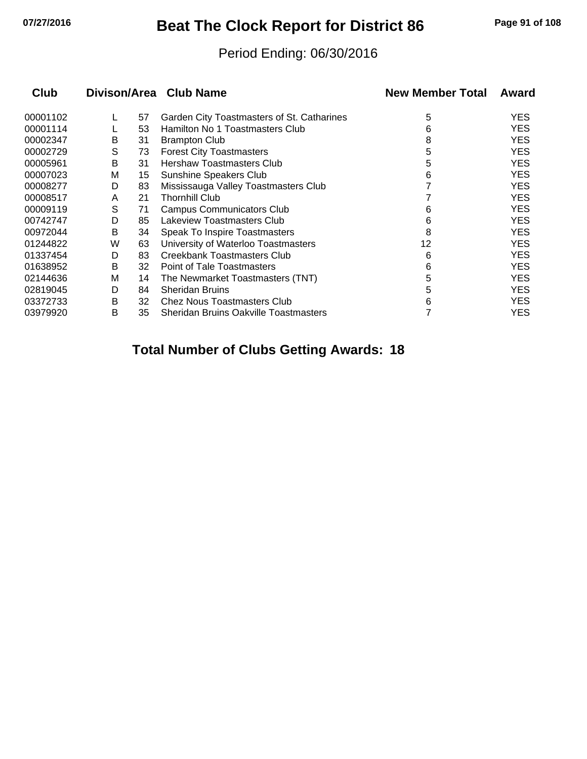# Beat The Clock Report for District 86

Period Ending: 06/30/2016

| Club | Divison | Area | Club Name | New Member Total | Award |
|---|---|---|---|---|---|
| 00001102 | L | 57 | Garden City Toastmasters of St. Catharines | 5 | YES |
| 00001114 | L | 53 | Hamilton No 1 Toastmasters Club | 6 | YES |
| 00002347 | B | 31 | Brampton Club | 8 | YES |
| 00002729 | S | 73 | Forest City Toastmasters | 5 | YES |
| 00005961 | B | 31 | Hershaw Toastmasters Club | 5 | YES |
| 00007023 | M | 15 | Sunshine Speakers Club | 6 | YES |
| 00008277 | D | 83 | Mississauga Valley Toastmasters Club | 7 | YES |
| 00008517 | A | 21 | Thornhill Club | 7 | YES |
| 00009119 | S | 71 | Campus Communicators Club | 6 | YES |
| 00742747 | D | 85 | Lakeview Toastmasters Club | 6 | YES |
| 00972044 | B | 34 | Speak To Inspire Toastmasters | 8 | YES |
| 01244822 | W | 63 | University of Waterloo Toastmasters | 12 | YES |
| 01337454 | D | 83 | Creekbank Toastmasters Club | 6 | YES |
| 01638952 | B | 32 | Point of Tale Toastmasters | 6 | YES |
| 02144636 | M | 14 | The Newmarket Toastmasters (TNT) | 5 | YES |
| 02819045 | D | 84 | Sheridan Bruins | 5 | YES |
| 03372733 | B | 32 | Chez Nous Toastmasters Club | 6 | YES |
| 03979920 | B | 35 | Sheridan Bruins Oakville Toastmasters | 7 | YES |

**Total Number of Clubs Getting Awards: 18**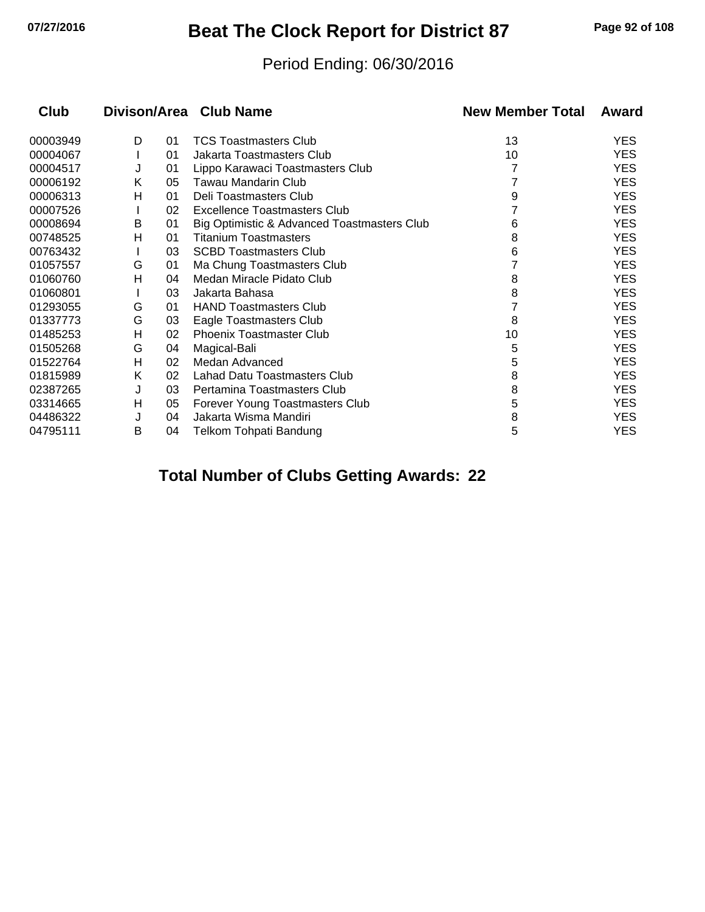# Beat The Clock Report for District 87

Period Ending: 06/30/2016

| Club | Divison/Area | | Club Name | New Member Total | Award |
|---|---|---|---|---|---|
| 00003949 | D | 01 | TCS Toastmasters Club | 13 | YES |
| 00004067 | I | 01 | Jakarta Toastmasters Club | 10 | YES |
| 00004517 | J | 01 | Lippo Karawaci Toastmasters Club | 7 | YES |
| 00006192 | K | 05 | Tawau Mandarin Club | 7 | YES |
| 00006313 | H | 01 | Deli Toastmasters Club | 9 | YES |
| 00007526 | I | 02 | Excellence Toastmasters Club | 7 | YES |
| 00008694 | B | 01 | Big Optimistic & Advanced Toastmasters Club | 6 | YES |
| 00748525 | H | 01 | Titanium Toastmasters | 8 | YES |
| 00763432 | I | 03 | SCBD Toastmasters Club | 6 | YES |
| 01057557 | G | 01 | Ma Chung Toastmasters Club | 7 | YES |
| 01060760 | H | 04 | Medan Miracle Pidato Club | 8 | YES |
| 01060801 | I | 03 | Jakarta Bahasa | 8 | YES |
| 01293055 | G | 01 | HAND Toastmasters Club | 7 | YES |
| 01337773 | G | 03 | Eagle Toastmasters Club | 8 | YES |
| 01485253 | H | 02 | Phoenix Toastmaster Club | 10 | YES |
| 01505268 | G | 04 | Magical-Bali | 5 | YES |
| 01522764 | H | 02 | Medan Advanced | 5 | YES |
| 01815989 | K | 02 | Lahad Datu Toastmasters Club | 8 | YES |
| 02387265 | J | 03 | Pertamina Toastmasters Club | 8 | YES |
| 03314665 | H | 05 | Forever Young Toastmasters Club | 5 | YES |
| 04486322 | J | 04 | Jakarta Wisma Mandiri | 8 | YES |
| 04795111 | B | 04 | Telkom Tohpati Bandung | 5 | YES |

**Total Number of Clubs Getting Awards: 22**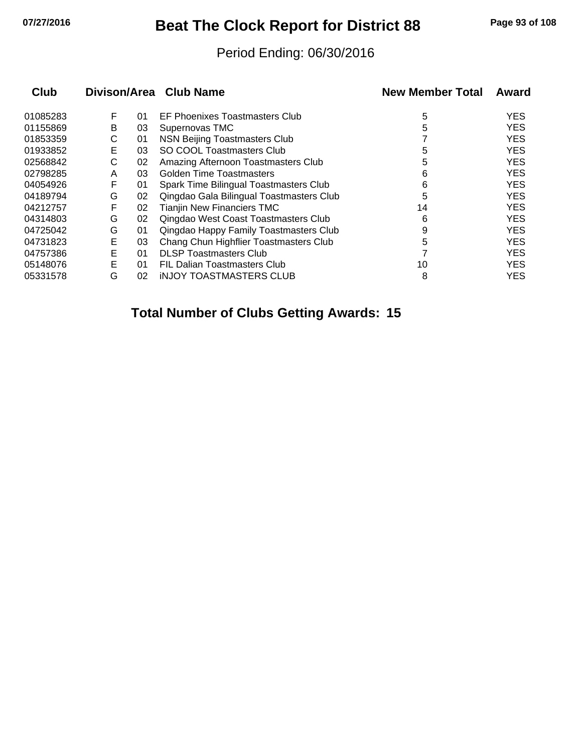# Beat The Clock Report for District 88

Period Ending: 06/30/2016

| Club | Divison | Area | Club Name | New Member Total | Award |
|---|---|---|---|---|---|
| 01085283 | F | 01 | EF Phoenixes Toastmasters Club | 5 | YES |
| 01155869 | B | 03 | Supernovas TMC | 5 | YES |
| 01853359 | C | 01 | NSN Beijing Toastmasters Club | 7 | YES |
| 01933852 | E | 03 | SO COOL Toastmasters Club | 5 | YES |
| 02568842 | C | 02 | Amazing Afternoon Toastmasters Club | 5 | YES |
| 02798285 | A | 03 | Golden Time Toastmasters | 6 | YES |
| 04054926 | F | 01 | Spark Time Bilingual Toastmasters Club | 6 | YES |
| 04189794 | G | 02 | Qingdao Gala Bilingual Toastmasters Club | 5 | YES |
| 04212757 | F | 02 | Tianjin New Financiers TMC | 14 | YES |
| 04314803 | G | 02 | Qingdao West Coast Toastmasters Club | 6 | YES |
| 04725042 | G | 01 | Qingdao Happy Family Toastmasters Club | 9 | YES |
| 04731823 | E | 03 | Chang Chun Highflier Toastmasters Club | 5 | YES |
| 04757386 | E | 01 | DLSP Toastmasters Club | 7 | YES |
| 05148076 | E | 01 | FIL Dalian Toastmasters Club | 10 | YES |
| 05331578 | G | 02 | iNJOY TOASTMASTERS CLUB | 8 | YES |

**Total Number of Clubs Getting Awards: 15**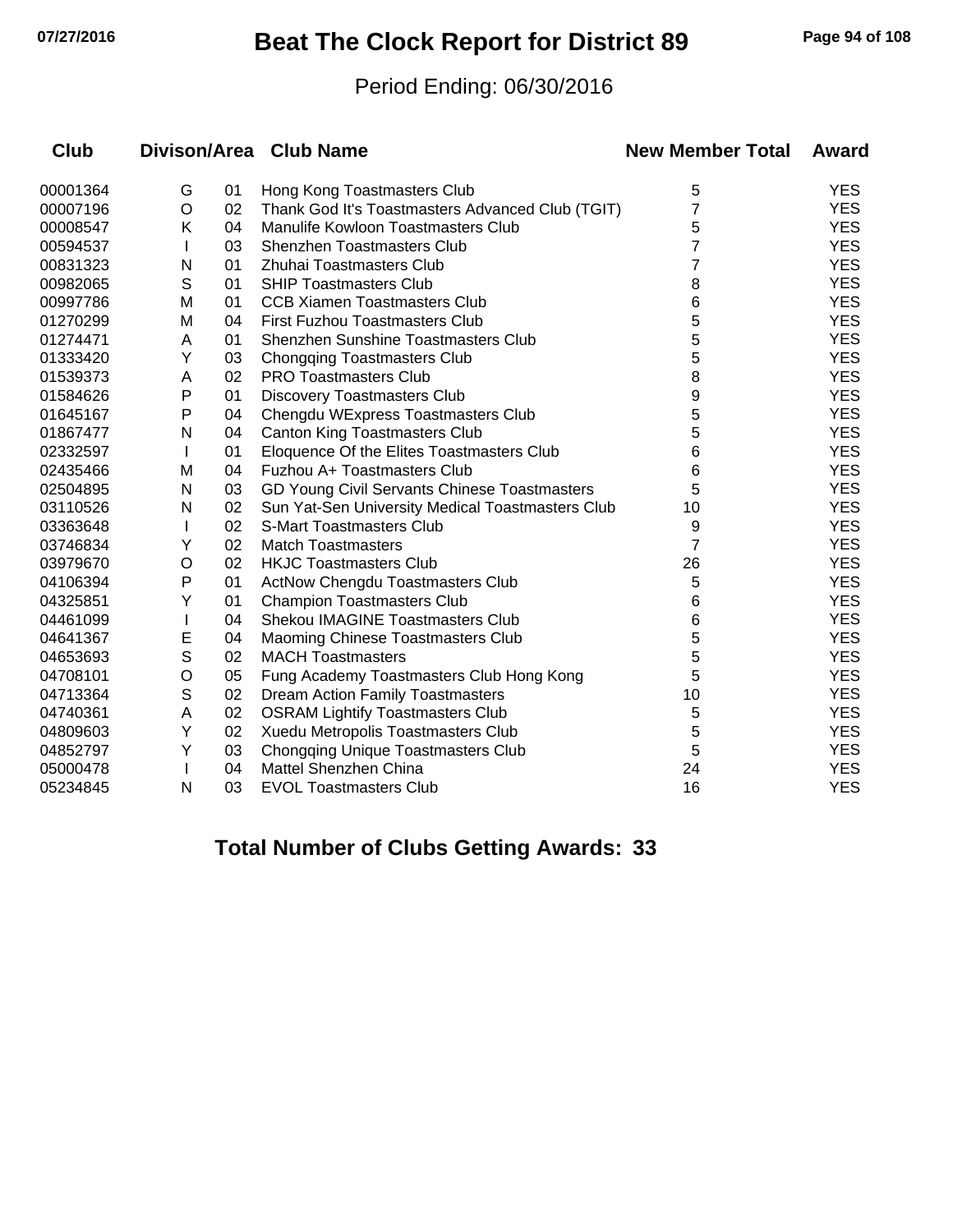# Beat The Clock Report for District 89

Period Ending: 06/30/2016

| Club | Divison/Area | | Club Name | New Member Total | Award |
|---|---|---|---|---|---|
| 00001364 | G | 01 | Hong Kong Toastmasters Club | 5 | YES |
| 00007196 | O | 02 | Thank God It's Toastmasters Advanced Club (TGIT) | 7 | YES |
| 00008547 | K | 04 | Manulife Kowloon Toastmasters Club | 5 | YES |
| 00594537 | I | 03 | Shenzhen Toastmasters Club | 7 | YES |
| 00831323 | N | 01 | Zhuhai Toastmasters Club | 7 | YES |
| 00982065 | S | 01 | SHIP Toastmasters Club | 8 | YES |
| 00997786 | M | 01 | CCB Xiamen Toastmasters Club | 6 | YES |
| 01270299 | M | 04 | First Fuzhou Toastmasters Club | 5 | YES |
| 01274471 | A | 01 | Shenzhen Sunshine Toastmasters Club | 5 | YES |
| 01333420 | Y | 03 | Chongqing Toastmasters Club | 5 | YES |
| 01539373 | A | 02 | PRO Toastmasters Club | 8 | YES |
| 01584626 | P | 01 | Discovery Toastmasters Club | 9 | YES |
| 01645167 | P | 04 | Chengdu WExpress Toastmasters Club | 5 | YES |
| 01867477 | N | 04 | Canton King Toastmasters Club | 5 | YES |
| 02332597 | I | 01 | Eloquence Of the Elites Toastmasters Club | 6 | YES |
| 02435466 | M | 04 | Fuzhou A+ Toastmasters Club | 6 | YES |
| 02504895 | N | 03 | GD Young Civil Servants Chinese Toastmasters | 5 | YES |
| 03110526 | N | 02 | Sun Yat-Sen University Medical Toastmasters Club | 10 | YES |
| 03363648 | I | 02 | S-Mart Toastmasters Club | 9 | YES |
| 03746834 | Y | 02 | Match Toastmasters | 7 | YES |
| 03979670 | O | 02 | HKJC Toastmasters Club | 26 | YES |
| 04106394 | P | 01 | ActNow Chengdu Toastmasters Club | 5 | YES |
| 04325851 | Y | 01 | Champion Toastmasters Club | 6 | YES |
| 04461099 | I | 04 | Shekou IMAGINE Toastmasters Club | 6 | YES |
| 04641367 | E | 04 | Maoming Chinese Toastmasters Club | 5 | YES |
| 04653693 | S | 02 | MACH Toastmasters | 5 | YES |
| 04708101 | O | 05 | Fung Academy Toastmasters Club Hong Kong | 5 | YES |
| 04713364 | S | 02 | Dream Action Family Toastmasters | 10 | YES |
| 04740361 | A | 02 | OSRAM Lightify Toastmasters Club | 5 | YES |
| 04809603 | Y | 02 | Xuedu Metropolis Toastmasters Club | 5 | YES |
| 04852797 | Y | 03 | Chongqing Unique Toastmasters Club | 5 | YES |
| 05000478 | I | 04 | Mattel Shenzhen China | 24 | YES |
| 05234845 | N | 03 | EVOL Toastmasters Club | 16 | YES |

**Total Number of Clubs Getting Awards: 33**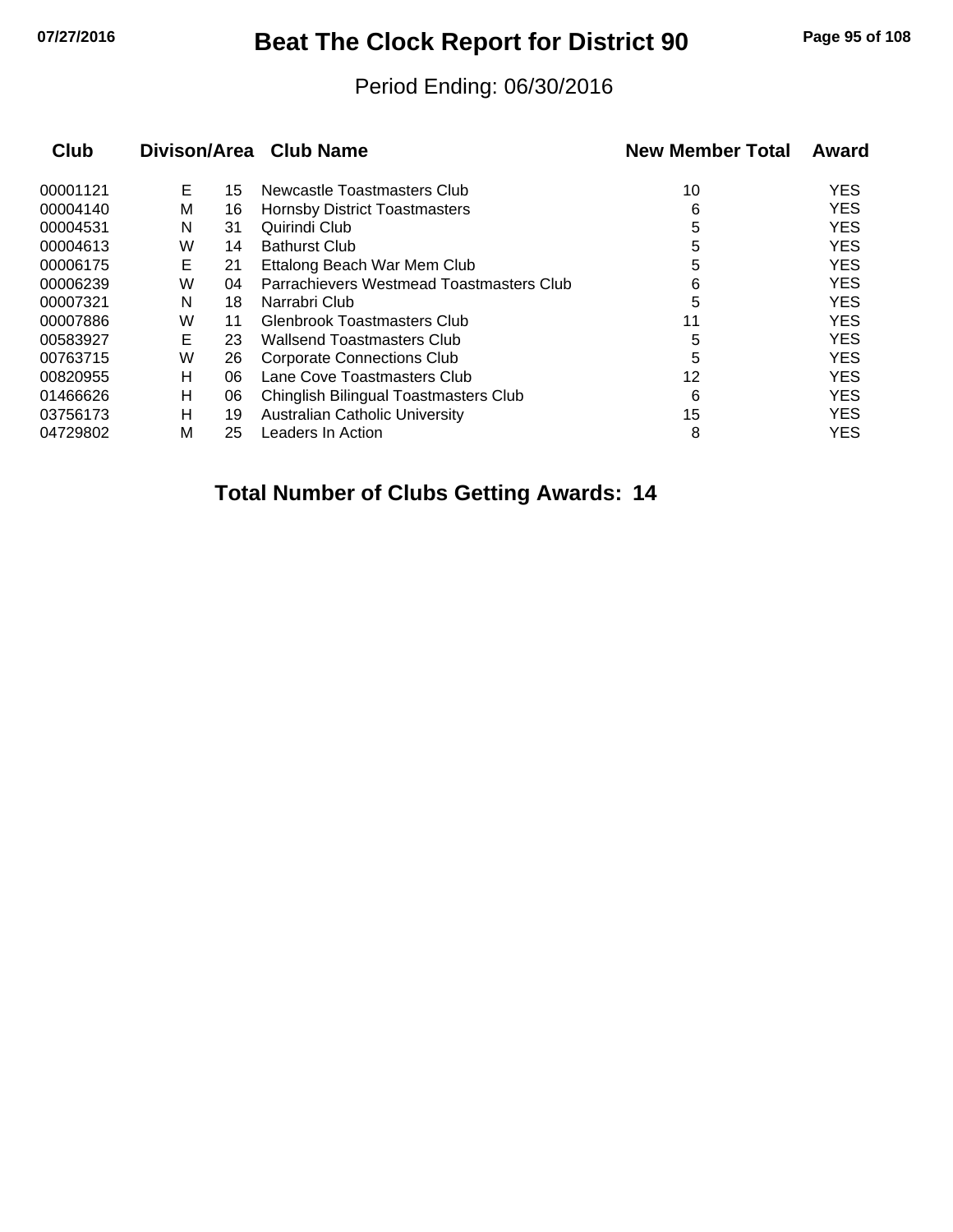# Beat The Clock Report for District 90

Period Ending: 06/30/2016

| Club | Divison/Area | | Club Name | New Member Total | Award |
|---|---|---|---|---|---|
| 00001121 | E | 15 | Newcastle Toastmasters Club | 10 | YES |
| 00004140 | M | 16 | Hornsby District Toastmasters | 6 | YES |
| 00004531 | N | 31 | Quirindi Club | 5 | YES |
| 00004613 | W | 14 | Bathurst Club | 5 | YES |
| 00006175 | E | 21 | Ettalong Beach War Mem Club | 5 | YES |
| 00006239 | W | 04 | Parrachievers Westmead Toastmasters Club | 6 | YES |
| 00007321 | N | 18 | Narrabri Club | 5 | YES |
| 00007886 | W | 11 | Glenbrook Toastmasters Club | 11 | YES |
| 00583927 | E | 23 | Wallsend Toastmasters Club | 5 | YES |
| 00763715 | W | 26 | Corporate Connections Club | 5 | YES |
| 00820955 | H | 06 | Lane Cove Toastmasters Club | 12 | YES |
| 01466626 | H | 06 | Chinglish Bilingual Toastmasters Club | 6 | YES |
| 03756173 | H | 19 | Australian Catholic University | 15 | YES |
| 04729802 | M | 25 | Leaders In Action | 8 | YES |

**Total Number of Clubs Getting Awards: 14**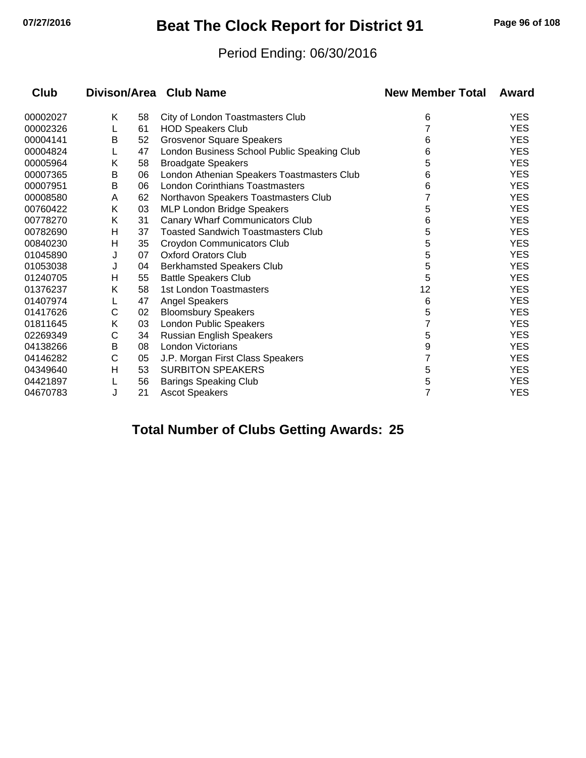# Beat The Clock Report for District 91

Period Ending: 06/30/2016

| Club | Divison/Area | | Club Name | New Member Total | Award |
|---|---|---|---|---|---|
| 00002027 | K | 58 | City of London Toastmasters Club | 6 | YES |
| 00002326 | L | 61 | HOD Speakers Club | 7 | YES |
| 00004141 | B | 52 | Grosvenor Square Speakers | 6 | YES |
| 00004824 | L | 47 | London Business School Public Speaking Club | 6 | YES |
| 00005964 | K | 58 | Broadgate Speakers | 5 | YES |
| 00007365 | B | 06 | London Athenian Speakers Toastmasters Club | 6 | YES |
| 00007951 | B | 06 | London Corinthians Toastmasters | 6 | YES |
| 00008580 | A | 62 | Northavon Speakers Toastmasters Club | 7 | YES |
| 00760422 | K | 03 | MLP London Bridge Speakers | 5 | YES |
| 00778270 | K | 31 | Canary Wharf Communicators Club | 6 | YES |
| 00782690 | H | 37 | Toasted Sandwich Toastmasters Club | 5 | YES |
| 00840230 | H | 35 | Croydon Communicators Club | 5 | YES |
| 01045890 | J | 07 | Oxford Orators Club | 5 | YES |
| 01053038 | J | 04 | Berkhamsted Speakers Club | 5 | YES |
| 01240705 | H | 55 | Battle Speakers Club | 5 | YES |
| 01376237 | K | 58 | 1st London Toastmasters | 12 | YES |
| 01407974 | L | 47 | Angel Speakers | 6 | YES |
| 01417626 | C | 02 | Bloomsbury Speakers | 5 | YES |
| 01811645 | K | 03 | London Public Speakers | 7 | YES |
| 02269349 | C | 34 | Russian English Speakers | 5 | YES |
| 04138266 | B | 08 | London Victorians | 9 | YES |
| 04146282 | C | 05 | J.P. Morgan First Class Speakers | 7 | YES |
| 04349640 | H | 53 | SURBITON SPEAKERS | 5 | YES |
| 04421897 | L | 56 | Barings Speaking Club | 5 | YES |
| 04670783 | J | 21 | Ascot Speakers | 7 | YES |

**Total Number of Clubs Getting Awards: 25**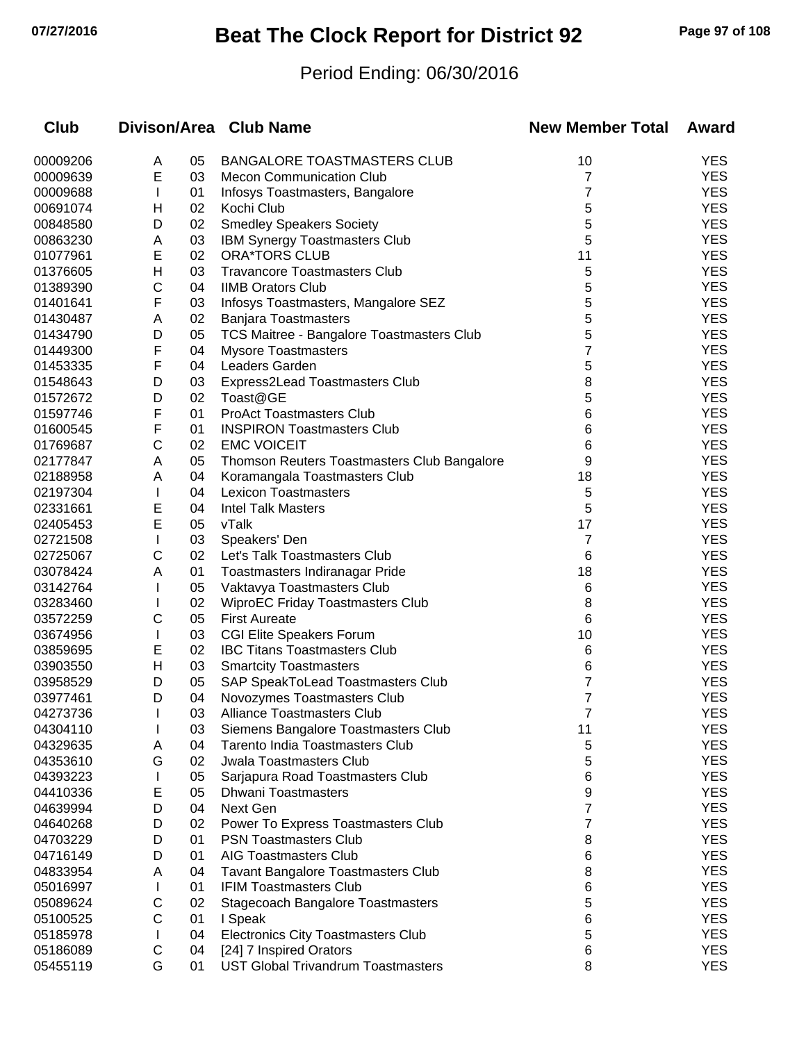# Beat The Clock Report for District 92

## Period Ending: 06/30/2016

| Club | Divison/Area | | Club Name | New Member Total | Award |
|---|---|---|---|---|---|
| 00009206 | A | 05 | BANGALORE TOASTMASTERS CLUB | 10 | YES |
| 00009639 | E | 03 | Mecon Communication Club | 7 | YES |
| 00009688 | I | 01 | Infosys Toastmasters, Bangalore | 7 | YES |
| 00691074 | H | 02 | Kochi Club | 5 | YES |
| 00848580 | D | 02 | Smedley Speakers Society | 5 | YES |
| 00863230 | A | 03 | IBM Synergy Toastmasters Club | 5 | YES |
| 01077961 | E | 02 | ORA*TORS CLUB | 11 | YES |
| 01376605 | H | 03 | Travancore Toastmasters Club | 5 | YES |
| 01389390 | C | 04 | IIMB Orators Club | 5 | YES |
| 01401641 | F | 03 | Infosys Toastmasters, Mangalore SEZ | 5 | YES |
| 01430487 | A | 02 | Banjara Toastmasters | 5 | YES |
| 01434790 | D | 05 | TCS Maitree - Bangalore Toastmasters Club | 5 | YES |
| 01449300 | F | 04 | Mysore Toastmasters | 7 | YES |
| 01453335 | F | 04 | Leaders Garden | 5 | YES |
| 01548643 | D | 03 | Express2Lead Toastmasters Club | 8 | YES |
| 01572672 | D | 02 | Toast@GE | 5 | YES |
| 01597746 | F | 01 | ProAct Toastmasters Club | 6 | YES |
| 01600545 | F | 01 | INSPIRON Toastmasters Club | 6 | YES |
| 01769687 | C | 02 | EMC VOICEIT | 6 | YES |
| 02177847 | A | 05 | Thomson Reuters Toastmasters Club Bangalore | 9 | YES |
| 02188958 | A | 04 | Koramangala Toastmasters Club | 18 | YES |
| 02197304 | I | 04 | Lexicon Toastmasters | 5 | YES |
| 02331661 | E | 04 | Intel Talk Masters | 5 | YES |
| 02405453 | E | 05 | vTalk | 17 | YES |
| 02721508 | I | 03 | Speakers' Den | 7 | YES |
| 02725067 | C | 02 | Let's Talk Toastmasters Club | 6 | YES |
| 03078424 | A | 01 | Toastmasters Indiranagar Pride | 18 | YES |
| 03142764 | I | 05 | Vaktavya Toastmasters Club | 6 | YES |
| 03283460 | I | 02 | WiproEC Friday Toastmasters Club | 8 | YES |
| 03572259 | C | 05 | First Aureate | 6 | YES |
| 03674956 | I | 03 | CGI Elite Speakers Forum | 10 | YES |
| 03859695 | E | 02 | IBC Titans Toastmasters Club | 6 | YES |
| 03903550 | H | 03 | Smartcity Toastmasters | 6 | YES |
| 03958529 | D | 05 | SAP SpeakToLead Toastmasters Club | 7 | YES |
| 03977461 | D | 04 | Novozymes Toastmasters Club | 7 | YES |
| 04273736 | I | 03 | Alliance Toastmasters Club | 7 | YES |
| 04304110 | I | 03 | Siemens Bangalore Toastmasters Club | 11 | YES |
| 04329635 | A | 04 | Tarento India Toastmasters Club | 5 | YES |
| 04353610 | G | 02 | Jwala Toastmasters Club | 5 | YES |
| 04393223 | I | 05 | Sarjapura Road Toastmasters Club | 6 | YES |
| 04410336 | E | 05 | Dhwani Toastmasters | 9 | YES |
| 04639994 | D | 04 | Next Gen | 7 | YES |
| 04640268 | D | 02 | Power To Express Toastmasters Club | 7 | YES |
| 04703229 | D | 01 | PSN Toastmasters Club | 8 | YES |
| 04716149 | D | 01 | AIG Toastmasters Club | 6 | YES |
| 04833954 | A | 04 | Tavant Bangalore Toastmasters Club | 8 | YES |
| 05016997 | I | 01 | IFIM Toastmasters Club | 6 | YES |
| 05089624 | C | 02 | Stagecoach Bangalore Toastmasters | 5 | YES |
| 05100525 | C | 01 | I Speak | 6 | YES |
| 05185978 | I | 04 | Electronics City Toastmasters Club | 5 | YES |
| 05186089 | C | 04 | [24] 7 Inspired Orators | 6 | YES |
| 05455119 | G | 01 | UST Global Trivandrum Toastmasters | 8 | YES |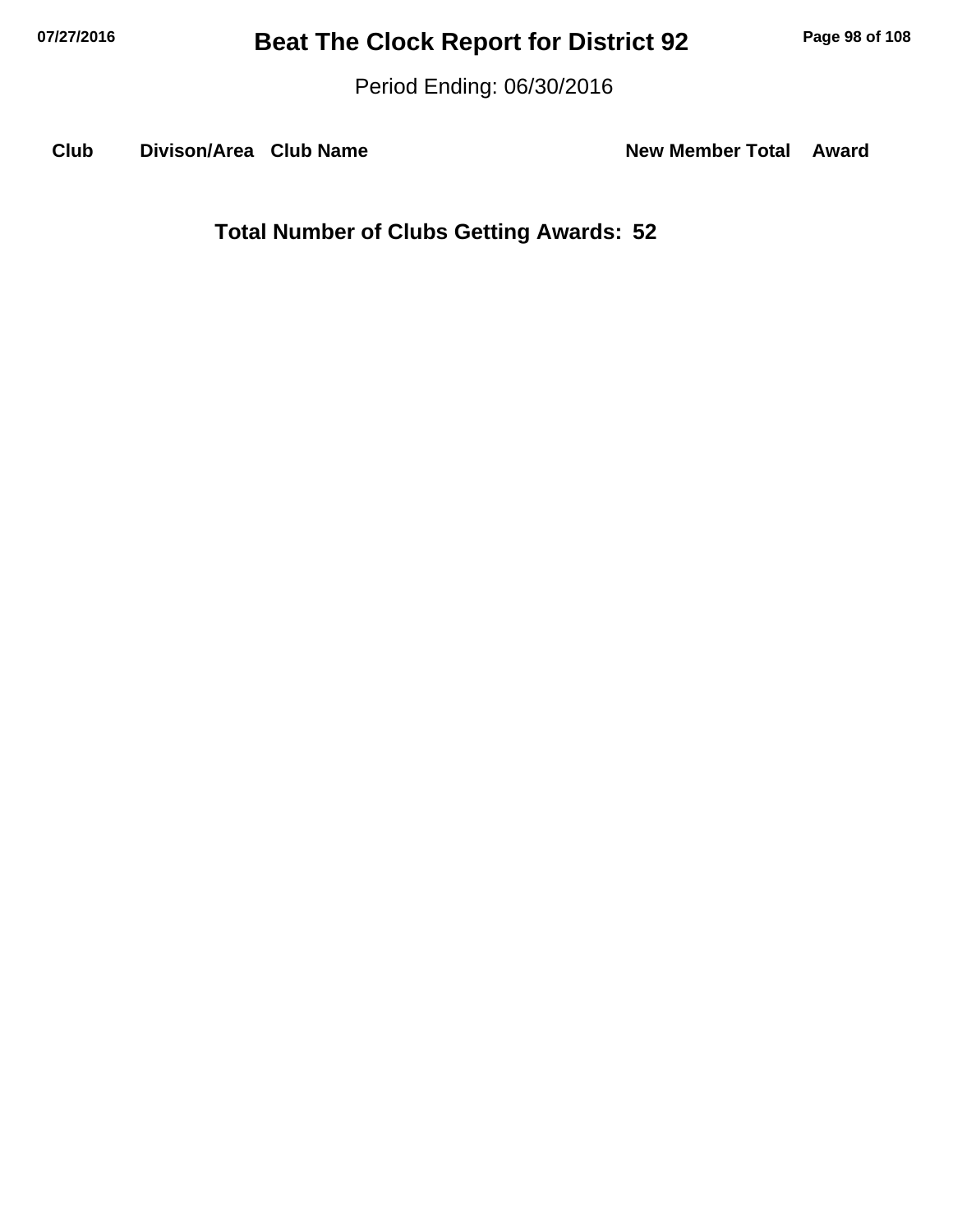# Beat The Clock Report for District 92

Period Ending: 06/30/2016

| Club | Divison/Area | Club Name | New Member Total | Award |
|---|---|---|---|---|

**Total Number of Clubs Getting Awards: 52**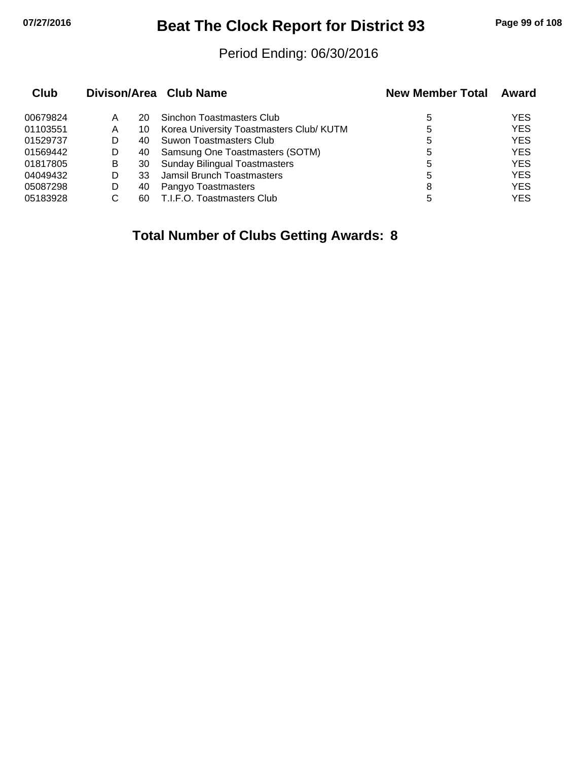# Beat The Clock Report for District 93

Period Ending: 06/30/2016

| Club | Divison/Area | | Club Name | New Member Total | Award |
|---|---|---|---|---|---|
| 00679824 | A | 20 | Sinchon Toastmasters Club | 5 | YES |
| 01103551 | A | 10 | Korea University Toastmasters Club/ KUTM | 5 | YES |
| 01529737 | D | 40 | Suwon Toastmasters Club | 5 | YES |
| 01569442 | D | 40 | Samsung One Toastmasters (SOTM) | 5 | YES |
| 01817805 | B | 30 | Sunday Bilingual Toastmasters | 5 | YES |
| 04049432 | D | 33 | Jamsil Brunch Toastmasters | 5 | YES |
| 05087298 | D | 40 | Pangyo Toastmasters | 8 | YES |
| 05183928 | C | 60 | T.I.F.O. Toastmasters Club | 5 | YES |

**Total Number of Clubs Getting Awards: 8**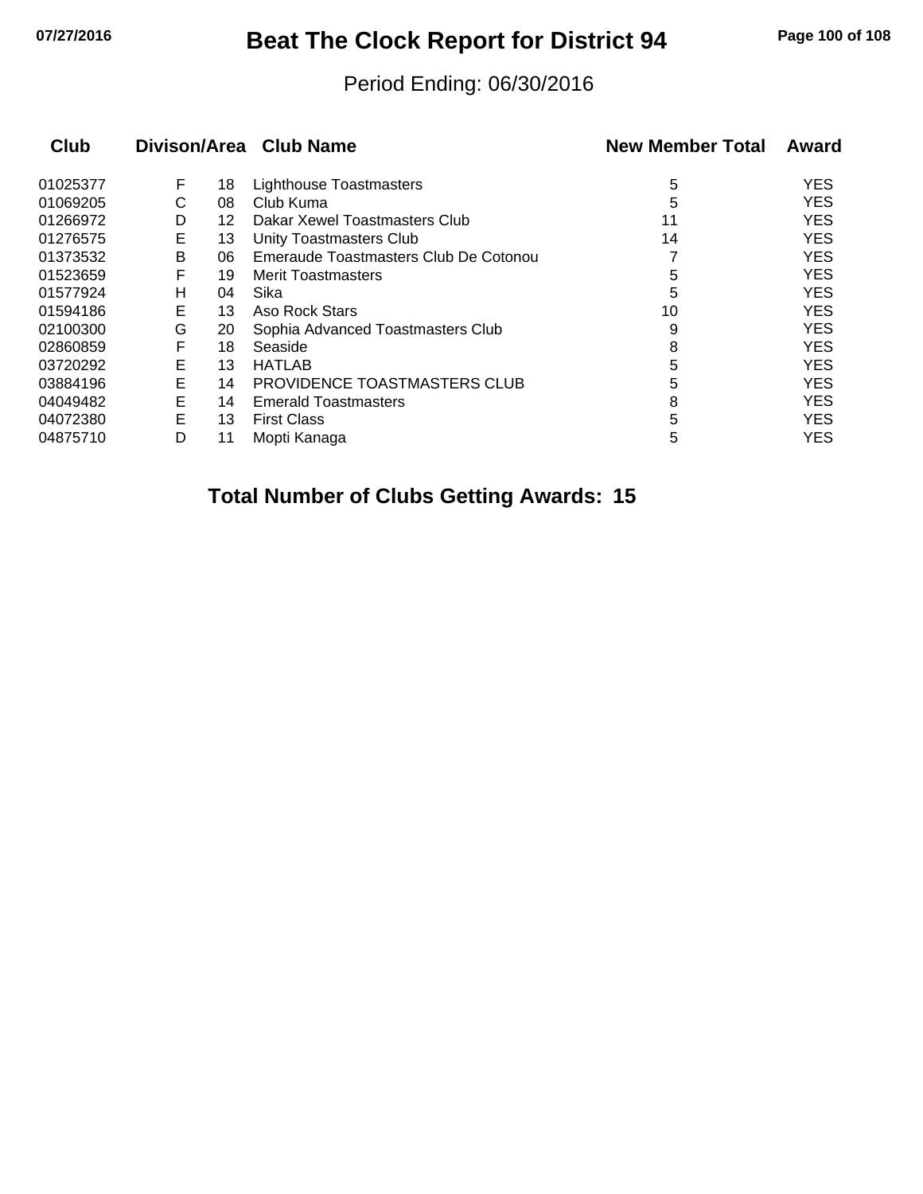# Beat The Clock Report for District 94

Period Ending: 06/30/2016

| Club | Divison/Area | | Club Name | New Member Total | Award |
|---|---|---|---|---|---|
| 01025377 | F | 18 | Lighthouse Toastmasters | 5 | YES |
| 01069205 | C | 08 | Club Kuma | 5 | YES |
| 01266972 | D | 12 | Dakar Xewel Toastmasters Club | 11 | YES |
| 01276575 | E | 13 | Unity Toastmasters Club | 14 | YES |
| 01373532 | B | 06 | Emeraude Toastmasters Club De Cotonou | 7 | YES |
| 01523659 | F | 19 | Merit Toastmasters | 5 | YES |
| 01577924 | H | 04 | Sika | 5 | YES |
| 01594186 | E | 13 | Aso Rock Stars | 10 | YES |
| 02100300 | G | 20 | Sophia Advanced Toastmasters Club | 9 | YES |
| 02860859 | F | 18 | Seaside | 8 | YES |
| 03720292 | E | 13 | HATLAB | 5 | YES |
| 03884196 | E | 14 | PROVIDENCE TOASTMASTERS CLUB | 5 | YES |
| 04049482 | E | 14 | Emerald Toastmasters | 8 | YES |
| 04072380 | E | 13 | First Class | 5 | YES |
| 04875710 | D | 11 | Mopti Kanaga | 5 | YES |

**Total Number of Clubs Getting Awards: 15**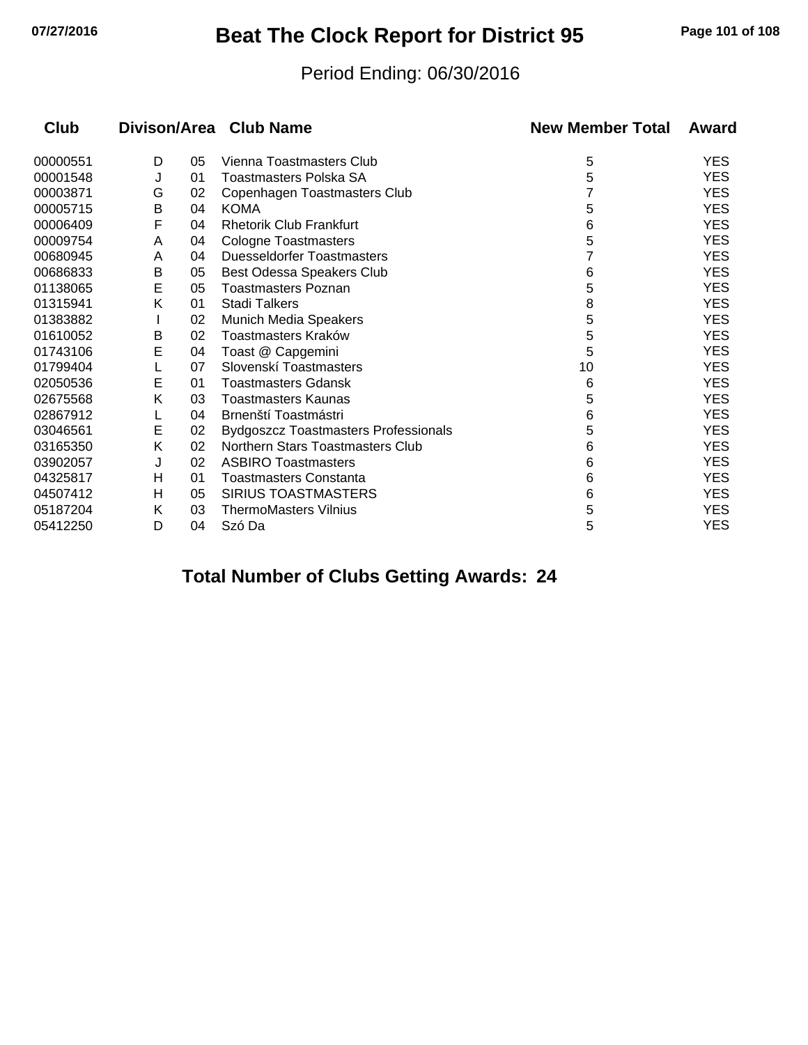# Beat The Clock Report for District 95

Period Ending: 06/30/2016

| Club | Divison/Area | | Club Name | New Member Total | Award |
|---|---|---|---|---|---|
| 00000551 | D | 05 | Vienna Toastmasters Club | 5 | YES |
| 00001548 | J | 01 | Toastmasters Polska SA | 5 | YES |
| 00003871 | G | 02 | Copenhagen Toastmasters Club | 7 | YES |
| 00005715 | B | 04 | KOMA | 5 | YES |
| 00006409 | F | 04 | Rhetorik Club Frankfurt | 6 | YES |
| 00009754 | A | 04 | Cologne Toastmasters | 5 | YES |
| 00680945 | A | 04 | Duesseldorfer Toastmasters | 7 | YES |
| 00686833 | B | 05 | Best Odessa Speakers Club | 6 | YES |
| 01138065 | E | 05 | Toastmasters Poznan | 5 | YES |
| 01315941 | K | 01 | Stadi Talkers | 8 | YES |
| 01383882 | I | 02 | Munich Media Speakers | 5 | YES |
| 01610052 | B | 02 | Toastmasters Kraków | 5 | YES |
| 01743106 | E | 04 | Toast @ Capgemini | 5 | YES |
| 01799404 | L | 07 | Slovenskí Toastmasters | 10 | YES |
| 02050536 | E | 01 | Toastmasters Gdansk | 6 | YES |
| 02675568 | K | 03 | Toastmasters Kaunas | 5 | YES |
| 02867912 | L | 04 | Brnenští Toastmástri | 6 | YES |
| 03046561 | E | 02 | Bydgoszcz Toastmasters Professionals | 5 | YES |
| 03165350 | K | 02 | Northern Stars Toastmasters Club | 6 | YES |
| 03902057 | J | 02 | ASBIRO Toastmasters | 6 | YES |
| 04325817 | H | 01 | Toastmasters Constanta | 6 | YES |
| 04507412 | H | 05 | SIRIUS TOASTMASTERS | 6 | YES |
| 05187204 | K | 03 | ThermoMasters Vilnius | 5 | YES |
| 05412250 | D | 04 | Szó Da | 5 | YES |

**Total Number of Clubs Getting Awards: 24**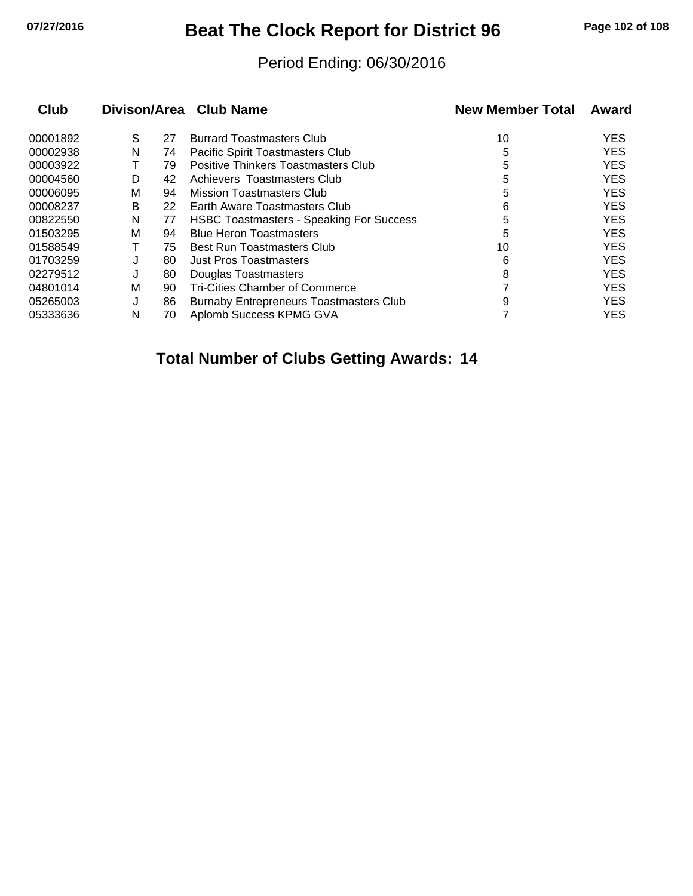# Beat The Clock Report for District 96

Period Ending: 06/30/2016

| Club | Divison/Area | | Club Name | New Member Total | Award |
|---|---|---|---|---|---|
| 00001892 | S | 27 | Burrard Toastmasters Club | 10 | YES |
| 00002938 | N | 74 | Pacific Spirit Toastmasters Club | 5 | YES |
| 00003922 | T | 79 | Positive Thinkers Toastmasters Club | 5 | YES |
| 00004560 | D | 42 | Achievers  Toastmasters Club | 5 | YES |
| 00006095 | M | 94 | Mission Toastmasters Club | 5 | YES |
| 00008237 | B | 22 | Earth Aware Toastmasters Club | 6 | YES |
| 00822550 | N | 77 | HSBC Toastmasters - Speaking For Success | 5 | YES |
| 01503295 | M | 94 | Blue Heron Toastmasters | 5 | YES |
| 01588549 | T | 75 | Best Run Toastmasters Club | 10 | YES |
| 01703259 | J | 80 | Just Pros Toastmasters | 6 | YES |
| 02279512 | J | 80 | Douglas Toastmasters | 8 | YES |
| 04801014 | M | 90 | Tri-Cities Chamber of Commerce | 7 | YES |
| 05265003 | J | 86 | Burnaby Entrepreneurs Toastmasters Club | 9 | YES |
| 05333636 | N | 70 | Aplomb Success KPMG GVA | 7 | YES |

**Total Number of Clubs Getting Awards: 14**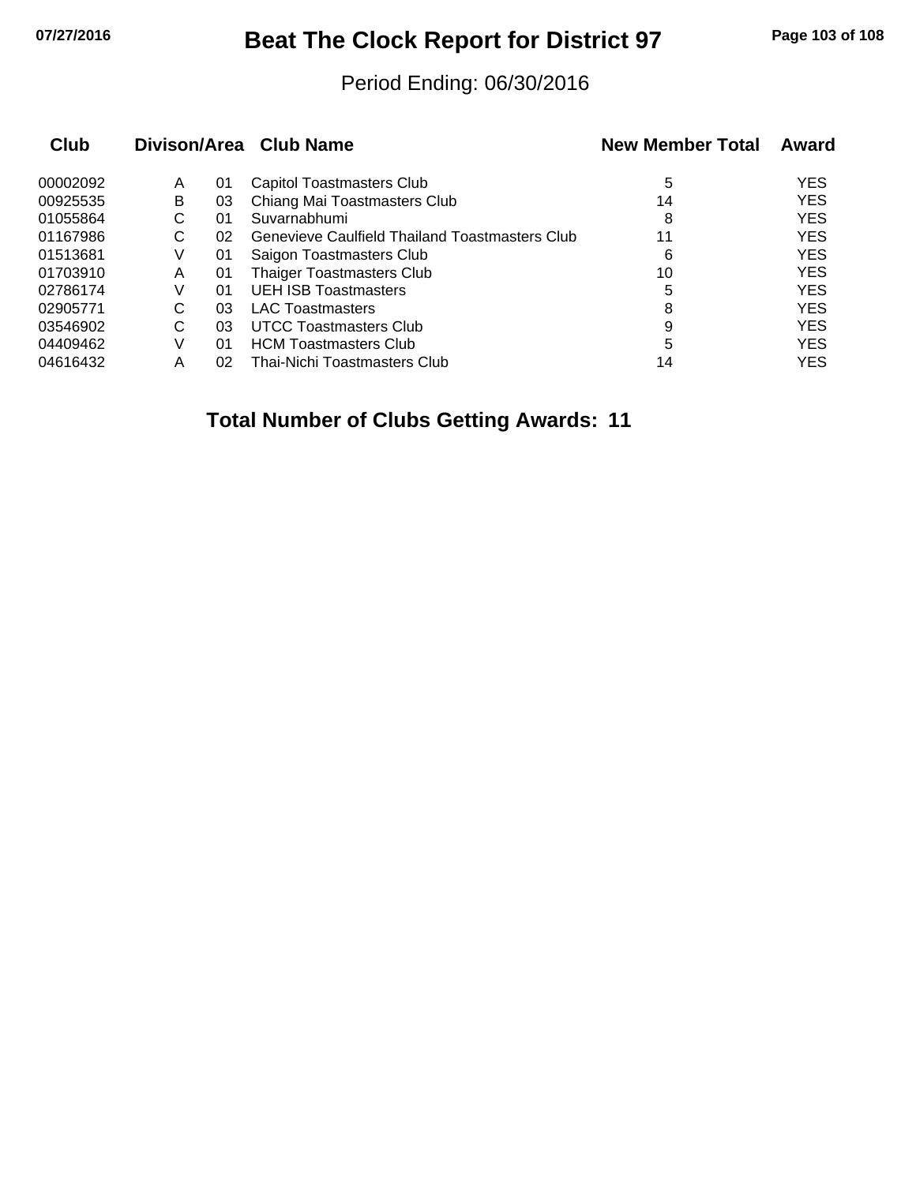# Beat The Clock Report for District 97

Period Ending: 06/30/2016

| Club | Divison/Area | | Club Name | New Member Total | Award |
|---|---|---|---|---|---|
| 00002092 | A | 01 | Capitol Toastmasters Club | 5 | YES |
| 00925535 | B | 03 | Chiang Mai Toastmasters Club | 14 | YES |
| 01055864 | C | 01 | Suvarnabhumi | 8 | YES |
| 01167986 | C | 02 | Genevieve Caulfield Thailand Toastmasters Club | 11 | YES |
| 01513681 | V | 01 | Saigon Toastmasters Club | 6 | YES |
| 01703910 | A | 01 | Thaiger Toastmasters Club | 10 | YES |
| 02786174 | V | 01 | UEH ISB Toastmasters | 5 | YES |
| 02905771 | C | 03 | LAC Toastmasters | 8 | YES |
| 03546902 | C | 03 | UTCC Toastmasters Club | 9 | YES |
| 04409462 | V | 01 | HCM Toastmasters Club | 5 | YES |
| 04616432 | A | 02 | Thai-Nichi Toastmasters Club | 14 | YES |

**Total Number of Clubs Getting Awards: 11**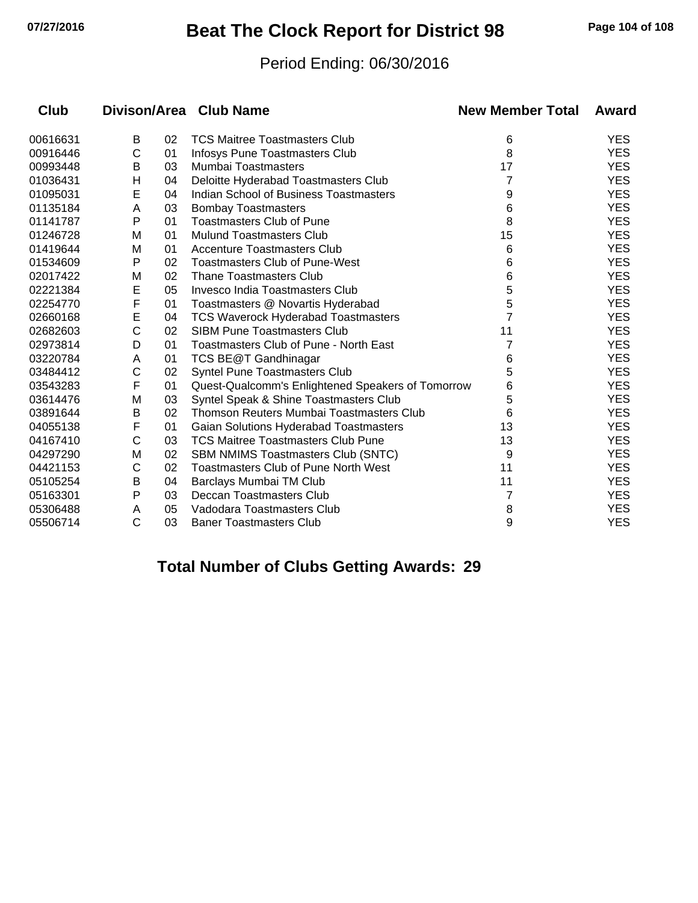# Beat The Clock Report for District 98

Period Ending: 06/30/2016

| Club | Divison | Area | Club Name | New Member Total | Award |
|---|---|---|---|---|---|
| 00616631 | B | 02 | TCS Maitree Toastmasters Club | 6 | YES |
| 00916446 | C | 01 | Infosys Pune Toastmasters Club | 8 | YES |
| 00993448 | B | 03 | Mumbai Toastmasters | 17 | YES |
| 01036431 | H | 04 | Deloitte Hyderabad Toastmasters Club | 7 | YES |
| 01095031 | E | 04 | Indian School of Business Toastmasters | 9 | YES |
| 01135184 | A | 03 | Bombay Toastmasters | 6 | YES |
| 01141787 | P | 01 | Toastmasters Club of Pune | 8 | YES |
| 01246728 | M | 01 | Mulund Toastmasters Club | 15 | YES |
| 01419644 | M | 01 | Accenture Toastmasters Club | 6 | YES |
| 01534609 | P | 02 | Toastmasters Club of Pune-West | 6 | YES |
| 02017422 | M | 02 | Thane Toastmasters Club | 6 | YES |
| 02221384 | E | 05 | Invesco India Toastmasters Club | 5 | YES |
| 02254770 | F | 01 | Toastmasters @ Novartis Hyderabad | 5 | YES |
| 02660168 | E | 04 | TCS Waverock Hyderabad Toastmasters | 7 | YES |
| 02682603 | C | 02 | SIBM Pune Toastmasters Club | 11 | YES |
| 02973814 | D | 01 | Toastmasters Club of Pune - North East | 7 | YES |
| 03220784 | A | 01 | TCS BE@T Gandhinagar | 6 | YES |
| 03484412 | C | 02 | Syntel Pune Toastmasters Club | 5 | YES |
| 03543283 | F | 01 | Quest-Qualcomm's Enlightened Speakers of Tomorrow | 6 | YES |
| 03614476 | M | 03 | Syntel Speak & Shine Toastmasters Club | 5 | YES |
| 03891644 | B | 02 | Thomson Reuters Mumbai Toastmasters Club | 6 | YES |
| 04055138 | F | 01 | Gaian Solutions Hyderabad Toastmasters | 13 | YES |
| 04167410 | C | 03 | TCS Maitree Toastmasters Club Pune | 13 | YES |
| 04297290 | M | 02 | SBM NMIMS Toastmasters Club (SNTC) | 9 | YES |
| 04421153 | C | 02 | Toastmasters Club of Pune North West | 11 | YES |
| 05105254 | B | 04 | Barclays Mumbai TM Club | 11 | YES |
| 05163301 | P | 03 | Deccan Toastmasters Club | 7 | YES |
| 05306488 | A | 05 | Vadodara Toastmasters Club | 8 | YES |
| 05506714 | C | 03 | Baner Toastmasters Club | 9 | YES |

**Total Number of Clubs Getting Awards: 29**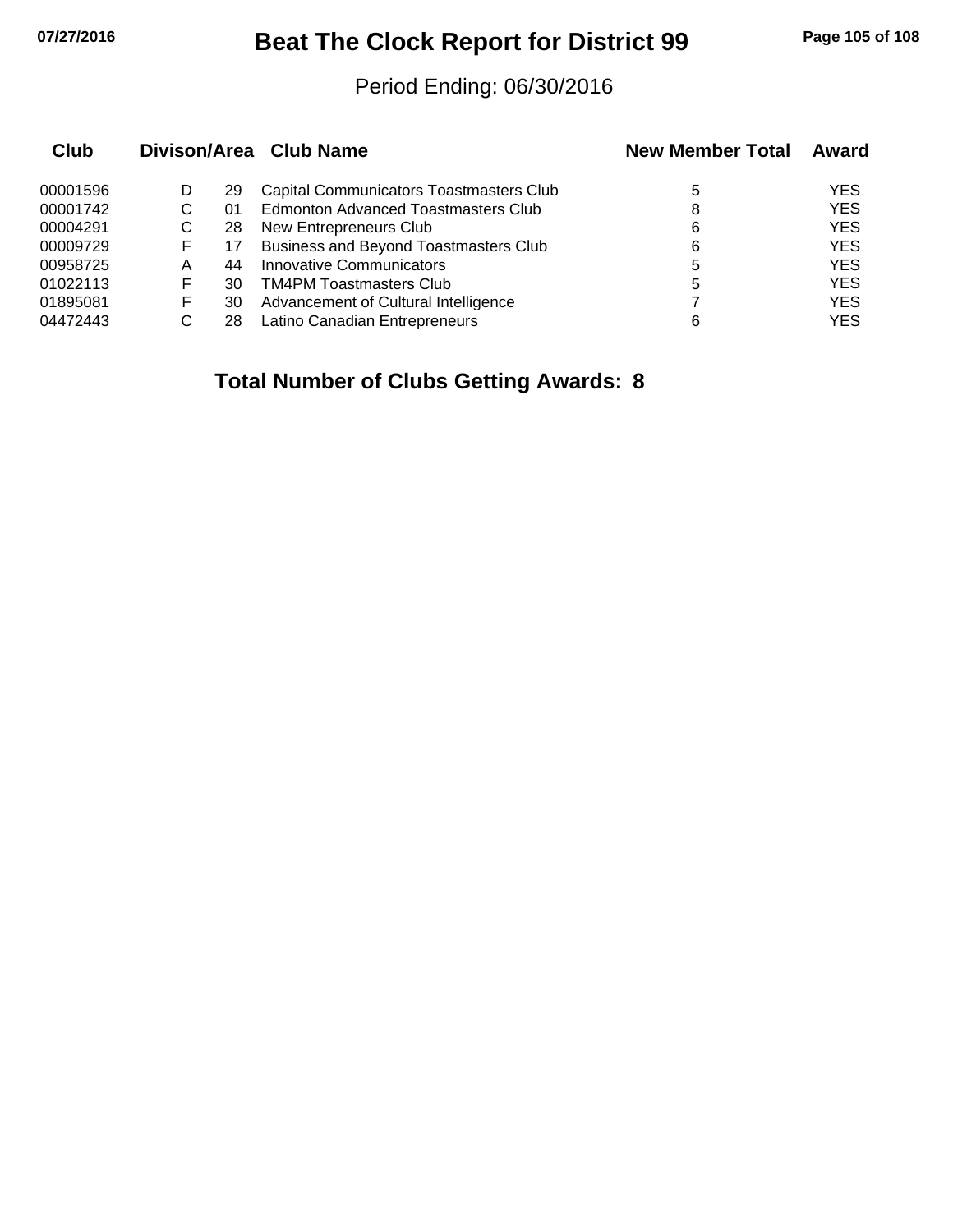# Beat The Clock Report for District 99

Period Ending: 06/30/2016

| Club | Divison/Area | | Club Name | New Member Total | Award |
|---|---|---|---|---|---|
| 00001596 | D | 29 | Capital Communicators Toastmasters Club | 5 | YES |
| 00001742 | C | 01 | Edmonton Advanced Toastmasters Club | 8 | YES |
| 00004291 | C | 28 | New Entrepreneurs Club | 6 | YES |
| 00009729 | F | 17 | Business and Beyond Toastmasters Club | 6 | YES |
| 00958725 | A | 44 | Innovative Communicators | 5 | YES |
| 01022113 | F | 30 | TM4PM Toastmasters Club | 5 | YES |
| 01895081 | F | 30 | Advancement of Cultural Intelligence | 7 | YES |
| 04472443 | C | 28 | Latino Canadian Entrepreneurs | 6 | YES |

**Total Number of Clubs Getting Awards: 8**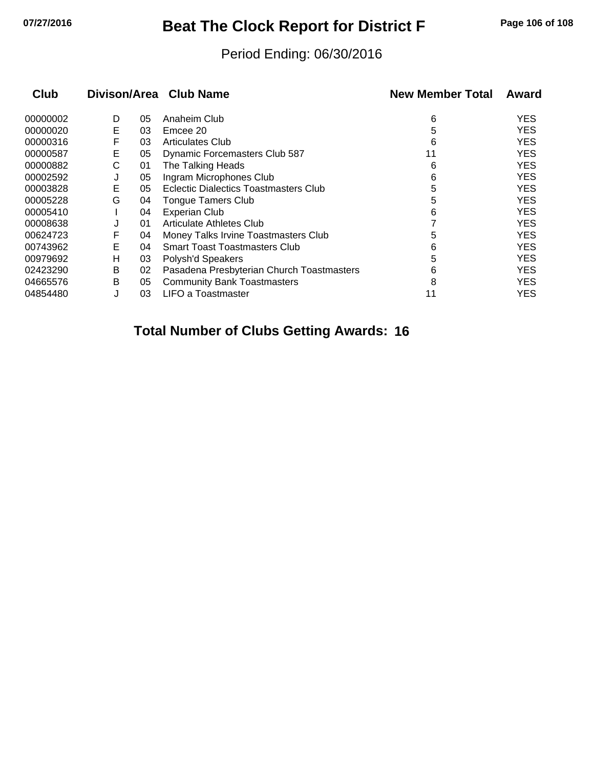# Beat The Clock Report for District F

Period Ending: 06/30/2016

| Club | Divison/Area | | Club Name | New Member Total | Award |
|---|---|---|---|---|---|
| 00000002 | D | 05 | Anaheim Club | 6 | YES |
| 00000020 | E | 03 | Emcee 20 | 5 | YES |
| 00000316 | F | 03 | Articulates Club | 6 | YES |
| 00000587 | E | 05 | Dynamic Forcemasters Club 587 | 11 | YES |
| 00000882 | C | 01 | The Talking Heads | 6 | YES |
| 00002592 | J | 05 | Ingram Microphones Club | 6 | YES |
| 00003828 | E | 05 | Eclectic Dialectics Toastmasters Club | 5 | YES |
| 00005228 | G | 04 | Tongue Tamers Club | 5 | YES |
| 00005410 | I | 04 | Experian Club | 6 | YES |
| 00008638 | J | 01 | Articulate Athletes Club | 7 | YES |
| 00624723 | F | 04 | Money Talks Irvine Toastmasters Club | 5 | YES |
| 00743962 | E | 04 | Smart Toast Toastmasters Club | 6 | YES |
| 00979692 | H | 03 | Polysh'd Speakers | 5 | YES |
| 02423290 | B | 02 | Pasadena Presbyterian Church Toastmasters | 6 | YES |
| 04665576 | B | 05 | Community Bank Toastmasters | 8 | YES |
| 04854480 | J | 03 | LIFO a Toastmaster | 11 | YES |

**Total Number of Clubs Getting Awards: 16**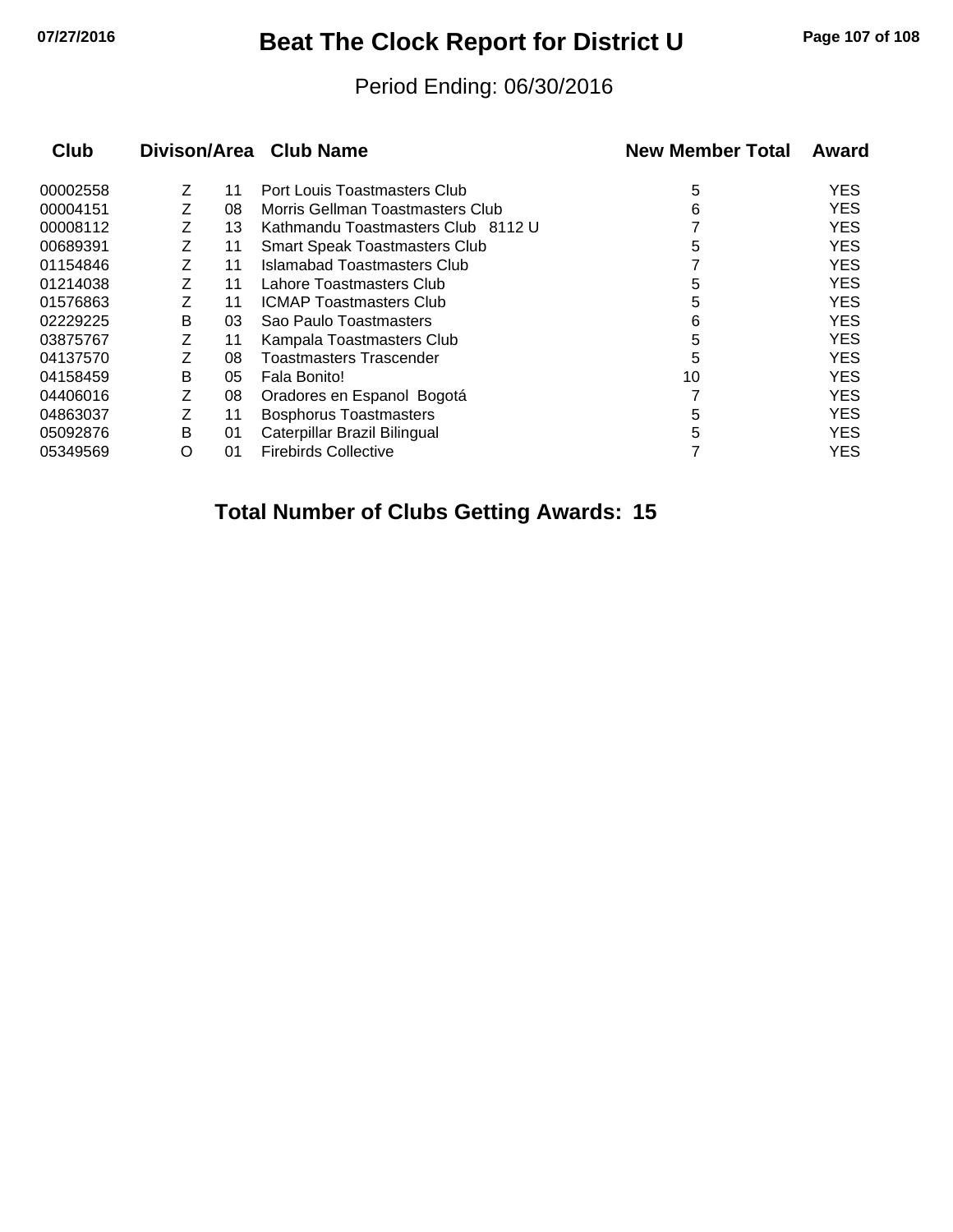# Beat The Clock Report for District U

Period Ending: 06/30/2016

| Club | Divison/Area | | Club Name | New Member Total | Award |
|---|---|---|---|---|---|
| 00002558 | Z | 11 | Port Louis Toastmasters Club | 5 | YES |
| 00004151 | Z | 08 | Morris Gellman Toastmasters Club | 6 | YES |
| 00008112 | Z | 13 | Kathmandu Toastmasters Club 8112 U | 7 | YES |
| 00689391 | Z | 11 | Smart Speak Toastmasters Club | 5 | YES |
| 01154846 | Z | 11 | Islamabad Toastmasters Club | 7 | YES |
| 01214038 | Z | 11 | Lahore Toastmasters Club | 5 | YES |
| 01576863 | Z | 11 | ICMAP Toastmasters Club | 5 | YES |
| 02229225 | B | 03 | Sao Paulo Toastmasters | 6 | YES |
| 03875767 | Z | 11 | Kampala Toastmasters Club | 5 | YES |
| 04137570 | Z | 08 | Toastmasters Trascender | 5 | YES |
| 04158459 | B | 05 | Fala Bonito! | 10 | YES |
| 04406016 | Z | 08 | Oradores en Espanol Bogotá | 7 | YES |
| 04863037 | Z | 11 | Bosphorus Toastmasters | 5 | YES |
| 05092876 | B | 01 | Caterpillar Brazil Bilingual | 5 | YES |
| 05349569 | O | 01 | Firebirds Collective | 7 | YES |

**Total Number of Clubs Getting Awards: 15**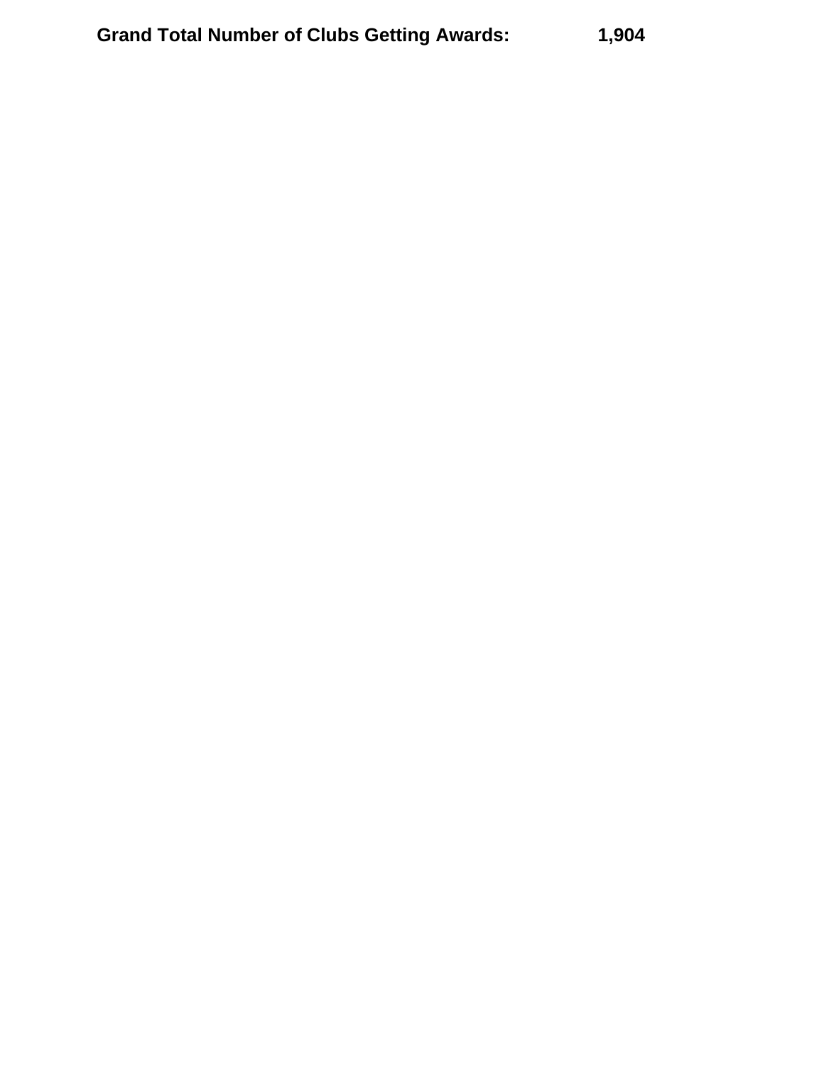**Grand Total Number of Clubs Getting Awards: 1,904**